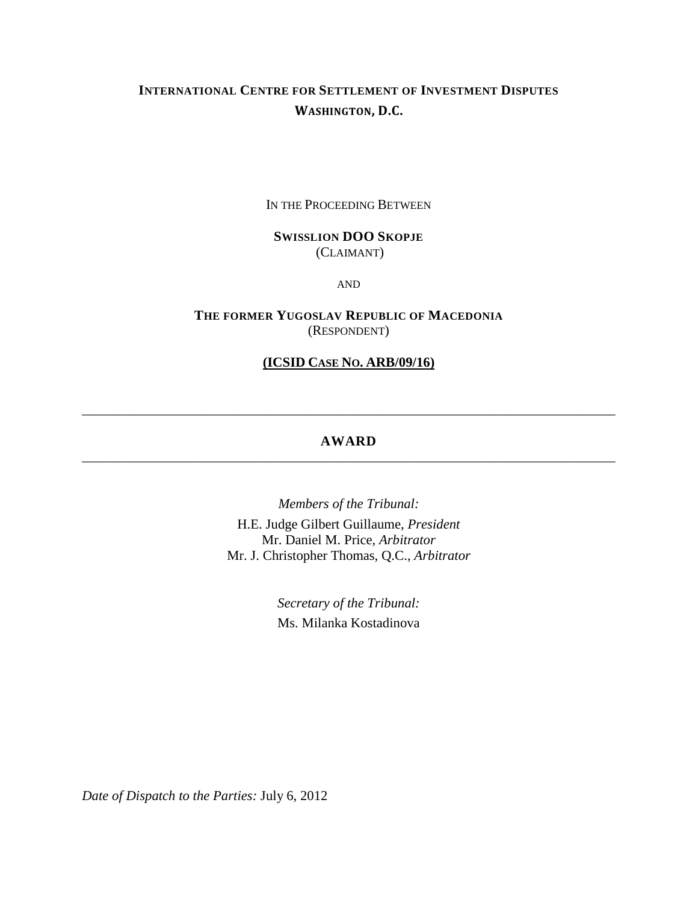**INTERNATIONAL CENTRE FOR SETTLEMENT OF INVESTMENT DISPUTES**
**WASHINGTON, D.C.**

IN THE PROCEEDING BETWEEN

**SWISSLION DOO SKOPJE**
(CLAIMANT)

AND

**THE FORMER YUGOSLAV REPUBLIC OF MACEDONIA**
(RESPONDENT)

**(ICSID CASE NO. ARB/09/16)**

---

# AWARD

---

*Members of the Tribunal:*

H.E. Judge Gilbert Guillaume, *President*
Mr. Daniel M. Price, *Arbitrator*
Mr. J. Christopher Thomas, Q.C., *Arbitrator*

*Secretary of the Tribunal:*

Ms. Milanka Kostadinova

*Date of Dispatch to the Parties:* July 6, 2012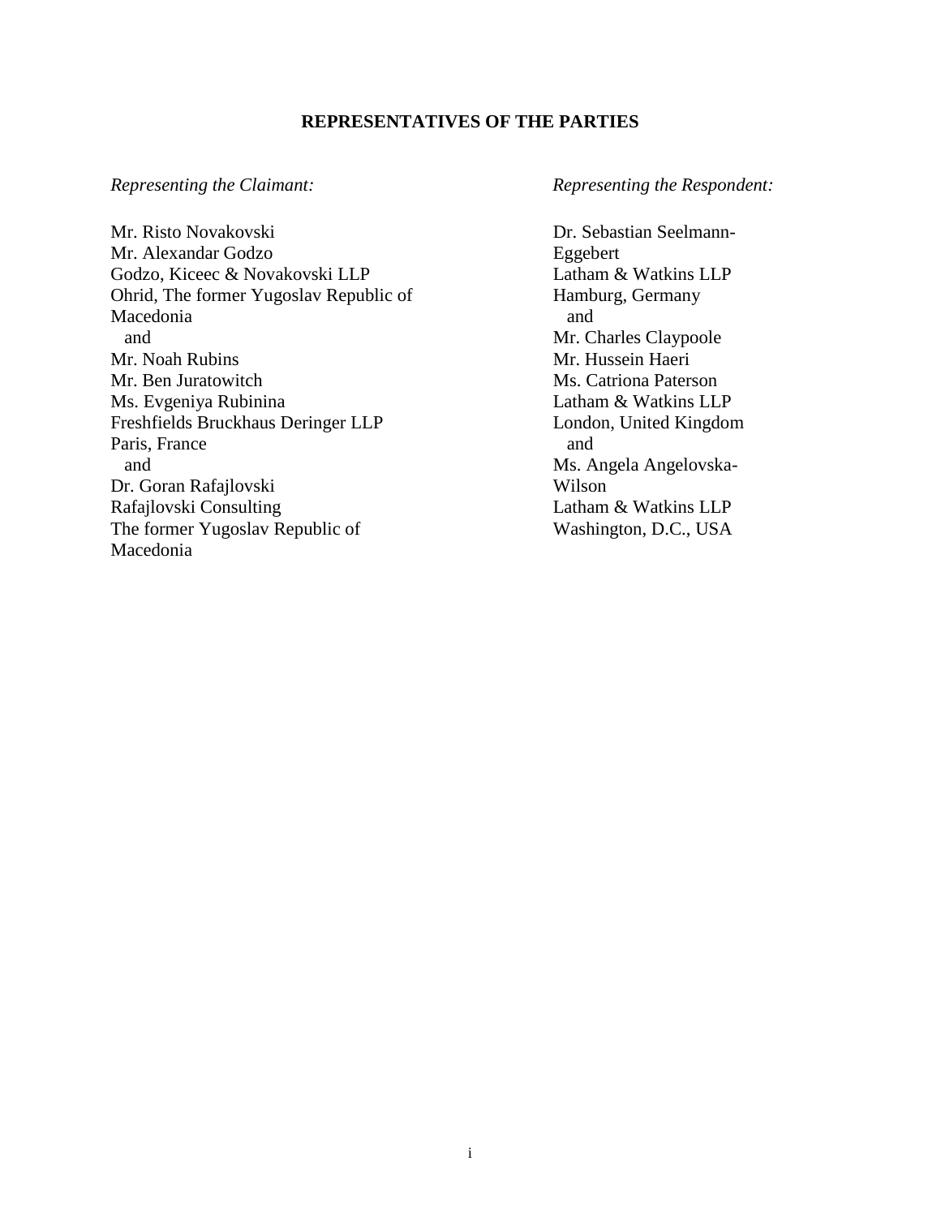**REPRESENTATIVES OF THE PARTIES**

*Representing the Claimant:*

Mr. Risto Novakovski
Mr. Alexandar Godzo
Godzo, Kiceec & Novakovski LLP
Ohrid, The former Yugoslav Republic of Macedonia
and
Mr. Noah Rubins
Mr. Ben Juratowitch
Ms. Evgeniya Rubinina
Freshfields Bruckhaus Deringer LLP
Paris, France
and
Dr. Goran Rafajlovski
Rafajlovski Consulting
The former Yugoslav Republic of Macedonia

*Representing the Respondent:*

Dr. Sebastian Seelmann-Eggebert
Latham & Watkins LLP
Hamburg, Germany
and
Mr. Charles Claypoole
Mr. Hussein Haeri
Ms. Catriona Paterson
Latham & Watkins LLP
London, United Kingdom
and
Ms. Angela Angelovska-Wilson
Latham & Watkins LLP
Washington, D.C., USA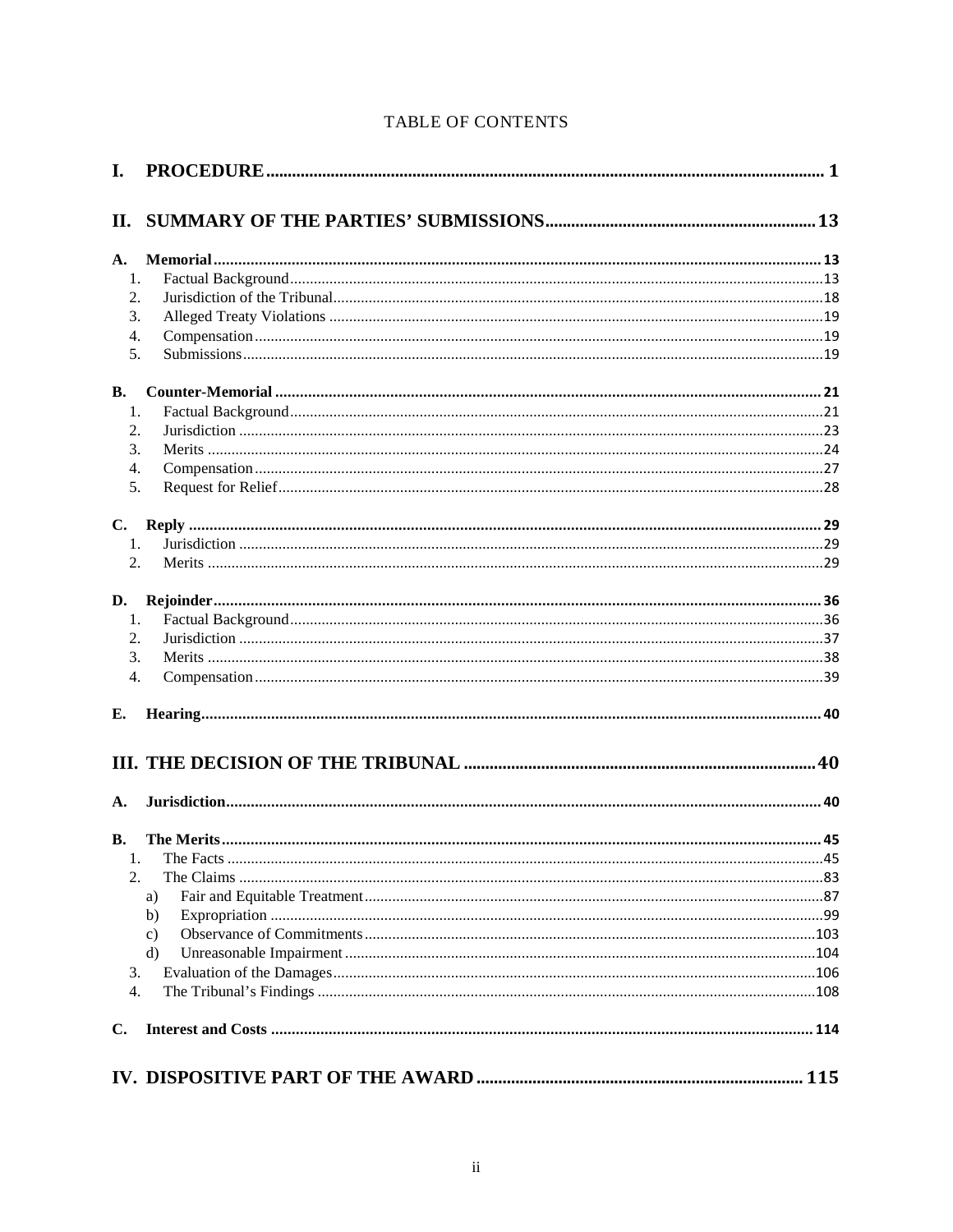# TABLE OF CONTENTS

**I. PROCEDURE** .......... 1

**II. SUMMARY OF THE PARTIES' SUBMISSIONS** .......... 13

**A. Memorial** .......... 13
1. Factual Background .......... 13
2. Jurisdiction of the Tribunal .......... 18
3. Alleged Treaty Violations .......... 19
4. Compensation .......... 19
5. Submissions .......... 19

**B. Counter-Memorial** .......... 21
1. Factual Background .......... 21
2. Jurisdiction .......... 23
3. Merits .......... 24
4. Compensation .......... 27
5. Request for Relief .......... 28

**C. Reply** .......... 29
1. Jurisdiction .......... 29
2. Merits .......... 29

**D. Rejoinder** .......... 36
1. Factual Background .......... 36
2. Jurisdiction .......... 37
3. Merits .......... 38
4. Compensation .......... 39

**E. Hearing** .......... 40

**III. THE DECISION OF THE TRIBUNAL** .......... 40

**A. Jurisdiction** .......... 40

**B. The Merits** .......... 45
1. The Facts .......... 45
2. The Claims .......... 83
   a) Fair and Equitable Treatment .......... 87
   b) Expropriation .......... 99
   c) Observance of Commitments .......... 103
   d) Unreasonable Impairment .......... 104
3. Evaluation of the Damages .......... 106
4. The Tribunal's Findings .......... 108

**C. Interest and Costs** .......... 114

**IV. DISPOSITIVE PART OF THE AWARD** .......... 115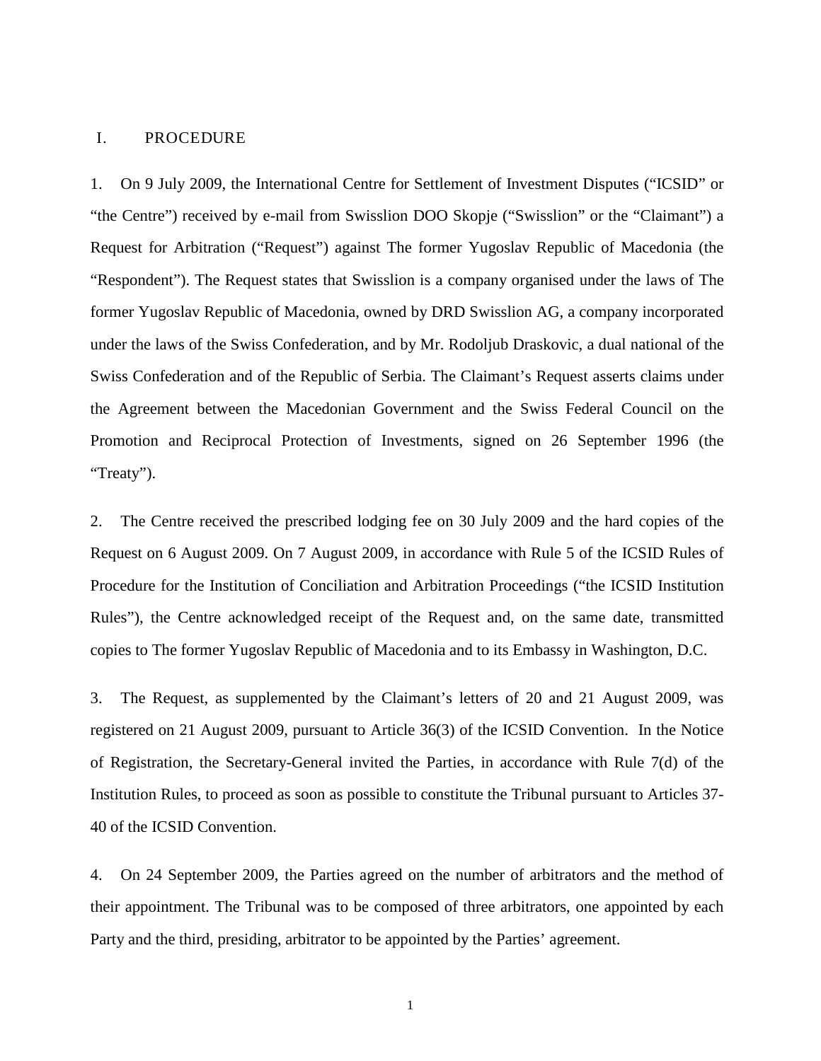## I. PROCEDURE

1. On 9 July 2009, the International Centre for Settlement of Investment Disputes ("ICSID" or "the Centre") received by e-mail from Swisslion DOO Skopje ("Swisslion" or the "Claimant") a Request for Arbitration ("Request") against The former Yugoslav Republic of Macedonia (the "Respondent"). The Request states that Swisslion is a company organised under the laws of The former Yugoslav Republic of Macedonia, owned by DRD Swisslion AG, a company incorporated under the laws of the Swiss Confederation, and by Mr. Rodoljub Draskovic, a dual national of the Swiss Confederation and of the Republic of Serbia. The Claimant's Request asserts claims under the Agreement between the Macedonian Government and the Swiss Federal Council on the Promotion and Reciprocal Protection of Investments, signed on 26 September 1996 (the "Treaty").

2. The Centre received the prescribed lodging fee on 30 July 2009 and the hard copies of the Request on 6 August 2009. On 7 August 2009, in accordance with Rule 5 of the ICSID Rules of Procedure for the Institution of Conciliation and Arbitration Proceedings ("the ICSID Institution Rules"), the Centre acknowledged receipt of the Request and, on the same date, transmitted copies to The former Yugoslav Republic of Macedonia and to its Embassy in Washington, D.C.

3. The Request, as supplemented by the Claimant's letters of 20 and 21 August 2009, was registered on 21 August 2009, pursuant to Article 36(3) of the ICSID Convention. In the Notice of Registration, the Secretary-General invited the Parties, in accordance with Rule 7(d) of the Institution Rules, to proceed as soon as possible to constitute the Tribunal pursuant to Articles 37-40 of the ICSID Convention.

4. On 24 September 2009, the Parties agreed on the number of arbitrators and the method of their appointment. The Tribunal was to be composed of three arbitrators, one appointed by each Party and the third, presiding, arbitrator to be appointed by the Parties' agreement.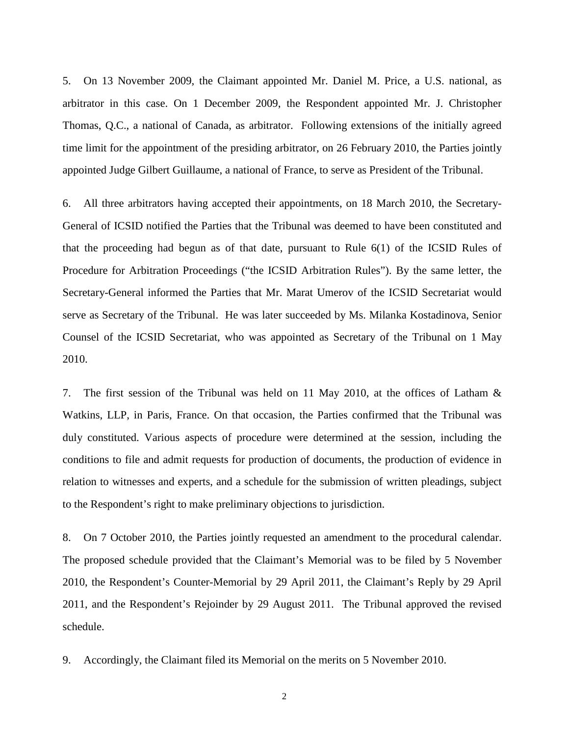5. On 13 November 2009, the Claimant appointed Mr. Daniel M. Price, a U.S. national, as arbitrator in this case. On 1 December 2009, the Respondent appointed Mr. J. Christopher Thomas, Q.C., a national of Canada, as arbitrator. Following extensions of the initially agreed time limit for the appointment of the presiding arbitrator, on 26 February 2010, the Parties jointly appointed Judge Gilbert Guillaume, a national of France, to serve as President of the Tribunal.

6. All three arbitrators having accepted their appointments, on 18 March 2010, the Secretary-General of ICSID notified the Parties that the Tribunal was deemed to have been constituted and that the proceeding had begun as of that date, pursuant to Rule 6(1) of the ICSID Rules of Procedure for Arbitration Proceedings ("the ICSID Arbitration Rules"). By the same letter, the Secretary-General informed the Parties that Mr. Marat Umerov of the ICSID Secretariat would serve as Secretary of the Tribunal. He was later succeeded by Ms. Milanka Kostadinova, Senior Counsel of the ICSID Secretariat, who was appointed as Secretary of the Tribunal on 1 May 2010.

7. The first session of the Tribunal was held on 11 May 2010, at the offices of Latham & Watkins, LLP, in Paris, France. On that occasion, the Parties confirmed that the Tribunal was duly constituted. Various aspects of procedure were determined at the session, including the conditions to file and admit requests for production of documents, the production of evidence in relation to witnesses and experts, and a schedule for the submission of written pleadings, subject to the Respondent's right to make preliminary objections to jurisdiction.

8. On 7 October 2010, the Parties jointly requested an amendment to the procedural calendar. The proposed schedule provided that the Claimant's Memorial was to be filed by 5 November 2010, the Respondent's Counter-Memorial by 29 April 2011, the Claimant's Reply by 29 April 2011, and the Respondent's Rejoinder by 29 August 2011. The Tribunal approved the revised schedule.

9. Accordingly, the Claimant filed its Memorial on the merits on 5 November 2010.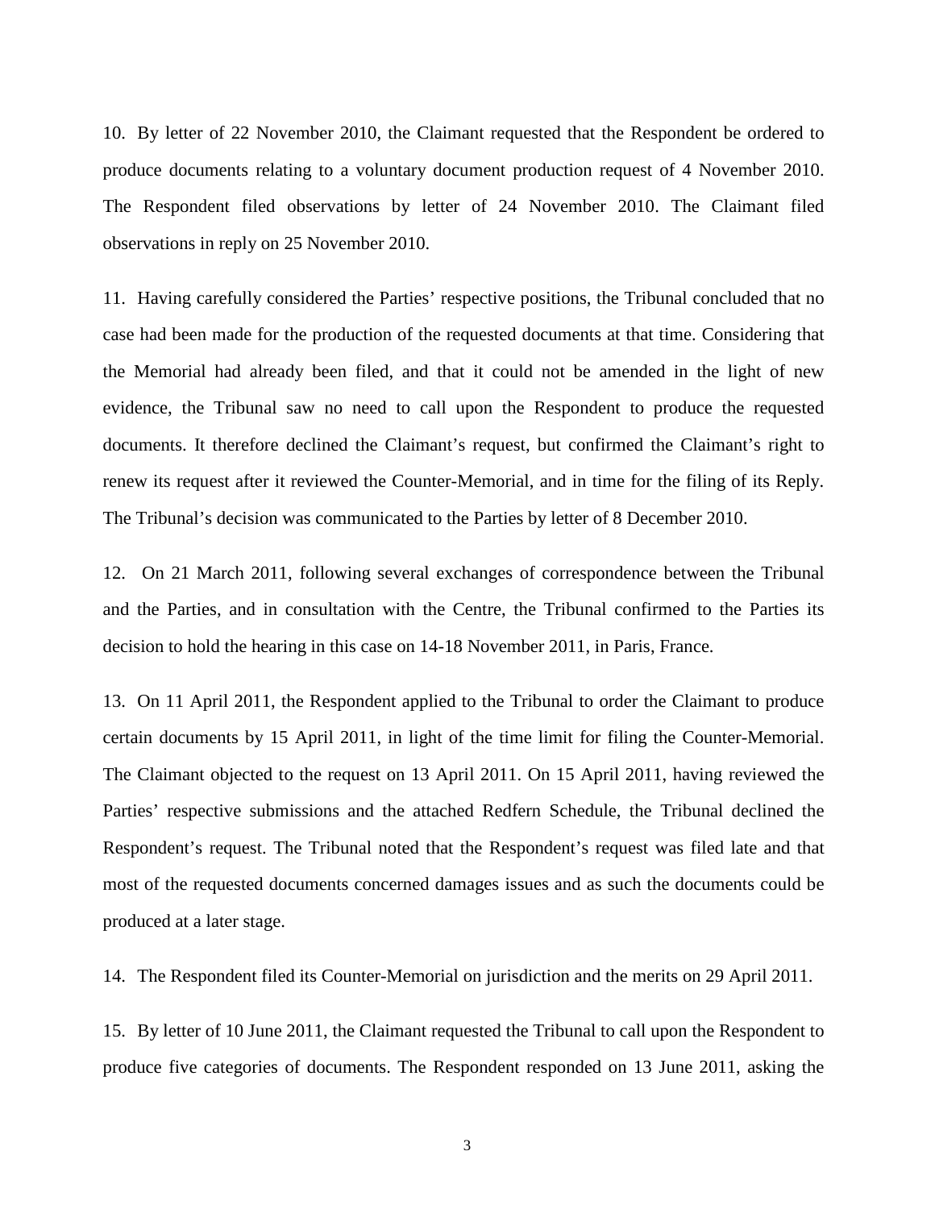10. By letter of 22 November 2010, the Claimant requested that the Respondent be ordered to produce documents relating to a voluntary document production request of 4 November 2010. The Respondent filed observations by letter of 24 November 2010. The Claimant filed observations in reply on 25 November 2010.

11. Having carefully considered the Parties' respective positions, the Tribunal concluded that no case had been made for the production of the requested documents at that time. Considering that the Memorial had already been filed, and that it could not be amended in the light of new evidence, the Tribunal saw no need to call upon the Respondent to produce the requested documents. It therefore declined the Claimant's request, but confirmed the Claimant's right to renew its request after it reviewed the Counter-Memorial, and in time for the filing of its Reply. The Tribunal's decision was communicated to the Parties by letter of 8 December 2010.

12. On 21 March 2011, following several exchanges of correspondence between the Tribunal and the Parties, and in consultation with the Centre, the Tribunal confirmed to the Parties its decision to hold the hearing in this case on 14-18 November 2011, in Paris, France.

13. On 11 April 2011, the Respondent applied to the Tribunal to order the Claimant to produce certain documents by 15 April 2011, in light of the time limit for filing the Counter-Memorial. The Claimant objected to the request on 13 April 2011. On 15 April 2011, having reviewed the Parties' respective submissions and the attached Redfern Schedule, the Tribunal declined the Respondent's request. The Tribunal noted that the Respondent's request was filed late and that most of the requested documents concerned damages issues and as such the documents could be produced at a later stage.

14. The Respondent filed its Counter-Memorial on jurisdiction and the merits on 29 April 2011.

15. By letter of 10 June 2011, the Claimant requested the Tribunal to call upon the Respondent to produce five categories of documents. The Respondent responded on 13 June 2011, asking the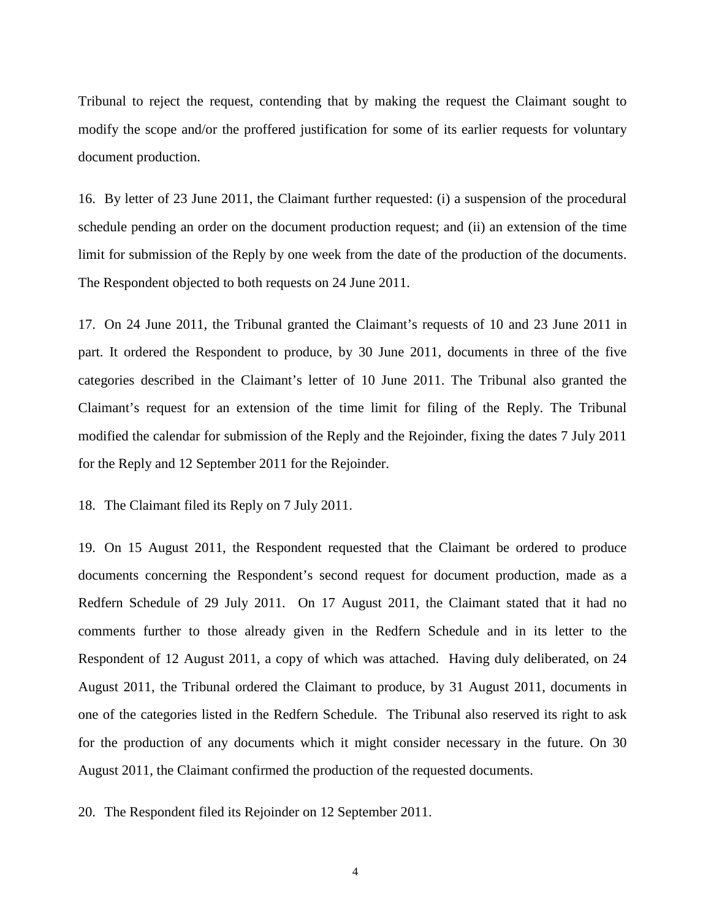Tribunal to reject the request, contending that by making the request the Claimant sought to modify the scope and/or the proffered justification for some of its earlier requests for voluntary document production.

16. By letter of 23 June 2011, the Claimant further requested: (i) a suspension of the procedural schedule pending an order on the document production request; and (ii) an extension of the time limit for submission of the Reply by one week from the date of the production of the documents. The Respondent objected to both requests on 24 June 2011.

17. On 24 June 2011, the Tribunal granted the Claimant's requests of 10 and 23 June 2011 in part. It ordered the Respondent to produce, by 30 June 2011, documents in three of the five categories described in the Claimant's letter of 10 June 2011. The Tribunal also granted the Claimant's request for an extension of the time limit for filing of the Reply. The Tribunal modified the calendar for submission of the Reply and the Rejoinder, fixing the dates 7 July 2011 for the Reply and 12 September 2011 for the Rejoinder.

18. The Claimant filed its Reply on 7 July 2011.

19. On 15 August 2011, the Respondent requested that the Claimant be ordered to produce documents concerning the Respondent's second request for document production, made as a Redfern Schedule of 29 July 2011. On 17 August 2011, the Claimant stated that it had no comments further to those already given in the Redfern Schedule and in its letter to the Respondent of 12 August 2011, a copy of which was attached. Having duly deliberated, on 24 August 2011, the Tribunal ordered the Claimant to produce, by 31 August 2011, documents in one of the categories listed in the Redfern Schedule. The Tribunal also reserved its right to ask for the production of any documents which it might consider necessary in the future. On 30 August 2011, the Claimant confirmed the production of the requested documents.

20. The Respondent filed its Rejoinder on 12 September 2011.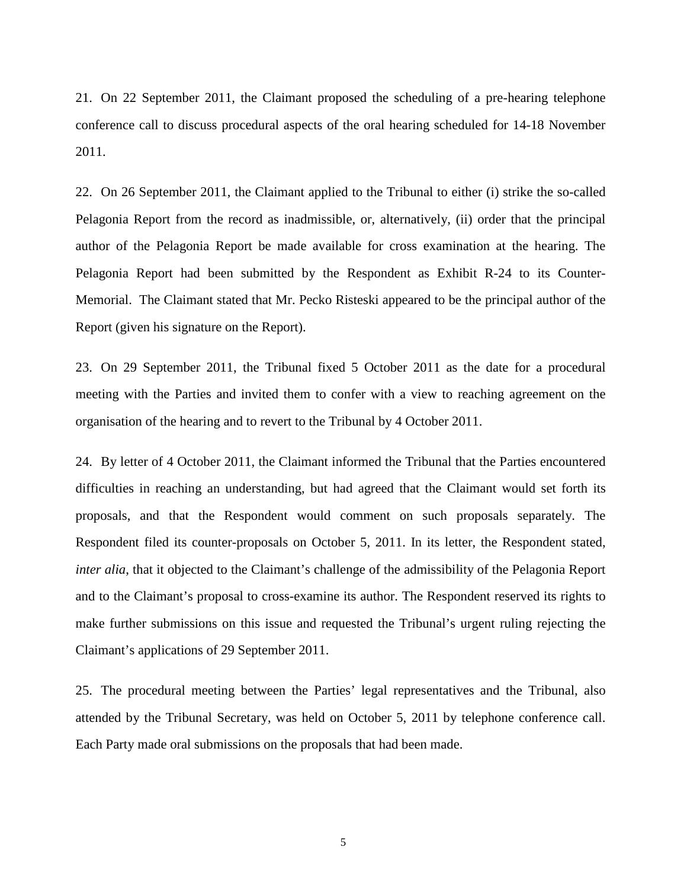21. On 22 September 2011, the Claimant proposed the scheduling of a pre-hearing telephone conference call to discuss procedural aspects of the oral hearing scheduled for 14-18 November 2011.

22. On 26 September 2011, the Claimant applied to the Tribunal to either (i) strike the so-called Pelagonia Report from the record as inadmissible, or, alternatively, (ii) order that the principal author of the Pelagonia Report be made available for cross examination at the hearing. The Pelagonia Report had been submitted by the Respondent as Exhibit R-24 to its Counter-Memorial. The Claimant stated that Mr. Pecko Risteski appeared to be the principal author of the Report (given his signature on the Report).

23. On 29 September 2011, the Tribunal fixed 5 October 2011 as the date for a procedural meeting with the Parties and invited them to confer with a view to reaching agreement on the organisation of the hearing and to revert to the Tribunal by 4 October 2011.

24. By letter of 4 October 2011, the Claimant informed the Tribunal that the Parties encountered difficulties in reaching an understanding, but had agreed that the Claimant would set forth its proposals, and that the Respondent would comment on such proposals separately. The Respondent filed its counter-proposals on October 5, 2011. In its letter, the Respondent stated, *inter alia*, that it objected to the Claimant's challenge of the admissibility of the Pelagonia Report and to the Claimant's proposal to cross-examine its author. The Respondent reserved its rights to make further submissions on this issue and requested the Tribunal's urgent ruling rejecting the Claimant's applications of 29 September 2011.

25. The procedural meeting between the Parties' legal representatives and the Tribunal, also attended by the Tribunal Secretary, was held on October 5, 2011 by telephone conference call. Each Party made oral submissions on the proposals that had been made.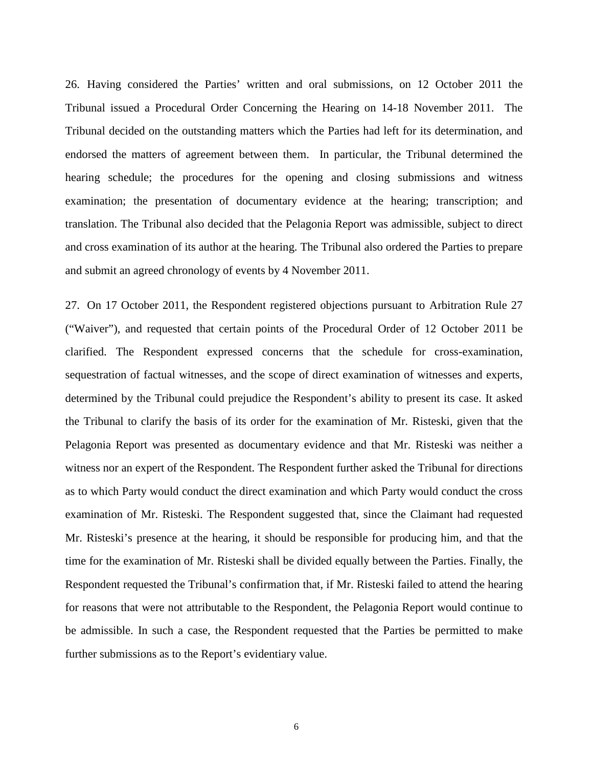26. Having considered the Parties' written and oral submissions, on 12 October 2011 the Tribunal issued a Procedural Order Concerning the Hearing on 14-18 November 2011. The Tribunal decided on the outstanding matters which the Parties had left for its determination, and endorsed the matters of agreement between them. In particular, the Tribunal determined the hearing schedule; the procedures for the opening and closing submissions and witness examination; the presentation of documentary evidence at the hearing; transcription; and translation. The Tribunal also decided that the Pelagonia Report was admissible, subject to direct and cross examination of its author at the hearing. The Tribunal also ordered the Parties to prepare and submit an agreed chronology of events by 4 November 2011.

27. On 17 October 2011, the Respondent registered objections pursuant to Arbitration Rule 27 ("Waiver"), and requested that certain points of the Procedural Order of 12 October 2011 be clarified. The Respondent expressed concerns that the schedule for cross-examination, sequestration of factual witnesses, and the scope of direct examination of witnesses and experts, determined by the Tribunal could prejudice the Respondent's ability to present its case. It asked the Tribunal to clarify the basis of its order for the examination of Mr. Risteski, given that the Pelagonia Report was presented as documentary evidence and that Mr. Risteski was neither a witness nor an expert of the Respondent. The Respondent further asked the Tribunal for directions as to which Party would conduct the direct examination and which Party would conduct the cross examination of Mr. Risteski. The Respondent suggested that, since the Claimant had requested Mr. Risteski's presence at the hearing, it should be responsible for producing him, and that the time for the examination of Mr. Risteski shall be divided equally between the Parties. Finally, the Respondent requested the Tribunal's confirmation that, if Mr. Risteski failed to attend the hearing for reasons that were not attributable to the Respondent, the Pelagonia Report would continue to be admissible. In such a case, the Respondent requested that the Parties be permitted to make further submissions as to the Report's evidentiary value.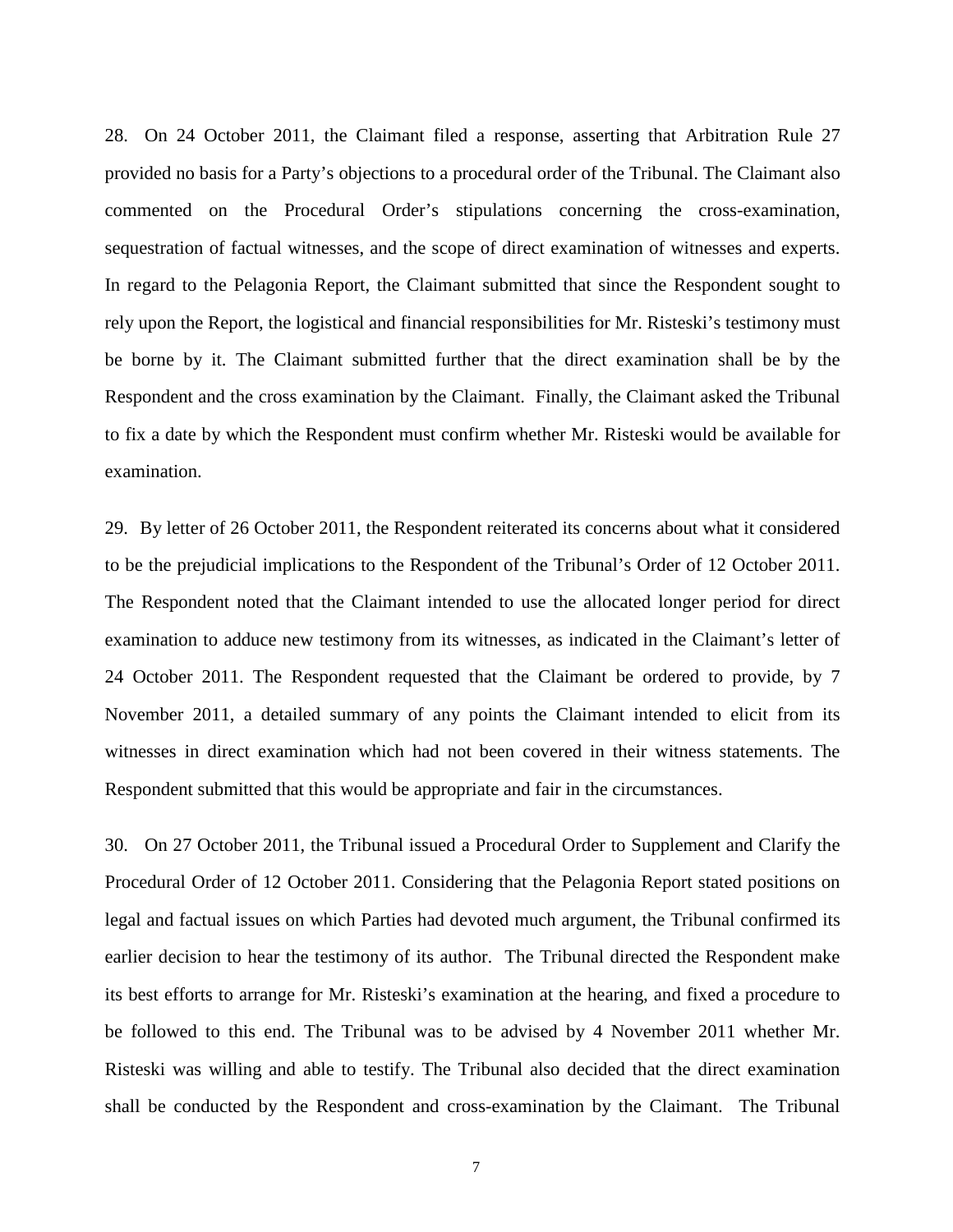28. On 24 October 2011, the Claimant filed a response, asserting that Arbitration Rule 27 provided no basis for a Party's objections to a procedural order of the Tribunal. The Claimant also commented on the Procedural Order's stipulations concerning the cross-examination, sequestration of factual witnesses, and the scope of direct examination of witnesses and experts. In regard to the Pelagonia Report, the Claimant submitted that since the Respondent sought to rely upon the Report, the logistical and financial responsibilities for Mr. Risteski's testimony must be borne by it. The Claimant submitted further that the direct examination shall be by the Respondent and the cross examination by the Claimant. Finally, the Claimant asked the Tribunal to fix a date by which the Respondent must confirm whether Mr. Risteski would be available for examination.

29. By letter of 26 October 2011, the Respondent reiterated its concerns about what it considered to be the prejudicial implications to the Respondent of the Tribunal's Order of 12 October 2011. The Respondent noted that the Claimant intended to use the allocated longer period for direct examination to adduce new testimony from its witnesses, as indicated in the Claimant's letter of 24 October 2011. The Respondent requested that the Claimant be ordered to provide, by 7 November 2011, a detailed summary of any points the Claimant intended to elicit from its witnesses in direct examination which had not been covered in their witness statements. The Respondent submitted that this would be appropriate and fair in the circumstances.

30. On 27 October 2011, the Tribunal issued a Procedural Order to Supplement and Clarify the Procedural Order of 12 October 2011. Considering that the Pelagonia Report stated positions on legal and factual issues on which Parties had devoted much argument, the Tribunal confirmed its earlier decision to hear the testimony of its author. The Tribunal directed the Respondent make its best efforts to arrange for Mr. Risteski's examination at the hearing, and fixed a procedure to be followed to this end. The Tribunal was to be advised by 4 November 2011 whether Mr. Risteski was willing and able to testify. The Tribunal also decided that the direct examination shall be conducted by the Respondent and cross-examination by the Claimant. The Tribunal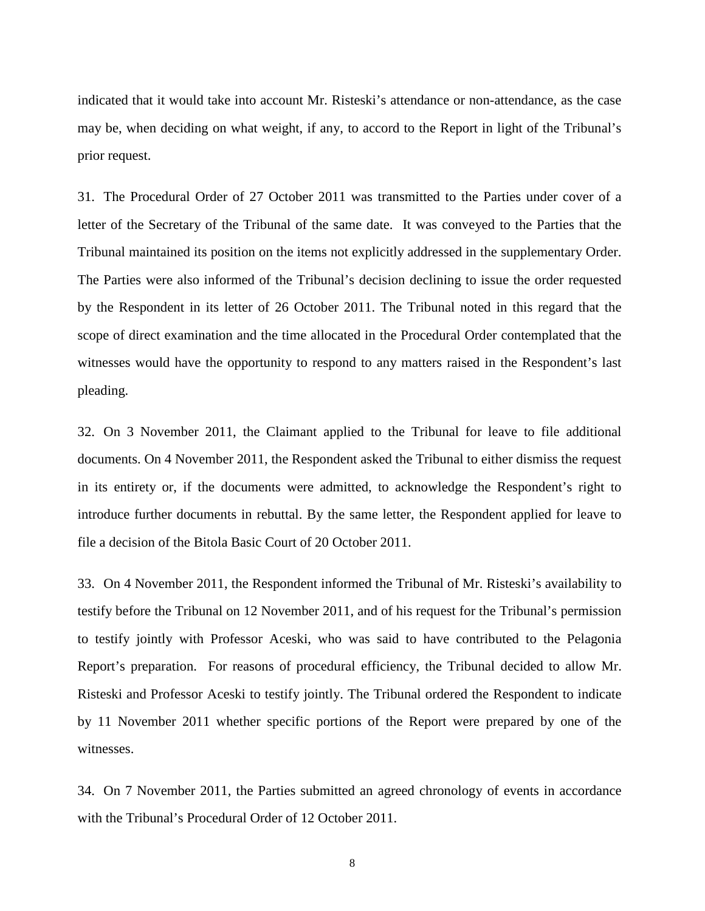indicated that it would take into account Mr. Risteski's attendance or non-attendance, as the case may be, when deciding on what weight, if any, to accord to the Report in light of the Tribunal's prior request.

31. The Procedural Order of 27 October 2011 was transmitted to the Parties under cover of a letter of the Secretary of the Tribunal of the same date. It was conveyed to the Parties that the Tribunal maintained its position on the items not explicitly addressed in the supplementary Order. The Parties were also informed of the Tribunal's decision declining to issue the order requested by the Respondent in its letter of 26 October 2011. The Tribunal noted in this regard that the scope of direct examination and the time allocated in the Procedural Order contemplated that the witnesses would have the opportunity to respond to any matters raised in the Respondent's last pleading.

32. On 3 November 2011, the Claimant applied to the Tribunal for leave to file additional documents. On 4 November 2011, the Respondent asked the Tribunal to either dismiss the request in its entirety or, if the documents were admitted, to acknowledge the Respondent's right to introduce further documents in rebuttal. By the same letter, the Respondent applied for leave to file a decision of the Bitola Basic Court of 20 October 2011.

33. On 4 November 2011, the Respondent informed the Tribunal of Mr. Risteski's availability to testify before the Tribunal on 12 November 2011, and of his request for the Tribunal's permission to testify jointly with Professor Aceski, who was said to have contributed to the Pelagonia Report's preparation. For reasons of procedural efficiency, the Tribunal decided to allow Mr. Risteski and Professor Aceski to testify jointly. The Tribunal ordered the Respondent to indicate by 11 November 2011 whether specific portions of the Report were prepared by one of the witnesses.

34. On 7 November 2011, the Parties submitted an agreed chronology of events in accordance with the Tribunal's Procedural Order of 12 October 2011.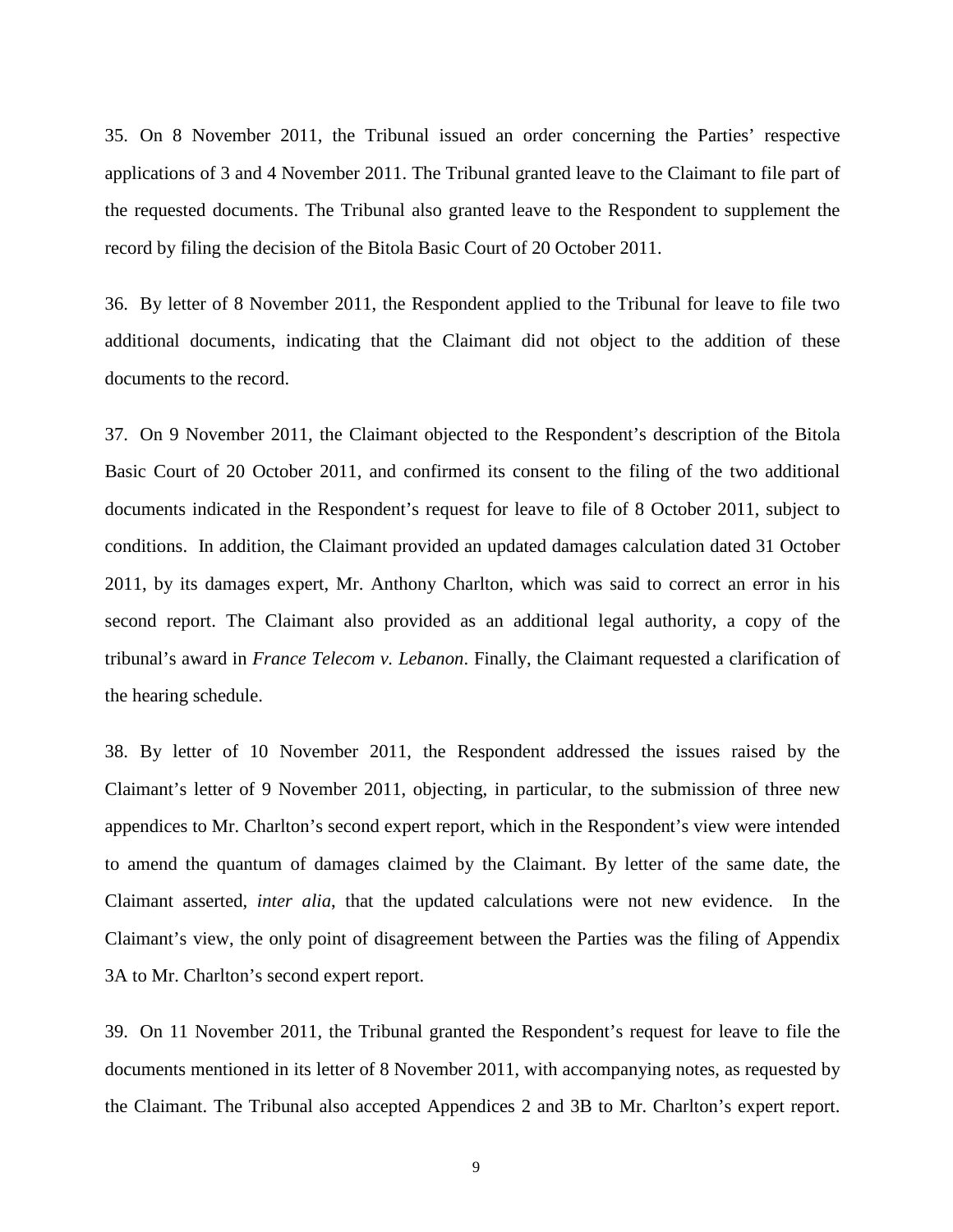35. On 8 November 2011, the Tribunal issued an order concerning the Parties' respective applications of 3 and 4 November 2011. The Tribunal granted leave to the Claimant to file part of the requested documents. The Tribunal also granted leave to the Respondent to supplement the record by filing the decision of the Bitola Basic Court of 20 October 2011.

36. By letter of 8 November 2011, the Respondent applied to the Tribunal for leave to file two additional documents, indicating that the Claimant did not object to the addition of these documents to the record.

37. On 9 November 2011, the Claimant objected to the Respondent's description of the Bitola Basic Court of 20 October 2011, and confirmed its consent to the filing of the two additional documents indicated in the Respondent's request for leave to file of 8 October 2011, subject to conditions. In addition, the Claimant provided an updated damages calculation dated 31 October 2011, by its damages expert, Mr. Anthony Charlton, which was said to correct an error in his second report. The Claimant also provided as an additional legal authority, a copy of the tribunal's award in *France Telecom v. Lebanon*. Finally, the Claimant requested a clarification of the hearing schedule.

38. By letter of 10 November 2011, the Respondent addressed the issues raised by the Claimant's letter of 9 November 2011, objecting, in particular, to the submission of three new appendices to Mr. Charlton's second expert report, which in the Respondent's view were intended to amend the quantum of damages claimed by the Claimant. By letter of the same date, the Claimant asserted, *inter alia*, that the updated calculations were not new evidence. In the Claimant's view, the only point of disagreement between the Parties was the filing of Appendix 3A to Mr. Charlton's second expert report.

39. On 11 November 2011, the Tribunal granted the Respondent's request for leave to file the documents mentioned in its letter of 8 November 2011, with accompanying notes, as requested by the Claimant. The Tribunal also accepted Appendices 2 and 3B to Mr. Charlton's expert report.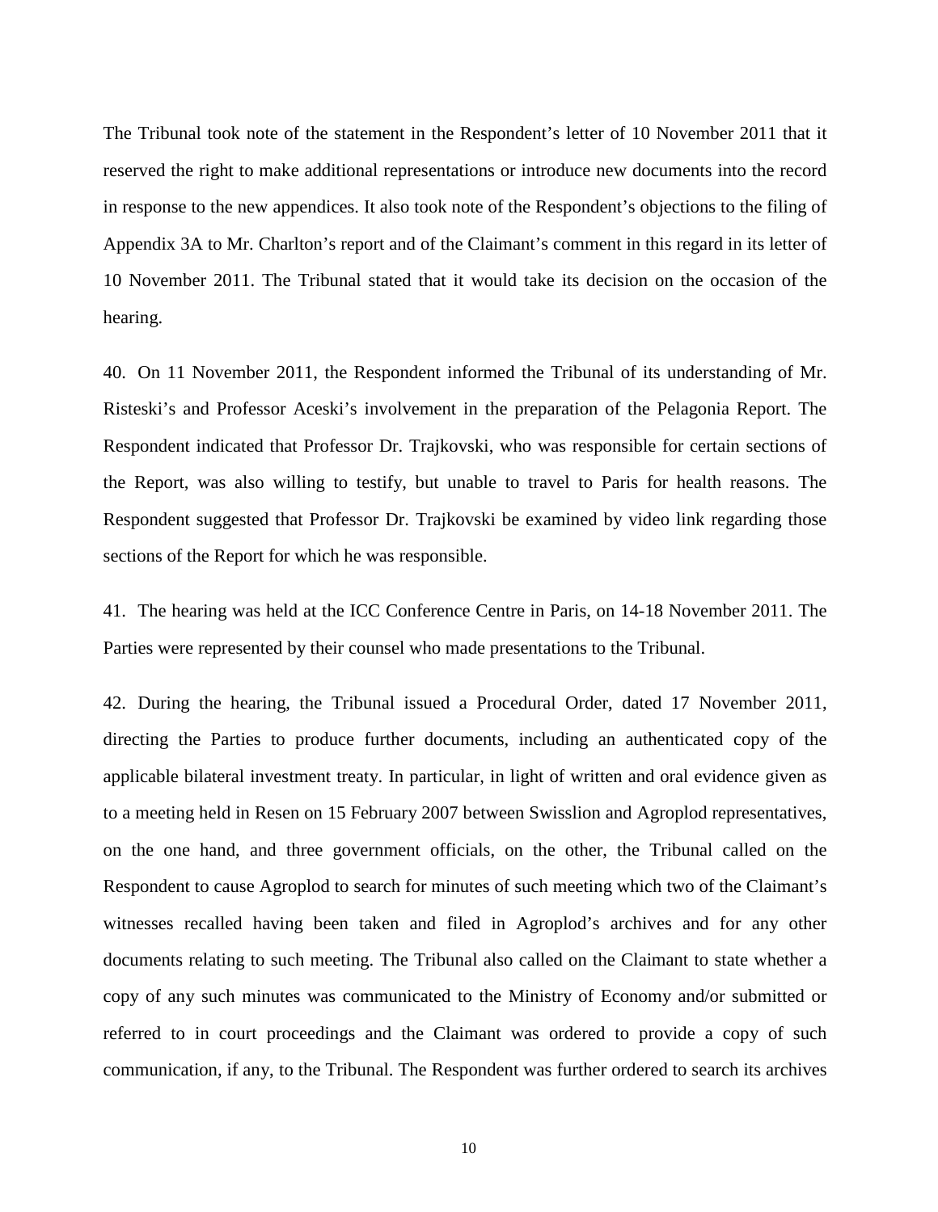The Tribunal took note of the statement in the Respondent's letter of 10 November 2011 that it reserved the right to make additional representations or introduce new documents into the record in response to the new appendices. It also took note of the Respondent's objections to the filing of Appendix 3A to Mr. Charlton's report and of the Claimant's comment in this regard in its letter of 10 November 2011. The Tribunal stated that it would take its decision on the occasion of the hearing.

40. On 11 November 2011, the Respondent informed the Tribunal of its understanding of Mr. Risteski's and Professor Aceski's involvement in the preparation of the Pelagonia Report. The Respondent indicated that Professor Dr. Trajkovski, who was responsible for certain sections of the Report, was also willing to testify, but unable to travel to Paris for health reasons. The Respondent suggested that Professor Dr. Trajkovski be examined by video link regarding those sections of the Report for which he was responsible.

41. The hearing was held at the ICC Conference Centre in Paris, on 14-18 November 2011. The Parties were represented by their counsel who made presentations to the Tribunal.

42. During the hearing, the Tribunal issued a Procedural Order, dated 17 November 2011, directing the Parties to produce further documents, including an authenticated copy of the applicable bilateral investment treaty. In particular, in light of written and oral evidence given as to a meeting held in Resen on 15 February 2007 between Swisslion and Agroplod representatives, on the one hand, and three government officials, on the other, the Tribunal called on the Respondent to cause Agroplod to search for minutes of such meeting which two of the Claimant's witnesses recalled having been taken and filed in Agroplod's archives and for any other documents relating to such meeting. The Tribunal also called on the Claimant to state whether a copy of any such minutes was communicated to the Ministry of Economy and/or submitted or referred to in court proceedings and the Claimant was ordered to provide a copy of such communication, if any, to the Tribunal. The Respondent was further ordered to search its archives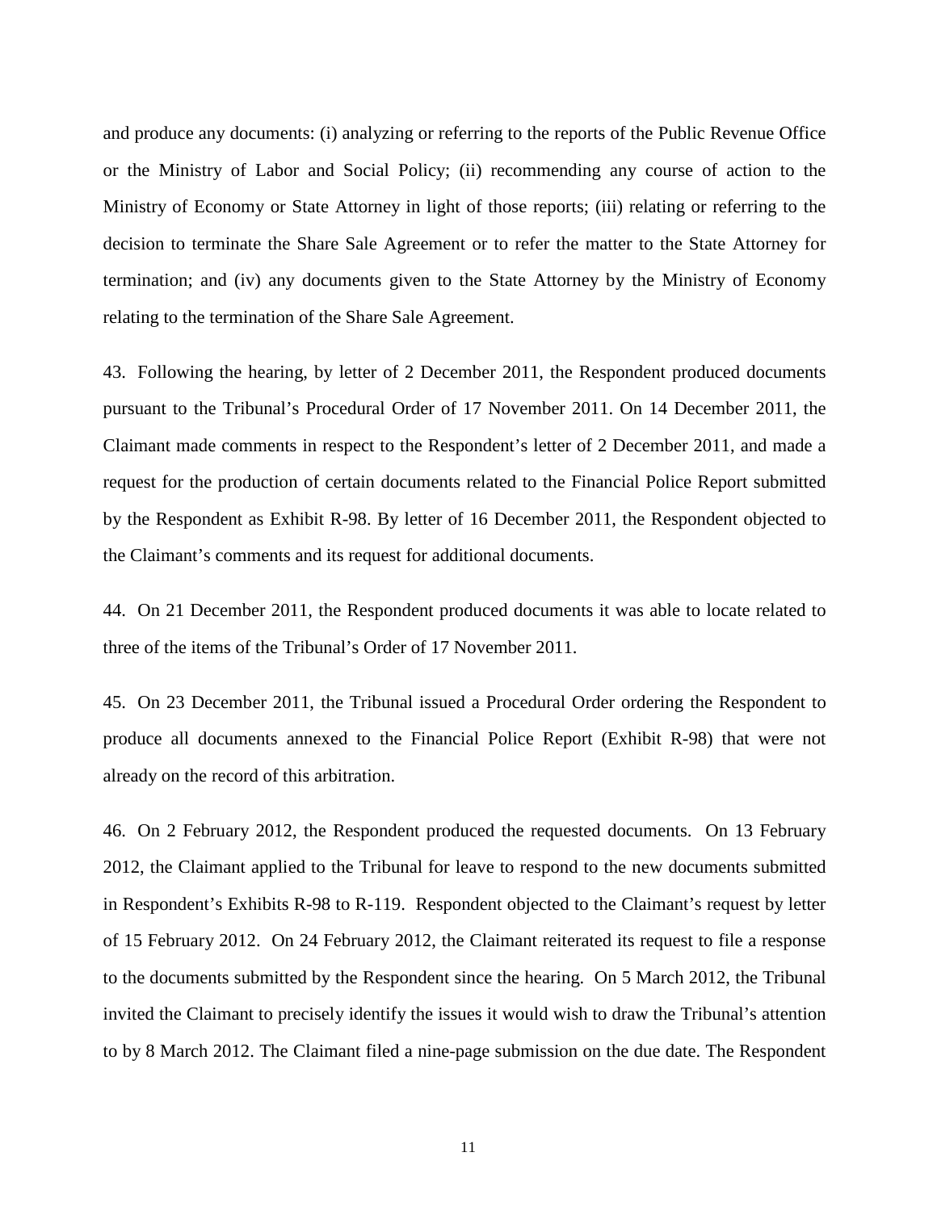and produce any documents: (i) analyzing or referring to the reports of the Public Revenue Office or the Ministry of Labor and Social Policy; (ii) recommending any course of action to the Ministry of Economy or State Attorney in light of those reports; (iii) relating or referring to the decision to terminate the Share Sale Agreement or to refer the matter to the State Attorney for termination; and (iv) any documents given to the State Attorney by the Ministry of Economy relating to the termination of the Share Sale Agreement.

43. Following the hearing, by letter of 2 December 2011, the Respondent produced documents pursuant to the Tribunal's Procedural Order of 17 November 2011. On 14 December 2011, the Claimant made comments in respect to the Respondent's letter of 2 December 2011, and made a request for the production of certain documents related to the Financial Police Report submitted by the Respondent as Exhibit R-98. By letter of 16 December 2011, the Respondent objected to the Claimant's comments and its request for additional documents.

44. On 21 December 2011, the Respondent produced documents it was able to locate related to three of the items of the Tribunal's Order of 17 November 2011.

45. On 23 December 2011, the Tribunal issued a Procedural Order ordering the Respondent to produce all documents annexed to the Financial Police Report (Exhibit R-98) that were not already on the record of this arbitration.

46. On 2 February 2012, the Respondent produced the requested documents. On 13 February 2012, the Claimant applied to the Tribunal for leave to respond to the new documents submitted in Respondent's Exhibits R-98 to R-119. Respondent objected to the Claimant's request by letter of 15 February 2012. On 24 February 2012, the Claimant reiterated its request to file a response to the documents submitted by the Respondent since the hearing. On 5 March 2012, the Tribunal invited the Claimant to precisely identify the issues it would wish to draw the Tribunal's attention to by 8 March 2012. The Claimant filed a nine-page submission on the due date. The Respondent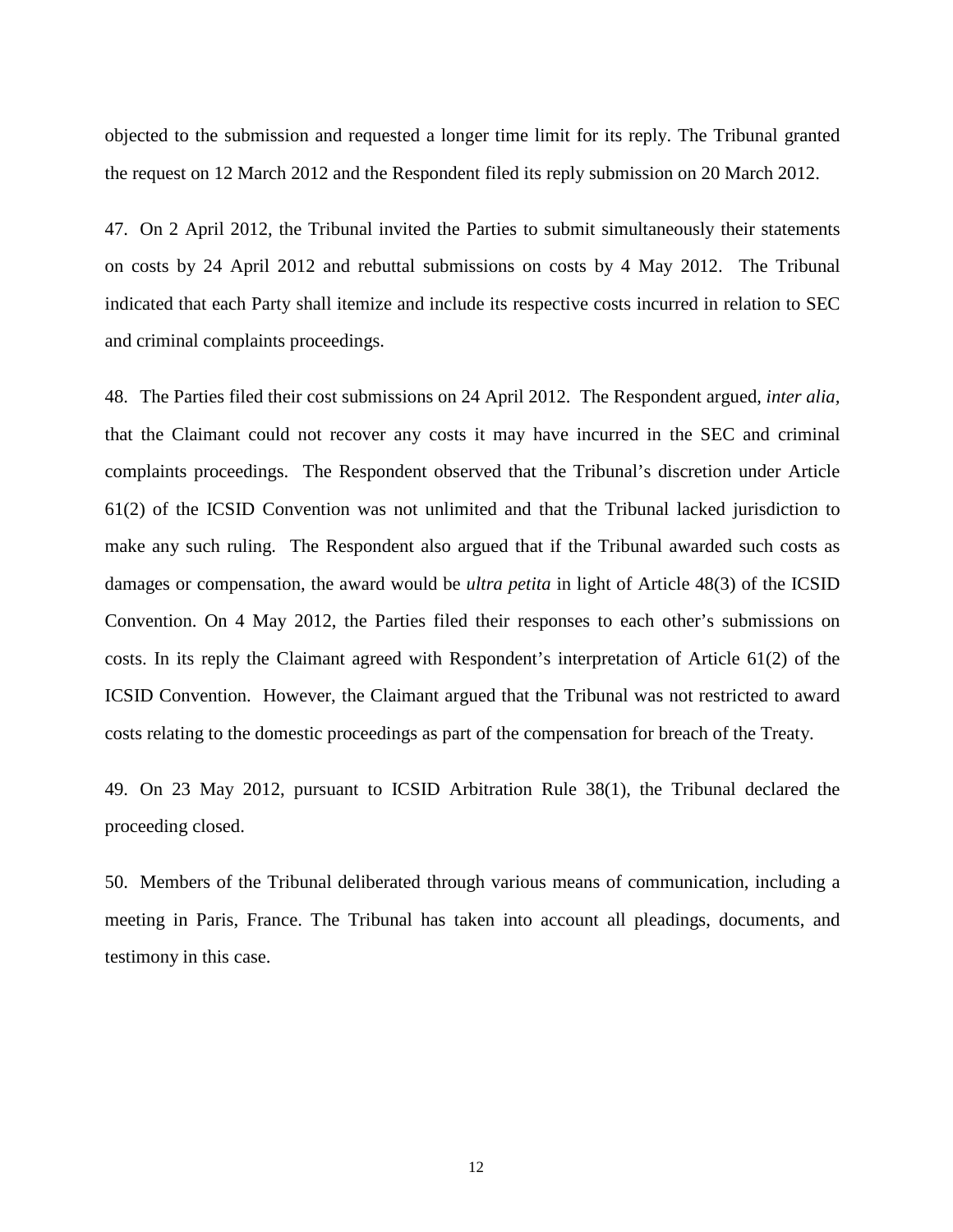objected to the submission and requested a longer time limit for its reply. The Tribunal granted the request on 12 March 2012 and the Respondent filed its reply submission on 20 March 2012.

47. On 2 April 2012, the Tribunal invited the Parties to submit simultaneously their statements on costs by 24 April 2012 and rebuttal submissions on costs by 4 May 2012. The Tribunal indicated that each Party shall itemize and include its respective costs incurred in relation to SEC and criminal complaints proceedings.

48. The Parties filed their cost submissions on 24 April 2012. The Respondent argued, *inter alia*, that the Claimant could not recover any costs it may have incurred in the SEC and criminal complaints proceedings. The Respondent observed that the Tribunal's discretion under Article 61(2) of the ICSID Convention was not unlimited and that the Tribunal lacked jurisdiction to make any such ruling. The Respondent also argued that if the Tribunal awarded such costs as damages or compensation, the award would be *ultra petita* in light of Article 48(3) of the ICSID Convention. On 4 May 2012, the Parties filed their responses to each other's submissions on costs. In its reply the Claimant agreed with Respondent's interpretation of Article 61(2) of the ICSID Convention. However, the Claimant argued that the Tribunal was not restricted to award costs relating to the domestic proceedings as part of the compensation for breach of the Treaty.

49. On 23 May 2012, pursuant to ICSID Arbitration Rule 38(1), the Tribunal declared the proceeding closed.

50. Members of the Tribunal deliberated through various means of communication, including a meeting in Paris, France. The Tribunal has taken into account all pleadings, documents, and testimony in this case.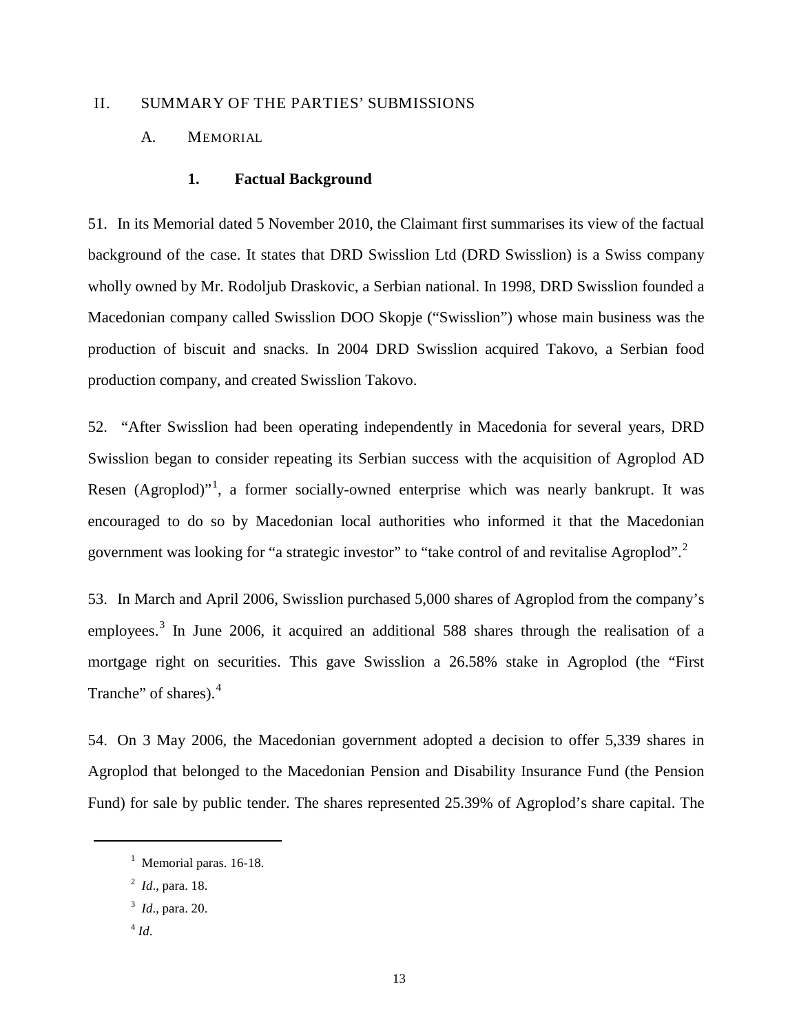## II. SUMMARY OF THE PARTIES' SUBMISSIONS

### A. MEMORIAL

#### 1. Factual Background

51. In its Memorial dated 5 November 2010, the Claimant first summarises its view of the factual background of the case. It states that DRD Swisslion Ltd (DRD Swisslion) is a Swiss company wholly owned by Mr. Rodoljub Draskovic, a Serbian national. In 1998, DRD Swisslion founded a Macedonian company called Swisslion DOO Skopje ("Swisslion") whose main business was the production of biscuit and snacks. In 2004 DRD Swisslion acquired Takovo, a Serbian food production company, and created Swisslion Takovo.

52. "After Swisslion had been operating independently in Macedonia for several years, DRD Swisslion began to consider repeating its Serbian success with the acquisition of Agroplod AD Resen (Agroplod)"[1], a former socially-owned enterprise which was nearly bankrupt. It was encouraged to do so by Macedonian local authorities who informed it that the Macedonian government was looking for "a strategic investor" to "take control of and revitalise Agroplod".[2]

53. In March and April 2006, Swisslion purchased 5,000 shares of Agroplod from the company's employees.[3] In June 2006, it acquired an additional 588 shares through the realisation of a mortgage right on securities. This gave Swisslion a 26.58% stake in Agroplod (the "First Tranche" of shares).[4]

54. On 3 May 2006, the Macedonian government adopted a decision to offer 5,339 shares in Agroplod that belonged to the Macedonian Pension and Disability Insurance Fund (the Pension Fund) for sale by public tender. The shares represented 25.39% of Agroplod's share capital. The

---

[1] Memorial paras. 16-18.

[2] *Id*., para. 18.

[3] *Id*., para. 20.

[4] *Id*.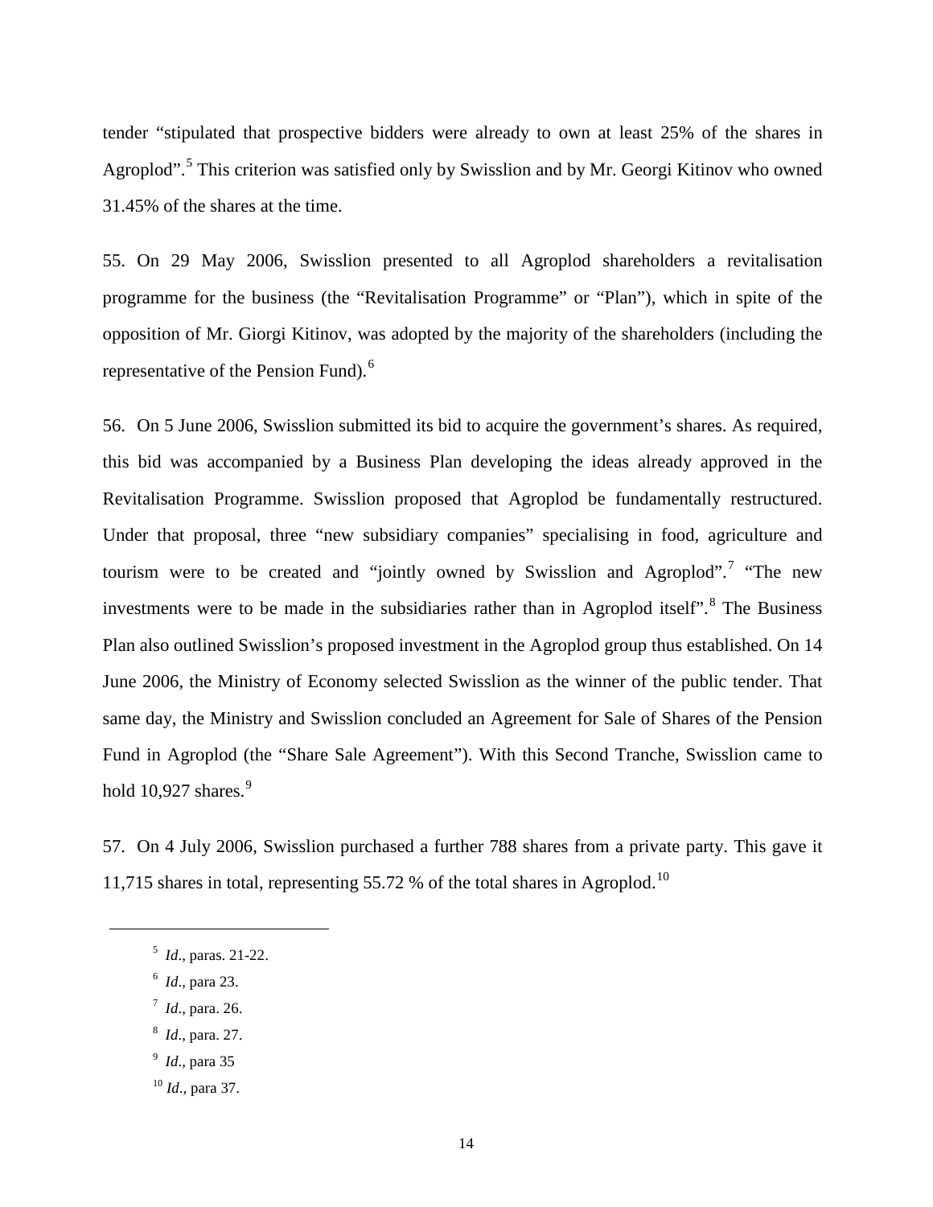tender “stipulated that prospective bidders were already to own at least 25% of the shares in Agroplod”.[5] This criterion was satisfied only by Swisslion and by Mr. Georgi Kitinov who owned 31.45% of the shares at the time.

55. On 29 May 2006, Swisslion presented to all Agroplod shareholders a revitalisation programme for the business (the “Revitalisation Programme” or “Plan”), which in spite of the opposition of Mr. Giorgi Kitinov, was adopted by the majority of the shareholders (including the representative of the Pension Fund).[6]

56. On 5 June 2006, Swisslion submitted its bid to acquire the government’s shares. As required, this bid was accompanied by a Business Plan developing the ideas already approved in the Revitalisation Programme. Swisslion proposed that Agroplod be fundamentally restructured. Under that proposal, three “new subsidiary companies” specialising in food, agriculture and tourism were to be created and “jointly owned by Swisslion and Agroplod”.[7] “The new investments were to be made in the subsidiaries rather than in Agroplod itself”.[8] The Business Plan also outlined Swisslion’s proposed investment in the Agroplod group thus established. On 14 June 2006, the Ministry of Economy selected Swisslion as the winner of the public tender. That same day, the Ministry and Swisslion concluded an Agreement for Sale of Shares of the Pension Fund in Agroplod (the “Share Sale Agreement”). With this Second Tranche, Swisslion came to hold 10,927 shares.[9]

57. On 4 July 2006, Swisslion purchased a further 788 shares from a private party. This gave it 11,715 shares in total, representing 55.72 % of the total shares in Agroplod.[10]

---

[5] *Id*., paras. 21-22.

[6] *Id*., para 23.

[7] *Id*., para. 26.

[8] *Id*., para. 27.

[9] *Id*., para 35

[10] *Id*., para 37.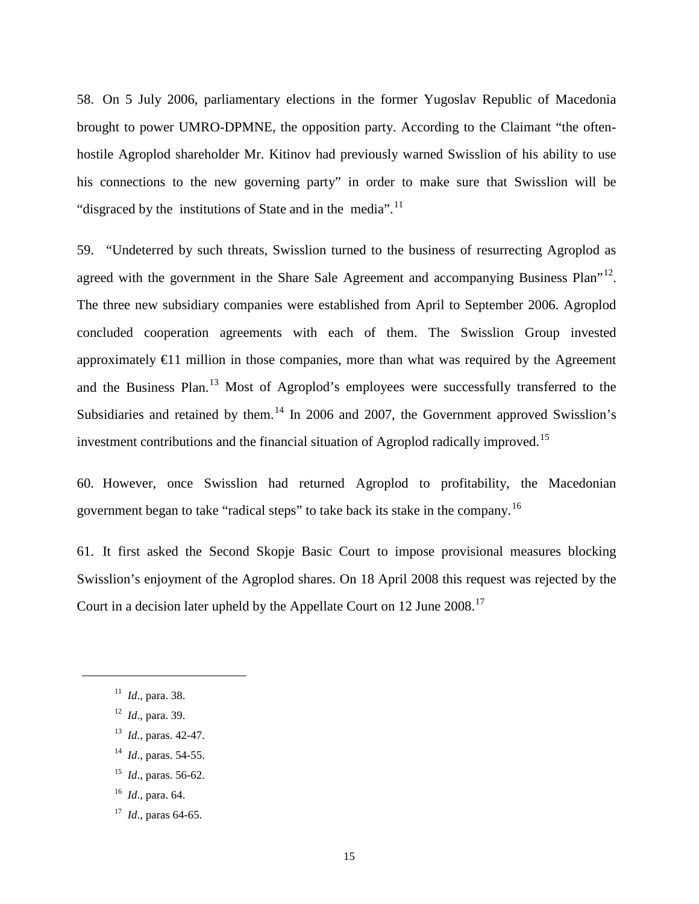58. On 5 July 2006, parliamentary elections in the former Yugoslav Republic of Macedonia brought to power UMRO-DPMNE, the opposition party. According to the Claimant "the often-hostile Agroplod shareholder Mr. Kitinov had previously warned Swisslion of his ability to use his connections to the new governing party" in order to make sure that Swisslion will be "disgraced by the institutions of State and in the media".[11]

59. "Undeterred by such threats, Swisslion turned to the business of resurrecting Agroplod as agreed with the government in the Share Sale Agreement and accompanying Business Plan"[12]. The three new subsidiary companies were established from April to September 2006. Agroplod concluded cooperation agreements with each of them. The Swisslion Group invested approximately €11 million in those companies, more than what was required by the Agreement and the Business Plan.[13] Most of Agroplod's employees were successfully transferred to the Subsidiaries and retained by them.[14] In 2006 and 2007, the Government approved Swisslion's investment contributions and the financial situation of Agroplod radically improved.[15]

60. However, once Swisslion had returned Agroplod to profitability, the Macedonian government began to take "radical steps" to take back its stake in the company.[16]

61. It first asked the Second Skopje Basic Court to impose provisional measures blocking Swisslion's enjoyment of the Agroplod shares. On 18 April 2008 this request was rejected by the Court in a decision later upheld by the Appellate Court on 12 June 2008.[17]

---

[11] *Id*., para. 38.

[12] *Id*., para. 39.

[13] *Id*., paras. 42-47.

[14] *Id*., paras. 54-55.

[15] *Id*., paras. 56-62.

[16] *Id*., para. 64.

[17] *Id*., paras 64-65.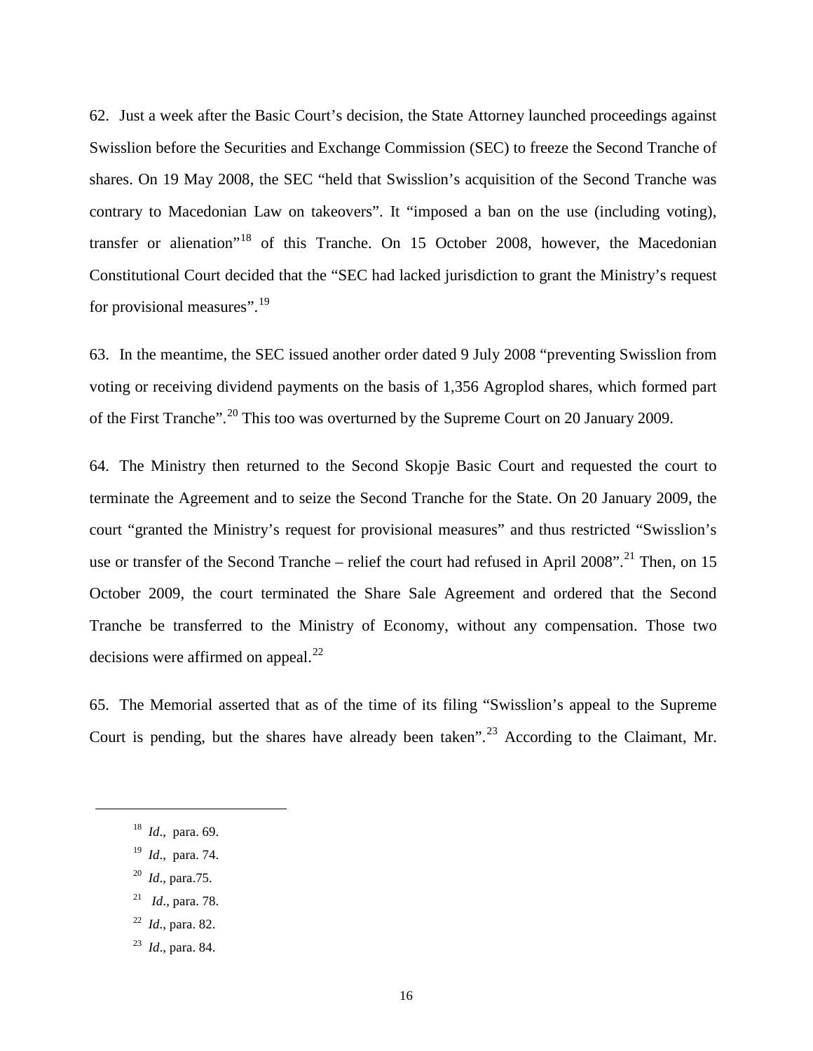62. Just a week after the Basic Court's decision, the State Attorney launched proceedings against Swisslion before the Securities and Exchange Commission (SEC) to freeze the Second Tranche of shares. On 19 May 2008, the SEC "held that Swisslion's acquisition of the Second Tranche was contrary to Macedonian Law on takeovers". It "imposed a ban on the use (including voting), transfer or alienation"[18] of this Tranche. On 15 October 2008, however, the Macedonian Constitutional Court decided that the "SEC had lacked jurisdiction to grant the Ministry's request for provisional measures".[19]

63. In the meantime, the SEC issued another order dated 9 July 2008 "preventing Swisslion from voting or receiving dividend payments on the basis of 1,356 Agroplod shares, which formed part of the First Tranche".[20] This too was overturned by the Supreme Court on 20 January 2009.

64. The Ministry then returned to the Second Skopje Basic Court and requested the court to terminate the Agreement and to seize the Second Tranche for the State. On 20 January 2009, the court "granted the Ministry's request for provisional measures" and thus restricted "Swisslion's use or transfer of the Second Tranche – relief the court had refused in April 2008".[21] Then, on 15 October 2009, the court terminated the Share Sale Agreement and ordered that the Second Tranche be transferred to the Ministry of Economy, without any compensation. Those two decisions were affirmed on appeal.[22]

65. The Memorial asserted that as of the time of its filing "Swisslion's appeal to the Supreme Court is pending, but the shares have already been taken".[23] According to the Claimant, Mr.

---

[18] *Id*., para. 69.

[19] *Id*., para. 74.

[20] *Id*., para.75.

[21] *Id*., para. 78.

[22] *Id*., para. 82.

[23] *Id*., para. 84.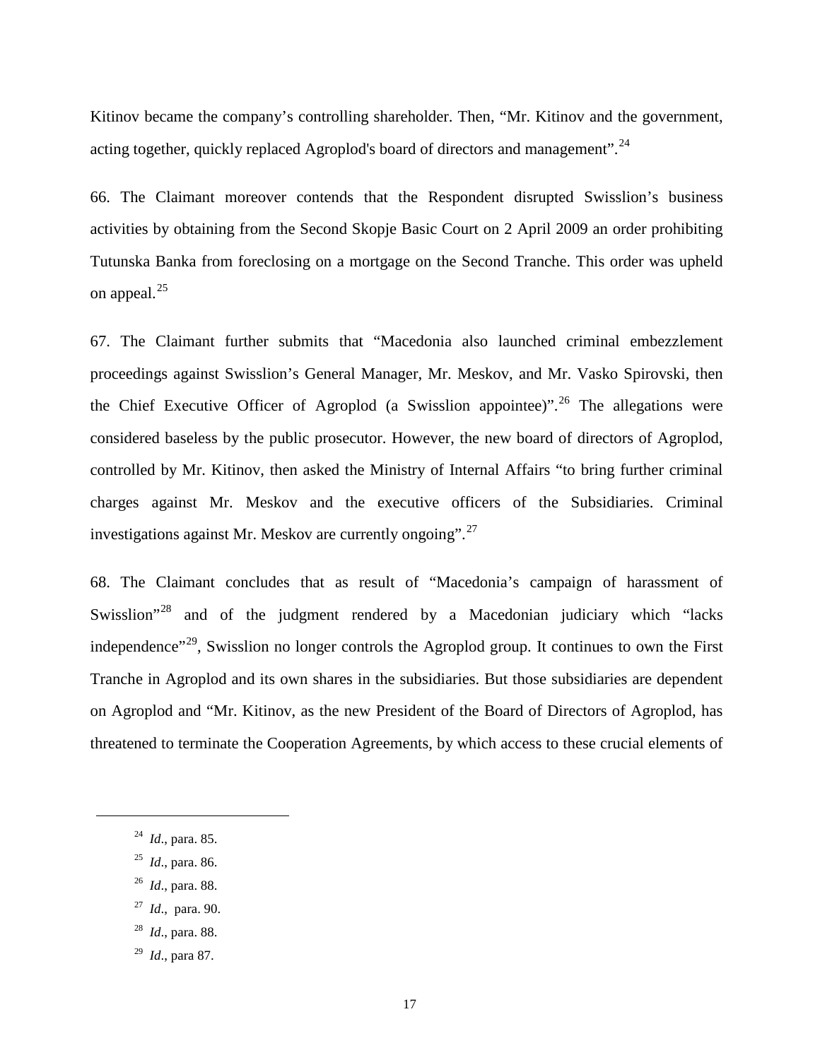Kitinov became the company's controlling shareholder. Then, "Mr. Kitinov and the government, acting together, quickly replaced Agroplod's board of directors and management".[24]

66. The Claimant moreover contends that the Respondent disrupted Swisslion's business activities by obtaining from the Second Skopje Basic Court on 2 April 2009 an order prohibiting Tutunska Banka from foreclosing on a mortgage on the Second Tranche. This order was upheld on appeal.[25]

67. The Claimant further submits that "Macedonia also launched criminal embezzlement proceedings against Swisslion's General Manager, Mr. Meskov, and Mr. Vasko Spirovski, then the Chief Executive Officer of Agroplod (a Swisslion appointee)".[26] The allegations were considered baseless by the public prosecutor. However, the new board of directors of Agroplod, controlled by Mr. Kitinov, then asked the Ministry of Internal Affairs "to bring further criminal charges against Mr. Meskov and the executive officers of the Subsidiaries. Criminal investigations against Mr. Meskov are currently ongoing".[27]

68. The Claimant concludes that as result of "Macedonia's campaign of harassment of Swisslion"[28] and of the judgment rendered by a Macedonian judiciary which "lacks independence"[29], Swisslion no longer controls the Agroplod group. It continues to own the First Tranche in Agroplod and its own shares in the subsidiaries. But those subsidiaries are dependent on Agroplod and "Mr. Kitinov, as the new President of the Board of Directors of Agroplod, has threatened to terminate the Cooperation Agreements, by which access to these crucial elements of

---

[24] *Id*., para. 85.

[25] *Id*., para. 86.

[26] *Id*., para. 88.

[27] *Id*., para. 90.

[28] *Id*., para. 88.

[29] *Id*., para 87.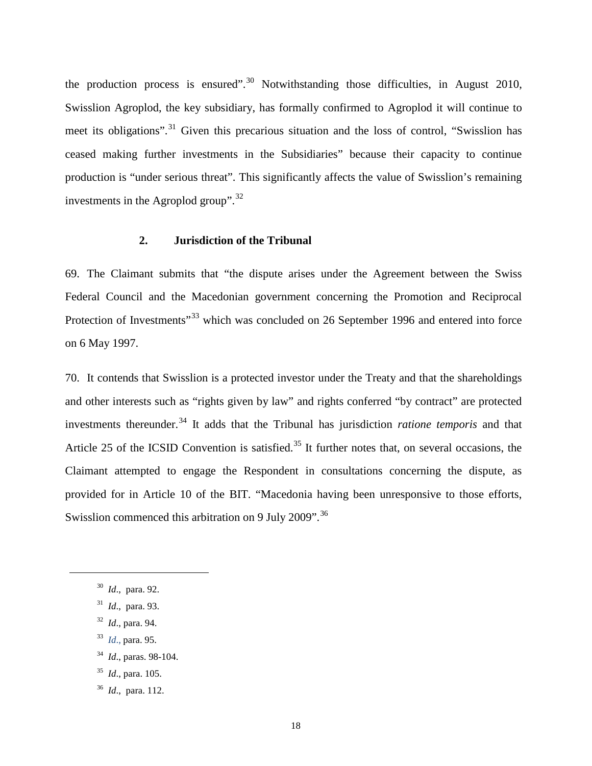the production process is ensured".[30] Notwithstanding those difficulties, in August 2010, Swisslion Agroplod, the key subsidiary, has formally confirmed to Agroplod it will continue to meet its obligations".[31] Given this precarious situation and the loss of control, "Swisslion has ceased making further investments in the Subsidiaries" because their capacity to continue production is "under serious threat". This significantly affects the value of Swisslion's remaining investments in the Agroplod group".[32]

### 2. Jurisdiction of the Tribunal

69. The Claimant submits that "the dispute arises under the Agreement between the Swiss Federal Council and the Macedonian government concerning the Promotion and Reciprocal Protection of Investments"[33] which was concluded on 26 September 1996 and entered into force on 6 May 1997.

70. It contends that Swisslion is a protected investor under the Treaty and that the shareholdings and other interests such as "rights given by law" and rights conferred "by contract" are protected investments thereunder.[34] It adds that the Tribunal has jurisdiction *ratione temporis* and that Article 25 of the ICSID Convention is satisfied.[35] It further notes that, on several occasions, the Claimant attempted to engage the Respondent in consultations concerning the dispute, as provided for in Article 10 of the BIT. "Macedonia having been unresponsive to those efforts, Swisslion commenced this arbitration on 9 July 2009".[36]

---

[30] *Id*., para. 92.

[31] *Id*., para. 93.

[32] *Id*., para. 94.

[33] *Id*., para. 95.

[34] *Id*., paras. 98-104.

[35] *Id*., para. 105.

[36] *Id*., para. 112.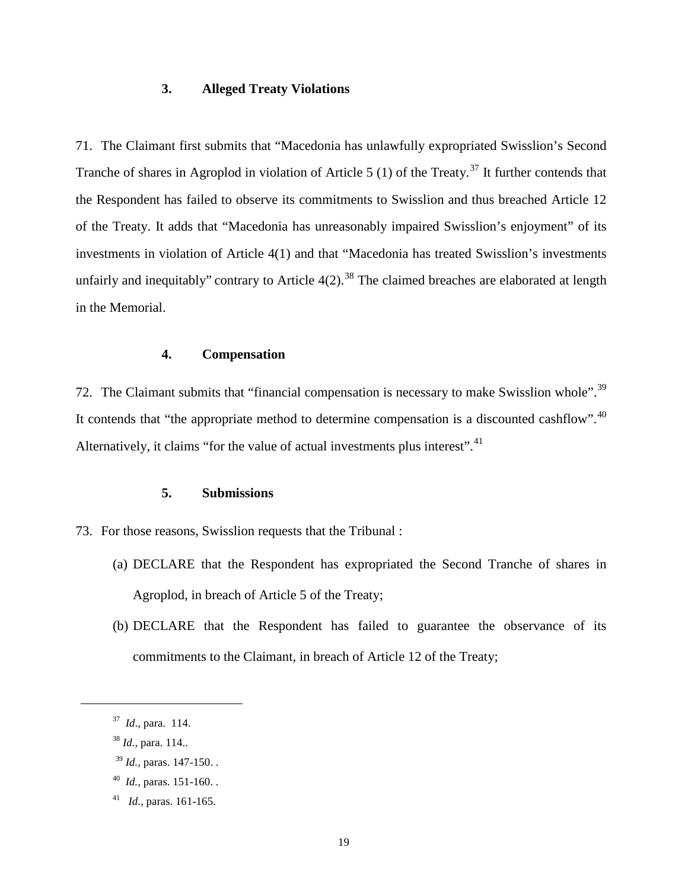### 3. Alleged Treaty Violations

71. The Claimant first submits that "Macedonia has unlawfully expropriated Swisslion's Second Tranche of shares in Agroplod in violation of Article 5 (1) of the Treaty.[37] It further contends that the Respondent has failed to observe its commitments to Swisslion and thus breached Article 12 of the Treaty. It adds that "Macedonia has unreasonably impaired Swisslion's enjoyment" of its investments in violation of Article 4(1) and that "Macedonia has treated Swisslion's investments unfairly and inequitably" contrary to Article 4(2).[38] The claimed breaches are elaborated at length in the Memorial.

### 4. Compensation

72. The Claimant submits that "financial compensation is necessary to make Swisslion whole".[39] It contends that "the appropriate method to determine compensation is a discounted cashflow".[40] Alternatively, it claims "for the value of actual investments plus interest".[41]

### 5. Submissions

73. For those reasons, Swisslion requests that the Tribunal :

(a) DECLARE that the Respondent has expropriated the Second Tranche of shares in Agroplod, in breach of Article 5 of the Treaty;

(b) DECLARE that the Respondent has failed to guarantee the observance of its commitments to the Claimant, in breach of Article 12 of the Treaty;

---

[37] *Id*., para. 114.

[38] *Id.*, para. 114..

[39] *Id.*, paras. 147-150. .

[40] *Id.*, paras. 151-160. .

[41] *Id*., paras. 161-165.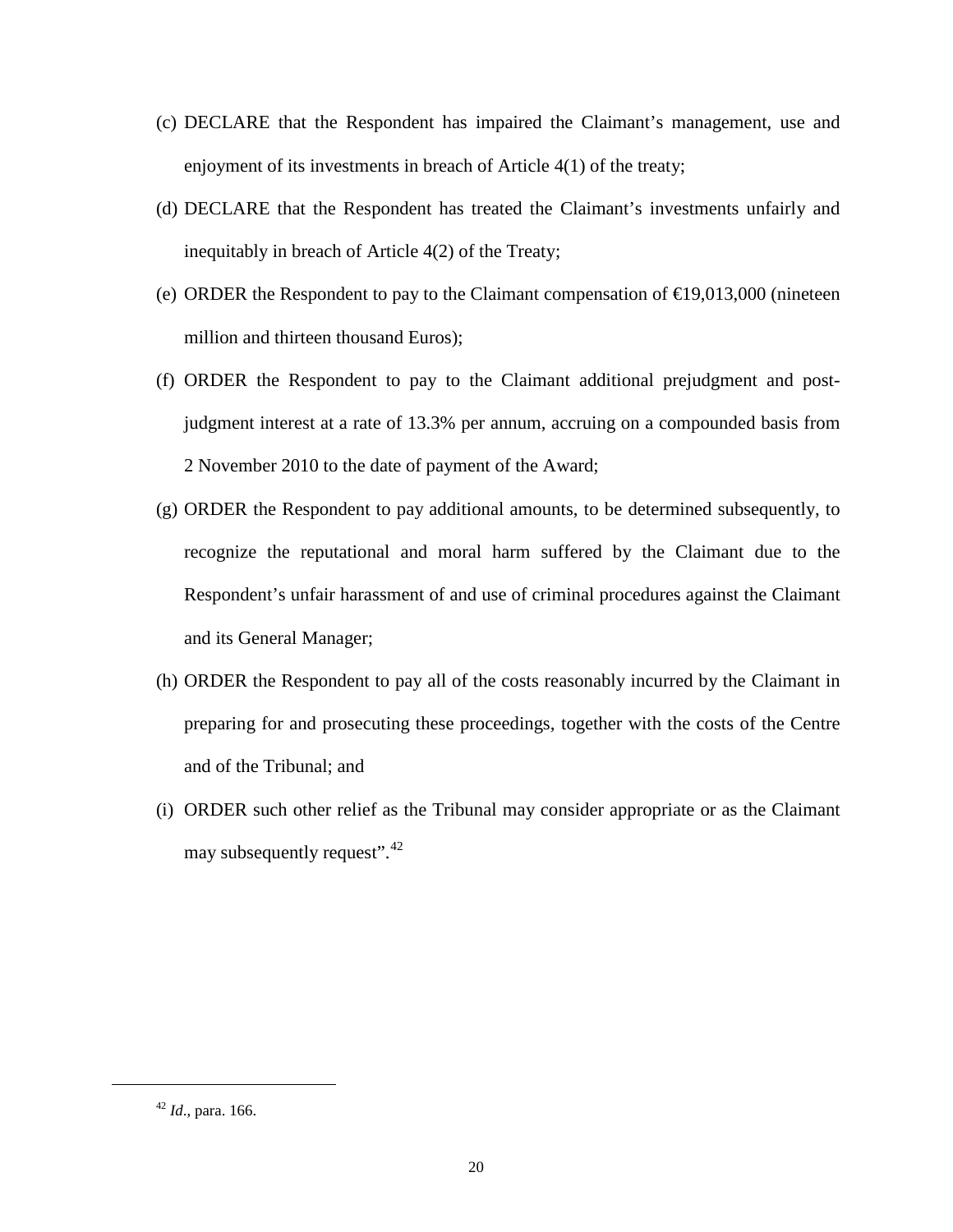(c) DECLARE that the Respondent has impaired the Claimant's management, use and enjoyment of its investments in breach of Article 4(1) of the treaty;

(d) DECLARE that the Respondent has treated the Claimant's investments unfairly and inequitably in breach of Article 4(2) of the Treaty;

(e) ORDER the Respondent to pay to the Claimant compensation of €19,013,000 (nineteen million and thirteen thousand Euros);

(f) ORDER the Respondent to pay to the Claimant additional prejudgment and post-judgment interest at a rate of 13.3% per annum, accruing on a compounded basis from 2 November 2010 to the date of payment of the Award;

(g) ORDER the Respondent to pay additional amounts, to be determined subsequently, to recognize the reputational and moral harm suffered by the Claimant due to the Respondent's unfair harassment of and use of criminal procedures against the Claimant and its General Manager;

(h) ORDER the Respondent to pay all of the costs reasonably incurred by the Claimant in preparing for and prosecuting these proceedings, together with the costs of the Centre and of the Tribunal; and

(i) ORDER such other relief as the Tribunal may consider appropriate or as the Claimant may subsequently request".[42]

---

[42] *Id*., para. 166.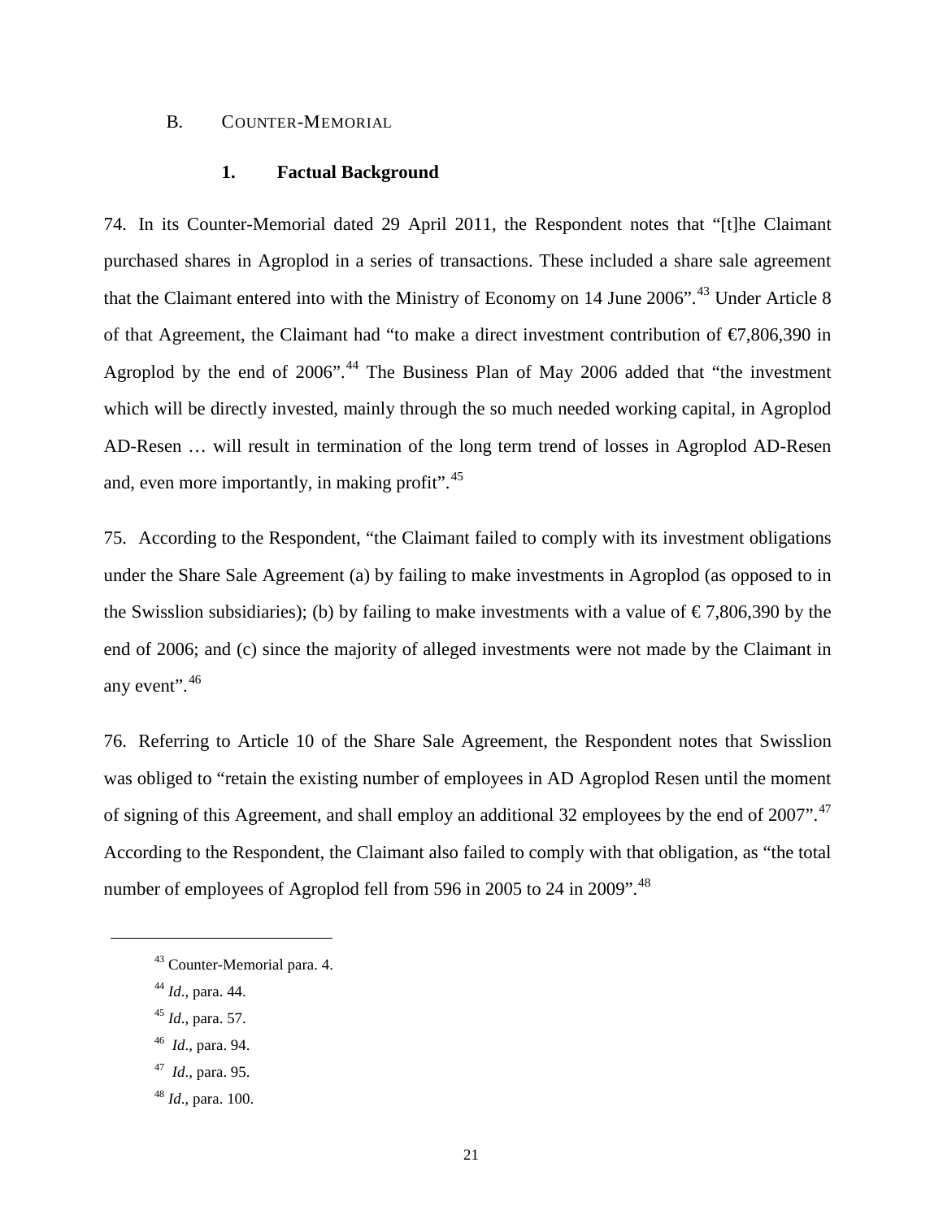## B. COUNTER-MEMORIAL

### 1. Factual Background

74. In its Counter-Memorial dated 29 April 2011, the Respondent notes that "[t]he Claimant purchased shares in Agroplod in a series of transactions. These included a share sale agreement that the Claimant entered into with the Ministry of Economy on 14 June 2006".[43] Under Article 8 of that Agreement, the Claimant had "to make a direct investment contribution of €7,806,390 in Agroplod by the end of 2006".[44] The Business Plan of May 2006 added that "the investment which will be directly invested, mainly through the so much needed working capital, in Agroplod AD-Resen … will result in termination of the long term trend of losses in Agroplod AD-Resen and, even more importantly, in making profit".[45]

75. According to the Respondent, "the Claimant failed to comply with its investment obligations under the Share Sale Agreement (a) by failing to make investments in Agroplod (as opposed to in the Swisslion subsidiaries); (b) by failing to make investments with a value of € 7,806,390 by the end of 2006; and (c) since the majority of alleged investments were not made by the Claimant in any event".[46]

76. Referring to Article 10 of the Share Sale Agreement, the Respondent notes that Swisslion was obliged to "retain the existing number of employees in AD Agroplod Resen until the moment of signing of this Agreement, and shall employ an additional 32 employees by the end of 2007".[47] According to the Respondent, the Claimant also failed to comply with that obligation, as "the total number of employees of Agroplod fell from 596 in 2005 to 24 in 2009".[48]

---

[43] Counter-Memorial para. 4.

[44] *Id*., para. 44.

[45] *Id*., para. 57.

[46] *Id*., para. 94.

[47] *Id*., para. 95.

[48] *Id*., para. 100.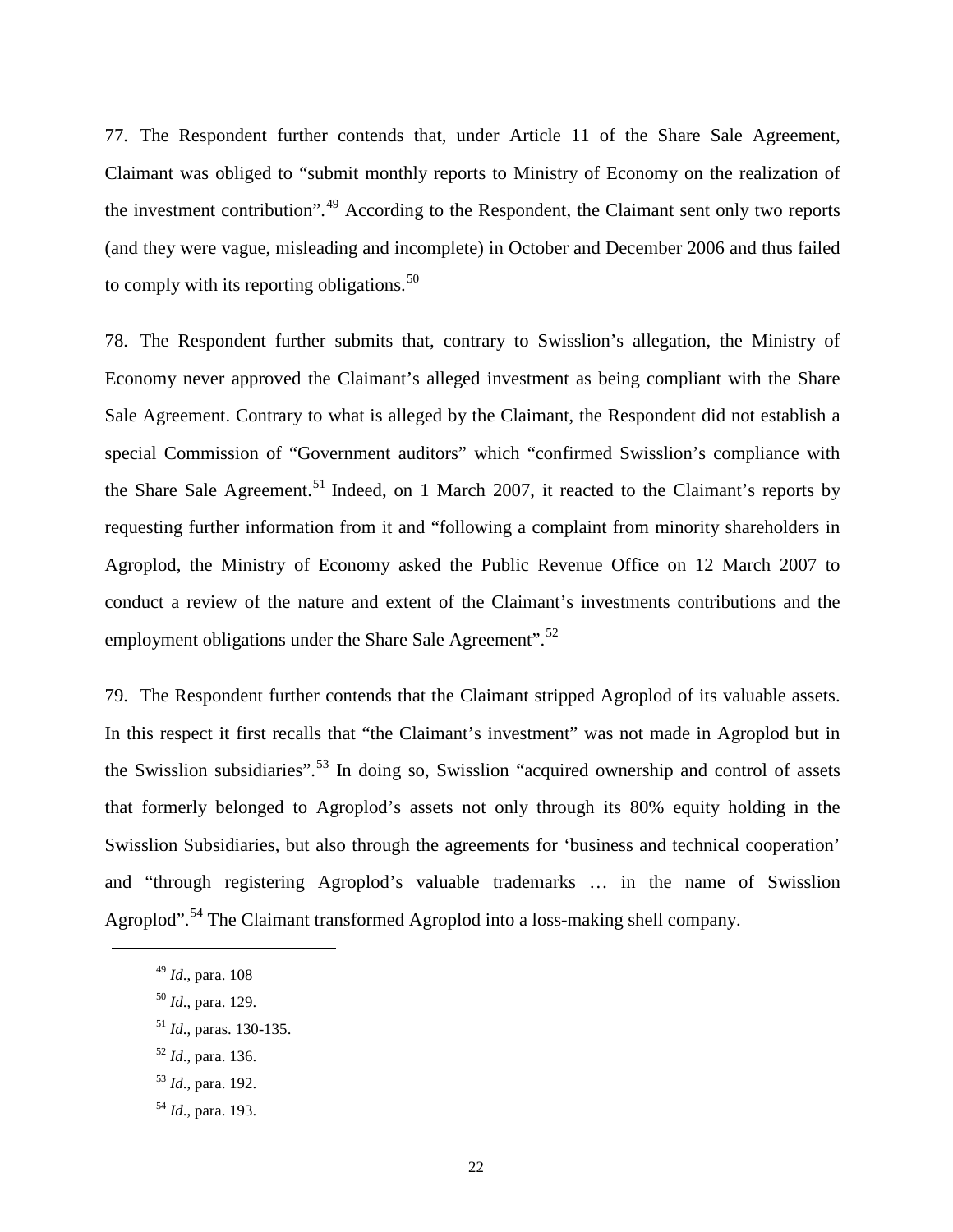77. The Respondent further contends that, under Article 11 of the Share Sale Agreement, Claimant was obliged to "submit monthly reports to Ministry of Economy on the realization of the investment contribution".[49] According to the Respondent, the Claimant sent only two reports (and they were vague, misleading and incomplete) in October and December 2006 and thus failed to comply with its reporting obligations.[50]

78. The Respondent further submits that, contrary to Swisslion's allegation, the Ministry of Economy never approved the Claimant's alleged investment as being compliant with the Share Sale Agreement. Contrary to what is alleged by the Claimant, the Respondent did not establish a special Commission of "Government auditors" which "confirmed Swisslion's compliance with the Share Sale Agreement.[51] Indeed, on 1 March 2007, it reacted to the Claimant's reports by requesting further information from it and "following a complaint from minority shareholders in Agroplod, the Ministry of Economy asked the Public Revenue Office on 12 March 2007 to conduct a review of the nature and extent of the Claimant's investments contributions and the employment obligations under the Share Sale Agreement".[52]

79. The Respondent further contends that the Claimant stripped Agroplod of its valuable assets. In this respect it first recalls that "the Claimant's investment" was not made in Agroplod but in the Swisslion subsidiaries".[53] In doing so, Swisslion "acquired ownership and control of assets that formerly belonged to Agroplod's assets not only through its 80% equity holding in the Swisslion Subsidiaries, but also through the agreements for 'business and technical cooperation' and "through registering Agroplod's valuable trademarks … in the name of Swisslion Agroplod".[54] The Claimant transformed Agroplod into a loss-making shell company.

---

[49] *Id*., para. 108

[50] *Id*., para. 129.

[51] *Id*., paras. 130-135.

[52] *Id*., para. 136.

[53] *Id*., para. 192.

[54] *Id*., para. 193.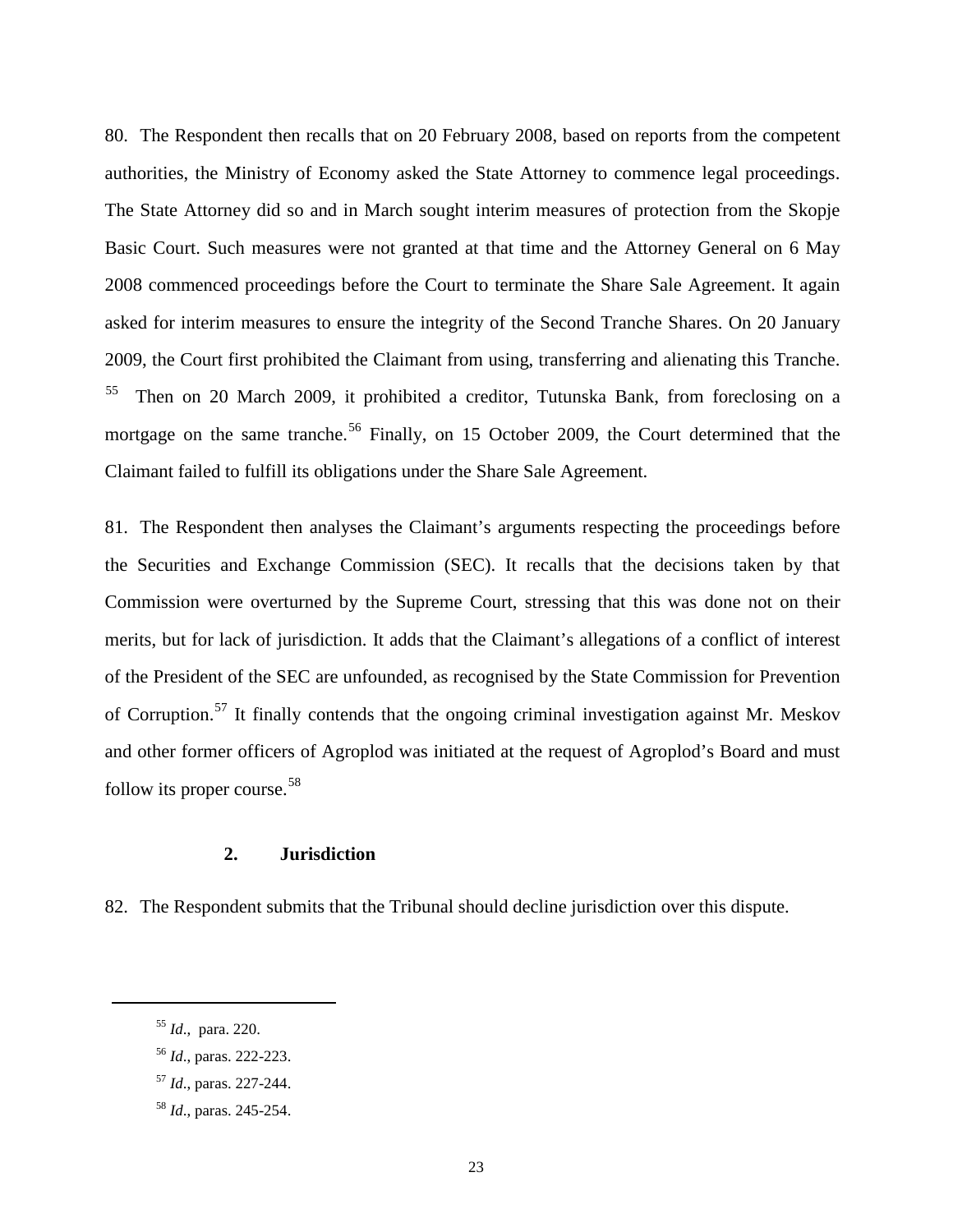80. The Respondent then recalls that on 20 February 2008, based on reports from the competent authorities, the Ministry of Economy asked the State Attorney to commence legal proceedings. The State Attorney did so and in March sought interim measures of protection from the Skopje Basic Court. Such measures were not granted at that time and the Attorney General on 6 May 2008 commenced proceedings before the Court to terminate the Share Sale Agreement. It again asked for interim measures to ensure the integrity of the Second Tranche Shares. On 20 January 2009, the Court first prohibited the Claimant from using, transferring and alienating this Tranche.[55] Then on 20 March 2009, it prohibited a creditor, Tutunska Bank, from foreclosing on a mortgage on the same tranche.[56] Finally, on 15 October 2009, the Court determined that the Claimant failed to fulfill its obligations under the Share Sale Agreement.

81. The Respondent then analyses the Claimant's arguments respecting the proceedings before the Securities and Exchange Commission (SEC). It recalls that the decisions taken by that Commission were overturned by the Supreme Court, stressing that this was done not on their merits, but for lack of jurisdiction. It adds that the Claimant's allegations of a conflict of interest of the President of the SEC are unfounded, as recognised by the State Commission for Prevention of Corruption.[57] It finally contends that the ongoing criminal investigation against Mr. Meskov and other former officers of Agroplod was initiated at the request of Agroplod's Board and must follow its proper course.[58]

### 2. Jurisdiction

82. The Respondent submits that the Tribunal should decline jurisdiction over this dispute.

---

[55] *Id.*, para. 220.

[56] *Id*., paras. 222-223.

[57] *Id*., paras. 227-244.

[58] *Id*., paras. 245-254.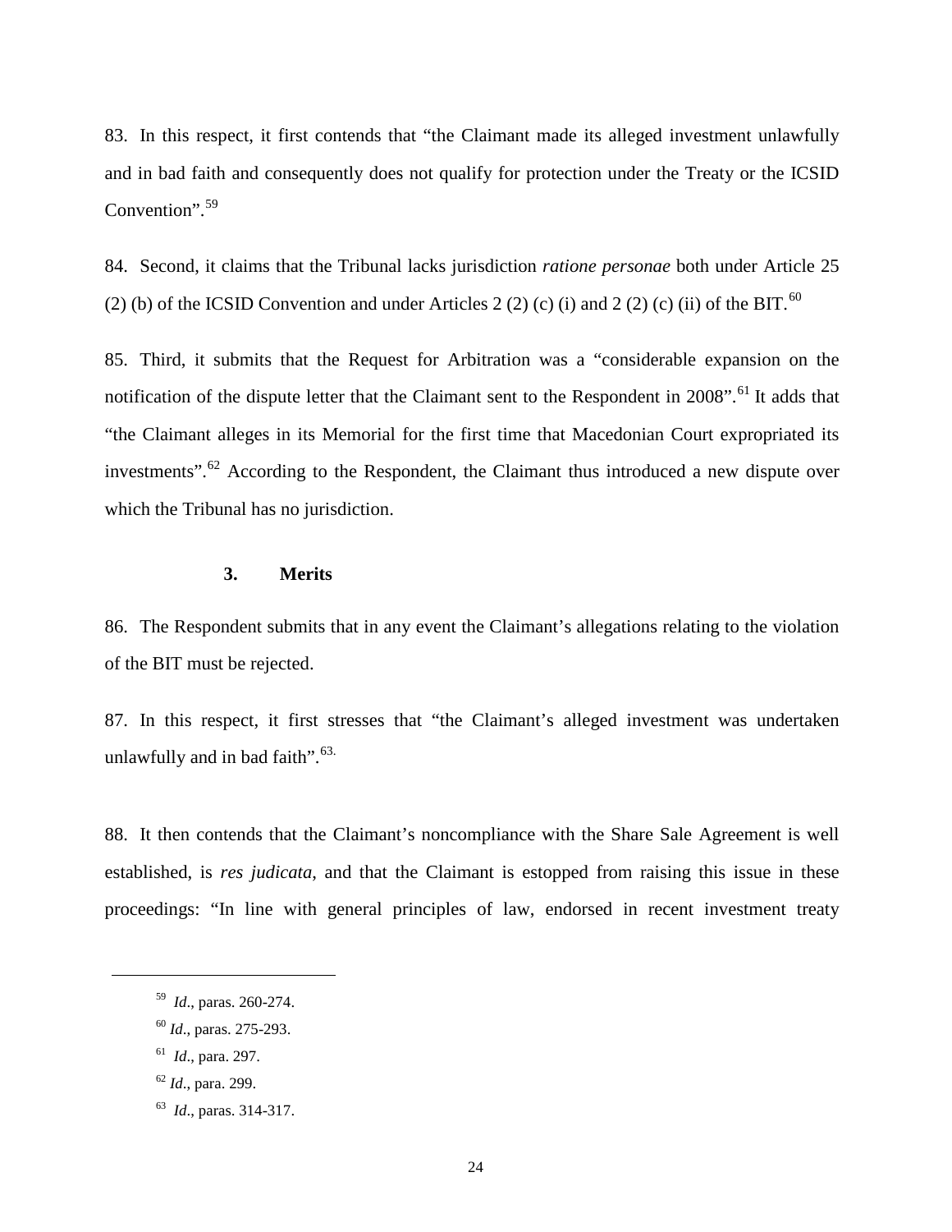83. In this respect, it first contends that "the Claimant made its alleged investment unlawfully and in bad faith and consequently does not qualify for protection under the Treaty or the ICSID Convention".[59]

84. Second, it claims that the Tribunal lacks jurisdiction *ratione personae* both under Article 25 (2) (b) of the ICSID Convention and under Articles 2 (2) (c) (i) and 2 (2) (c) (ii) of the BIT.[60]

85. Third, it submits that the Request for Arbitration was a "considerable expansion on the notification of the dispute letter that the Claimant sent to the Respondent in 2008".[61] It adds that "the Claimant alleges in its Memorial for the first time that Macedonian Court expropriated its investments".[62] According to the Respondent, the Claimant thus introduced a new dispute over which the Tribunal has no jurisdiction.

### 3. Merits

86. The Respondent submits that in any event the Claimant's allegations relating to the violation of the BIT must be rejected.

87. In this respect, it first stresses that "the Claimant's alleged investment was undertaken unlawfully and in bad faith".[63.]

88. It then contends that the Claimant's noncompliance with the Share Sale Agreement is well established, is *res judicata*, and that the Claimant is estopped from raising this issue in these proceedings: "In line with general principles of law, endorsed in recent investment treaty

---

[59] *Id*., paras. 260-274.

[60] *Id*., paras. 275-293.

[61] *Id*., para. 297.

[62] *Id*., para. 299.

[63] *Id*., paras. 314-317.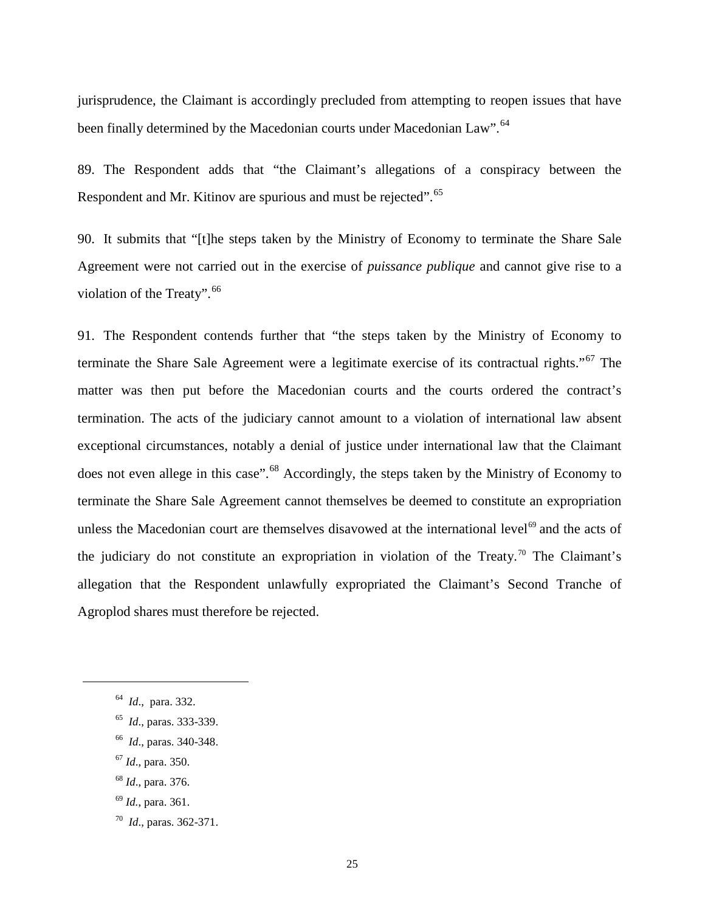jurisprudence, the Claimant is accordingly precluded from attempting to reopen issues that have been finally determined by the Macedonian courts under Macedonian Law".[64]

89. The Respondent adds that "the Claimant's allegations of a conspiracy between the Respondent and Mr. Kitinov are spurious and must be rejected".[65]

90. It submits that "[t]he steps taken by the Ministry of Economy to terminate the Share Sale Agreement were not carried out in the exercise of *puissance publique* and cannot give rise to a violation of the Treaty".[66]

91. The Respondent contends further that "the steps taken by the Ministry of Economy to terminate the Share Sale Agreement were a legitimate exercise of its contractual rights."[67] The matter was then put before the Macedonian courts and the courts ordered the contract's termination. The acts of the judiciary cannot amount to a violation of international law absent exceptional circumstances, notably a denial of justice under international law that the Claimant does not even allege in this case".[68] Accordingly, the steps taken by the Ministry of Economy to terminate the Share Sale Agreement cannot themselves be deemed to constitute an expropriation unless the Macedonian court are themselves disavowed at the international level[69] and the acts of the judiciary do not constitute an expropriation in violation of the Treaty.[70] The Claimant's allegation that the Respondent unlawfully expropriated the Claimant's Second Tranche of Agroplod shares must therefore be rejected.

---

[64] *Id*., para. 332.

[65] *Id*., paras. 333-339.

[66] *Id*., paras. 340-348.

[67] *Id*., para. 350.

[68] *Id*., para. 376.

[69] *Id.*, para. 361.

[70] *Id*., paras. 362-371.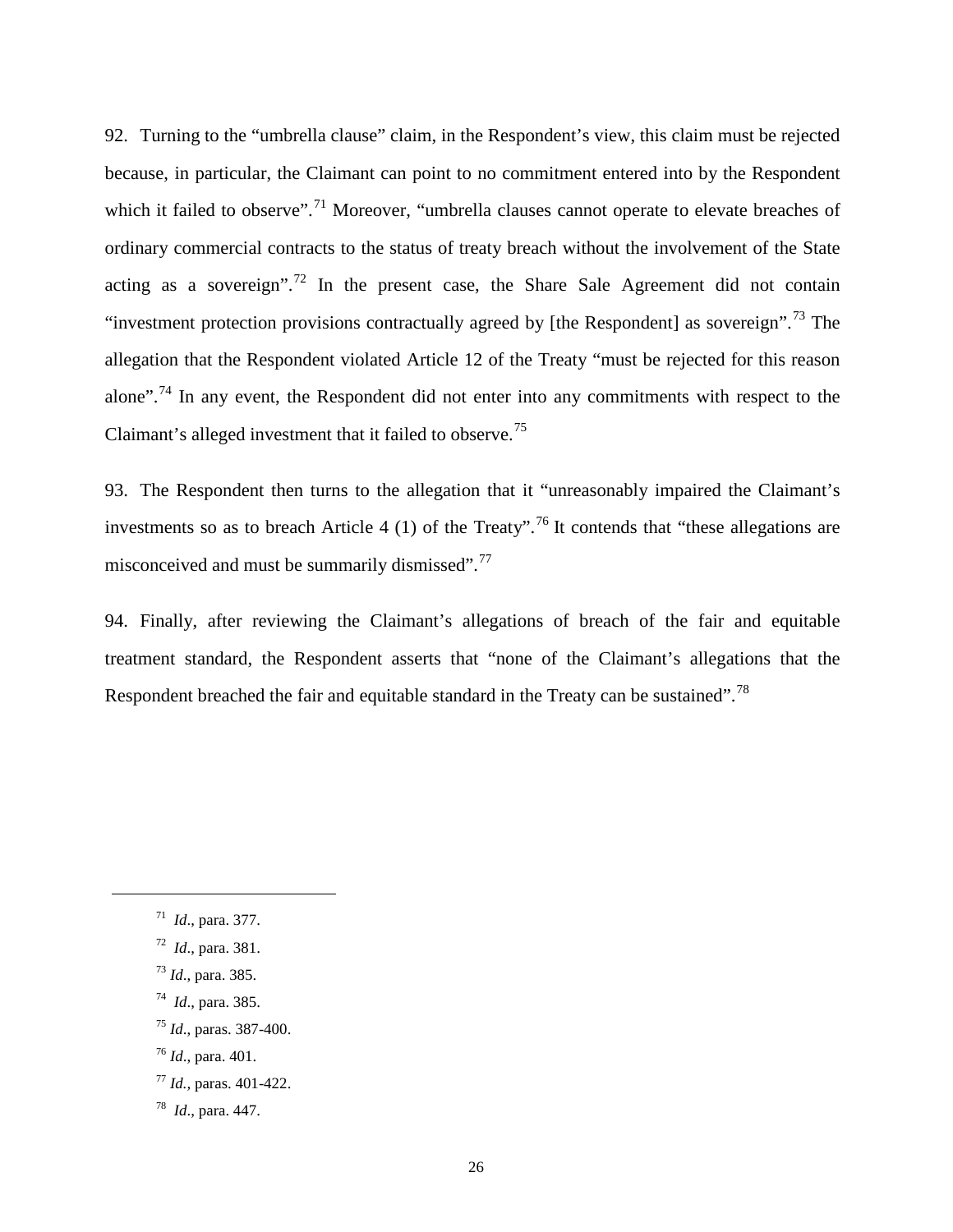92. Turning to the "umbrella clause" claim, in the Respondent's view, this claim must be rejected because, in particular, the Claimant can point to no commitment entered into by the Respondent which it failed to observe".[71] Moreover, "umbrella clauses cannot operate to elevate breaches of ordinary commercial contracts to the status of treaty breach without the involvement of the State acting as a sovereign".[72] In the present case, the Share Sale Agreement did not contain "investment protection provisions contractually agreed by [the Respondent] as sovereign".[73] The allegation that the Respondent violated Article 12 of the Treaty "must be rejected for this reason alone".[74] In any event, the Respondent did not enter into any commitments with respect to the Claimant's alleged investment that it failed to observe.[75]

93. The Respondent then turns to the allegation that it "unreasonably impaired the Claimant's investments so as to breach Article 4 (1) of the Treaty".[76] It contends that "these allegations are misconceived and must be summarily dismissed".[77]

94. Finally, after reviewing the Claimant's allegations of breach of the fair and equitable treatment standard, the Respondent asserts that "none of the Claimant's allegations that the Respondent breached the fair and equitable standard in the Treaty can be sustained".[78]

---

[71] *Id*., para. 377.

[72] *Id*., para. 381.

[73] *Id*., para. 385.

[74] *Id*., para. 385.

[75] *Id*., paras. 387-400.

[76] *Id*., para. 401.

[77] *Id.,* paras. 401-422.

[78] *Id*., para. 447.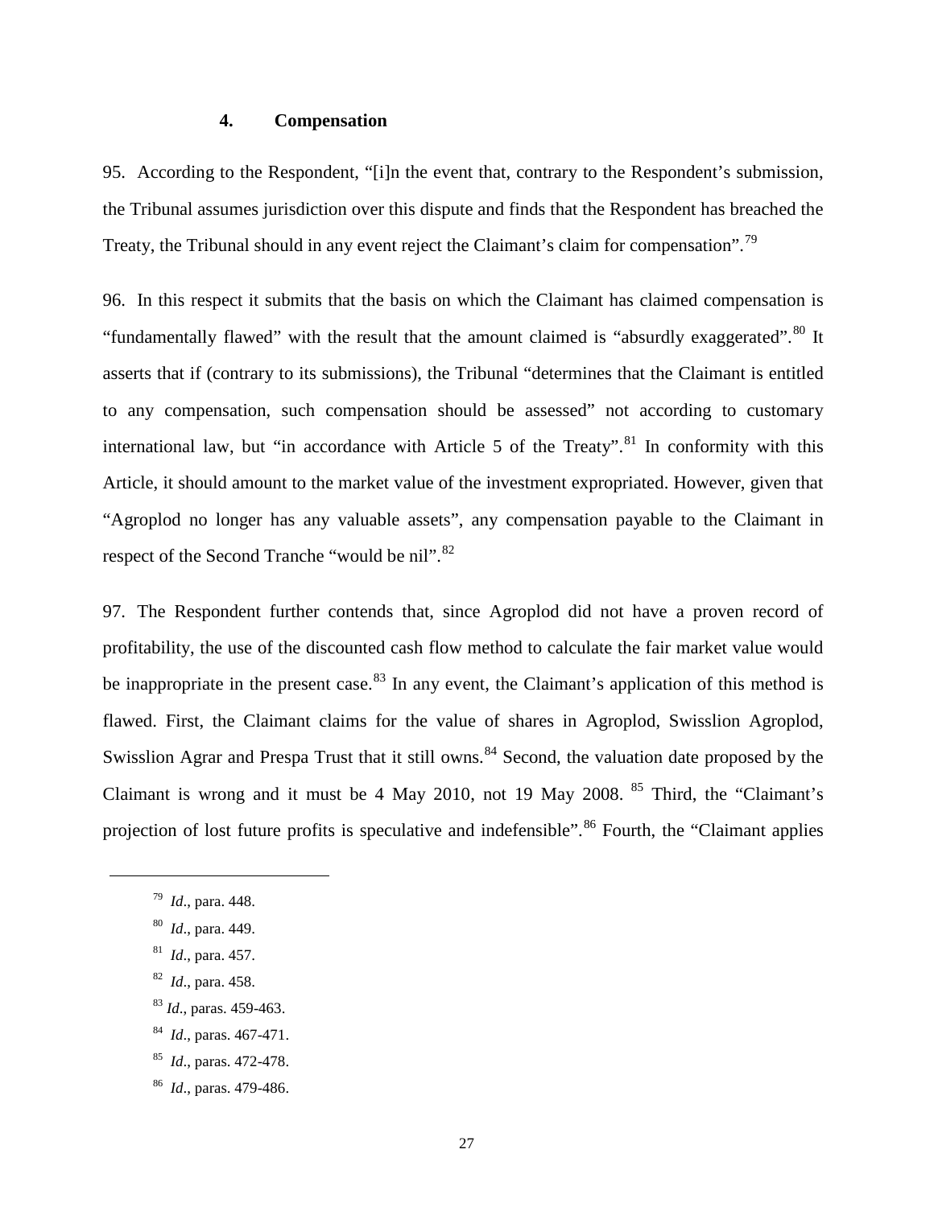### 4. Compensation

95. According to the Respondent, "[i]n the event that, contrary to the Respondent's submission, the Tribunal assumes jurisdiction over this dispute and finds that the Respondent has breached the Treaty, the Tribunal should in any event reject the Claimant's claim for compensation".[79]

96. In this respect it submits that the basis on which the Claimant has claimed compensation is "fundamentally flawed" with the result that the amount claimed is "absurdly exaggerated".[80] It asserts that if (contrary to its submissions), the Tribunal "determines that the Claimant is entitled to any compensation, such compensation should be assessed" not according to customary international law, but "in accordance with Article 5 of the Treaty".[81] In conformity with this Article, it should amount to the market value of the investment expropriated. However, given that "Agroplod no longer has any valuable assets", any compensation payable to the Claimant in respect of the Second Tranche "would be nil".[82]

97. The Respondent further contends that, since Agroplod did not have a proven record of profitability, the use of the discounted cash flow method to calculate the fair market value would be inappropriate in the present case.[83] In any event, the Claimant's application of this method is flawed. First, the Claimant claims for the value of shares in Agroplod, Swisslion Agroplod, Swisslion Agrar and Prespa Trust that it still owns.[84] Second, the valuation date proposed by the Claimant is wrong and it must be 4 May 2010, not 19 May 2008.[85] Third, the "Claimant's projection of lost future profits is speculative and indefensible".[86] Fourth, the "Claimant applies

---

[79] *Id*., para. 448.

[80] *Id*., para. 449.

[81] *Id*., para. 457.

[82] *Id*., para. 458.

[83] *Id*., paras. 459-463.

[84] *Id*., paras. 467-471.

[85] *Id*., paras. 472-478.

[86] *Id*., paras. 479-486.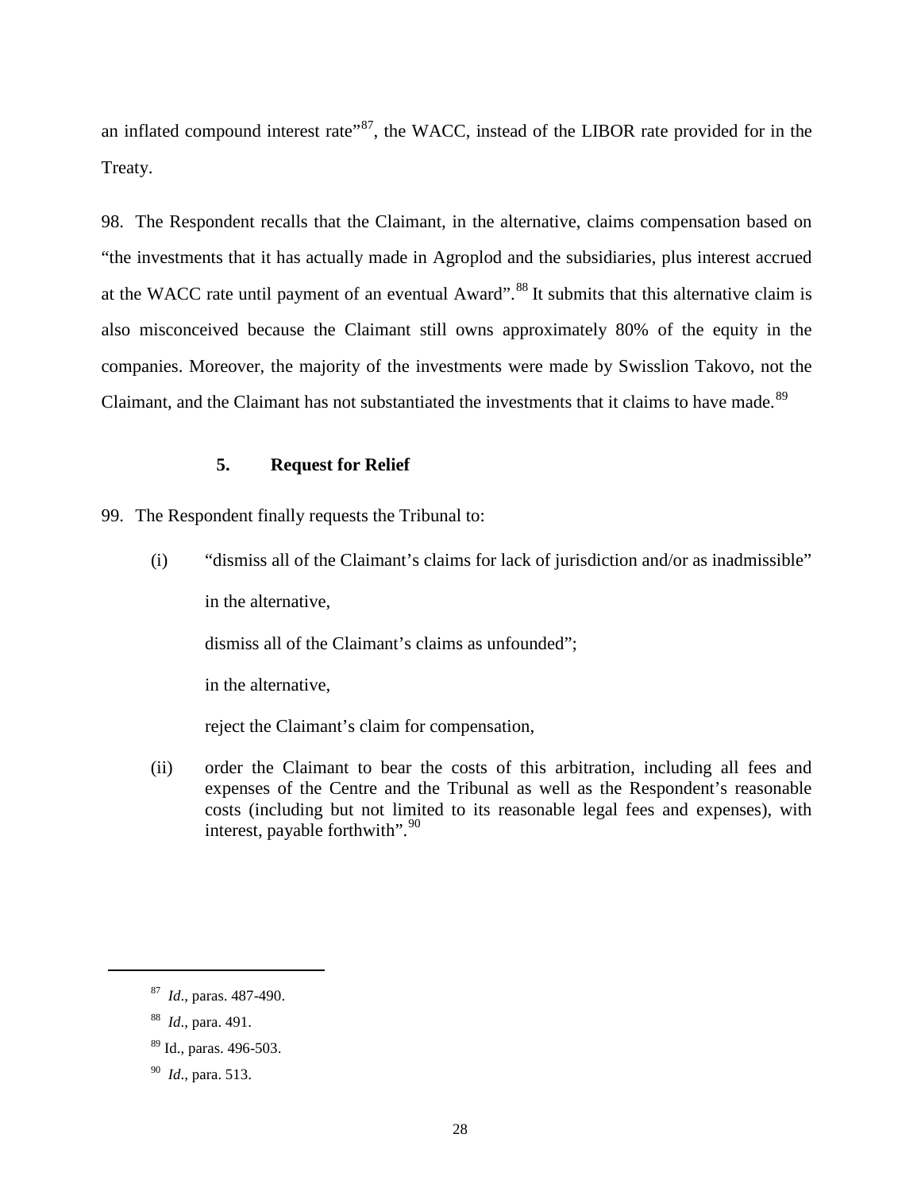an inflated compound interest rate"[87], the WACC, instead of the LIBOR rate provided for in the Treaty.

98. The Respondent recalls that the Claimant, in the alternative, claims compensation based on "the investments that it has actually made in Agroplod and the subsidiaries, plus interest accrued at the WACC rate until payment of an eventual Award".[88] It submits that this alternative claim is also misconceived because the Claimant still owns approximately 80% of the equity in the companies. Moreover, the majority of the investments were made by Swisslion Takovo, not the Claimant, and the Claimant has not substantiated the investments that it claims to have made.[89]

### 5. Request for Relief

99. The Respondent finally requests the Tribunal to:

(i) "dismiss all of the Claimant's claims for lack of jurisdiction and/or as inadmissible"

in the alternative,

dismiss all of the Claimant's claims as unfounded";

in the alternative,

reject the Claimant's claim for compensation,

(ii) order the Claimant to bear the costs of this arbitration, including all fees and expenses of the Centre and the Tribunal as well as the Respondent's reasonable costs (including but not limited to its reasonable legal fees and expenses), with interest, payable forthwith".[90]

---

[87] *Id*., paras. 487-490.

[88] *Id*., para. 491.

[89] Id., paras. 496-503.

[90] *Id*., para. 513.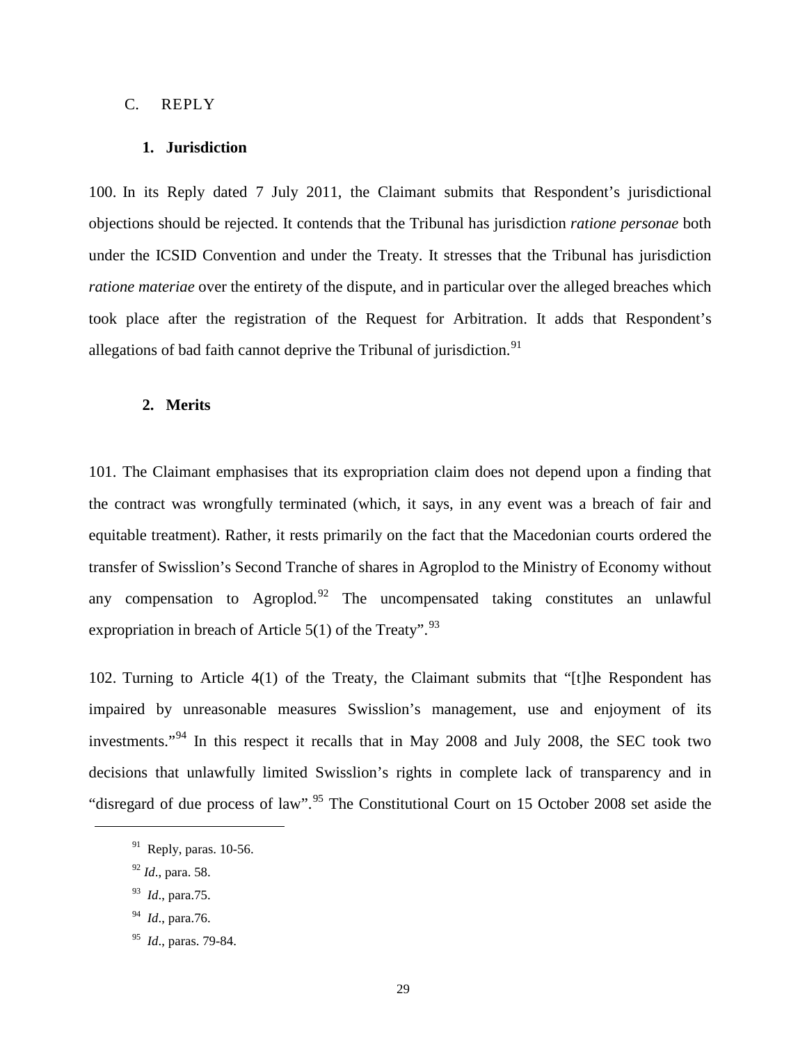## C. REPLY

### 1. Jurisdiction

100. In its Reply dated 7 July 2011, the Claimant submits that Respondent's jurisdictional objections should be rejected. It contends that the Tribunal has jurisdiction *ratione personae* both under the ICSID Convention and under the Treaty. It stresses that the Tribunal has jurisdiction *ratione materiae* over the entirety of the dispute, and in particular over the alleged breaches which took place after the registration of the Request for Arbitration. It adds that Respondent's allegations of bad faith cannot deprive the Tribunal of jurisdiction.[91]

### 2. Merits

101. The Claimant emphasises that its expropriation claim does not depend upon a finding that the contract was wrongfully terminated (which, it says, in any event was a breach of fair and equitable treatment). Rather, it rests primarily on the fact that the Macedonian courts ordered the transfer of Swisslion's Second Tranche of shares in Agroplod to the Ministry of Economy without any compensation to Agroplod.[92] The uncompensated taking constitutes an unlawful expropriation in breach of Article 5(1) of the Treaty".[93]

102. Turning to Article 4(1) of the Treaty, the Claimant submits that "[t]he Respondent has impaired by unreasonable measures Swisslion's management, use and enjoyment of its investments."[94] In this respect it recalls that in May 2008 and July 2008, the SEC took two decisions that unlawfully limited Swisslion's rights in complete lack of transparency and in "disregard of due process of law".[95] The Constitutional Court on 15 October 2008 set aside the

[91] Reply, paras. 10-56.

[92] *Id*., para. 58.

[93] *Id*., para.75.

[94] *Id*., para.76.

[95] *Id*., paras. 79-84.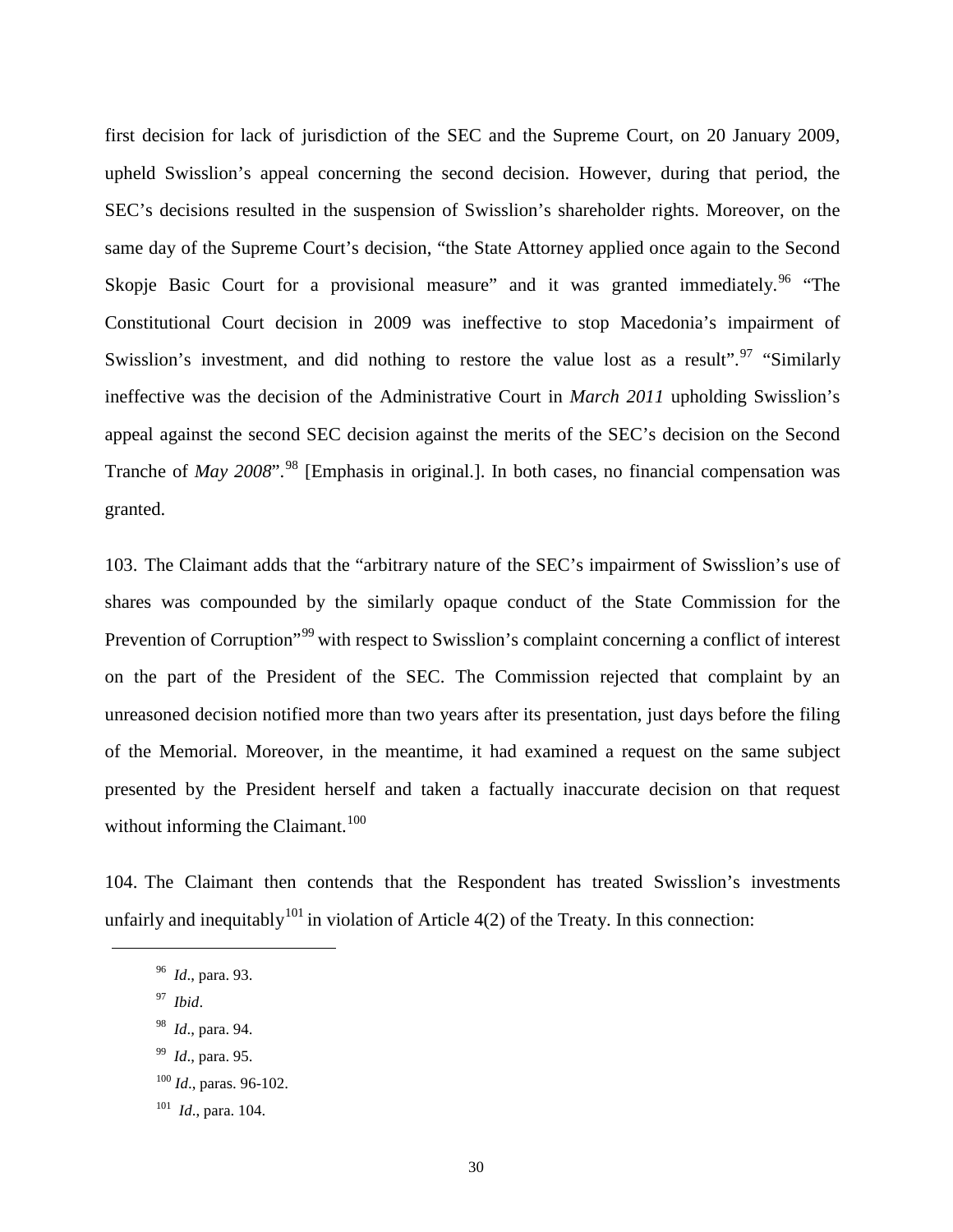first decision for lack of jurisdiction of the SEC and the Supreme Court, on 20 January 2009, upheld Swisslion's appeal concerning the second decision. However, during that period, the SEC's decisions resulted in the suspension of Swisslion's shareholder rights. Moreover, on the same day of the Supreme Court's decision, "the State Attorney applied once again to the Second Skopje Basic Court for a provisional measure" and it was granted immediately.[96] "The Constitutional Court decision in 2009 was ineffective to stop Macedonia's impairment of Swisslion's investment, and did nothing to restore the value lost as a result".[97] "Similarly ineffective was the decision of the Administrative Court in *March 2011* upholding Swisslion's appeal against the second SEC decision against the merits of the SEC's decision on the Second Tranche of *May 2008*".[98] [Emphasis in original.]. In both cases, no financial compensation was granted.

103. The Claimant adds that the "arbitrary nature of the SEC's impairment of Swisslion's use of shares was compounded by the similarly opaque conduct of the State Commission for the Prevention of Corruption"[99] with respect to Swisslion's complaint concerning a conflict of interest on the part of the President of the SEC. The Commission rejected that complaint by an unreasoned decision notified more than two years after its presentation, just days before the filing of the Memorial. Moreover, in the meantime, it had examined a request on the same subject presented by the President herself and taken a factually inaccurate decision on that request without informing the Claimant.[100]

104. The Claimant then contends that the Respondent has treated Swisslion's investments unfairly and inequitably[101] in violation of Article 4(2) of the Treaty. In this connection:

---

[96] *Id*., para. 93.

[97] *Ibid*.

[98] *Id*., para. 94.

[99] *Id*., para. 95.

[100] *Id*., paras. 96-102.

[101] *Id*., para. 104.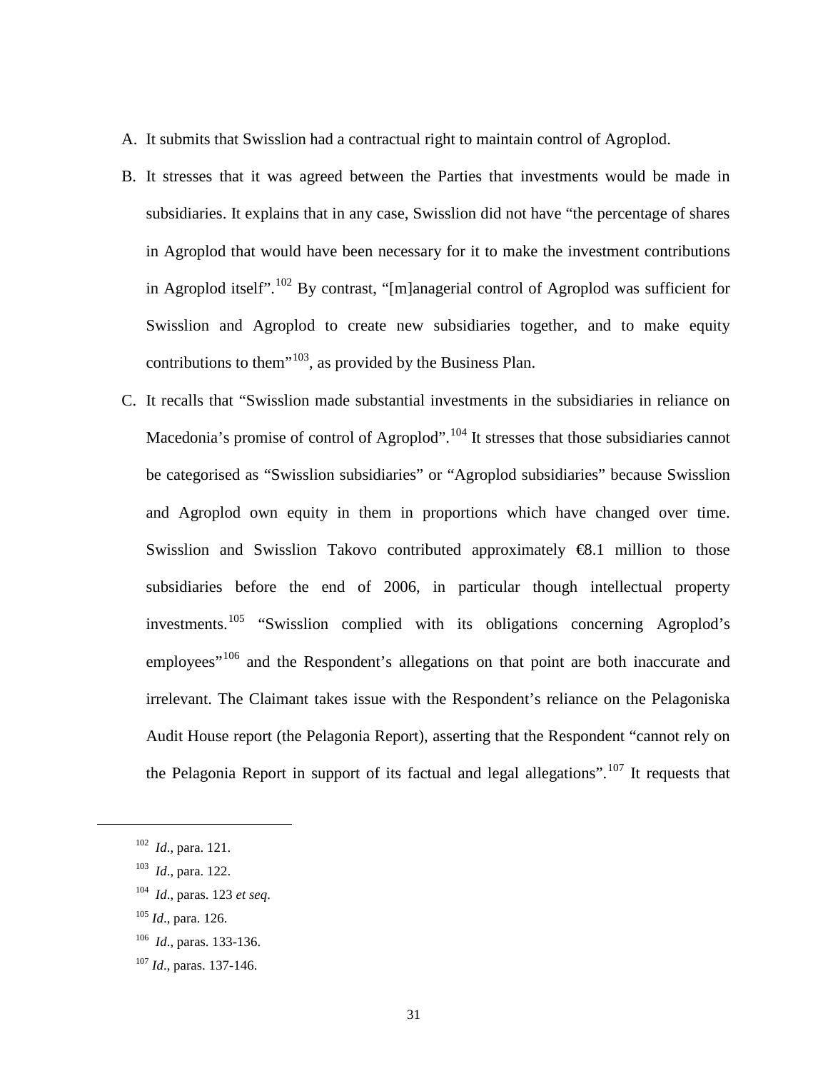A. It submits that Swisslion had a contractual right to maintain control of Agroplod.

B. It stresses that it was agreed between the Parties that investments would be made in subsidiaries. It explains that in any case, Swisslion did not have "the percentage of shares in Agroplod that would have been necessary for it to make the investment contributions in Agroplod itself".[102] By contrast, "[m]anagerial control of Agroplod was sufficient for Swisslion and Agroplod to create new subsidiaries together, and to make equity contributions to them"[103], as provided by the Business Plan.

C. It recalls that "Swisslion made substantial investments in the subsidiaries in reliance on Macedonia's promise of control of Agroplod".[104] It stresses that those subsidiaries cannot be categorised as "Swisslion subsidiaries" or "Agroplod subsidiaries" because Swisslion and Agroplod own equity in them in proportions which have changed over time. Swisslion and Swisslion Takovo contributed approximately €8.1 million to those subsidiaries before the end of 2006, in particular though intellectual property investments.[105] "Swisslion complied with its obligations concerning Agroplod's employees"[106] and the Respondent's allegations on that point are both inaccurate and irrelevant. The Claimant takes issue with the Respondent's reliance on the Pelagoniska Audit House report (the Pelagonia Report), asserting that the Respondent "cannot rely on the Pelagonia Report in support of its factual and legal allegations".[107] It requests that

---

[102] *Id*., para. 121.

[103] *Id*., para. 122.

[104] *Id*., paras. 123 *et seq*.

[105] *Id*., para. 126.

[106] *Id*., paras. 133-136.

[107] *Id*., paras. 137-146.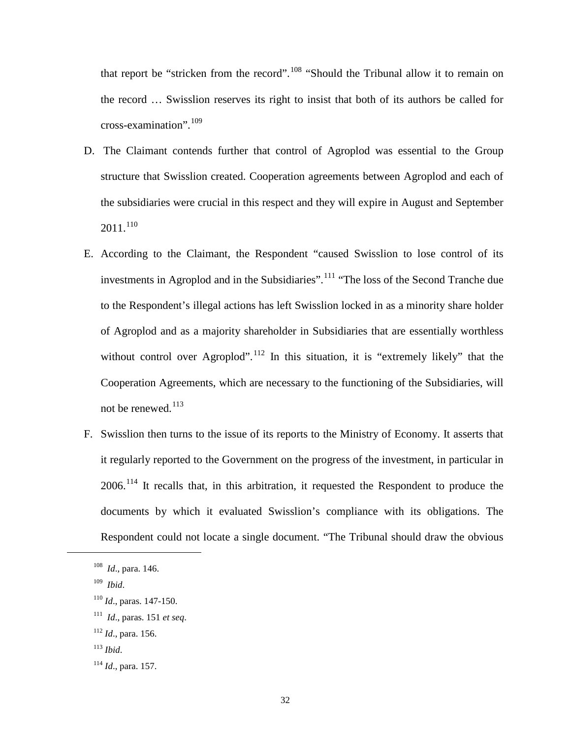that report be "stricken from the record".[108] "Should the Tribunal allow it to remain on the record … Swisslion reserves its right to insist that both of its authors be called for cross-examination".[109]

D. The Claimant contends further that control of Agroplod was essential to the Group structure that Swisslion created. Cooperation agreements between Agroplod and each of the subsidiaries were crucial in this respect and they will expire in August and September 2011.[110]

E. According to the Claimant, the Respondent "caused Swisslion to lose control of its investments in Agroplod and in the Subsidiaries".[111] "The loss of the Second Tranche due to the Respondent's illegal actions has left Swisslion locked in as a minority share holder of Agroplod and as a majority shareholder in Subsidiaries that are essentially worthless without control over Agroplod".[112] In this situation, it is "extremely likely" that the Cooperation Agreements, which are necessary to the functioning of the Subsidiaries, will not be renewed.[113]

F. Swisslion then turns to the issue of its reports to the Ministry of Economy. It asserts that it regularly reported to the Government on the progress of the investment, in particular in 2006.[114] It recalls that, in this arbitration, it requested the Respondent to produce the documents by which it evaluated Swisslion's compliance with its obligations. The Respondent could not locate a single document. "The Tribunal should draw the obvious

---

[108] *Id.*, para. 146.

[109] *Ibid.*

[110] *Id.*, paras. 147-150.

[111] *Id.*, paras. 151 *et seq.*

[112] *Id.*, para. 156.

[113] *Ibid.*

[114] *Id.*, para. 157.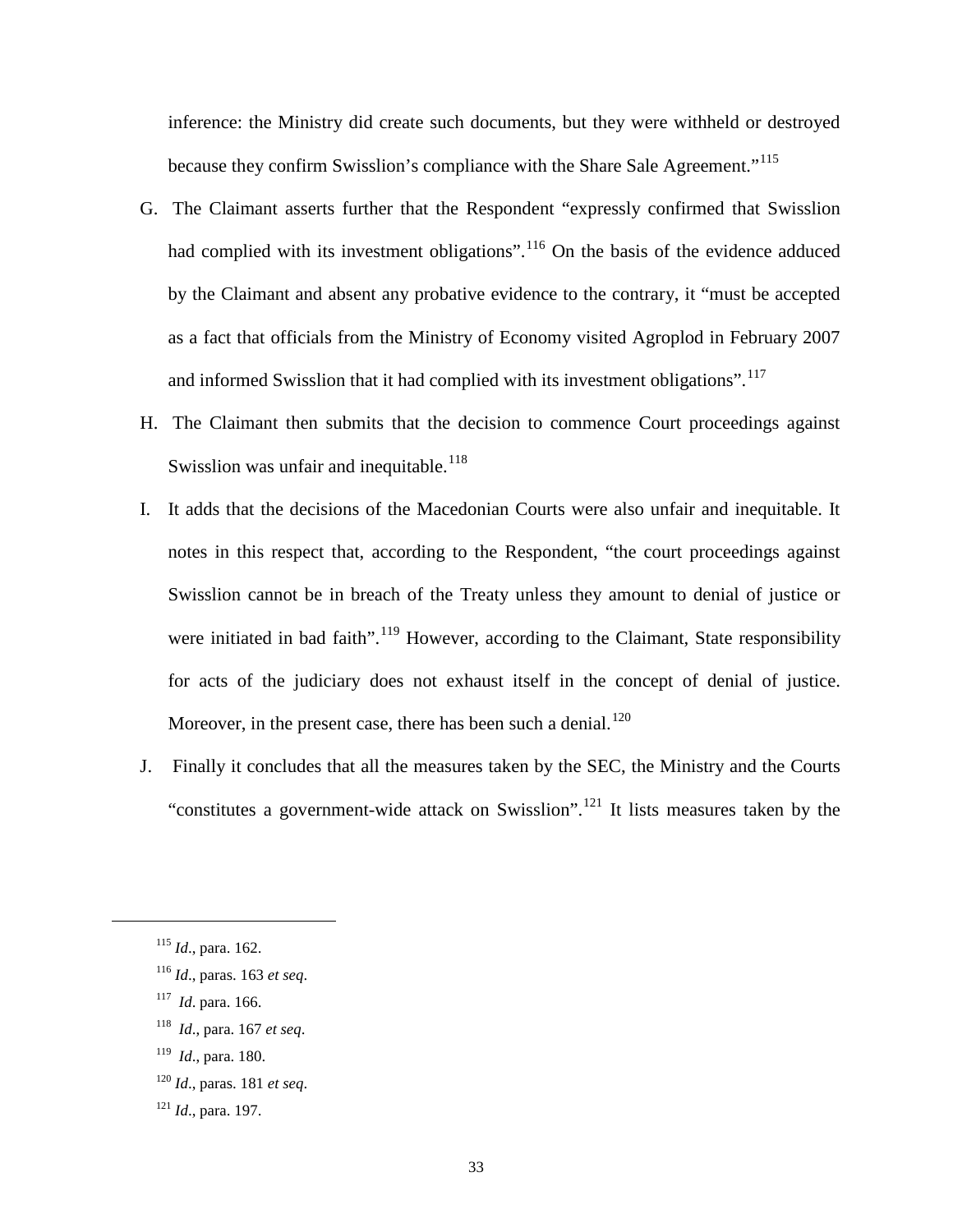inference: the Ministry did create such documents, but they were withheld or destroyed because they confirm Swisslion's compliance with the Share Sale Agreement."[115]

G. The Claimant asserts further that the Respondent "expressly confirmed that Swisslion had complied with its investment obligations".[116] On the basis of the evidence adduced by the Claimant and absent any probative evidence to the contrary, it "must be accepted as a fact that officials from the Ministry of Economy visited Agroplod in February 2007 and informed Swisslion that it had complied with its investment obligations".[117]

H. The Claimant then submits that the decision to commence Court proceedings against Swisslion was unfair and inequitable.[118]

I. It adds that the decisions of the Macedonian Courts were also unfair and inequitable. It notes in this respect that, according to the Respondent, "the court proceedings against Swisslion cannot be in breach of the Treaty unless they amount to denial of justice or were initiated in bad faith".[119] However, according to the Claimant, State responsibility for acts of the judiciary does not exhaust itself in the concept of denial of justice. Moreover, in the present case, there has been such a denial.[120]

J. Finally it concludes that all the measures taken by the SEC, the Ministry and the Courts "constitutes a government-wide attack on Swisslion".[121] It lists measures taken by the

---

[115] *Id*., para. 162.

[116] *Id*., paras. 163 *et seq*.

[117] *Id*. para. 166.

[118] *Id*., para. 167 *et seq*.

[119] *Id*., para. 180.

[120] *Id*., paras. 181 *et seq*.

[121] *Id*., para. 197.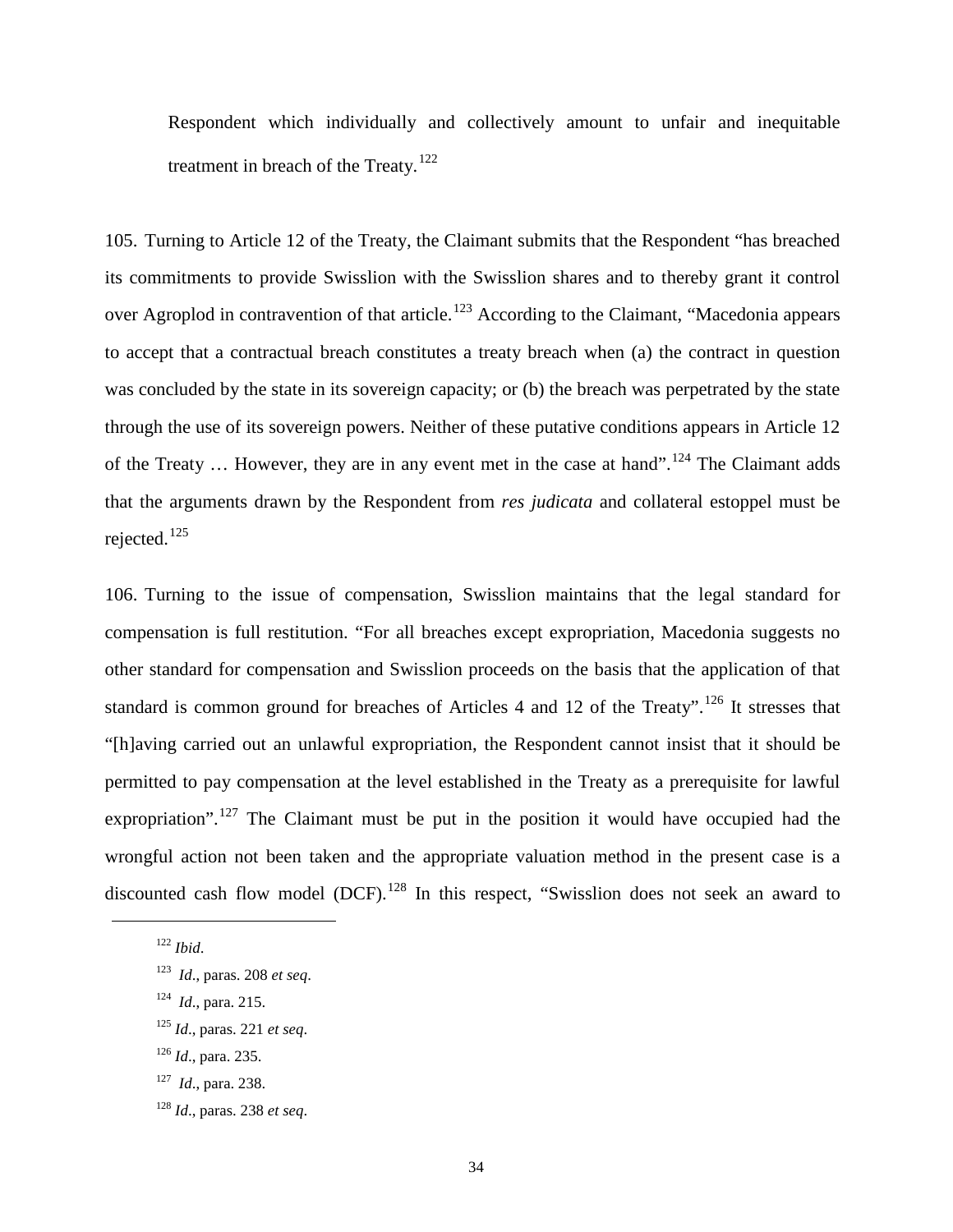Respondent which individually and collectively amount to unfair and inequitable treatment in breach of the Treaty.[122]

105. Turning to Article 12 of the Treaty, the Claimant submits that the Respondent "has breached its commitments to provide Swisslion with the Swisslion shares and to thereby grant it control over Agroplod in contravention of that article.[123] According to the Claimant, "Macedonia appears to accept that a contractual breach constitutes a treaty breach when (a) the contract in question was concluded by the state in its sovereign capacity; or (b) the breach was perpetrated by the state through the use of its sovereign powers. Neither of these putative conditions appears in Article 12 of the Treaty … However, they are in any event met in the case at hand".[124] The Claimant adds that the arguments drawn by the Respondent from *res judicata* and collateral estoppel must be rejected.[125]

106. Turning to the issue of compensation, Swisslion maintains that the legal standard for compensation is full restitution. "For all breaches except expropriation, Macedonia suggests no other standard for compensation and Swisslion proceeds on the basis that the application of that standard is common ground for breaches of Articles 4 and 12 of the Treaty".[126] It stresses that "[h]aving carried out an unlawful expropriation, the Respondent cannot insist that it should be permitted to pay compensation at the level established in the Treaty as a prerequisite for lawful expropriation".[127] The Claimant must be put in the position it would have occupied had the wrongful action not been taken and the appropriate valuation method in the present case is a discounted cash flow model (DCF).[128] In this respect, "Swisslion does not seek an award to

---

[122] *Ibid*.

[123] *Id*., paras. 208 *et seq*.

[124] *Id*., para. 215.

[125] *Id*., paras. 221 *et seq*.

[126] *Id*., para. 235.

[127] *Id*., para. 238.

[128] *Id*., paras. 238 *et seq*.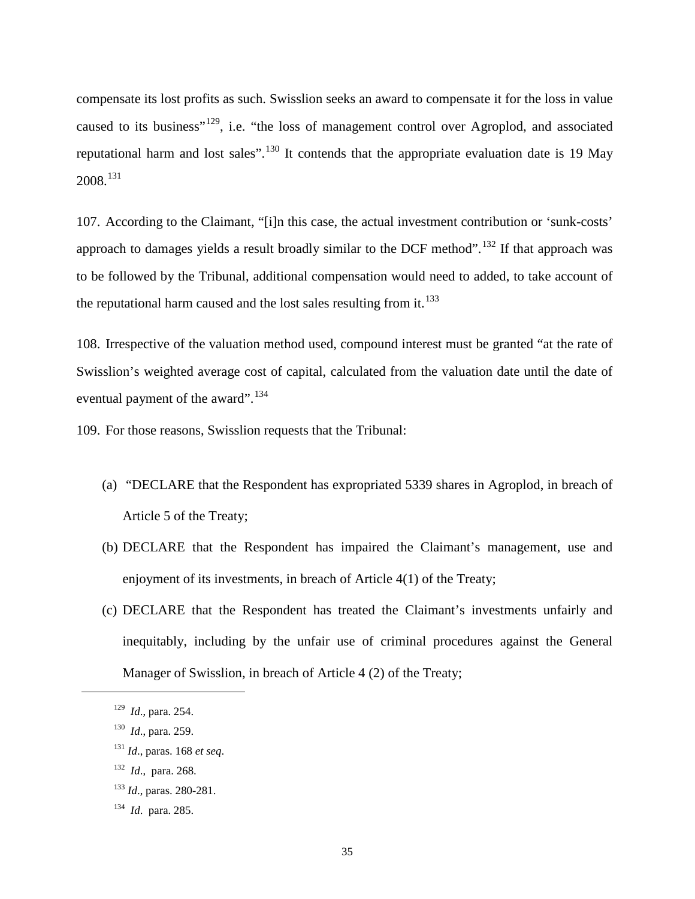compensate its lost profits as such. Swisslion seeks an award to compensate it for the loss in value caused to its business"[129], i.e. "the loss of management control over Agroplod, and associated reputational harm and lost sales".[130] It contends that the appropriate evaluation date is 19 May 2008.[131]

107. According to the Claimant, "[i]n this case, the actual investment contribution or 'sunk-costs' approach to damages yields a result broadly similar to the DCF method".[132] If that approach was to be followed by the Tribunal, additional compensation would need to added, to take account of the reputational harm caused and the lost sales resulting from it.[133]

108. Irrespective of the valuation method used, compound interest must be granted "at the rate of Swisslion's weighted average cost of capital, calculated from the valuation date until the date of eventual payment of the award".[134]

109. For those reasons, Swisslion requests that the Tribunal:

(a) "DECLARE that the Respondent has expropriated 5339 shares in Agroplod, in breach of Article 5 of the Treaty;

(b) DECLARE that the Respondent has impaired the Claimant's management, use and enjoyment of its investments, in breach of Article 4(1) of the Treaty;

(c) DECLARE that the Respondent has treated the Claimant's investments unfairly and inequitably, including by the unfair use of criminal procedures against the General Manager of Swisslion, in breach of Article 4 (2) of the Treaty;

---

[129] *Id*., para. 254.

[130] *Id*., para. 259.

[131] *Id*., paras. 168 *et seq*.

[132] *Id*., para. 268.

[133] *Id*., paras. 280-281.

[134] *Id*. para. 285.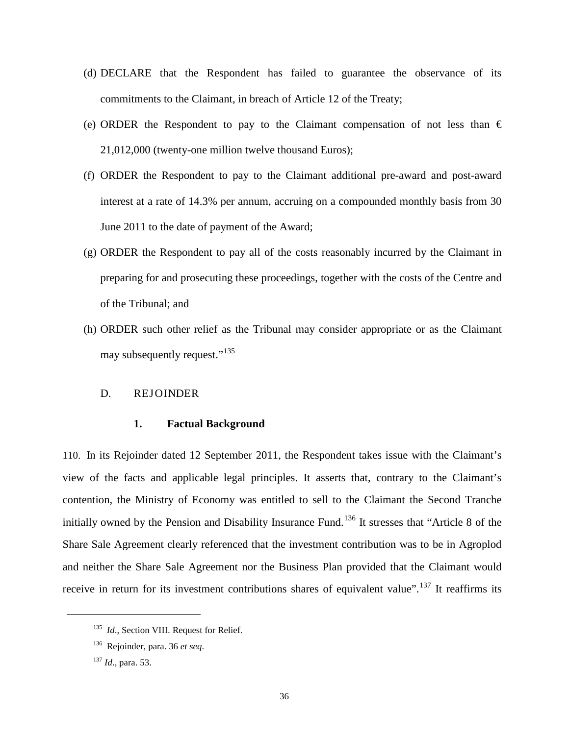(d) DECLARE that the Respondent has failed to guarantee the observance of its commitments to the Claimant, in breach of Article 12 of the Treaty;

(e) ORDER the Respondent to pay to the Claimant compensation of not less than € 21,012,000 (twenty-one million twelve thousand Euros);

(f) ORDER the Respondent to pay to the Claimant additional pre-award and post-award interest at a rate of 14.3% per annum, accruing on a compounded monthly basis from 30 June 2011 to the date of payment of the Award;

(g) ORDER the Respondent to pay all of the costs reasonably incurred by the Claimant in preparing for and prosecuting these proceedings, together with the costs of the Centre and of the Tribunal; and

(h) ORDER such other relief as the Tribunal may consider appropriate or as the Claimant may subsequently request."[135]

## D. REJOINDER

### 1. Factual Background

110. In its Rejoinder dated 12 September 2011, the Respondent takes issue with the Claimant's view of the facts and applicable legal principles. It asserts that, contrary to the Claimant's contention, the Ministry of Economy was entitled to sell to the Claimant the Second Tranche initially owned by the Pension and Disability Insurance Fund.[136] It stresses that "Article 8 of the Share Sale Agreement clearly referenced that the investment contribution was to be in Agroplod and neither the Share Sale Agreement nor the Business Plan provided that the Claimant would receive in return for its investment contributions shares of equivalent value".[137] It reaffirms its

---

[135] *Id*., Section VIII. Request for Relief.

[136] Rejoinder, para. 36 *et seq*.

[137] *Id*., para. 53.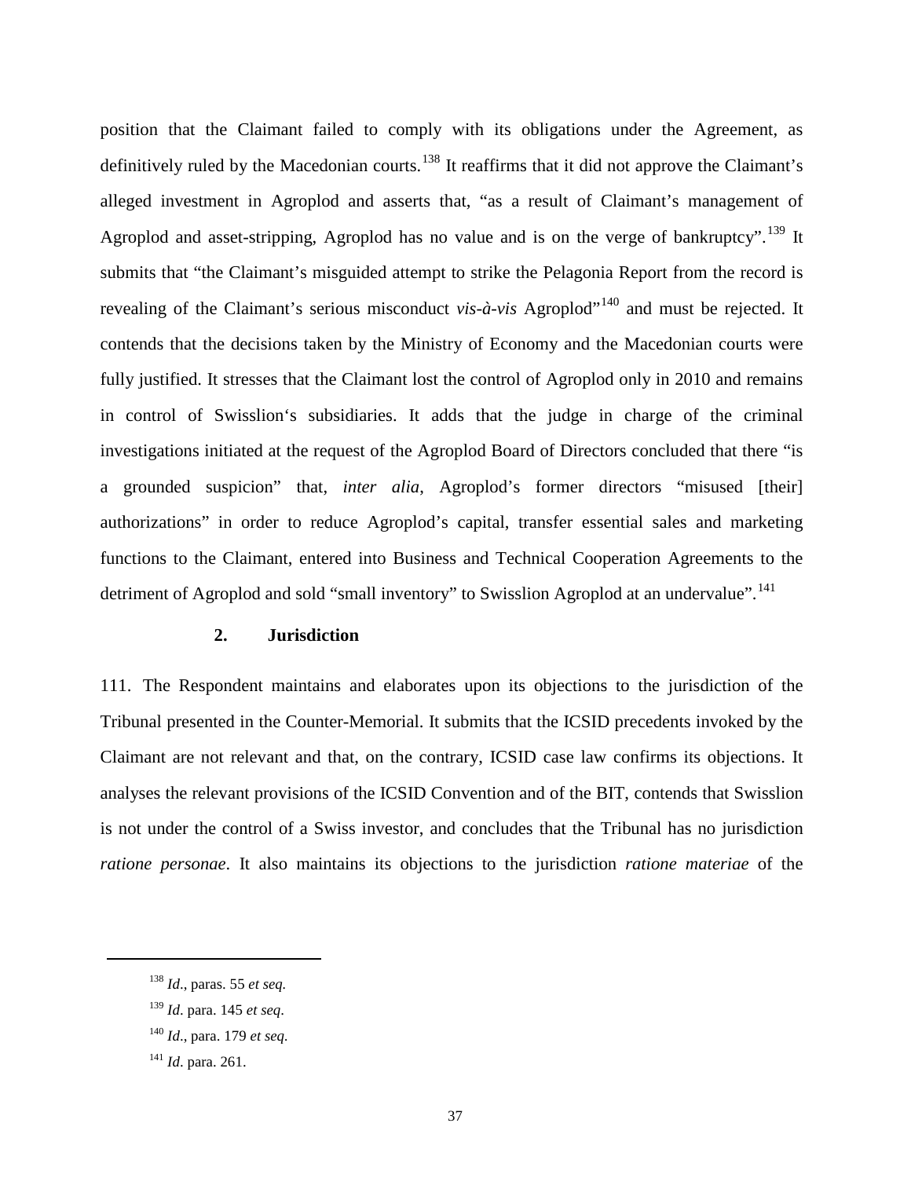position that the Claimant failed to comply with its obligations under the Agreement, as definitively ruled by the Macedonian courts.[138] It reaffirms that it did not approve the Claimant's alleged investment in Agroplod and asserts that, "as a result of Claimant's management of Agroplod and asset-stripping, Agroplod has no value and is on the verge of bankruptcy".[139] It submits that "the Claimant's misguided attempt to strike the Pelagonia Report from the record is revealing of the Claimant's serious misconduct *vis-à-vis* Agroplod"[140] and must be rejected. It contends that the decisions taken by the Ministry of Economy and the Macedonian courts were fully justified. It stresses that the Claimant lost the control of Agroplod only in 2010 and remains in control of Swisslion's subsidiaries. It adds that the judge in charge of the criminal investigations initiated at the request of the Agroplod Board of Directors concluded that there "is a grounded suspicion" that, *inter alia*, Agroplod's former directors "misused [their] authorizations" in order to reduce Agroplod's capital, transfer essential sales and marketing functions to the Claimant, entered into Business and Technical Cooperation Agreements to the detriment of Agroplod and sold "small inventory" to Swisslion Agroplod at an undervalue".[141]

### 2. Jurisdiction

111. The Respondent maintains and elaborates upon its objections to the jurisdiction of the Tribunal presented in the Counter-Memorial. It submits that the ICSID precedents invoked by the Claimant are not relevant and that, on the contrary, ICSID case law confirms its objections. It analyses the relevant provisions of the ICSID Convention and of the BIT, contends that Swisslion is not under the control of a Swiss investor, and concludes that the Tribunal has no jurisdiction *ratione personae*. It also maintains its objections to the jurisdiction *ratione materiae* of the

---

[138] *Id*., paras. 55 *et seq.*

[139] *Id*. para. 145 *et seq*.

[140] *Id*., para. 179 *et seq*.

[141] *Id*. para. 261.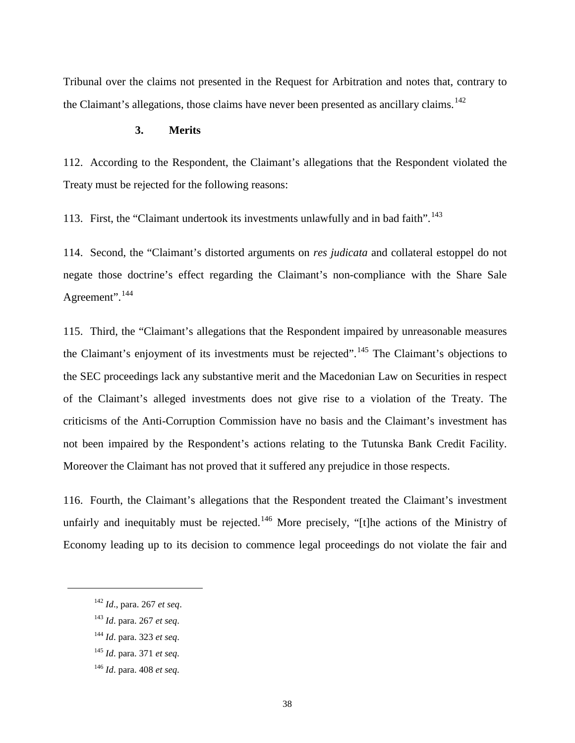Tribunal over the claims not presented in the Request for Arbitration and notes that, contrary to the Claimant's allegations, those claims have never been presented as ancillary claims.[142]

### 3. Merits

112. According to the Respondent, the Claimant's allegations that the Respondent violated the Treaty must be rejected for the following reasons:

113. First, the "Claimant undertook its investments unlawfully and in bad faith".[143]

114. Second, the "Claimant's distorted arguments on *res judicata* and collateral estoppel do not negate those doctrine's effect regarding the Claimant's non-compliance with the Share Sale Agreement".[144]

115. Third, the "Claimant's allegations that the Respondent impaired by unreasonable measures the Claimant's enjoyment of its investments must be rejected".[145] The Claimant's objections to the SEC proceedings lack any substantive merit and the Macedonian Law on Securities in respect of the Claimant's alleged investments does not give rise to a violation of the Treaty. The criticisms of the Anti-Corruption Commission have no basis and the Claimant's investment has not been impaired by the Respondent's actions relating to the Tutunska Bank Credit Facility. Moreover the Claimant has not proved that it suffered any prejudice in those respects.

116. Fourth, the Claimant's allegations that the Respondent treated the Claimant's investment unfairly and inequitably must be rejected.[146] More precisely, "[t]he actions of the Ministry of Economy leading up to its decision to commence legal proceedings do not violate the fair and

---

[142] *Id*., para. 267 *et seq*.

[143] *Id*. para. 267 *et seq*.

[144] *Id*. para. 323 *et seq*.

[145] *Id*. para. 371 *et seq*.

[146] *Id*. para. 408 *et seq*.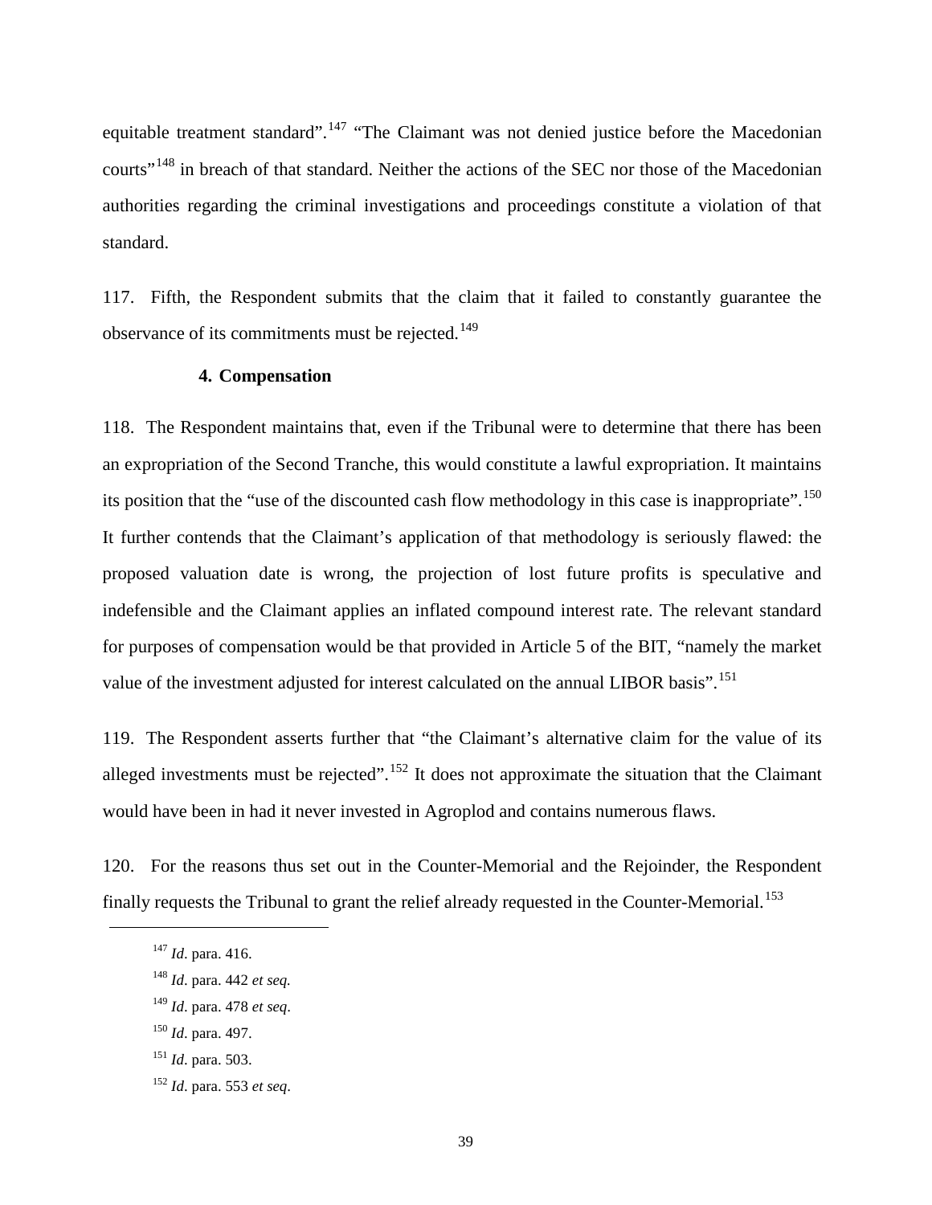equitable treatment standard".[147] "The Claimant was not denied justice before the Macedonian courts"[148] in breach of that standard. Neither the actions of the SEC nor those of the Macedonian authorities regarding the criminal investigations and proceedings constitute a violation of that standard.

117. Fifth, the Respondent submits that the claim that it failed to constantly guarantee the observance of its commitments must be rejected.[149]

#### 4. Compensation

118. The Respondent maintains that, even if the Tribunal were to determine that there has been an expropriation of the Second Tranche, this would constitute a lawful expropriation. It maintains its position that the "use of the discounted cash flow methodology in this case is inappropriate".[150] It further contends that the Claimant's application of that methodology is seriously flawed: the proposed valuation date is wrong, the projection of lost future profits is speculative and indefensible and the Claimant applies an inflated compound interest rate. The relevant standard for purposes of compensation would be that provided in Article 5 of the BIT, "namely the market value of the investment adjusted for interest calculated on the annual LIBOR basis".[151]

119. The Respondent asserts further that "the Claimant's alternative claim for the value of its alleged investments must be rejected".[152] It does not approximate the situation that the Claimant would have been in had it never invested in Agroplod and contains numerous flaws.

120. For the reasons thus set out in the Counter-Memorial and the Rejoinder, the Respondent finally requests the Tribunal to grant the relief already requested in the Counter-Memorial.[153]

---

[147] *Id*. para. 416.

[148] *Id*. para. 442 *et seq.*

[149] *Id*. para. 478 *et seq*.

[150] *Id*. para. 497.

[151] *Id*. para. 503.

[152] *Id*. para. 553 *et seq*.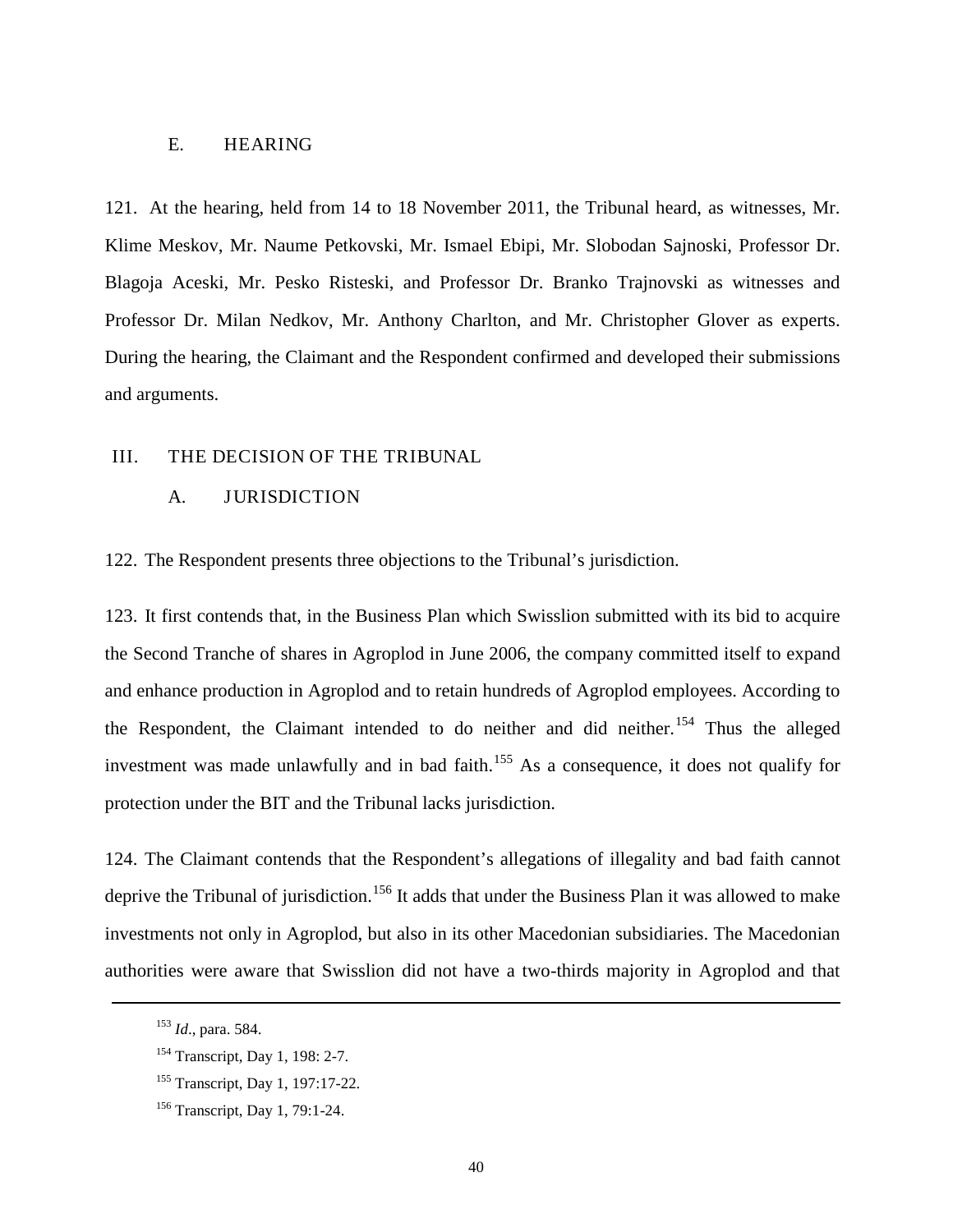### E. HEARING

121. At the hearing, held from 14 to 18 November 2011, the Tribunal heard, as witnesses, Mr. Klime Meskov, Mr. Naume Petkovski, Mr. Ismael Ebipi, Mr. Slobodan Sajnoski, Professor Dr. Blagoja Aceski, Mr. Pesko Risteski, and Professor Dr. Branko Trajnovski as witnesses and Professor Dr. Milan Nedkov, Mr. Anthony Charlton, and Mr. Christopher Glover as experts. During the hearing, the Claimant and the Respondent confirmed and developed their submissions and arguments.

## III. THE DECISION OF THE TRIBUNAL

### A. JURISDICTION

122. The Respondent presents three objections to the Tribunal's jurisdiction.

123. It first contends that, in the Business Plan which Swisslion submitted with its bid to acquire the Second Tranche of shares in Agroplod in June 2006, the company committed itself to expand and enhance production in Agroplod and to retain hundreds of Agroplod employees. According to the Respondent, the Claimant intended to do neither and did neither.[154] Thus the alleged investment was made unlawfully and in bad faith.[155] As a consequence, it does not qualify for protection under the BIT and the Tribunal lacks jurisdiction.

124. The Claimant contends that the Respondent's allegations of illegality and bad faith cannot deprive the Tribunal of jurisdiction.[156] It adds that under the Business Plan it was allowed to make investments not only in Agroplod, but also in its other Macedonian subsidiaries. The Macedonian authorities were aware that Swisslion did not have a two-thirds majority in Agroplod and that

---

[153] *Id*., para. 584.

[154] Transcript, Day 1, 198: 2-7.

[155] Transcript, Day 1, 197:17-22.

[156] Transcript, Day 1, 79:1-24.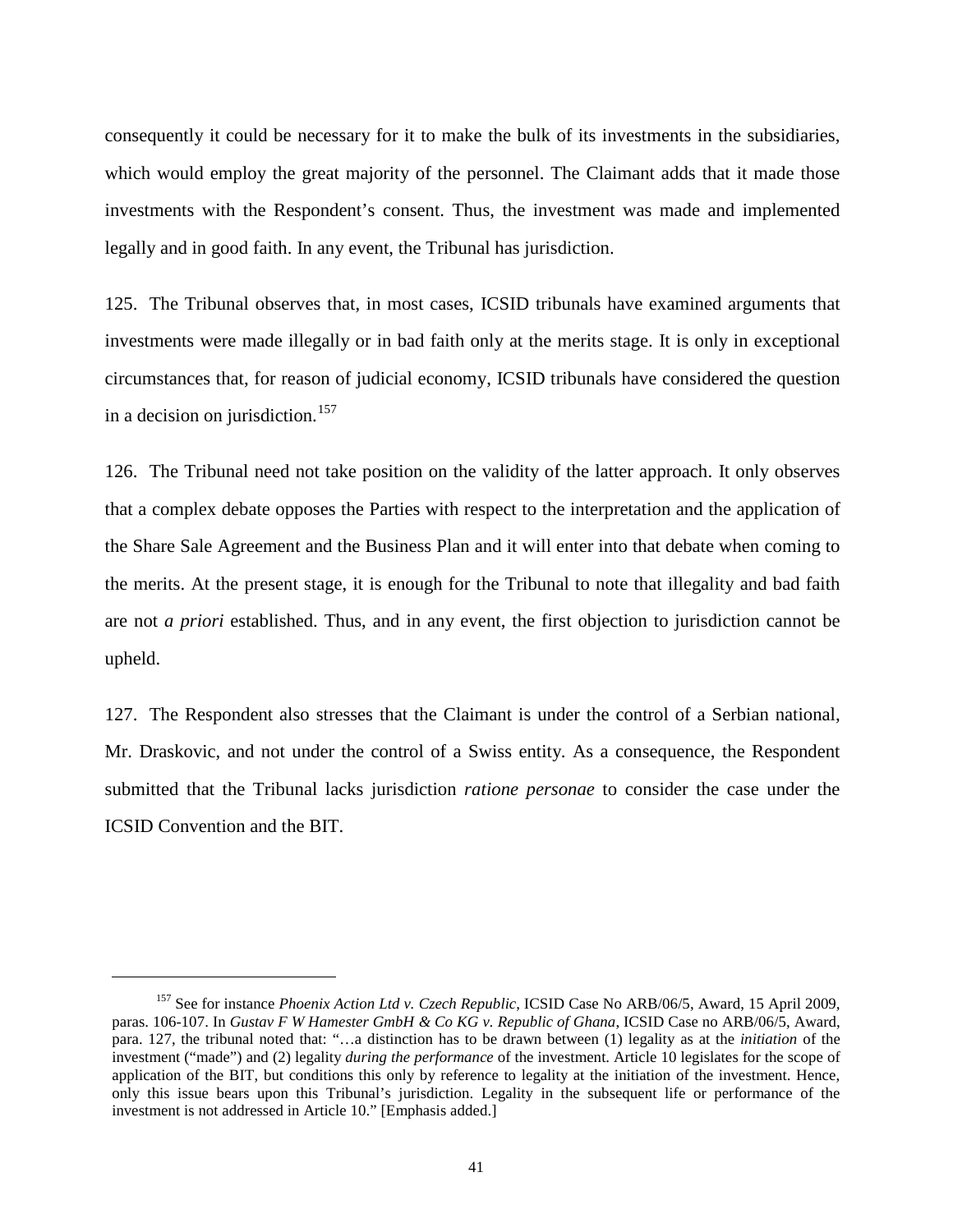consequently it could be necessary for it to make the bulk of its investments in the subsidiaries, which would employ the great majority of the personnel. The Claimant adds that it made those investments with the Respondent's consent. Thus, the investment was made and implemented legally and in good faith. In any event, the Tribunal has jurisdiction.

125. The Tribunal observes that, in most cases, ICSID tribunals have examined arguments that investments were made illegally or in bad faith only at the merits stage. It is only in exceptional circumstances that, for reason of judicial economy, ICSID tribunals have considered the question in a decision on jurisdiction.[157]

126. The Tribunal need not take position on the validity of the latter approach. It only observes that a complex debate opposes the Parties with respect to the interpretation and the application of the Share Sale Agreement and the Business Plan and it will enter into that debate when coming to the merits. At the present stage, it is enough for the Tribunal to note that illegality and bad faith are not *a priori* established. Thus, and in any event, the first objection to jurisdiction cannot be upheld.

127. The Respondent also stresses that the Claimant is under the control of a Serbian national, Mr. Draskovic, and not under the control of a Swiss entity. As a consequence, the Respondent submitted that the Tribunal lacks jurisdiction *ratione personae* to consider the case under the ICSID Convention and the BIT.

---

[157] See for instance *Phoenix Action Ltd v. Czech Republic*, ICSID Case No ARB/06/5, Award, 15 April 2009, paras. 106-107. In *Gustav F W Hamester GmbH & Co KG v. Republic of Ghana*, ICSID Case no ARB/06/5, Award, para. 127, the tribunal noted that: "…a distinction has to be drawn between (1) legality as at the *initiation* of the investment ("made") and (2) legality *during the performance* of the investment. Article 10 legislates for the scope of application of the BIT, but conditions this only by reference to legality at the initiation of the investment. Hence, only this issue bears upon this Tribunal's jurisdiction. Legality in the subsequent life or performance of the investment is not addressed in Article 10." [Emphasis added.]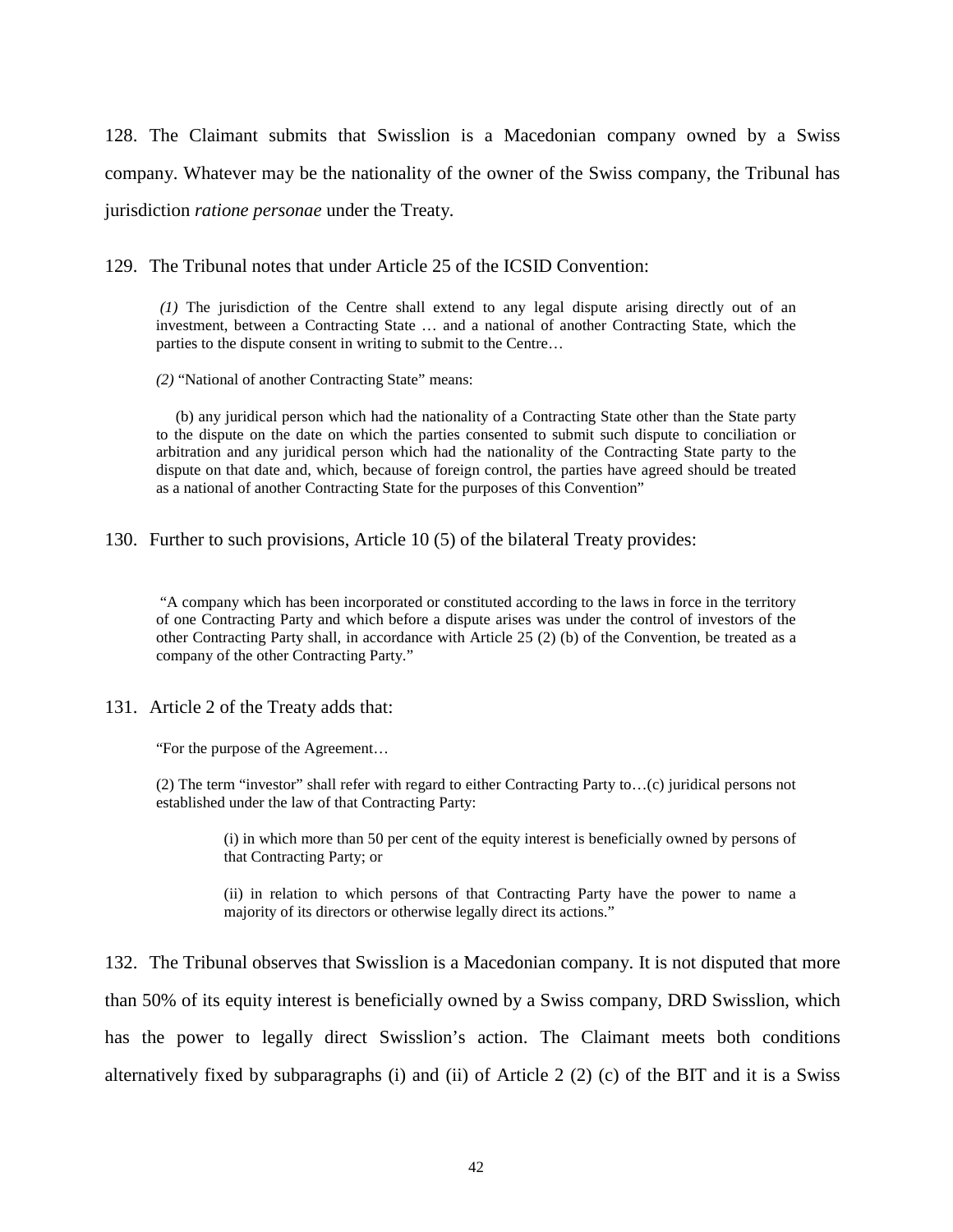128. The Claimant submits that Swisslion is a Macedonian company owned by a Swiss company. Whatever may be the nationality of the owner of the Swiss company, the Tribunal has jurisdiction *ratione personae* under the Treaty.

129. The Tribunal notes that under Article 25 of the ICSID Convention:

> *(1)* The jurisdiction of the Centre shall extend to any legal dispute arising directly out of an investment, between a Contracting State … and a national of another Contracting State, which the parties to the dispute consent in writing to submit to the Centre…
>
> *(2)* "National of another Contracting State" means:
>
> (b) any juridical person which had the nationality of a Contracting State other than the State party to the dispute on the date on which the parties consented to submit such dispute to conciliation or arbitration and any juridical person which had the nationality of the Contracting State party to the dispute on that date and, which, because of foreign control, the parties have agreed should be treated as a national of another Contracting State for the purposes of this Convention"

130. Further to such provisions, Article 10 (5) of the bilateral Treaty provides:

> "A company which has been incorporated or constituted according to the laws in force in the territory of one Contracting Party and which before a dispute arises was under the control of investors of the other Contracting Party shall, in accordance with Article 25 (2) (b) of the Convention, be treated as a company of the other Contracting Party."

131. Article 2 of the Treaty adds that:

> "For the purpose of the Agreement…
>
> (2) The term "investor" shall refer with regard to either Contracting Party to…(c) juridical persons not established under the law of that Contracting Party:
>
> > (i) in which more than 50 per cent of the equity interest is beneficially owned by persons of that Contracting Party; or
> >
> > (ii) in relation to which persons of that Contracting Party have the power to name a majority of its directors or otherwise legally direct its actions."

132. The Tribunal observes that Swisslion is a Macedonian company. It is not disputed that more than 50% of its equity interest is beneficially owned by a Swiss company, DRD Swisslion, which has the power to legally direct Swisslion's action. The Claimant meets both conditions alternatively fixed by subparagraphs (i) and (ii) of Article 2 (2) (c) of the BIT and it is a Swiss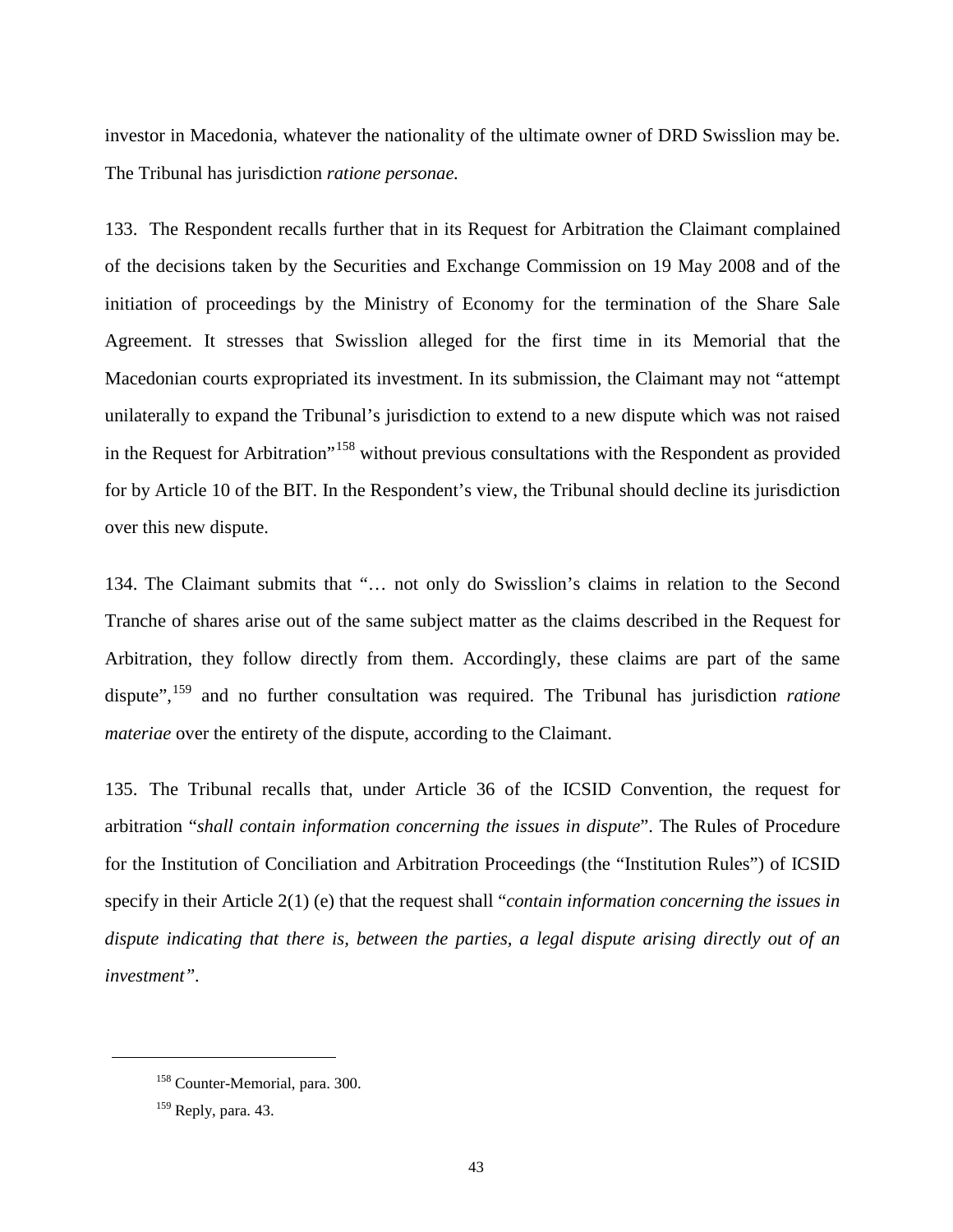investor in Macedonia, whatever the nationality of the ultimate owner of DRD Swisslion may be. The Tribunal has jurisdiction *ratione personae.*

133. The Respondent recalls further that in its Request for Arbitration the Claimant complained of the decisions taken by the Securities and Exchange Commission on 19 May 2008 and of the initiation of proceedings by the Ministry of Economy for the termination of the Share Sale Agreement. It stresses that Swisslion alleged for the first time in its Memorial that the Macedonian courts expropriated its investment. In its submission, the Claimant may not "attempt unilaterally to expand the Tribunal's jurisdiction to extend to a new dispute which was not raised in the Request for Arbitration"[158] without previous consultations with the Respondent as provided for by Article 10 of the BIT. In the Respondent's view, the Tribunal should decline its jurisdiction over this new dispute.

134. The Claimant submits that "… not only do Swisslion's claims in relation to the Second Tranche of shares arise out of the same subject matter as the claims described in the Request for Arbitration, they follow directly from them. Accordingly, these claims are part of the same dispute",[159] and no further consultation was required. The Tribunal has jurisdiction *ratione materiae* over the entirety of the dispute, according to the Claimant.

135. The Tribunal recalls that, under Article 36 of the ICSID Convention, the request for arbitration "*shall contain information concerning the issues in dispute*". The Rules of Procedure for the Institution of Conciliation and Arbitration Proceedings (the "Institution Rules") of ICSID specify in their Article 2(1) (e) that the request shall "*contain information concerning the issues in dispute indicating that there is, between the parties, a legal dispute arising directly out of an investment"*.

---

[158] Counter-Memorial, para. 300.

[159] Reply, para. 43.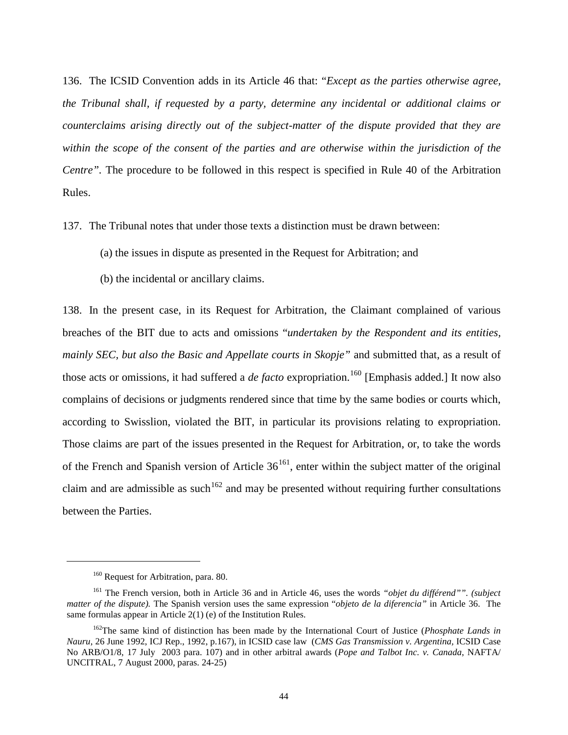136. The ICSID Convention adds in its Article 46 that: "*Except as the parties otherwise agree, the Tribunal shall, if requested by a party, determine any incidental or additional claims or counterclaims arising directly out of the subject-matter of the dispute provided that they are within the scope of the consent of the parties and are otherwise within the jurisdiction of the Centre*". The procedure to be followed in this respect is specified in Rule 40 of the Arbitration Rules.

137. The Tribunal notes that under those texts a distinction must be drawn between:

(a) the issues in dispute as presented in the Request for Arbitration; and

(b) the incidental or ancillary claims.

138. In the present case, in its Request for Arbitration, the Claimant complained of various breaches of the BIT due to acts and omissions "*undertaken by the Respondent and its entities, mainly SEC, but also the Basic and Appellate courts in Skopje*" and submitted that, as a result of those acts or omissions, it had suffered a *de facto* expropriation.[160] [Emphasis added.] It now also complains of decisions or judgments rendered since that time by the same bodies or courts which, according to Swisslion, violated the BIT, in particular its provisions relating to expropriation. Those claims are part of the issues presented in the Request for Arbitration, or, to take the words of the French and Spanish version of Article 36[161], enter within the subject matter of the original claim and are admissible as such[162] and may be presented without requiring further consultations between the Parties.

---

[160] Request for Arbitration, para. 80.

[161] The French version, both in Article 36 and in Article 46, uses the words *"objet du différend"". (subject matter of the dispute).* The Spanish version uses the same expression "*objeto de la diferencia"* in Article 36. The same formulas appear in Article 2(1) (e) of the Institution Rules.

[162] The same kind of distinction has been made by the International Court of Justice (*Phosphate Lands in Nauru*, 26 June 1992, ICJ Rep., 1992, p.167), in ICSID case law (*CMS Gas Transmission v. Argentina*, ICSID Case No ARB/O1/8, 17 July 2003 para. 107) and in other arbitral awards (*Pope and Talbot Inc. v. Canada*, NAFTA/ UNCITRAL, 7 August 2000, paras. 24-25)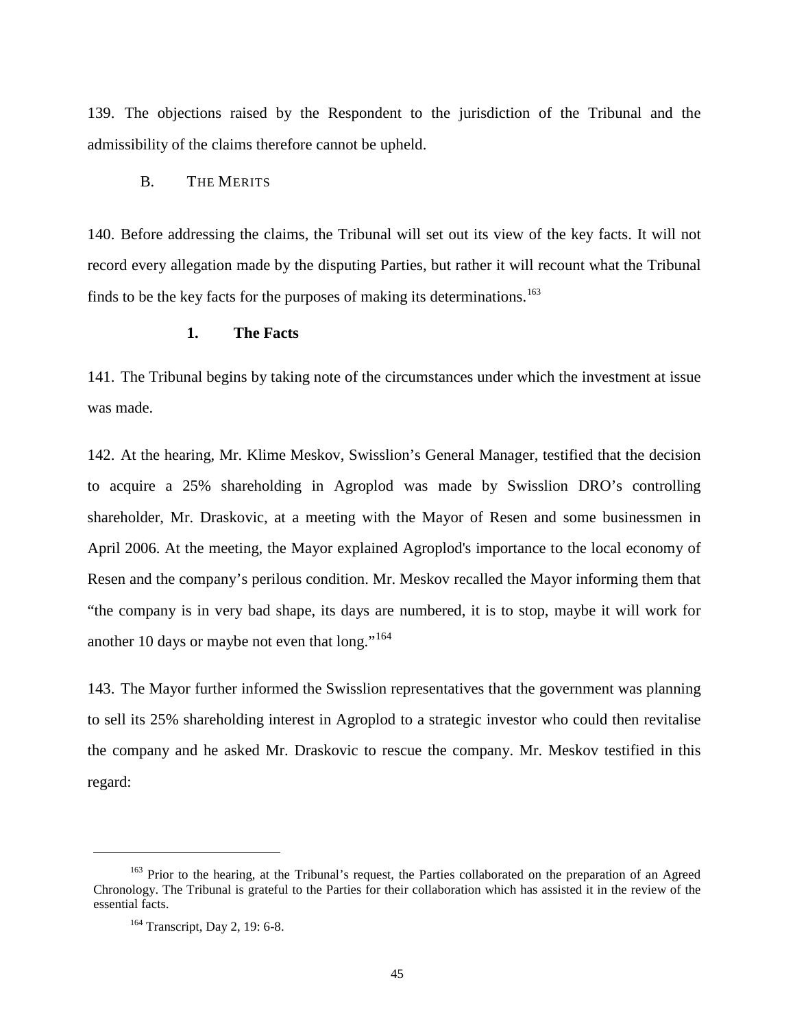139. The objections raised by the Respondent to the jurisdiction of the Tribunal and the admissibility of the claims therefore cannot be upheld.

## B. THE MERITS

140. Before addressing the claims, the Tribunal will set out its view of the key facts. It will not record every allegation made by the disputing Parties, but rather it will recount what the Tribunal finds to be the key facts for the purposes of making its determinations.[163]

### 1. The Facts

141. The Tribunal begins by taking note of the circumstances under which the investment at issue was made.

142. At the hearing, Mr. Klime Meskov, Swisslion's General Manager, testified that the decision to acquire a 25% shareholding in Agroplod was made by Swisslion DRO's controlling shareholder, Mr. Draskovic, at a meeting with the Mayor of Resen and some businessmen in April 2006. At the meeting, the Mayor explained Agroplod's importance to the local economy of Resen and the company's perilous condition. Mr. Meskov recalled the Mayor informing them that "the company is in very bad shape, its days are numbered, it is to stop, maybe it will work for another 10 days or maybe not even that long."[164]

143. The Mayor further informed the Swisslion representatives that the government was planning to sell its 25% shareholding interest in Agroplod to a strategic investor who could then revitalise the company and he asked Mr. Draskovic to rescue the company. Mr. Meskov testified in this regard:

---

[163] Prior to the hearing, at the Tribunal's request, the Parties collaborated on the preparation of an Agreed Chronology. The Tribunal is grateful to the Parties for their collaboration which has assisted it in the review of the essential facts.

[164] Transcript, Day 2, 19: 6-8.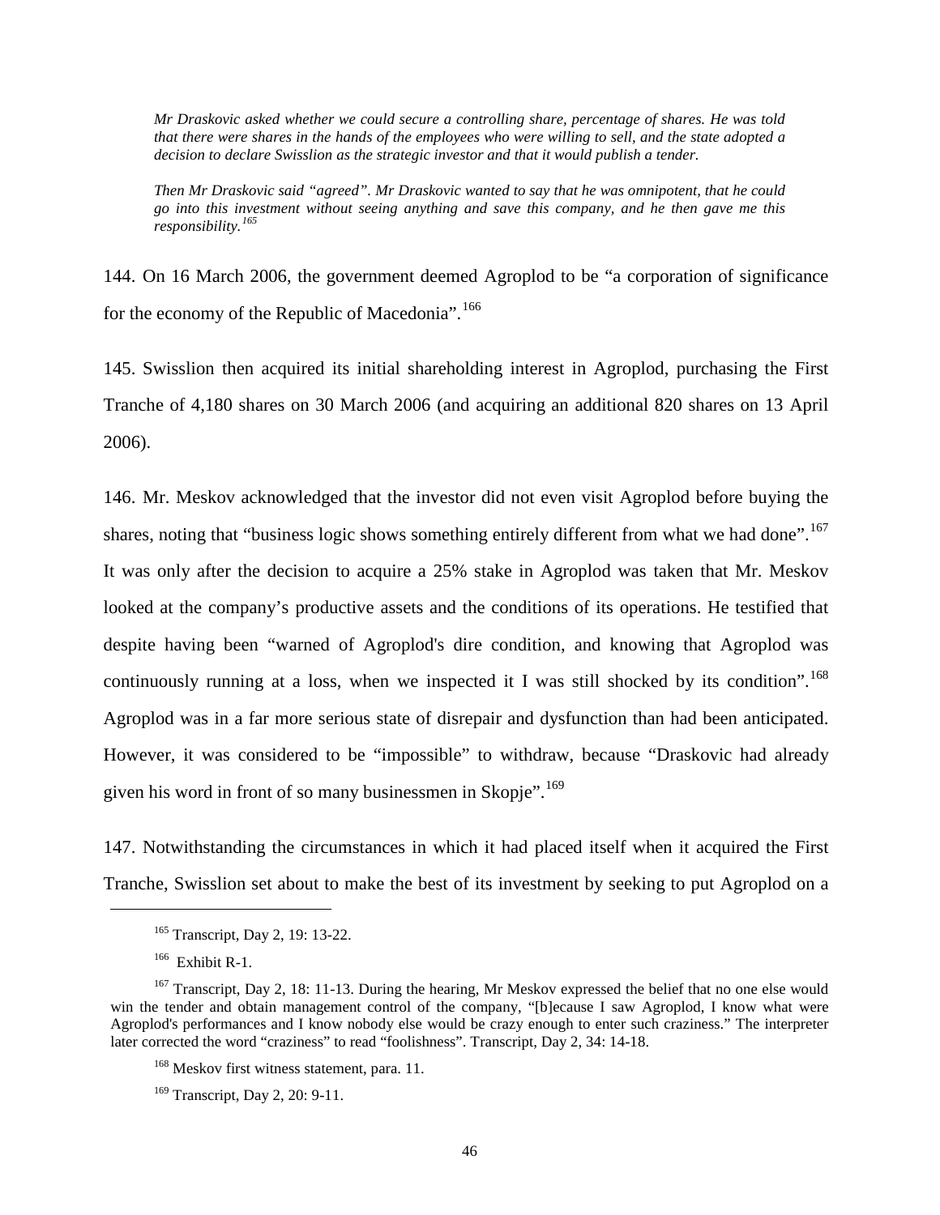*Mr Draskovic asked whether we could secure a controlling share, percentage of shares. He was told that there were shares in the hands of the employees who were willing to sell, and the state adopted a decision to declare Swisslion as the strategic investor and that it would publish a tender.*

*Then Mr Draskovic said "agreed". Mr Draskovic wanted to say that he was omnipotent, that he could go into this investment without seeing anything and save this company, and he then gave me this responsibility.*[165]

144. On 16 March 2006, the government deemed Agroplod to be "a corporation of significance for the economy of the Republic of Macedonia".[166]

145. Swisslion then acquired its initial shareholding interest in Agroplod, purchasing the First Tranche of 4,180 shares on 30 March 2006 (and acquiring an additional 820 shares on 13 April 2006).

146. Mr. Meskov acknowledged that the investor did not even visit Agroplod before buying the shares, noting that "business logic shows something entirely different from what we had done".[167] It was only after the decision to acquire a 25% stake in Agroplod was taken that Mr. Meskov looked at the company's productive assets and the conditions of its operations. He testified that despite having been "warned of Agroplod's dire condition, and knowing that Agroplod was continuously running at a loss, when we inspected it I was still shocked by its condition".[168] Agroplod was in a far more serious state of disrepair and dysfunction than had been anticipated. However, it was considered to be "impossible" to withdraw, because "Draskovic had already given his word in front of so many businessmen in Skopje".[169]

147. Notwithstanding the circumstances in which it had placed itself when it acquired the First Tranche, Swisslion set about to make the best of its investment by seeking to put Agroplod on a

---

[165] Transcript, Day 2, 19: 13-22.

[166] Exhibit R-1.

[167] Transcript, Day 2, 18: 11-13. During the hearing, Mr Meskov expressed the belief that no one else would win the tender and obtain management control of the company, "[b]ecause I saw Agroplod, I know what were Agroplod's performances and I know nobody else would be crazy enough to enter such craziness." The interpreter later corrected the word "craziness" to read "foolishness". Transcript, Day 2, 34: 14-18.

[168] Meskov first witness statement, para. 11.

[169] Transcript, Day 2, 20: 9-11.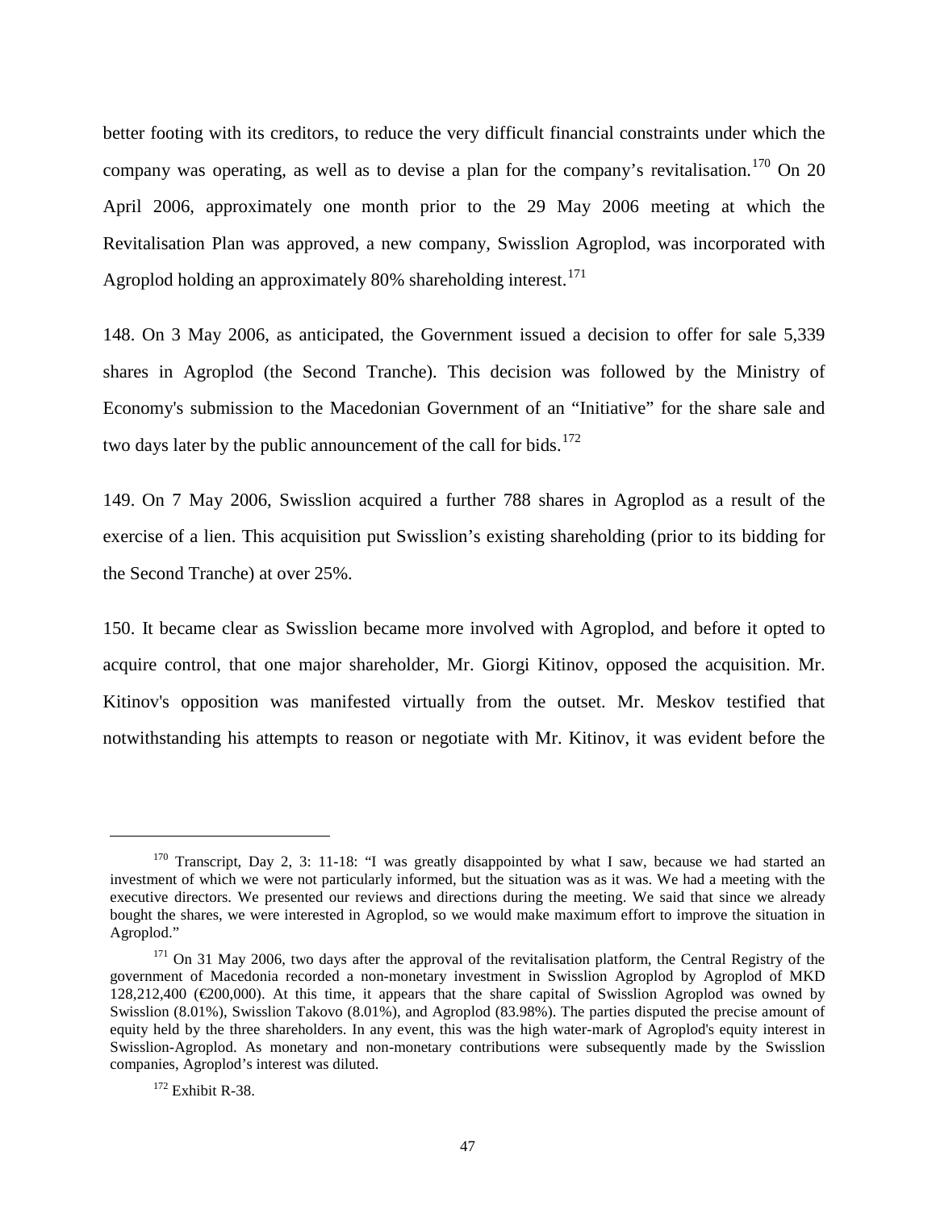better footing with its creditors, to reduce the very difficult financial constraints under which the company was operating, as well as to devise a plan for the company's revitalisation.[170] On 20 April 2006, approximately one month prior to the 29 May 2006 meeting at which the Revitalisation Plan was approved, a new company, Swisslion Agroplod, was incorporated with Agroplod holding an approximately 80% shareholding interest.[171]

148. On 3 May 2006, as anticipated, the Government issued a decision to offer for sale 5,339 shares in Agroplod (the Second Tranche). This decision was followed by the Ministry of Economy's submission to the Macedonian Government of an "Initiative" for the share sale and two days later by the public announcement of the call for bids.[172]

149. On 7 May 2006, Swisslion acquired a further 788 shares in Agroplod as a result of the exercise of a lien. This acquisition put Swisslion's existing shareholding (prior to its bidding for the Second Tranche) at over 25%.

150. It became clear as Swisslion became more involved with Agroplod, and before it opted to acquire control, that one major shareholder, Mr. Giorgi Kitinov, opposed the acquisition. Mr. Kitinov's opposition was manifested virtually from the outset. Mr. Meskov testified that notwithstanding his attempts to reason or negotiate with Mr. Kitinov, it was evident before the

---

[170] Transcript, Day 2, 3: 11-18: "I was greatly disappointed by what I saw, because we had started an investment of which we were not particularly informed, but the situation was as it was. We had a meeting with the executive directors. We presented our reviews and directions during the meeting. We said that since we already bought the shares, we were interested in Agroplod, so we would make maximum effort to improve the situation in Agroplod."

[171] On 31 May 2006, two days after the approval of the revitalisation platform, the Central Registry of the government of Macedonia recorded a non-monetary investment in Swisslion Agroplod by Agroplod of MKD 128,212,400 (€200,000). At this time, it appears that the share capital of Swisslion Agroplod was owned by Swisslion (8.01%), Swisslion Takovo (8.01%), and Agroplod (83.98%). The parties disputed the precise amount of equity held by the three shareholders. In any event, this was the high water-mark of Agroplod's equity interest in Swisslion-Agroplod. As monetary and non-monetary contributions were subsequently made by the Swisslion companies, Agroplod's interest was diluted.

[172] Exhibit R-38.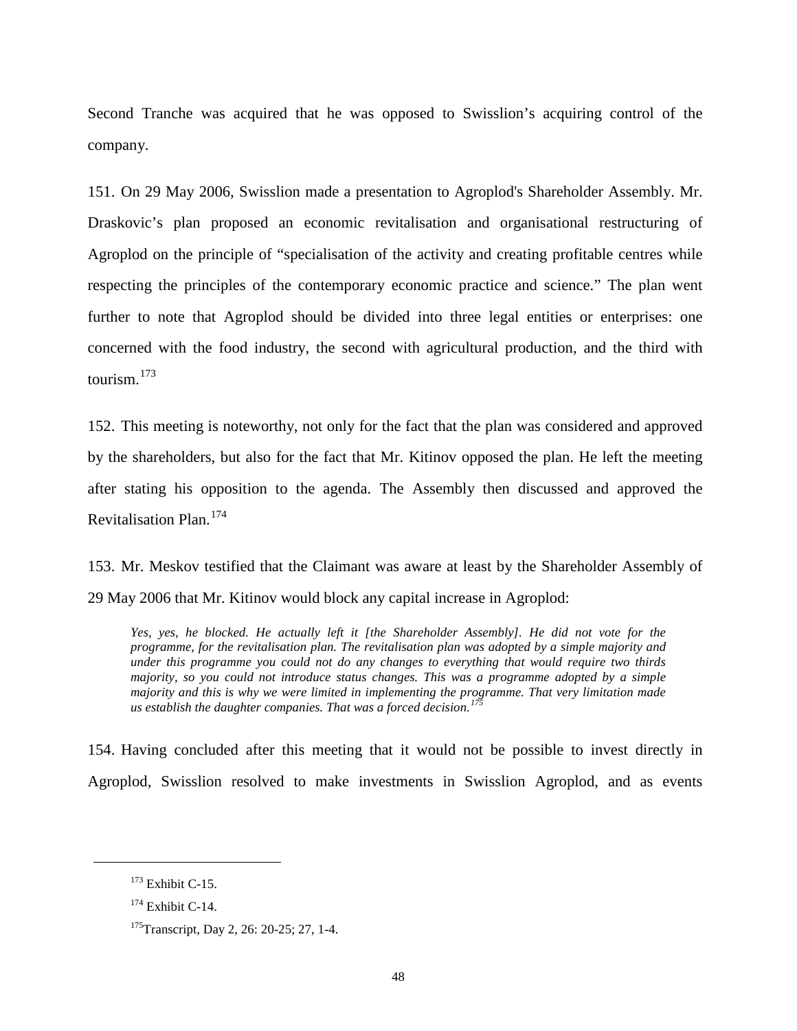Second Tranche was acquired that he was opposed to Swisslion's acquiring control of the company.

151. On 29 May 2006, Swisslion made a presentation to Agroplod's Shareholder Assembly. Mr. Draskovic's plan proposed an economic revitalisation and organisational restructuring of Agroplod on the principle of "specialisation of the activity and creating profitable centres while respecting the principles of the contemporary economic practice and science." The plan went further to note that Agroplod should be divided into three legal entities or enterprises: one concerned with the food industry, the second with agricultural production, and the third with tourism.[173]

152. This meeting is noteworthy, not only for the fact that the plan was considered and approved by the shareholders, but also for the fact that Mr. Kitinov opposed the plan. He left the meeting after stating his opposition to the agenda. The Assembly then discussed and approved the Revitalisation Plan.[174]

153. Mr. Meskov testified that the Claimant was aware at least by the Shareholder Assembly of 29 May 2006 that Mr. Kitinov would block any capital increase in Agroplod:

> *Yes, yes, he blocked. He actually left it [the Shareholder Assembly]. He did not vote for the programme, for the revitalisation plan. The revitalisation plan was adopted by a simple majority and under this programme you could not do any changes to everything that would require two thirds majority, so you could not introduce status changes. This was a programme adopted by a simple majority and this is why we were limited in implementing the programme. That very limitation made us establish the daughter companies. That was a forced decision.*[175]

154. Having concluded after this meeting that it would not be possible to invest directly in Agroplod, Swisslion resolved to make investments in Swisslion Agroplod, and as events

---

[173] Exhibit C-15.

[174] Exhibit C-14.

[175] Transcript, Day 2, 26: 20-25; 27, 1-4.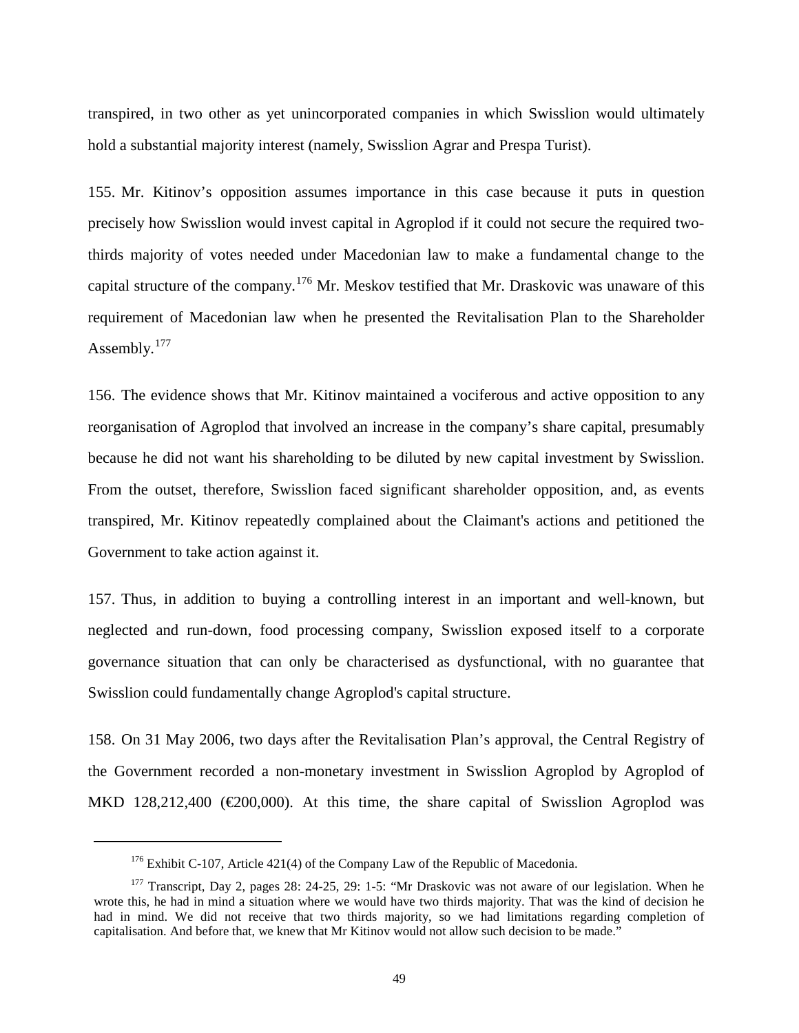transpired, in two other as yet unincorporated companies in which Swisslion would ultimately hold a substantial majority interest (namely, Swisslion Agrar and Prespa Turist).

155. Mr. Kitinov's opposition assumes importance in this case because it puts in question precisely how Swisslion would invest capital in Agroplod if it could not secure the required two-thirds majority of votes needed under Macedonian law to make a fundamental change to the capital structure of the company.[176] Mr. Meskov testified that Mr. Draskovic was unaware of this requirement of Macedonian law when he presented the Revitalisation Plan to the Shareholder Assembly.[177]

156. The evidence shows that Mr. Kitinov maintained a vociferous and active opposition to any reorganisation of Agroplod that involved an increase in the company's share capital, presumably because he did not want his shareholding to be diluted by new capital investment by Swisslion. From the outset, therefore, Swisslion faced significant shareholder opposition, and, as events transpired, Mr. Kitinov repeatedly complained about the Claimant's actions and petitioned the Government to take action against it.

157. Thus, in addition to buying a controlling interest in an important and well-known, but neglected and run-down, food processing company, Swisslion exposed itself to a corporate governance situation that can only be characterised as dysfunctional, with no guarantee that Swisslion could fundamentally change Agroplod's capital structure.

158. On 31 May 2006, two days after the Revitalisation Plan's approval, the Central Registry of the Government recorded a non-monetary investment in Swisslion Agroplod by Agroplod of MKD 128,212,400 (€200,000). At this time, the share capital of Swisslion Agroplod was

---

[176] Exhibit C-107, Article 421(4) of the Company Law of the Republic of Macedonia.

[177] Transcript, Day 2, pages 28: 24-25, 29: 1-5: "Mr Draskovic was not aware of our legislation. When he wrote this, he had in mind a situation where we would have two thirds majority. That was the kind of decision he had in mind. We did not receive that two thirds majority, so we had limitations regarding completion of capitalisation. And before that, we knew that Mr Kitinov would not allow such decision to be made."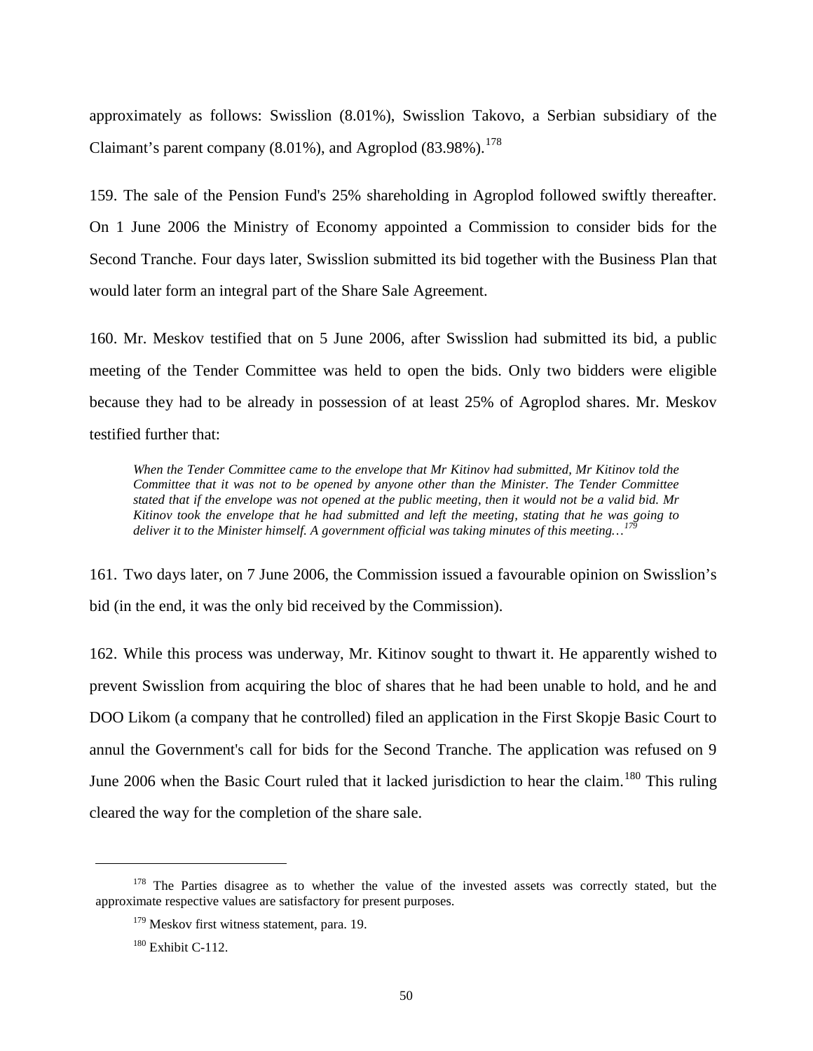approximately as follows: Swisslion (8.01%), Swisslion Takovo, a Serbian subsidiary of the Claimant's parent company (8.01%), and Agroplod (83.98%).[178]

159. The sale of the Pension Fund's 25% shareholding in Agroplod followed swiftly thereafter. On 1 June 2006 the Ministry of Economy appointed a Commission to consider bids for the Second Tranche. Four days later, Swisslion submitted its bid together with the Business Plan that would later form an integral part of the Share Sale Agreement.

160. Mr. Meskov testified that on 5 June 2006, after Swisslion had submitted its bid, a public meeting of the Tender Committee was held to open the bids. Only two bidders were eligible because they had to be already in possession of at least 25% of Agroplod shares. Mr. Meskov testified further that:

> *When the Tender Committee came to the envelope that Mr Kitinov had submitted, Mr Kitinov told the Committee that it was not to be opened by anyone other than the Minister. The Tender Committee stated that if the envelope was not opened at the public meeting, then it would not be a valid bid. Mr Kitinov took the envelope that he had submitted and left the meeting, stating that he was going to deliver it to the Minister himself. A government official was taking minutes of this meeting…*[179]

161. Two days later, on 7 June 2006, the Commission issued a favourable opinion on Swisslion's bid (in the end, it was the only bid received by the Commission).

162. While this process was underway, Mr. Kitinov sought to thwart it. He apparently wished to prevent Swisslion from acquiring the bloc of shares that he had been unable to hold, and he and DOO Likom (a company that he controlled) filed an application in the First Skopje Basic Court to annul the Government's call for bids for the Second Tranche. The application was refused on 9 June 2006 when the Basic Court ruled that it lacked jurisdiction to hear the claim.[180] This ruling cleared the way for the completion of the share sale.

---

[178] The Parties disagree as to whether the value of the invested assets was correctly stated, but the approximate respective values are satisfactory for present purposes.

[179] Meskov first witness statement, para. 19.

[180] Exhibit C-112.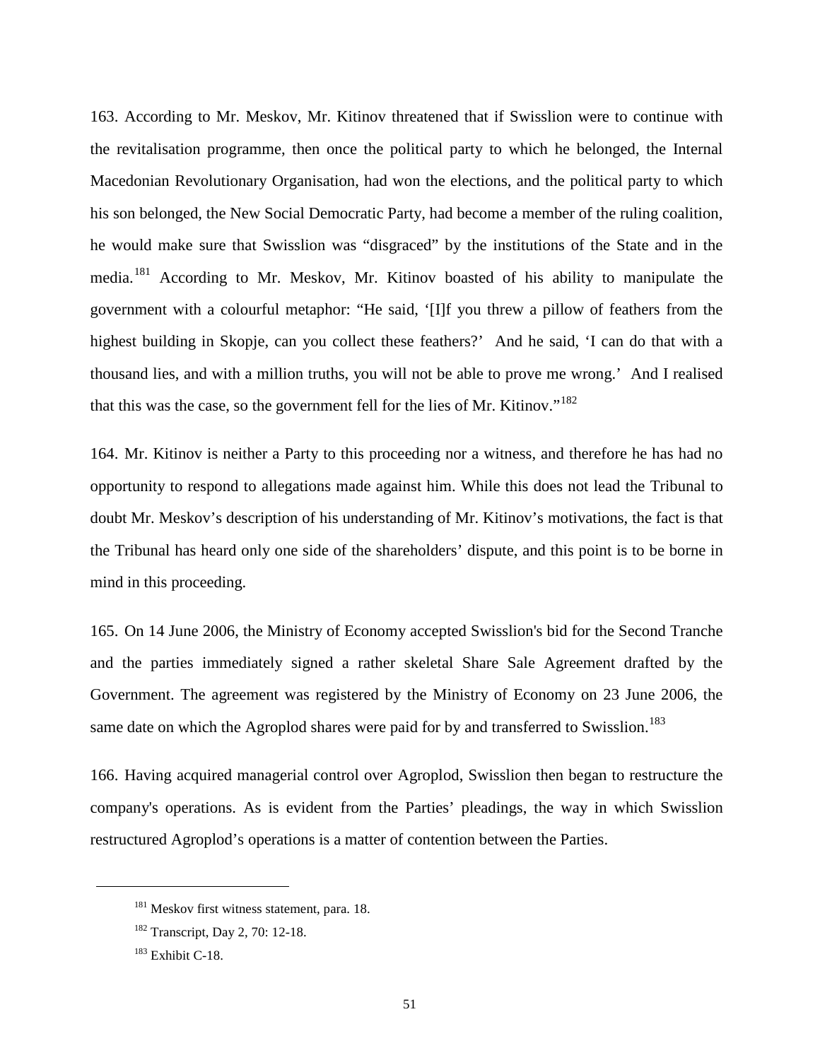163. According to Mr. Meskov, Mr. Kitinov threatened that if Swisslion were to continue with the revitalisation programme, then once the political party to which he belonged, the Internal Macedonian Revolutionary Organisation, had won the elections, and the political party to which his son belonged, the New Social Democratic Party, had become a member of the ruling coalition, he would make sure that Swisslion was "disgraced" by the institutions of the State and in the media.[181] According to Mr. Meskov, Mr. Kitinov boasted of his ability to manipulate the government with a colourful metaphor: "He said, '[I]f you threw a pillow of feathers from the highest building in Skopje, can you collect these feathers?' And he said, 'I can do that with a thousand lies, and with a million truths, you will not be able to prove me wrong.' And I realised that this was the case, so the government fell for the lies of Mr. Kitinov."[182]

164. Mr. Kitinov is neither a Party to this proceeding nor a witness, and therefore he has had no opportunity to respond to allegations made against him. While this does not lead the Tribunal to doubt Mr. Meskov's description of his understanding of Mr. Kitinov's motivations, the fact is that the Tribunal has heard only one side of the shareholders' dispute, and this point is to be borne in mind in this proceeding.

165. On 14 June 2006, the Ministry of Economy accepted Swisslion's bid for the Second Tranche and the parties immediately signed a rather skeletal Share Sale Agreement drafted by the Government. The agreement was registered by the Ministry of Economy on 23 June 2006, the same date on which the Agroplod shares were paid for by and transferred to Swisslion.[183]

166. Having acquired managerial control over Agroplod, Swisslion then began to restructure the company's operations. As is evident from the Parties' pleadings, the way in which Swisslion restructured Agroplod's operations is a matter of contention between the Parties.

[181] Meskov first witness statement, para. 18.

[182] Transcript, Day 2, 70: 12-18.

[183] Exhibit C-18.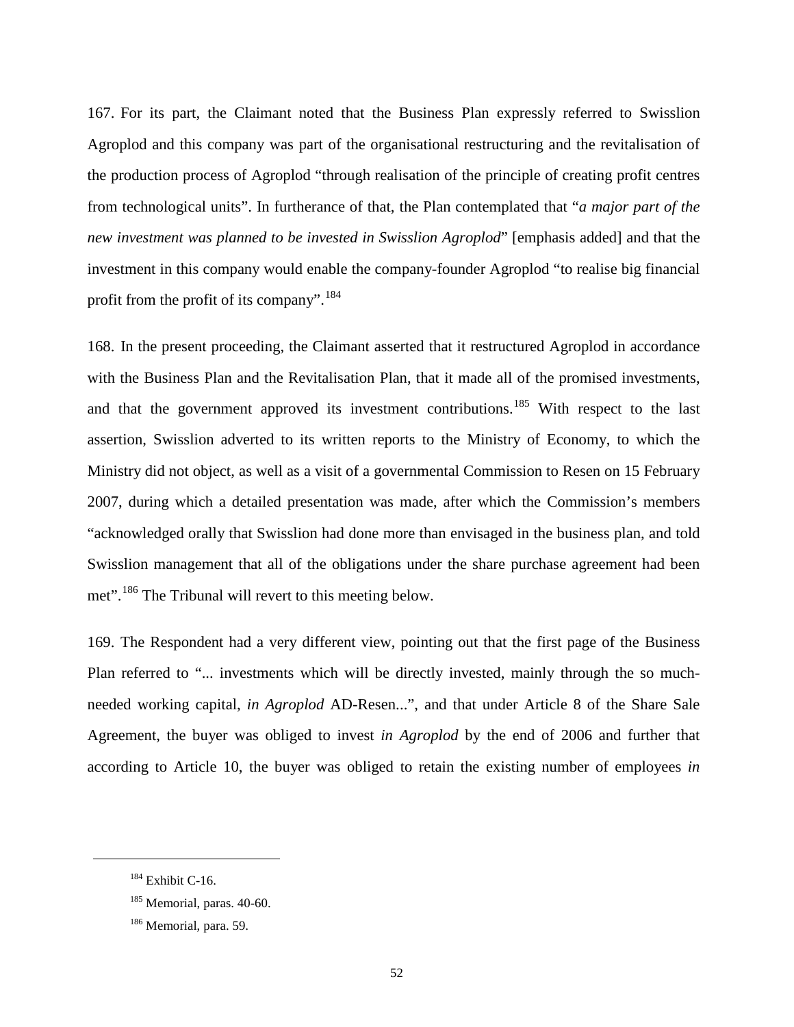167. For its part, the Claimant noted that the Business Plan expressly referred to Swisslion Agroplod and this company was part of the organisational restructuring and the revitalisation of the production process of Agroplod "through realisation of the principle of creating profit centres from technological units". In furtherance of that, the Plan contemplated that "*a major part of the new investment was planned to be invested in Swisslion Agroplod*" [emphasis added] and that the investment in this company would enable the company-founder Agroplod "to realise big financial profit from the profit of its company".[184]

168. In the present proceeding, the Claimant asserted that it restructured Agroplod in accordance with the Business Plan and the Revitalisation Plan, that it made all of the promised investments, and that the government approved its investment contributions.[185] With respect to the last assertion, Swisslion adverted to its written reports to the Ministry of Economy, to which the Ministry did not object, as well as a visit of a governmental Commission to Resen on 15 February 2007, during which a detailed presentation was made, after which the Commission's members "acknowledged orally that Swisslion had done more than envisaged in the business plan, and told Swisslion management that all of the obligations under the share purchase agreement had been met".[186] The Tribunal will revert to this meeting below.

169. The Respondent had a very different view, pointing out that the first page of the Business Plan referred to "... investments which will be directly invested, mainly through the so much-needed working capital, *in Agroplod* AD-Resen...", and that under Article 8 of the Share Sale Agreement, the buyer was obliged to invest *in Agroplod* by the end of 2006 and further that according to Article 10, the buyer was obliged to retain the existing number of employees *in*

---

[184] Exhibit C-16.

[185] Memorial, paras. 40-60.

[186] Memorial, para. 59.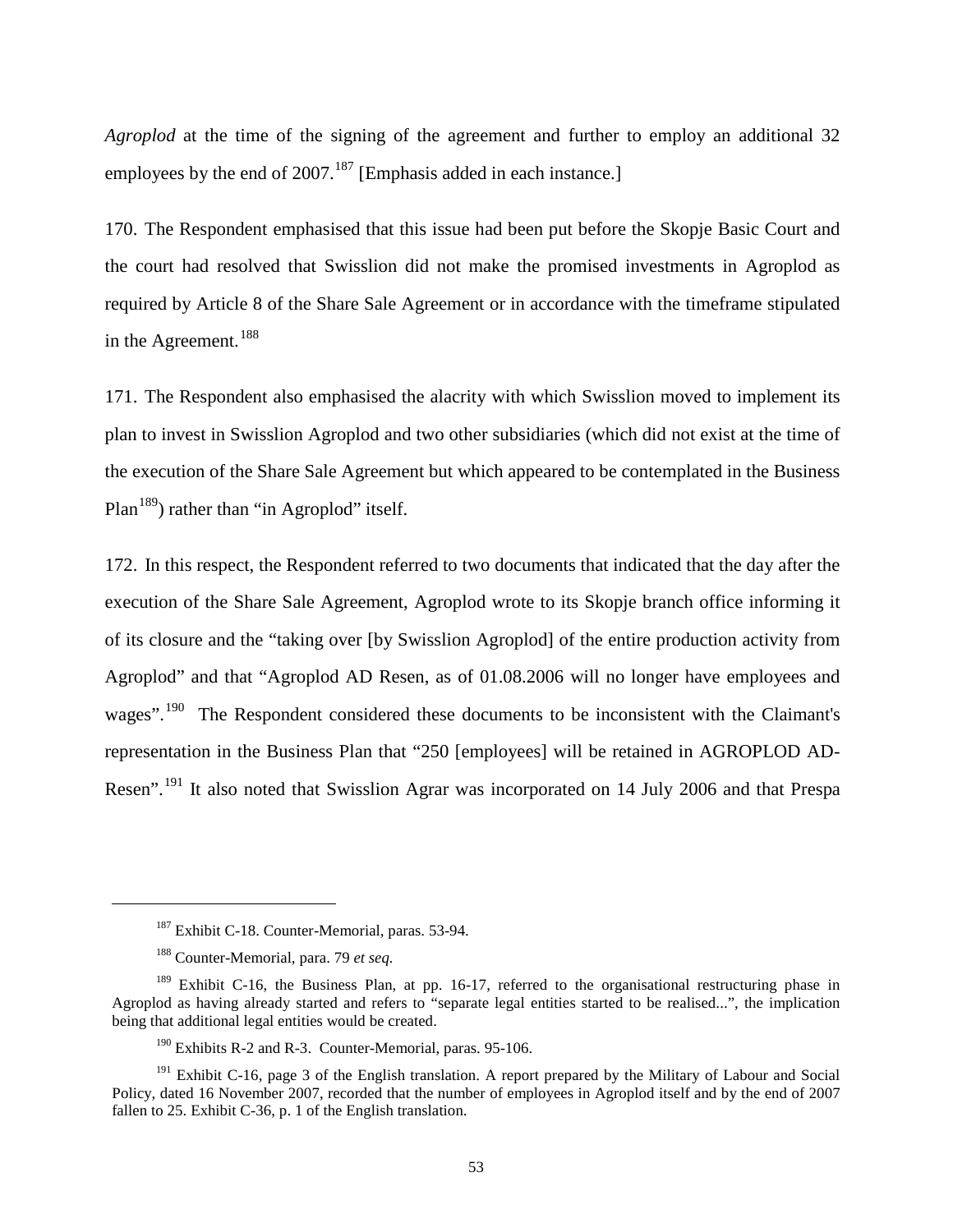*Agroplod* at the time of the signing of the agreement and further to employ an additional 32 employees by the end of 2007.[187] [Emphasis added in each instance.]

170. The Respondent emphasised that this issue had been put before the Skopje Basic Court and the court had resolved that Swisslion did not make the promised investments in Agroplod as required by Article 8 of the Share Sale Agreement or in accordance with the timeframe stipulated in the Agreement.[188]

171. The Respondent also emphasised the alacrity with which Swisslion moved to implement its plan to invest in Swisslion Agroplod and two other subsidiaries (which did not exist at the time of the execution of the Share Sale Agreement but which appeared to be contemplated in the Business Plan[189]) rather than "in Agroplod" itself.

172. In this respect, the Respondent referred to two documents that indicated that the day after the execution of the Share Sale Agreement, Agroplod wrote to its Skopje branch office informing it of its closure and the "taking over [by Swisslion Agroplod] of the entire production activity from Agroplod" and that "Agroplod AD Resen, as of 01.08.2006 will no longer have employees and wages".[190] The Respondent considered these documents to be inconsistent with the Claimant's representation in the Business Plan that "250 [employees] will be retained in AGROPLOD AD-Resen".[191] It also noted that Swisslion Agrar was incorporated on 14 July 2006 and that Prespa

---

[187] Exhibit C-18. Counter-Memorial, paras. 53-94.

[188] Counter-Memorial, para. 79 *et seq.*

[189] Exhibit C-16, the Business Plan, at pp. 16-17, referred to the organisational restructuring phase in Agroplod as having already started and refers to "separate legal entities started to be realised...", the implication being that additional legal entities would be created.

[190] Exhibits R-2 and R-3. Counter-Memorial, paras. 95-106.

[191] Exhibit C-16, page 3 of the English translation. A report prepared by the Military of Labour and Social Policy, dated 16 November 2007, recorded that the number of employees in Agroplod itself and by the end of 2007 fallen to 25. Exhibit C-36, p. 1 of the English translation.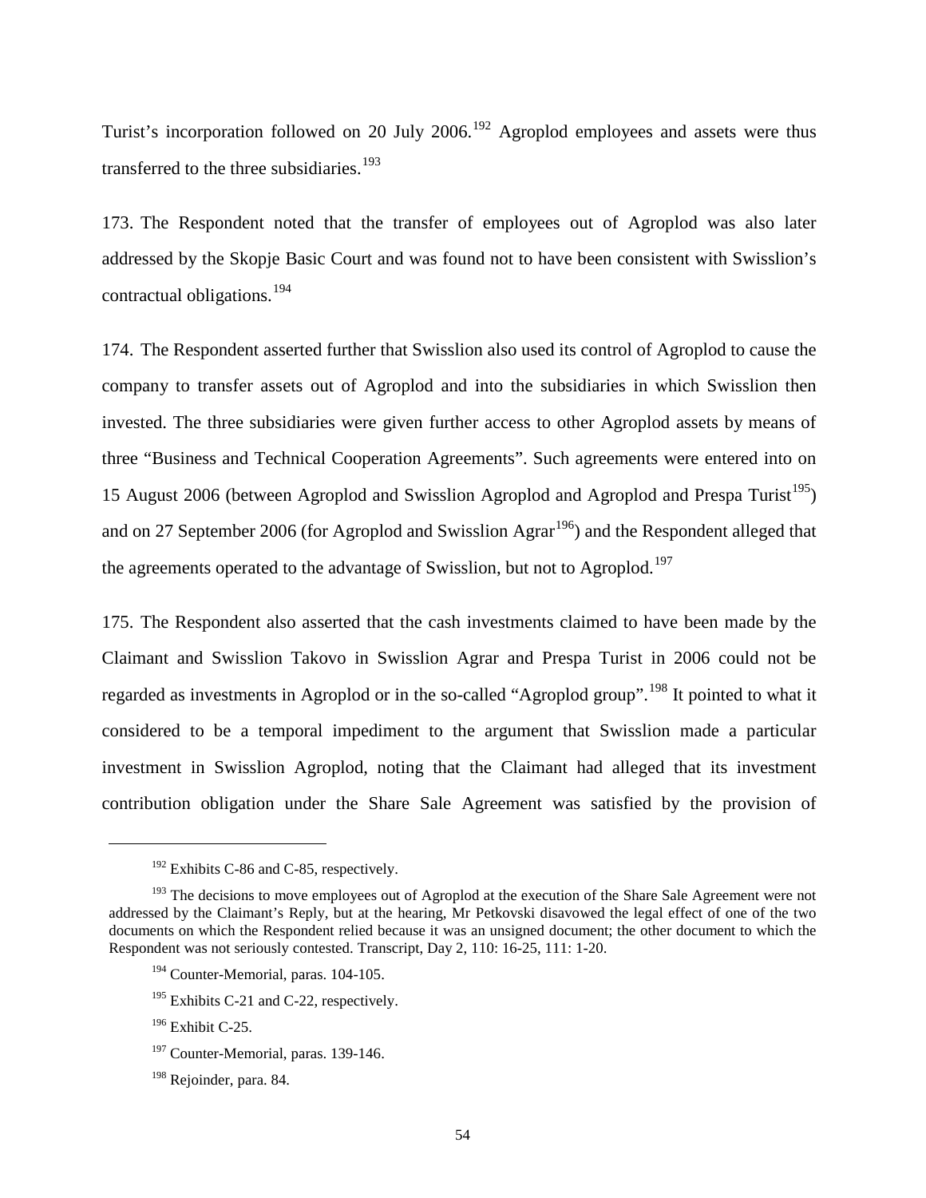Turist's incorporation followed on 20 July 2006.[192] Agroplod employees and assets were thus transferred to the three subsidiaries.[193]

173. The Respondent noted that the transfer of employees out of Agroplod was also later addressed by the Skopje Basic Court and was found not to have been consistent with Swisslion's contractual obligations.[194]

174. The Respondent asserted further that Swisslion also used its control of Agroplod to cause the company to transfer assets out of Agroplod and into the subsidiaries in which Swisslion then invested. The three subsidiaries were given further access to other Agroplod assets by means of three "Business and Technical Cooperation Agreements". Such agreements were entered into on 15 August 2006 (between Agroplod and Swisslion Agroplod and Agroplod and Prespa Turist[195]) and on 27 September 2006 (for Agroplod and Swisslion Agrar[196]) and the Respondent alleged that the agreements operated to the advantage of Swisslion, but not to Agroplod.[197]

175. The Respondent also asserted that the cash investments claimed to have been made by the Claimant and Swisslion Takovo in Swisslion Agrar and Prespa Turist in 2006 could not be regarded as investments in Agroplod or in the so-called "Agroplod group".[198] It pointed to what it considered to be a temporal impediment to the argument that Swisslion made a particular investment in Swisslion Agroplod, noting that the Claimant had alleged that its investment contribution obligation under the Share Sale Agreement was satisfied by the provision of

---

[192] Exhibits C-86 and C-85, respectively.

[193] The decisions to move employees out of Agroplod at the execution of the Share Sale Agreement were not addressed by the Claimant's Reply, but at the hearing, Mr Petkovski disavowed the legal effect of one of the two documents on which the Respondent relied because it was an unsigned document; the other document to which the Respondent was not seriously contested. Transcript, Day 2, 110: 16-25, 111: 1-20.

[194] Counter-Memorial, paras. 104-105.

[195] Exhibits C-21 and C-22, respectively.

[196] Exhibit C-25.

[197] Counter-Memorial, paras. 139-146.

[198] Rejoinder, para. 84.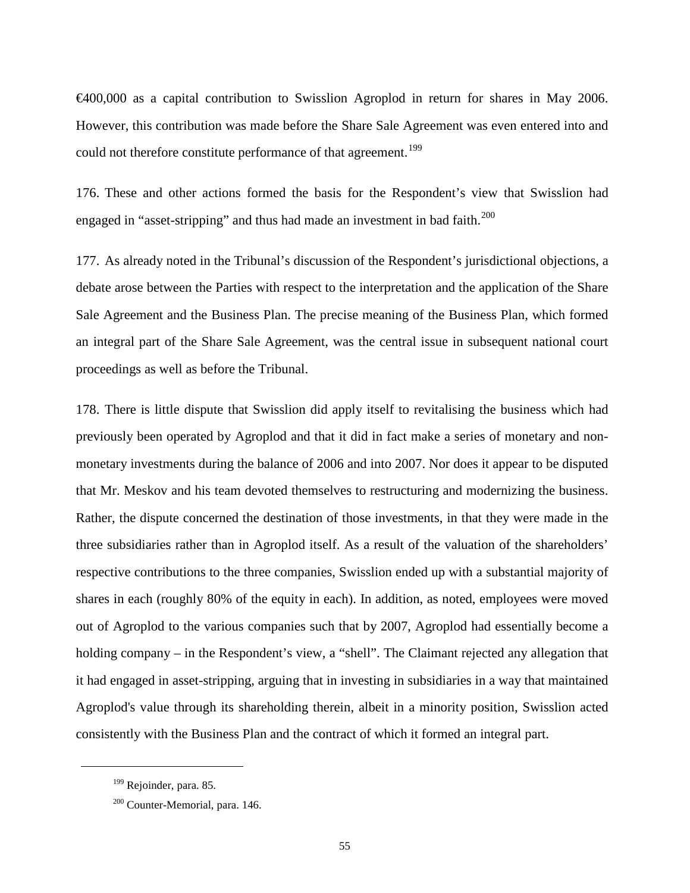€400,000 as a capital contribution to Swisslion Agroplod in return for shares in May 2006. However, this contribution was made before the Share Sale Agreement was even entered into and could not therefore constitute performance of that agreement.[199]

176. These and other actions formed the basis for the Respondent's view that Swisslion had engaged in "asset-stripping" and thus had made an investment in bad faith.[200]

177. As already noted in the Tribunal's discussion of the Respondent's jurisdictional objections, a debate arose between the Parties with respect to the interpretation and the application of the Share Sale Agreement and the Business Plan. The precise meaning of the Business Plan, which formed an integral part of the Share Sale Agreement, was the central issue in subsequent national court proceedings as well as before the Tribunal.

178. There is little dispute that Swisslion did apply itself to revitalising the business which had previously been operated by Agroplod and that it did in fact make a series of monetary and non-monetary investments during the balance of 2006 and into 2007. Nor does it appear to be disputed that Mr. Meskov and his team devoted themselves to restructuring and modernizing the business. Rather, the dispute concerned the destination of those investments, in that they were made in the three subsidiaries rather than in Agroplod itself. As a result of the valuation of the shareholders' respective contributions to the three companies, Swisslion ended up with a substantial majority of shares in each (roughly 80% of the equity in each). In addition, as noted, employees were moved out of Agroplod to the various companies such that by 2007, Agroplod had essentially become a holding company – in the Respondent's view, a "shell". The Claimant rejected any allegation that it had engaged in asset-stripping, arguing that in investing in subsidiaries in a way that maintained Agroplod's value through its shareholding therein, albeit in a minority position, Swisslion acted consistently with the Business Plan and the contract of which it formed an integral part.

[199] Rejoinder, para. 85.

[200] Counter-Memorial, para. 146.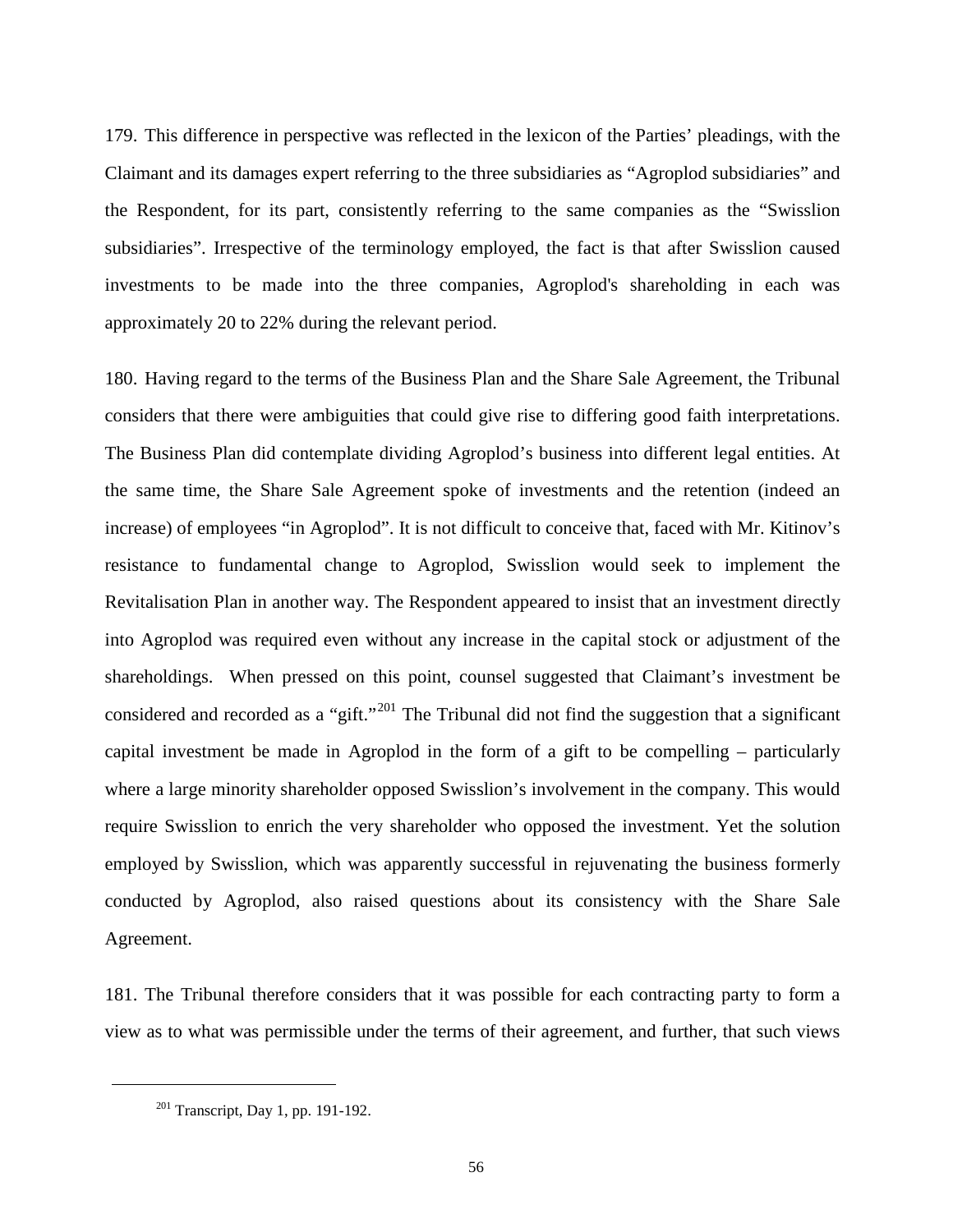179. This difference in perspective was reflected in the lexicon of the Parties' pleadings, with the Claimant and its damages expert referring to the three subsidiaries as "Agroplod subsidiaries" and the Respondent, for its part, consistently referring to the same companies as the "Swisslion subsidiaries". Irrespective of the terminology employed, the fact is that after Swisslion caused investments to be made into the three companies, Agroplod's shareholding in each was approximately 20 to 22% during the relevant period.

180. Having regard to the terms of the Business Plan and the Share Sale Agreement, the Tribunal considers that there were ambiguities that could give rise to differing good faith interpretations. The Business Plan did contemplate dividing Agroplod's business into different legal entities. At the same time, the Share Sale Agreement spoke of investments and the retention (indeed an increase) of employees "in Agroplod". It is not difficult to conceive that, faced with Mr. Kitinov's resistance to fundamental change to Agroplod, Swisslion would seek to implement the Revitalisation Plan in another way. The Respondent appeared to insist that an investment directly into Agroplod was required even without any increase in the capital stock or adjustment of the shareholdings. When pressed on this point, counsel suggested that Claimant's investment be considered and recorded as a "gift."[201] The Tribunal did not find the suggestion that a significant capital investment be made in Agroplod in the form of a gift to be compelling – particularly where a large minority shareholder opposed Swisslion's involvement in the company. This would require Swisslion to enrich the very shareholder who opposed the investment. Yet the solution employed by Swisslion, which was apparently successful in rejuvenating the business formerly conducted by Agroplod, also raised questions about its consistency with the Share Sale Agreement.

181. The Tribunal therefore considers that it was possible for each contracting party to form a view as to what was permissible under the terms of their agreement, and further, that such views

[201] Transcript, Day 1, pp. 191-192.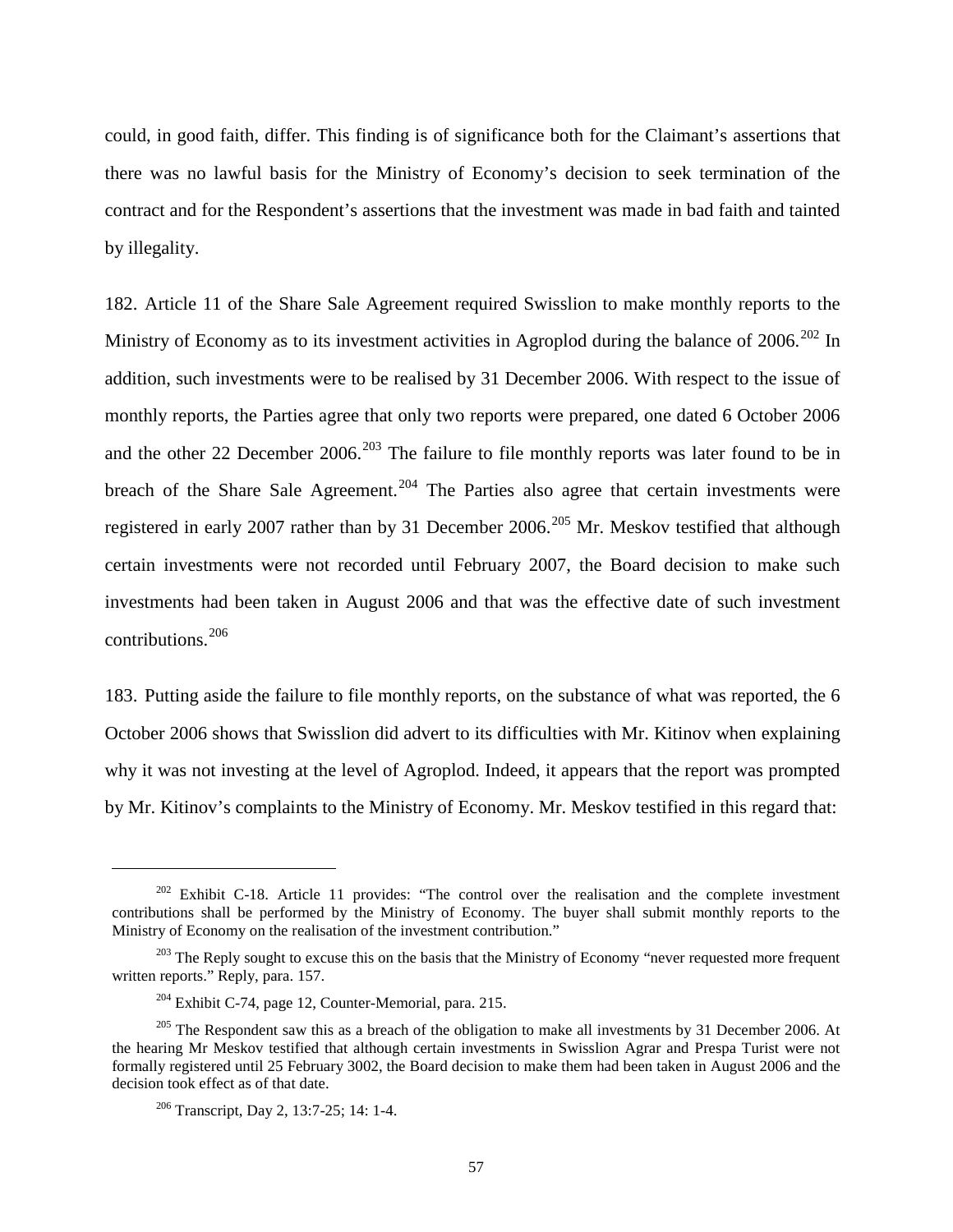could, in good faith, differ. This finding is of significance both for the Claimant's assertions that there was no lawful basis for the Ministry of Economy's decision to seek termination of the contract and for the Respondent's assertions that the investment was made in bad faith and tainted by illegality.

182. Article 11 of the Share Sale Agreement required Swisslion to make monthly reports to the Ministry of Economy as to its investment activities in Agroplod during the balance of 2006.[202] In addition, such investments were to be realised by 31 December 2006. With respect to the issue of monthly reports, the Parties agree that only two reports were prepared, one dated 6 October 2006 and the other 22 December 2006.[203] The failure to file monthly reports was later found to be in breach of the Share Sale Agreement.[204] The Parties also agree that certain investments were registered in early 2007 rather than by 31 December 2006.[205] Mr. Meskov testified that although certain investments were not recorded until February 2007, the Board decision to make such investments had been taken in August 2006 and that was the effective date of such investment contributions.[206]

183. Putting aside the failure to file monthly reports, on the substance of what was reported, the 6 October 2006 shows that Swisslion did advert to its difficulties with Mr. Kitinov when explaining why it was not investing at the level of Agroplod. Indeed, it appears that the report was prompted by Mr. Kitinov's complaints to the Ministry of Economy. Mr. Meskov testified in this regard that:

---

[202] Exhibit C-18. Article 11 provides: "The control over the realisation and the complete investment contributions shall be performed by the Ministry of Economy. The buyer shall submit monthly reports to the Ministry of Economy on the realisation of the investment contribution."

[203] The Reply sought to excuse this on the basis that the Ministry of Economy "never requested more frequent written reports." Reply, para. 157.

[204] Exhibit C-74, page 12, Counter-Memorial, para. 215.

[205] The Respondent saw this as a breach of the obligation to make all investments by 31 December 2006. At the hearing Mr Meskov testified that although certain investments in Swisslion Agrar and Prespa Turist were not formally registered until 25 February 3002, the Board decision to make them had been taken in August 2006 and the decision took effect as of that date.

[206] Transcript, Day 2, 13:7-25; 14: 1-4.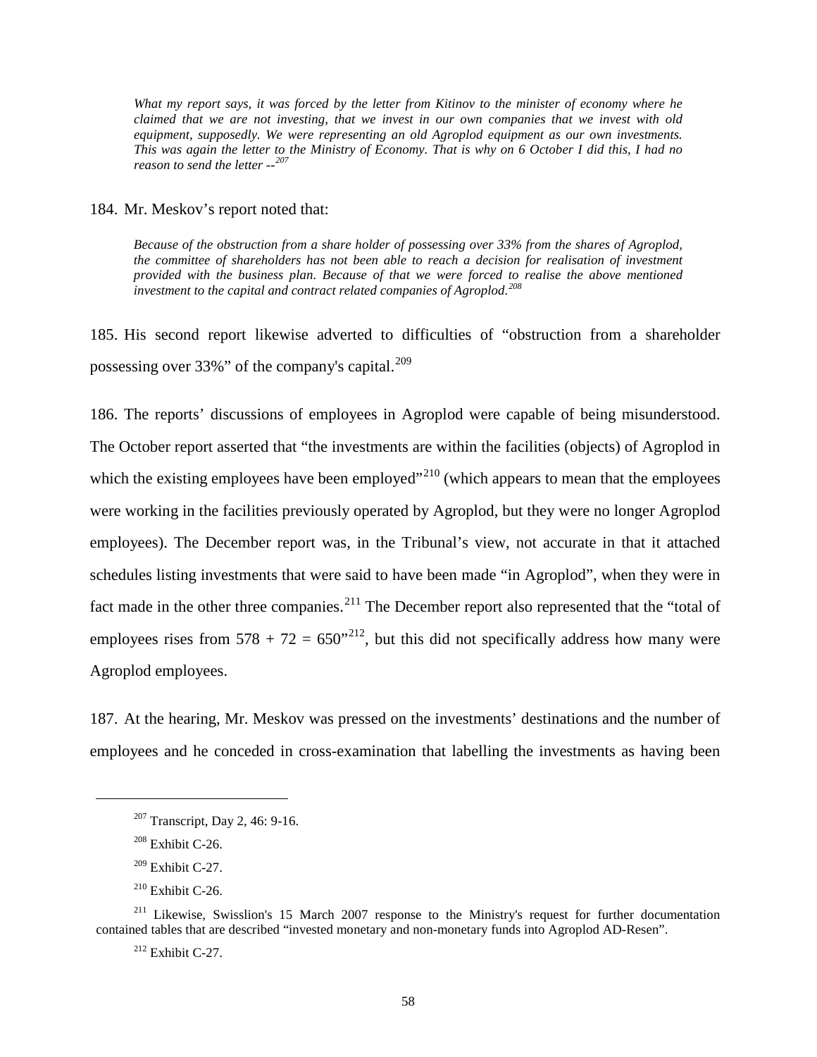*What my report says, it was forced by the letter from Kitinov to the minister of economy where he claimed that we are not investing, that we invest in our own companies that we invest with old equipment, supposedly. We were representing an old Agroplod equipment as our own investments. This was again the letter to the Ministry of Economy. That is why on 6 October I did this, I had no reason to send the letter --*[207]

184. Mr. Meskov's report noted that:

*Because of the obstruction from a share holder of possessing over 33% from the shares of Agroplod, the committee of shareholders has not been able to reach a decision for realisation of investment provided with the business plan. Because of that we were forced to realise the above mentioned investment to the capital and contract related companies of Agroplod.*[208]

185. His second report likewise adverted to difficulties of "obstruction from a shareholder possessing over 33%" of the company's capital.[209]

186. The reports' discussions of employees in Agroplod were capable of being misunderstood. The October report asserted that "the investments are within the facilities (objects) of Agroplod in which the existing employees have been employed"[210] (which appears to mean that the employees were working in the facilities previously operated by Agroplod, but they were no longer Agroplod employees). The December report was, in the Tribunal's view, not accurate in that it attached schedules listing investments that were said to have been made "in Agroplod", when they were in fact made in the other three companies.[211] The December report also represented that the "total of employees rises from 578 + 72 = 650"[212], but this did not specifically address how many were Agroplod employees.

187. At the hearing, Mr. Meskov was pressed on the investments' destinations and the number of employees and he conceded in cross-examination that labelling the investments as having been

---

[207] Transcript, Day 2, 46: 9-16.

[208] Exhibit C-26.

[209] Exhibit C-27.

[210] Exhibit C-26.

[211] Likewise, Swisslion's 15 March 2007 response to the Ministry's request for further documentation contained tables that are described "invested monetary and non-monetary funds into Agroplod AD-Resen".

[212] Exhibit C-27.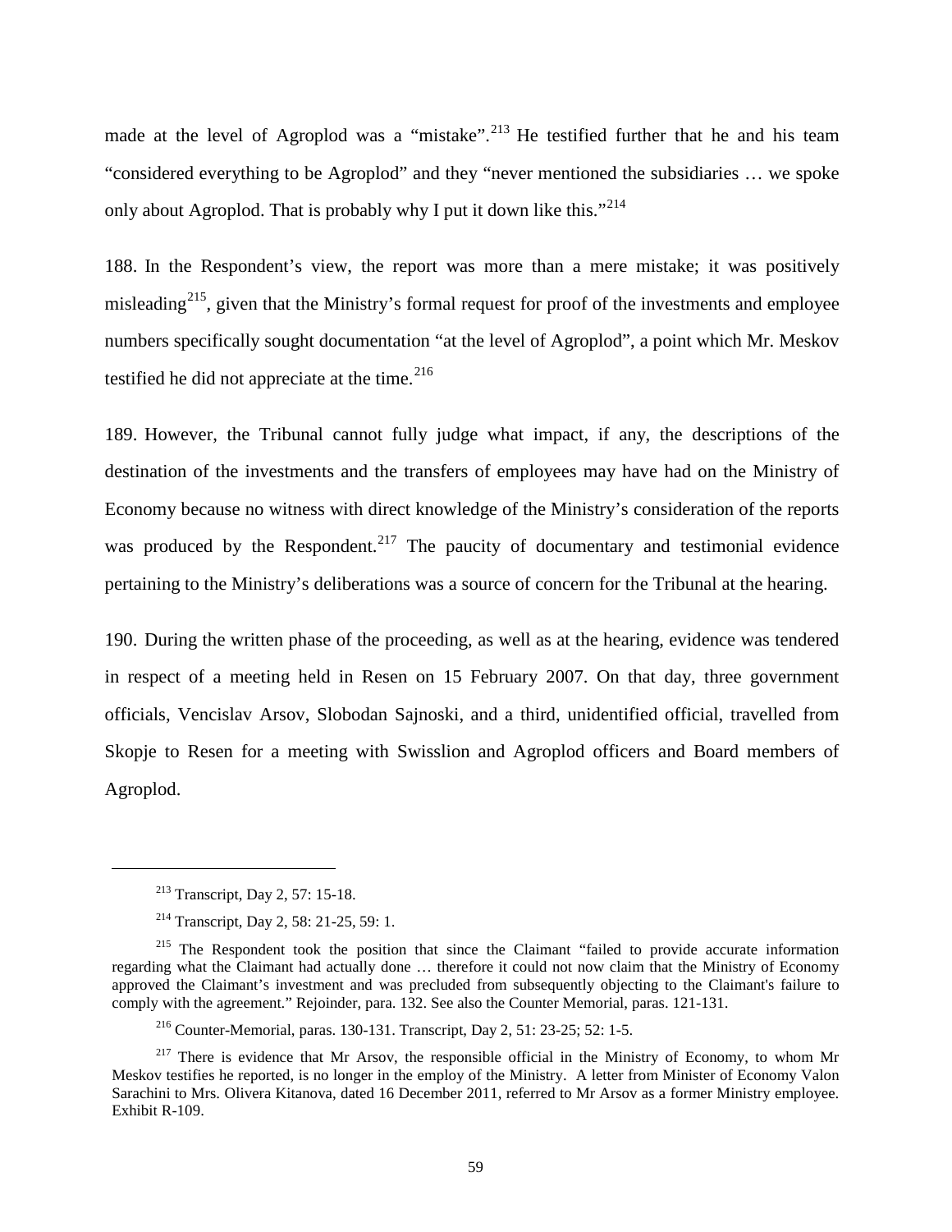made at the level of Agroplod was a "mistake".[213] He testified further that he and his team "considered everything to be Agroplod" and they "never mentioned the subsidiaries … we spoke only about Agroplod. That is probably why I put it down like this."[214]

188. In the Respondent's view, the report was more than a mere mistake; it was positively misleading[215], given that the Ministry's formal request for proof of the investments and employee numbers specifically sought documentation "at the level of Agroplod", a point which Mr. Meskov testified he did not appreciate at the time.[216]

189. However, the Tribunal cannot fully judge what impact, if any, the descriptions of the destination of the investments and the transfers of employees may have had on the Ministry of Economy because no witness with direct knowledge of the Ministry's consideration of the reports was produced by the Respondent.[217] The paucity of documentary and testimonial evidence pertaining to the Ministry's deliberations was a source of concern for the Tribunal at the hearing.

190. During the written phase of the proceeding, as well as at the hearing, evidence was tendered in respect of a meeting held in Resen on 15 February 2007. On that day, three government officials, Vencislav Arsov, Slobodan Sajnoski, and a third, unidentified official, travelled from Skopje to Resen for a meeting with Swisslion and Agroplod officers and Board members of Agroplod.

---

[213] Transcript, Day 2, 57: 15-18.

[214] Transcript, Day 2, 58: 21-25, 59: 1.

[215] The Respondent took the position that since the Claimant "failed to provide accurate information regarding what the Claimant had actually done … therefore it could not now claim that the Ministry of Economy approved the Claimant's investment and was precluded from subsequently objecting to the Claimant's failure to comply with the agreement." Rejoinder, para. 132. See also the Counter Memorial, paras. 121-131.

[216] Counter-Memorial, paras. 130-131. Transcript, Day 2, 51: 23-25; 52: 1-5.

[217] There is evidence that Mr Arsov, the responsible official in the Ministry of Economy, to whom Mr Meskov testifies he reported, is no longer in the employ of the Ministry. A letter from Minister of Economy Valon Sarachini to Mrs. Olivera Kitanova, dated 16 December 2011, referred to Mr Arsov as a former Ministry employee. Exhibit R-109.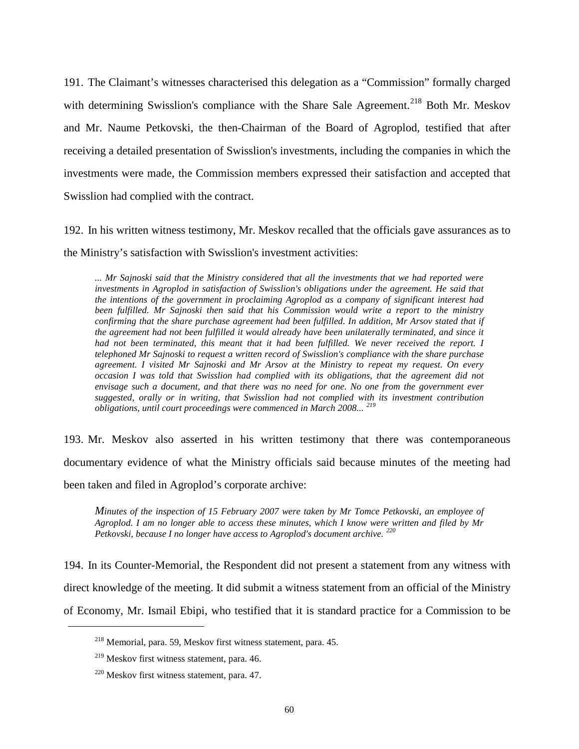191. The Claimant's witnesses characterised this delegation as a "Commission" formally charged with determining Swisslion's compliance with the Share Sale Agreement.[218] Both Mr. Meskov and Mr. Naume Petkovski, the then-Chairman of the Board of Agroplod, testified that after receiving a detailed presentation of Swisslion's investments, including the companies in which the investments were made, the Commission members expressed their satisfaction and accepted that Swisslion had complied with the contract.

192. In his written witness testimony, Mr. Meskov recalled that the officials gave assurances as to the Ministry's satisfaction with Swisslion's investment activities:

> *... Mr Sajnoski said that the Ministry considered that all the investments that we had reported were investments in Agroplod in satisfaction of Swisslion's obligations under the agreement. He said that the intentions of the government in proclaiming Agroplod as a company of significant interest had been fulfilled. Mr Sajnoski then said that his Commission would write a report to the ministry confirming that the share purchase agreement had been fulfilled. In addition, Mr Arsov stated that if the agreement had not been fulfilled it would already have been unilaterally terminated, and since it had not been terminated, this meant that it had been fulfilled. We never received the report. I telephoned Mr Sajnoski to request a written record of Swisslion's compliance with the share purchase agreement. I visited Mr Sajnoski and Mr Arsov at the Ministry to repeat my request. On every occasion I was told that Swisslion had complied with its obligations, that the agreement did not envisage such a document, and that there was no need for one. No one from the government ever suggested, orally or in writing, that Swisslion had not complied with its investment contribution obligations, until court proceedings were commenced in March 2008...* [219]

193. Mr. Meskov also asserted in his written testimony that there was contemporaneous documentary evidence of what the Ministry officials said because minutes of the meeting had been taken and filed in Agroplod's corporate archive:

> *Minutes of the inspection of 15 February 2007 were taken by Mr Tomce Petkovski, an employee of Agroplod. I am no longer able to access these minutes, which I know were written and filed by Mr Petkovski, because I no longer have access to Agroplod's document archive.* [220]

194. In its Counter-Memorial, the Respondent did not present a statement from any witness with direct knowledge of the meeting. It did submit a witness statement from an official of the Ministry of Economy, Mr. Ismail Ebipi, who testified that it is standard practice for a Commission to be

---

[218] Memorial, para. 59, Meskov first witness statement, para. 45.

[219] Meskov first witness statement, para. 46.

[220] Meskov first witness statement, para. 47.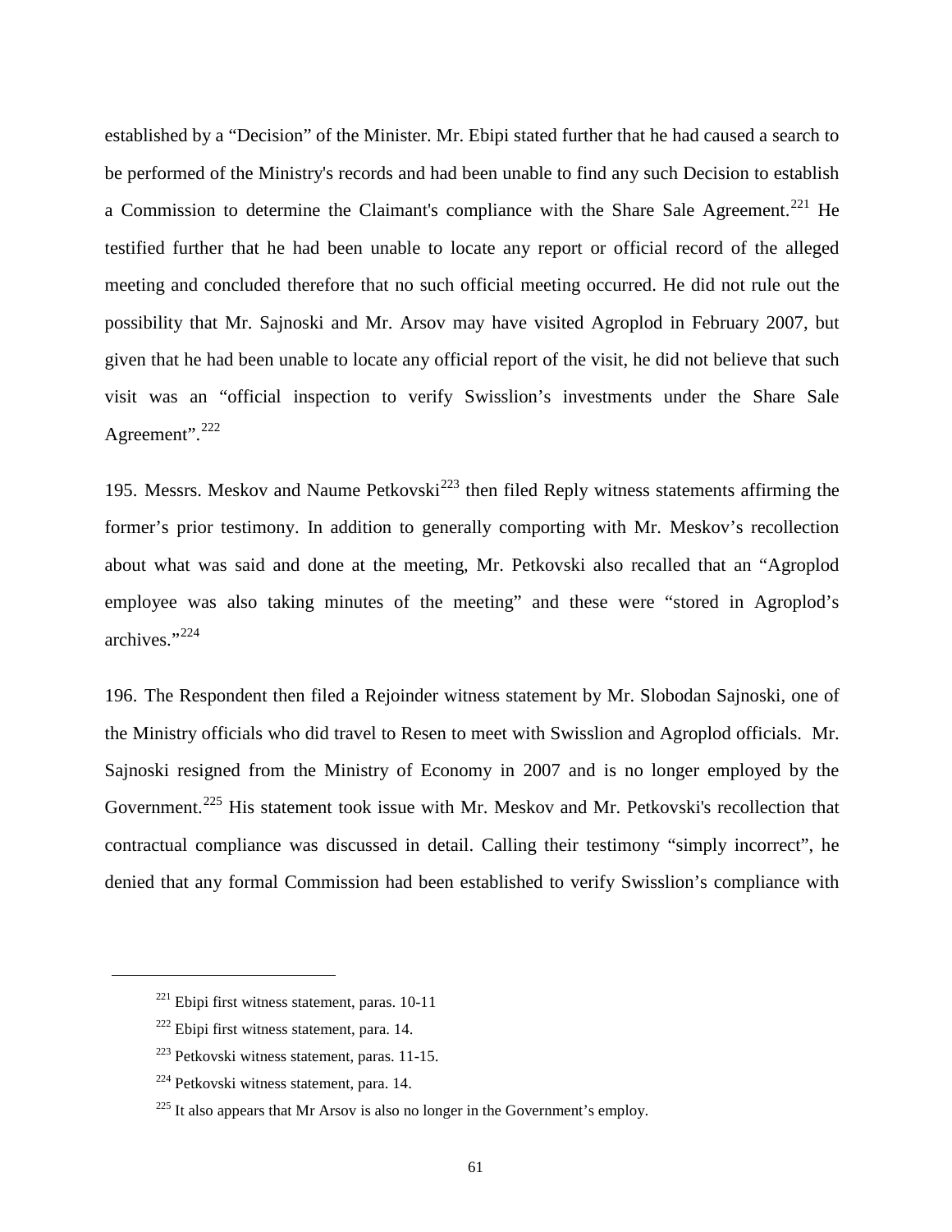established by a "Decision" of the Minister. Mr. Ebipi stated further that he had caused a search to be performed of the Ministry's records and had been unable to find any such Decision to establish a Commission to determine the Claimant's compliance with the Share Sale Agreement.[221] He testified further that he had been unable to locate any report or official record of the alleged meeting and concluded therefore that no such official meeting occurred. He did not rule out the possibility that Mr. Sajnoski and Mr. Arsov may have visited Agroplod in February 2007, but given that he had been unable to locate any official report of the visit, he did not believe that such visit was an "official inspection to verify Swisslion's investments under the Share Sale Agreement".[222]

195. Messrs. Meskov and Naume Petkovski[223] then filed Reply witness statements affirming the former's prior testimony. In addition to generally comporting with Mr. Meskov's recollection about what was said and done at the meeting, Mr. Petkovski also recalled that an "Agroplod employee was also taking minutes of the meeting" and these were "stored in Agroplod's archives."[224]

196. The Respondent then filed a Rejoinder witness statement by Mr. Slobodan Sajnoski, one of the Ministry officials who did travel to Resen to meet with Swisslion and Agroplod officials. Mr. Sajnoski resigned from the Ministry of Economy in 2007 and is no longer employed by the Government.[225] His statement took issue with Mr. Meskov and Mr. Petkovski's recollection that contractual compliance was discussed in detail. Calling their testimony "simply incorrect", he denied that any formal Commission had been established to verify Swisslion's compliance with

---

[221] Ebipi first witness statement, paras. 10-11

[222] Ebipi first witness statement, para. 14.

[223] Petkovski witness statement, paras. 11-15.

[224] Petkovski witness statement, para. 14.

[225] It also appears that Mr Arsov is also no longer in the Government's employ.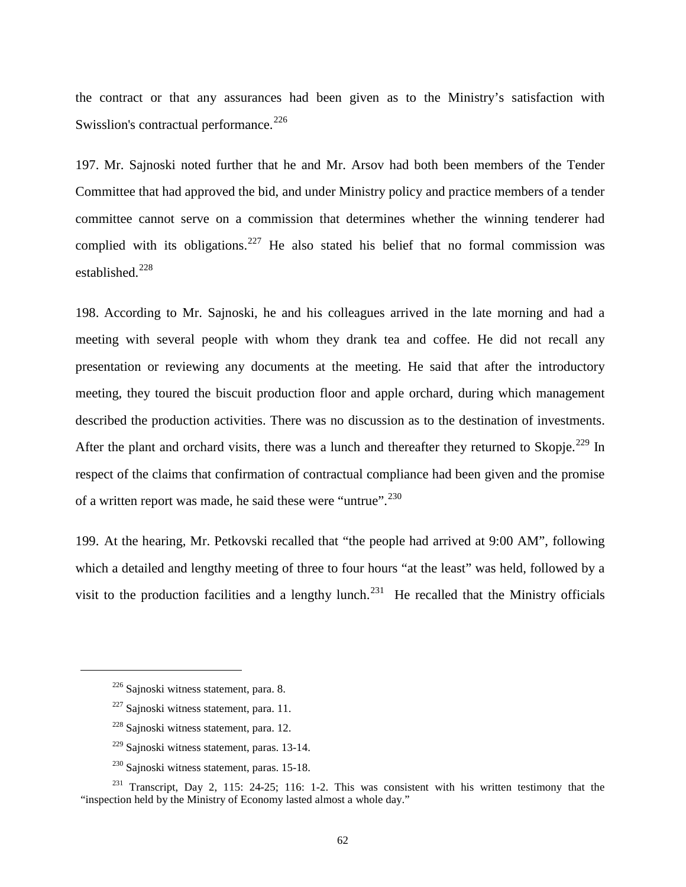the contract or that any assurances had been given as to the Ministry's satisfaction with Swisslion's contractual performance.[226]

197. Mr. Sajnoski noted further that he and Mr. Arsov had both been members of the Tender Committee that had approved the bid, and under Ministry policy and practice members of a tender committee cannot serve on a commission that determines whether the winning tenderer had complied with its obligations.[227] He also stated his belief that no formal commission was established.[228]

198. According to Mr. Sajnoski, he and his colleagues arrived in the late morning and had a meeting with several people with whom they drank tea and coffee. He did not recall any presentation or reviewing any documents at the meeting. He said that after the introductory meeting, they toured the biscuit production floor and apple orchard, during which management described the production activities. There was no discussion as to the destination of investments. After the plant and orchard visits, there was a lunch and thereafter they returned to Skopje.[229] In respect of the claims that confirmation of contractual compliance had been given and the promise of a written report was made, he said these were "untrue".[230]

199. At the hearing, Mr. Petkovski recalled that "the people had arrived at 9:00 AM", following which a detailed and lengthy meeting of three to four hours "at the least" was held, followed by a visit to the production facilities and a lengthy lunch.[231] He recalled that the Ministry officials

---

[226] Sajnoski witness statement, para. 8.

[227] Sajnoski witness statement, para. 11.

[228] Sajnoski witness statement, para. 12.

[229] Sajnoski witness statement, paras. 13-14.

[230] Sajnoski witness statement, paras. 15-18.

[231] Transcript, Day 2, 115: 24-25; 116: 1-2. This was consistent with his written testimony that the "inspection held by the Ministry of Economy lasted almost a whole day."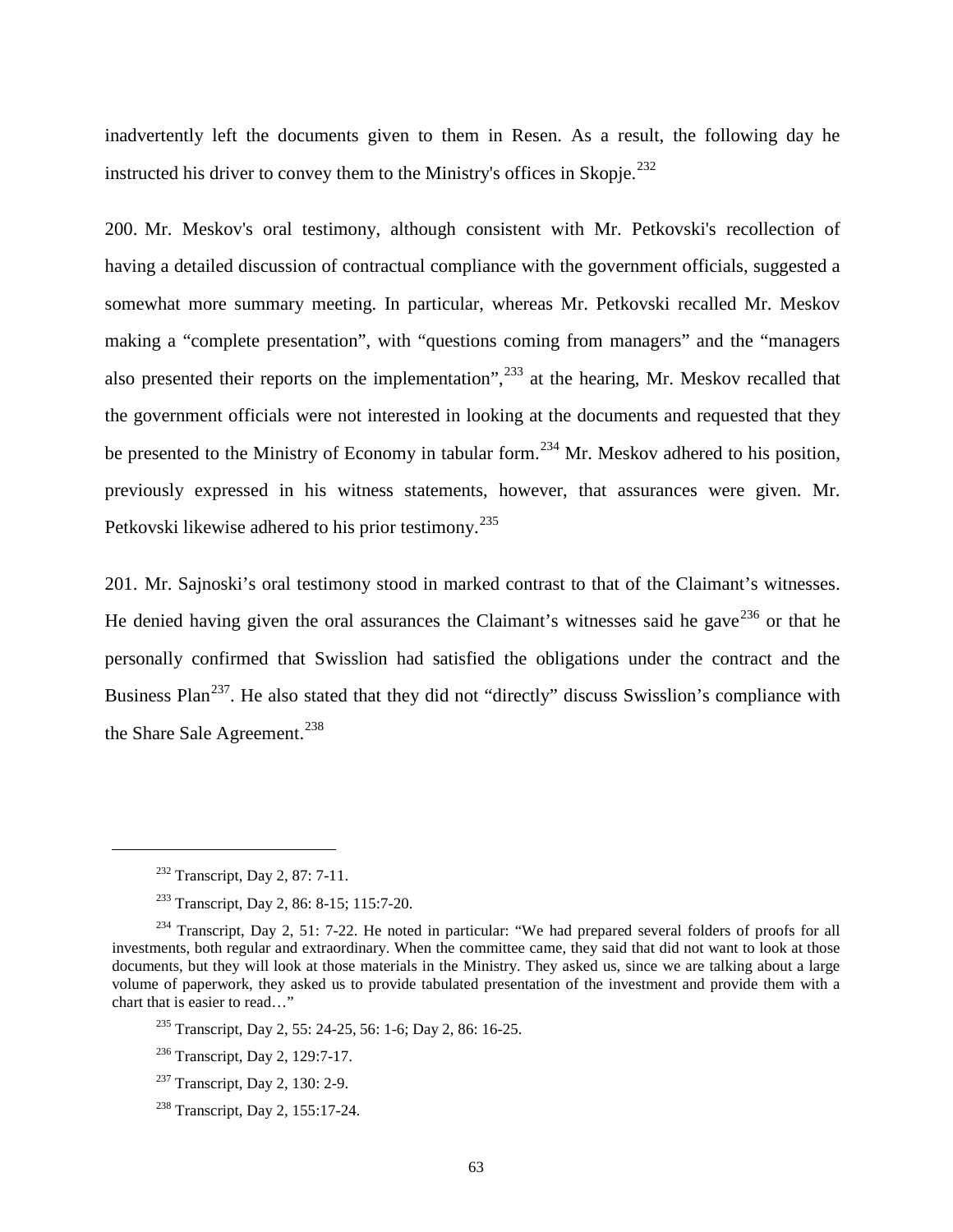inadvertently left the documents given to them in Resen. As a result, the following day he instructed his driver to convey them to the Ministry's offices in Skopje.[232]

200. Mr. Meskov's oral testimony, although consistent with Mr. Petkovski's recollection of having a detailed discussion of contractual compliance with the government officials, suggested a somewhat more summary meeting. In particular, whereas Mr. Petkovski recalled Mr. Meskov making a "complete presentation", with "questions coming from managers" and the "managers also presented their reports on the implementation",[233] at the hearing, Mr. Meskov recalled that the government officials were not interested in looking at the documents and requested that they be presented to the Ministry of Economy in tabular form.[234] Mr. Meskov adhered to his position, previously expressed in his witness statements, however, that assurances were given. Mr. Petkovski likewise adhered to his prior testimony.[235]

201. Mr. Sajnoski's oral testimony stood in marked contrast to that of the Claimant's witnesses. He denied having given the oral assurances the Claimant's witnesses said he gave[236] or that he personally confirmed that Swisslion had satisfied the obligations under the contract and the Business Plan[237]. He also stated that they did not "directly" discuss Swisslion's compliance with the Share Sale Agreement.[238]

---

[232] Transcript, Day 2, 87: 7-11.

[233] Transcript, Day 2, 86: 8-15; 115:7-20.

[234] Transcript, Day 2, 51: 7-22. He noted in particular: "We had prepared several folders of proofs for all investments, both regular and extraordinary. When the committee came, they said that did not want to look at those documents, but they will look at those materials in the Ministry. They asked us, since we are talking about a large volume of paperwork, they asked us to provide tabulated presentation of the investment and provide them with a chart that is easier to read…"

[235] Transcript, Day 2, 55: 24-25, 56: 1-6; Day 2, 86: 16-25.

[236] Transcript, Day 2, 129:7-17.

[237] Transcript, Day 2, 130: 2-9.

[238] Transcript, Day 2, 155:17-24.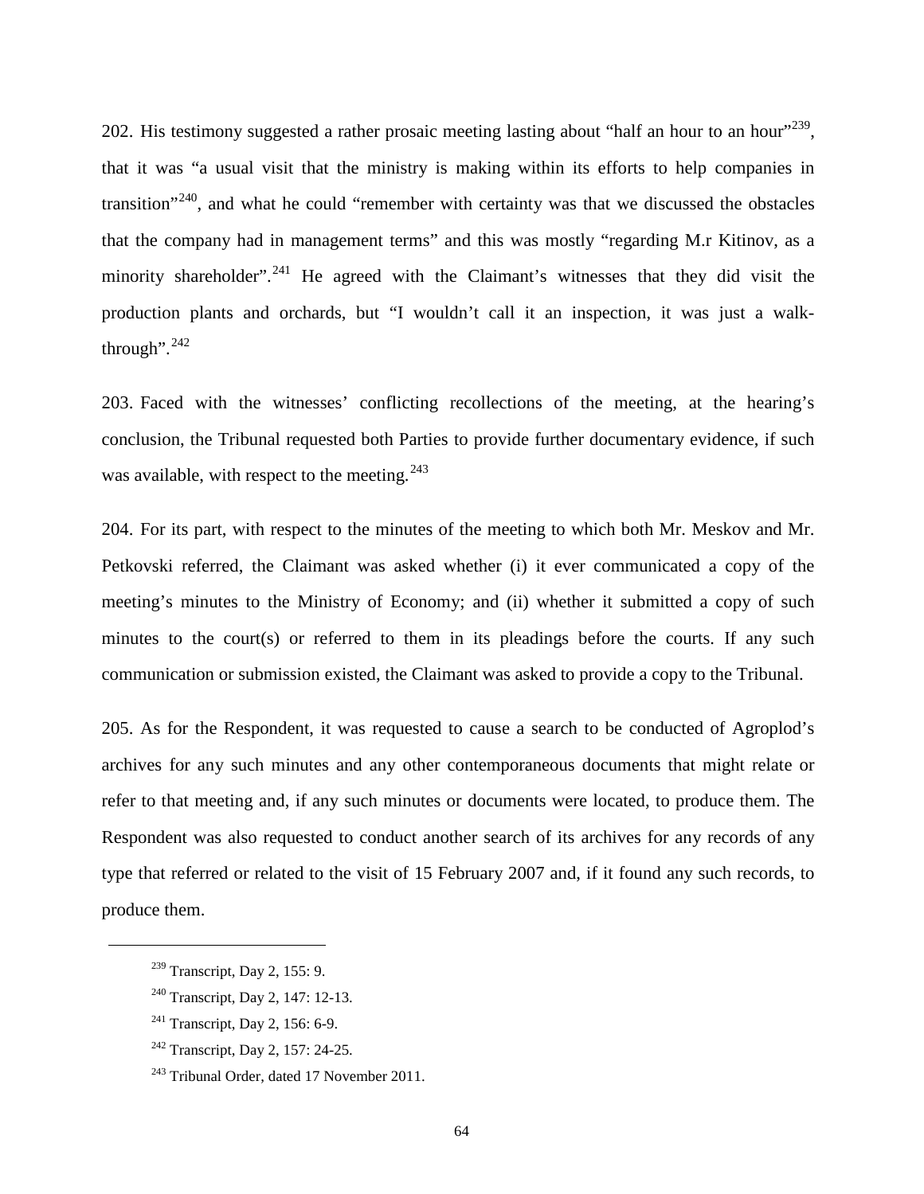202. His testimony suggested a rather prosaic meeting lasting about "half an hour to an hour"[239], that it was "a usual visit that the ministry is making within its efforts to help companies in transition"[240], and what he could "remember with certainty was that we discussed the obstacles that the company had in management terms" and this was mostly "regarding M.r Kitinov, as a minority shareholder".[241] He agreed with the Claimant's witnesses that they did visit the production plants and orchards, but "I wouldn't call it an inspection, it was just a walk-through".[242]

203. Faced with the witnesses' conflicting recollections of the meeting, at the hearing's conclusion, the Tribunal requested both Parties to provide further documentary evidence, if such was available, with respect to the meeting.[243]

204. For its part, with respect to the minutes of the meeting to which both Mr. Meskov and Mr. Petkovski referred, the Claimant was asked whether (i) it ever communicated a copy of the meeting's minutes to the Ministry of Economy; and (ii) whether it submitted a copy of such minutes to the court(s) or referred to them in its pleadings before the courts. If any such communication or submission existed, the Claimant was asked to provide a copy to the Tribunal.

205. As for the Respondent, it was requested to cause a search to be conducted of Agroplod's archives for any such minutes and any other contemporaneous documents that might relate or refer to that meeting and, if any such minutes or documents were located, to produce them. The Respondent was also requested to conduct another search of its archives for any records of any type that referred or related to the visit of 15 February 2007 and, if it found any such records, to produce them.

---

[239] Transcript, Day 2, 155: 9.

[240] Transcript, Day 2, 147: 12-13.

[241] Transcript, Day 2, 156: 6-9.

[242] Transcript, Day 2, 157: 24-25.

[243] Tribunal Order, dated 17 November 2011.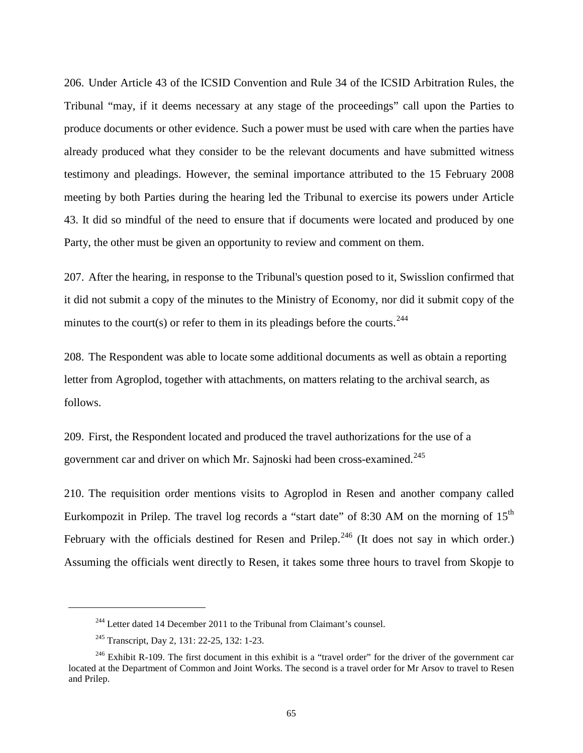206. Under Article 43 of the ICSID Convention and Rule 34 of the ICSID Arbitration Rules, the Tribunal "may, if it deems necessary at any stage of the proceedings" call upon the Parties to produce documents or other evidence. Such a power must be used with care when the parties have already produced what they consider to be the relevant documents and have submitted witness testimony and pleadings. However, the seminal importance attributed to the 15 February 2008 meeting by both Parties during the hearing led the Tribunal to exercise its powers under Article 43. It did so mindful of the need to ensure that if documents were located and produced by one Party, the other must be given an opportunity to review and comment on them.

207. After the hearing, in response to the Tribunal's question posed to it, Swisslion confirmed that it did not submit a copy of the minutes to the Ministry of Economy, nor did it submit copy of the minutes to the court(s) or refer to them in its pleadings before the courts.[244]

208. The Respondent was able to locate some additional documents as well as obtain a reporting letter from Agroplod, together with attachments, on matters relating to the archival search, as follows.

209. First, the Respondent located and produced the travel authorizations for the use of a government car and driver on which Mr. Sajnoski had been cross-examined.[245]

210. The requisition order mentions visits to Agroplod in Resen and another company called Eurkompozit in Prilep. The travel log records a "start date" of 8:30 AM on the morning of 15th February with the officials destined for Resen and Prilep.[246] (It does not say in which order.) Assuming the officials went directly to Resen, it takes some three hours to travel from Skopje to

---

[244] Letter dated 14 December 2011 to the Tribunal from Claimant's counsel.

[245] Transcript, Day 2, 131: 22-25, 132: 1-23.

[246] Exhibit R-109. The first document in this exhibit is a "travel order" for the driver of the government car located at the Department of Common and Joint Works. The second is a travel order for Mr Arsov to travel to Resen and Prilep.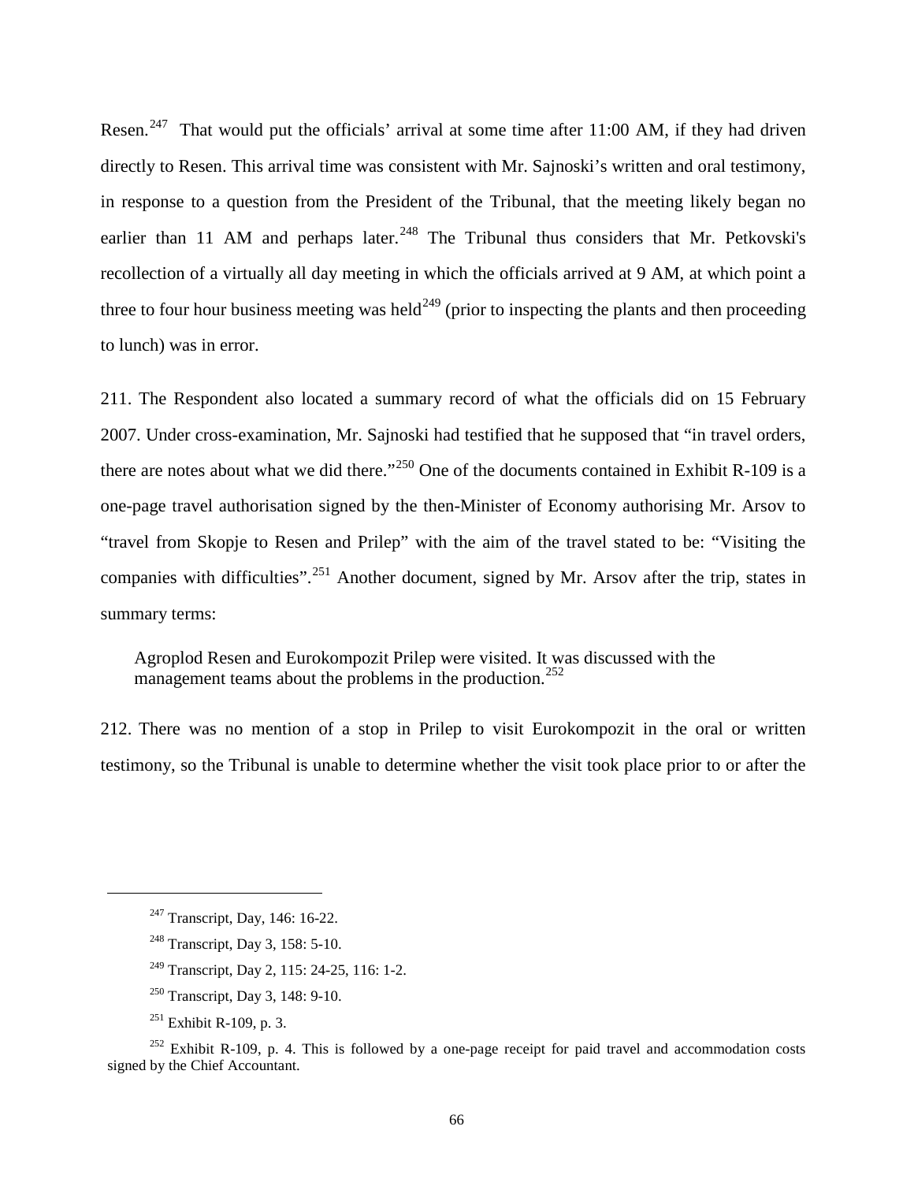Resen.[247] That would put the officials' arrival at some time after 11:00 AM, if they had driven directly to Resen. This arrival time was consistent with Mr. Sajnoski's written and oral testimony, in response to a question from the President of the Tribunal, that the meeting likely began no earlier than 11 AM and perhaps later.[248] The Tribunal thus considers that Mr. Petkovski's recollection of a virtually all day meeting in which the officials arrived at 9 AM, at which point a three to four hour business meeting was held[249] (prior to inspecting the plants and then proceeding to lunch) was in error.

211. The Respondent also located a summary record of what the officials did on 15 February 2007. Under cross-examination, Mr. Sajnoski had testified that he supposed that "in travel orders, there are notes about what we did there."[250] One of the documents contained in Exhibit R-109 is a one-page travel authorisation signed by the then-Minister of Economy authorising Mr. Arsov to "travel from Skopje to Resen and Prilep" with the aim of the travel stated to be: "Visiting the companies with difficulties".[251] Another document, signed by Mr. Arsov after the trip, states in summary terms:

> Agroplod Resen and Eurokompozit Prilep were visited. It was discussed with the management teams about the problems in the production.[252]

212. There was no mention of a stop in Prilep to visit Eurokompozit in the oral or written testimony, so the Tribunal is unable to determine whether the visit took place prior to or after the

---

[247] Transcript, Day, 146: 16-22.

[248] Transcript, Day 3, 158: 5-10.

[249] Transcript, Day 2, 115: 24-25, 116: 1-2.

[250] Transcript, Day 3, 148: 9-10.

[251] Exhibit R-109, p. 3.

[252] Exhibit R-109, p. 4. This is followed by a one-page receipt for paid travel and accommodation costs signed by the Chief Accountant.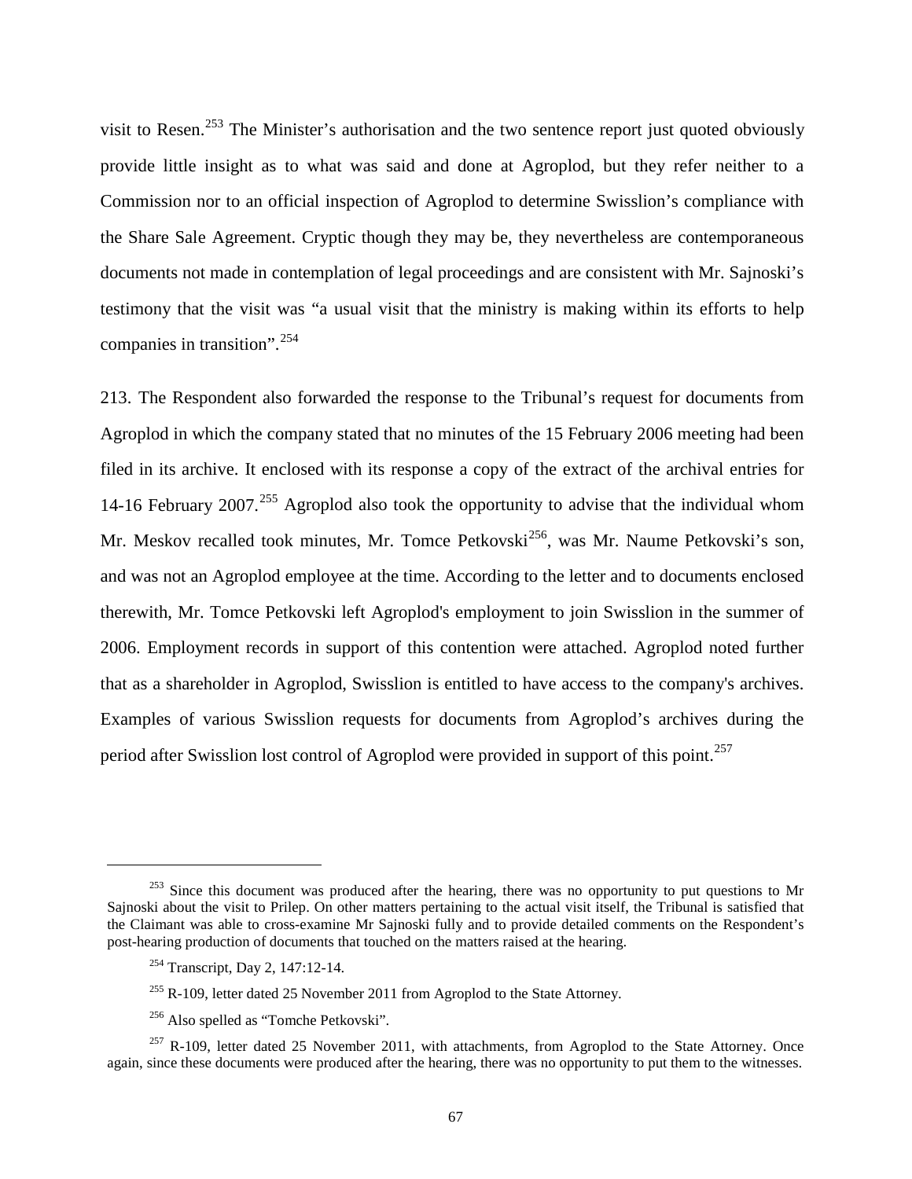visit to Resen.[253] The Minister's authorisation and the two sentence report just quoted obviously provide little insight as to what was said and done at Agroplod, but they refer neither to a Commission nor to an official inspection of Agroplod to determine Swisslion's compliance with the Share Sale Agreement. Cryptic though they may be, they nevertheless are contemporaneous documents not made in contemplation of legal proceedings and are consistent with Mr. Sajnoski's testimony that the visit was "a usual visit that the ministry is making within its efforts to help companies in transition".[254]

213. The Respondent also forwarded the response to the Tribunal's request for documents from Agroplod in which the company stated that no minutes of the 15 February 2006 meeting had been filed in its archive. It enclosed with its response a copy of the extract of the archival entries for 14-16 February 2007.[255] Agroplod also took the opportunity to advise that the individual whom Mr. Meskov recalled took minutes, Mr. Tomce Petkovski[256], was Mr. Naume Petkovski's son, and was not an Agroplod employee at the time. According to the letter and to documents enclosed therewith, Mr. Tomce Petkovski left Agroplod's employment to join Swisslion in the summer of 2006. Employment records in support of this contention were attached. Agroplod noted further that as a shareholder in Agroplod, Swisslion is entitled to have access to the company's archives. Examples of various Swisslion requests for documents from Agroplod's archives during the period after Swisslion lost control of Agroplod were provided in support of this point.[257]

[253] Since this document was produced after the hearing, there was no opportunity to put questions to Mr Sajnoski about the visit to Prilep. On other matters pertaining to the actual visit itself, the Tribunal is satisfied that the Claimant was able to cross-examine Mr Sajnoski fully and to provide detailed comments on the Respondent's post-hearing production of documents that touched on the matters raised at the hearing.

[254] Transcript, Day 2, 147:12-14.

[255] R-109, letter dated 25 November 2011 from Agroplod to the State Attorney.

[256] Also spelled as "Tomche Petkovski".

[257] R-109, letter dated 25 November 2011, with attachments, from Agroplod to the State Attorney. Once again, since these documents were produced after the hearing, there was no opportunity to put them to the witnesses.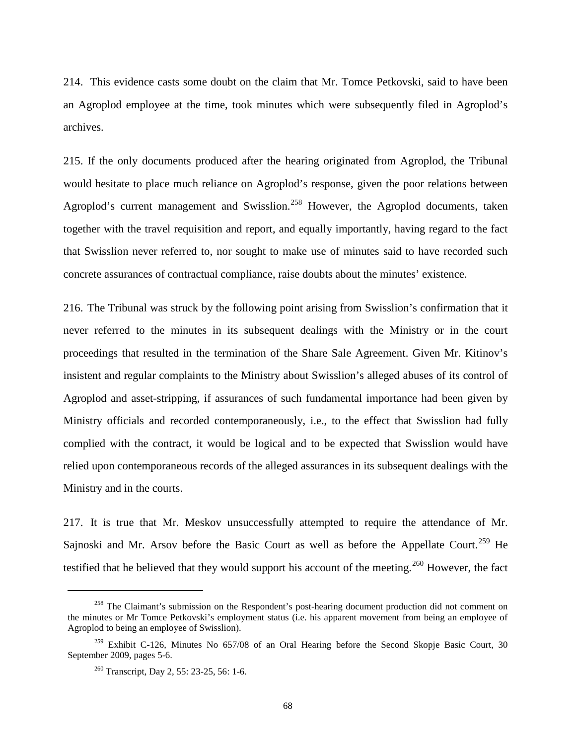214. This evidence casts some doubt on the claim that Mr. Tomce Petkovski, said to have been an Agroplod employee at the time, took minutes which were subsequently filed in Agroplod's archives.

215. If the only documents produced after the hearing originated from Agroplod, the Tribunal would hesitate to place much reliance on Agroplod's response, given the poor relations between Agroplod's current management and Swisslion.[258] However, the Agroplod documents, taken together with the travel requisition and report, and equally importantly, having regard to the fact that Swisslion never referred to, nor sought to make use of minutes said to have recorded such concrete assurances of contractual compliance, raise doubts about the minutes' existence.

216. The Tribunal was struck by the following point arising from Swisslion's confirmation that it never referred to the minutes in its subsequent dealings with the Ministry or in the court proceedings that resulted in the termination of the Share Sale Agreement. Given Mr. Kitinov's insistent and regular complaints to the Ministry about Swisslion's alleged abuses of its control of Agroplod and asset-stripping, if assurances of such fundamental importance had been given by Ministry officials and recorded contemporaneously, i.e., to the effect that Swisslion had fully complied with the contract, it would be logical and to be expected that Swisslion would have relied upon contemporaneous records of the alleged assurances in its subsequent dealings with the Ministry and in the courts.

217. It is true that Mr. Meskov unsuccessfully attempted to require the attendance of Mr. Sajnoski and Mr. Arsov before the Basic Court as well as before the Appellate Court.[259] He testified that he believed that they would support his account of the meeting.[260] However, the fact

---

[258] The Claimant's submission on the Respondent's post-hearing document production did not comment on the minutes or Mr Tomce Petkovski's employment status (i.e. his apparent movement from being an employee of Agroplod to being an employee of Swisslion).

[259] Exhibit C-126, Minutes No 657/08 of an Oral Hearing before the Second Skopje Basic Court, 30 September 2009, pages 5-6.

[260] Transcript, Day 2, 55: 23-25, 56: 1-6.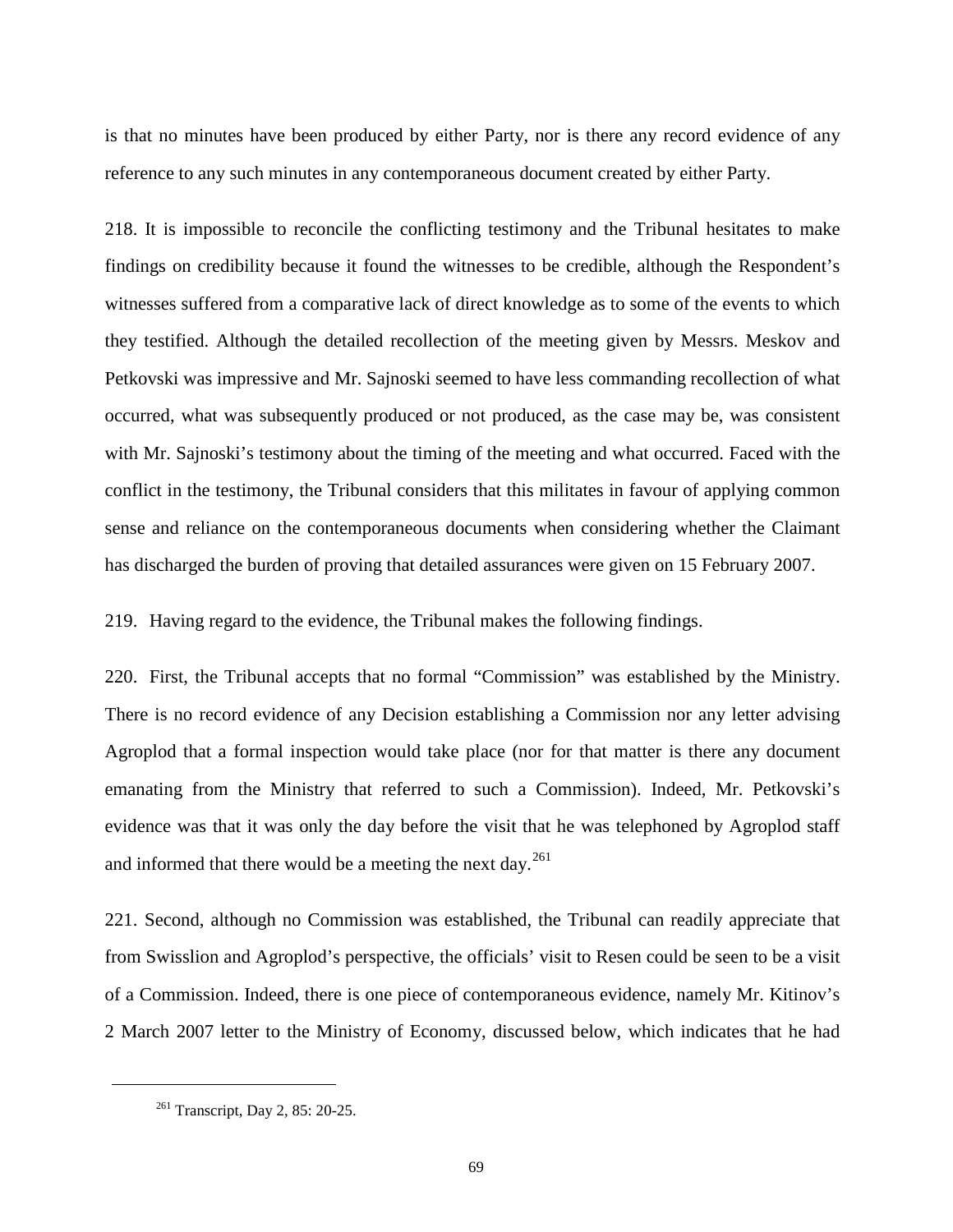is that no minutes have been produced by either Party, nor is there any record evidence of any reference to any such minutes in any contemporaneous document created by either Party.

218. It is impossible to reconcile the conflicting testimony and the Tribunal hesitates to make findings on credibility because it found the witnesses to be credible, although the Respondent's witnesses suffered from a comparative lack of direct knowledge as to some of the events to which they testified. Although the detailed recollection of the meeting given by Messrs. Meskov and Petkovski was impressive and Mr. Sajnoski seemed to have less commanding recollection of what occurred, what was subsequently produced or not produced, as the case may be, was consistent with Mr. Sajnoski's testimony about the timing of the meeting and what occurred. Faced with the conflict in the testimony, the Tribunal considers that this militates in favour of applying common sense and reliance on the contemporaneous documents when considering whether the Claimant has discharged the burden of proving that detailed assurances were given on 15 February 2007.

219. Having regard to the evidence, the Tribunal makes the following findings.

220. First, the Tribunal accepts that no formal "Commission" was established by the Ministry. There is no record evidence of any Decision establishing a Commission nor any letter advising Agroplod that a formal inspection would take place (nor for that matter is there any document emanating from the Ministry that referred to such a Commission). Indeed, Mr. Petkovski's evidence was that it was only the day before the visit that he was telephoned by Agroplod staff and informed that there would be a meeting the next day.[261]

221. Second, although no Commission was established, the Tribunal can readily appreciate that from Swisslion and Agroplod's perspective, the officials' visit to Resen could be seen to be a visit of a Commission. Indeed, there is one piece of contemporaneous evidence, namely Mr. Kitinov's 2 March 2007 letter to the Ministry of Economy, discussed below, which indicates that he had

[261] Transcript, Day 2, 85: 20-25.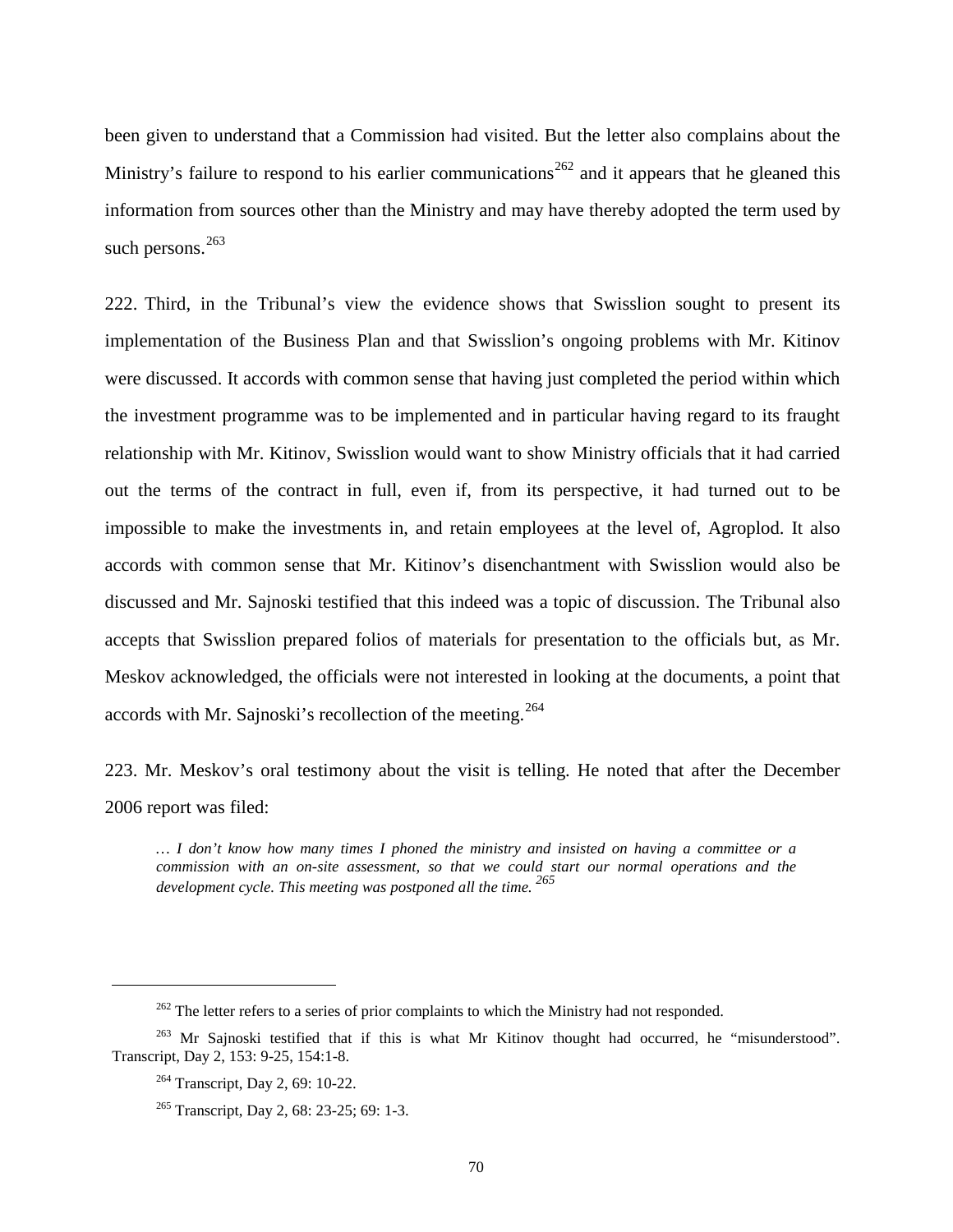been given to understand that a Commission had visited. But the letter also complains about the Ministry's failure to respond to his earlier communications[262] and it appears that he gleaned this information from sources other than the Ministry and may have thereby adopted the term used by such persons.[263]

222. Third, in the Tribunal's view the evidence shows that Swisslion sought to present its implementation of the Business Plan and that Swisslion's ongoing problems with Mr. Kitinov were discussed. It accords with common sense that having just completed the period within which the investment programme was to be implemented and in particular having regard to its fraught relationship with Mr. Kitinov, Swisslion would want to show Ministry officials that it had carried out the terms of the contract in full, even if, from its perspective, it had turned out to be impossible to make the investments in, and retain employees at the level of, Agroplod. It also accords with common sense that Mr. Kitinov's disenchantment with Swisslion would also be discussed and Mr. Sajnoski testified that this indeed was a topic of discussion. The Tribunal also accepts that Swisslion prepared folios of materials for presentation to the officials but, as Mr. Meskov acknowledged, the officials were not interested in looking at the documents, a point that accords with Mr. Sajnoski's recollection of the meeting.[264]

223. Mr. Meskov's oral testimony about the visit is telling. He noted that after the December 2006 report was filed:

> *… I don't know how many times I phoned the ministry and insisted on having a committee or a commission with an on-site assessment, so that we could start our normal operations and the development cycle. This meeting was postponed all the time.*[265]

---

[262] The letter refers to a series of prior complaints to which the Ministry had not responded.

[263] Mr Sajnoski testified that if this is what Mr Kitinov thought had occurred, he "misunderstood". Transcript, Day 2, 153: 9-25, 154:1-8.

[264] Transcript, Day 2, 69: 10-22.

[265] Transcript, Day 2, 68: 23-25; 69: 1-3.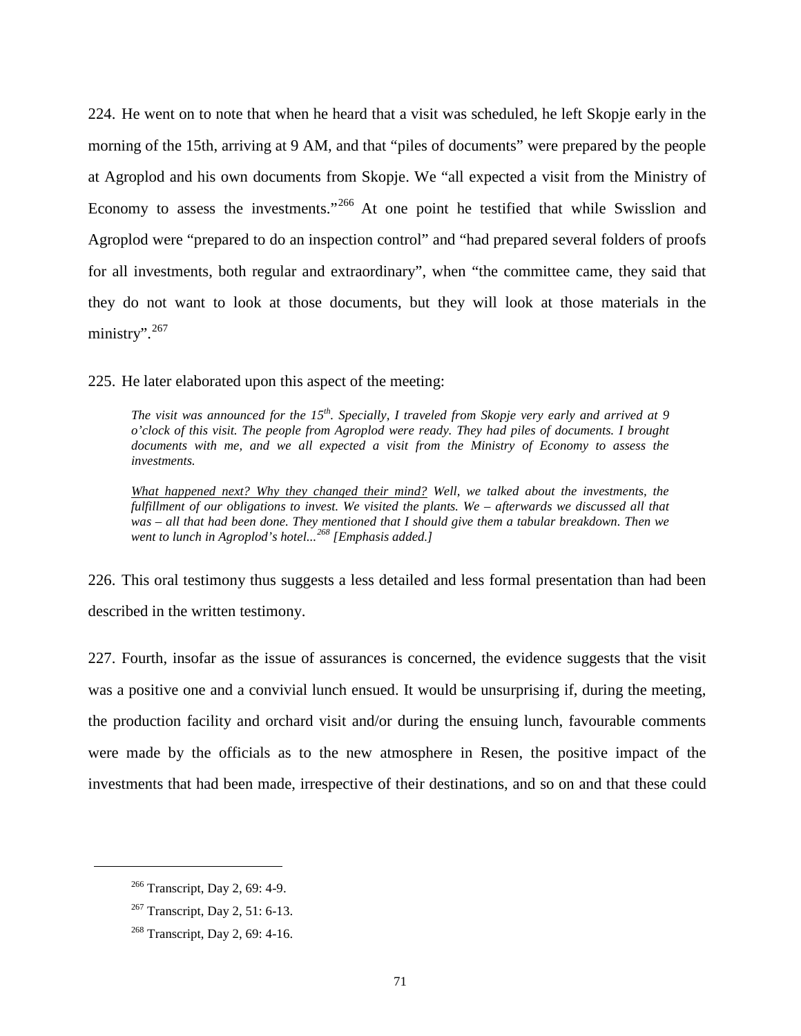224. He went on to note that when he heard that a visit was scheduled, he left Skopje early in the morning of the 15th, arriving at 9 AM, and that "piles of documents" were prepared by the people at Agroplod and his own documents from Skopje. We "all expected a visit from the Ministry of Economy to assess the investments."[266] At one point he testified that while Swisslion and Agroplod were "prepared to do an inspection control" and "had prepared several folders of proofs for all investments, both regular and extraordinary", when "the committee came, they said that they do not want to look at those documents, but they will look at those materials in the ministry".[267]

225. He later elaborated upon this aspect of the meeting:

> *The visit was announced for the 15th. Specially, I traveled from Skopje very early and arrived at 9 o'clock of this visit. The people from Agroplod were ready. They had piles of documents. I brought documents with me, and we all expected a visit from the Ministry of Economy to assess the investments.*
>
> *<u>What happened next? Why they changed their mind?</u> Well, we talked about the investments, the fulfillment of our obligations to invest. We visited the plants. We – afterwards we discussed all that was – all that had been done. They mentioned that I should give them a tabular breakdown. Then we went to lunch in Agroplod's hotel...*[268] *[Emphasis added.]*

226. This oral testimony thus suggests a less detailed and less formal presentation than had been described in the written testimony.

227. Fourth, insofar as the issue of assurances is concerned, the evidence suggests that the visit was a positive one and a convivial lunch ensued. It would be unsurprising if, during the meeting, the production facility and orchard visit and/or during the ensuing lunch, favourable comments were made by the officials as to the new atmosphere in Resen, the positive impact of the investments that had been made, irrespective of their destinations, and so on and that these could

---

[266] Transcript, Day 2, 69: 4-9.

[267] Transcript, Day 2, 51: 6-13.

[268] Transcript, Day 2, 69: 4-16.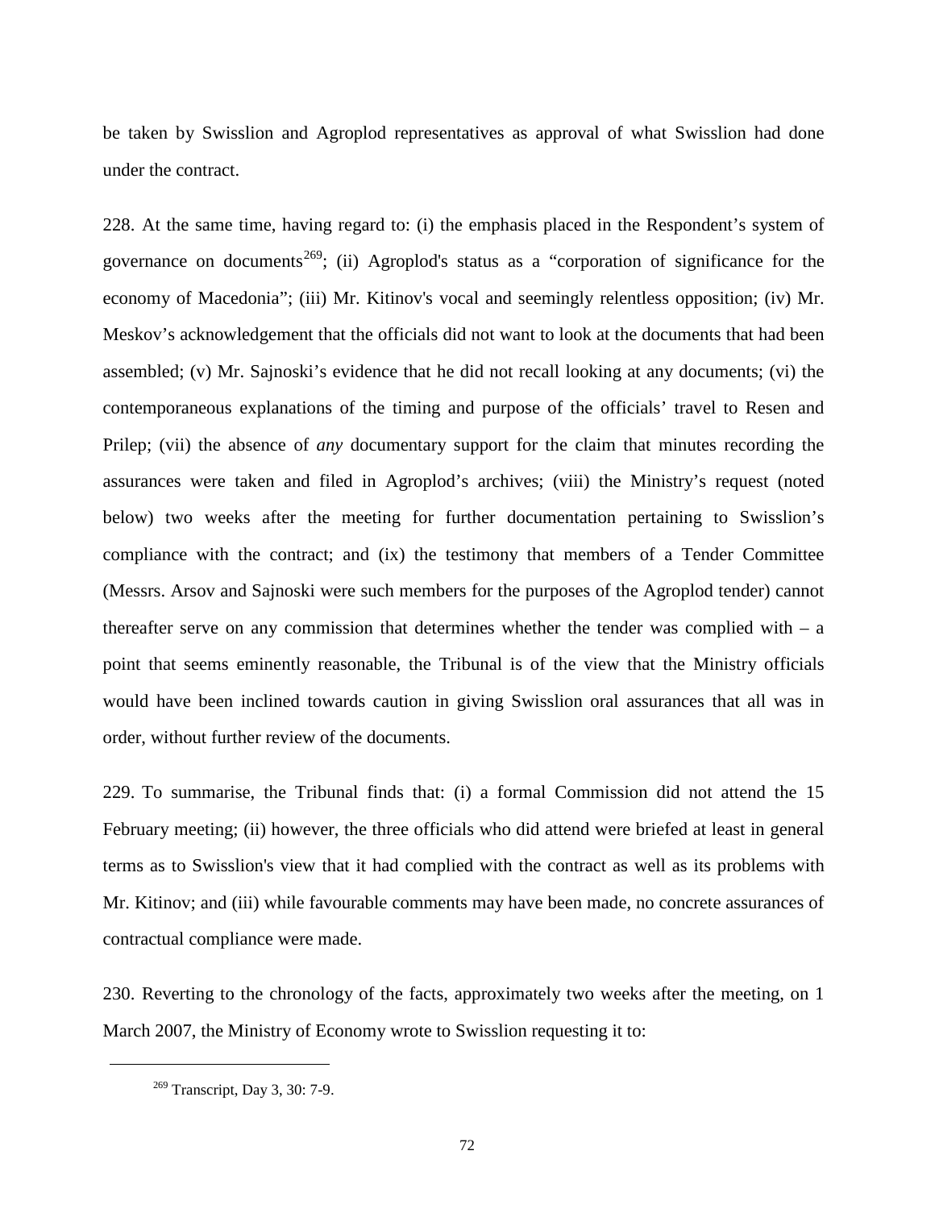be taken by Swisslion and Agroplod representatives as approval of what Swisslion had done under the contract.

228. At the same time, having regard to: (i) the emphasis placed in the Respondent's system of governance on documents[269]; (ii) Agroplod's status as a "corporation of significance for the economy of Macedonia"; (iii) Mr. Kitinov's vocal and seemingly relentless opposition; (iv) Mr. Meskov's acknowledgement that the officials did not want to look at the documents that had been assembled; (v) Mr. Sajnoski's evidence that he did not recall looking at any documents; (vi) the contemporaneous explanations of the timing and purpose of the officials' travel to Resen and Prilep; (vii) the absence of *any* documentary support for the claim that minutes recording the assurances were taken and filed in Agroplod's archives; (viii) the Ministry's request (noted below) two weeks after the meeting for further documentation pertaining to Swisslion's compliance with the contract; and (ix) the testimony that members of a Tender Committee (Messrs. Arsov and Sajnoski were such members for the purposes of the Agroplod tender) cannot thereafter serve on any commission that determines whether the tender was complied with – a point that seems eminently reasonable, the Tribunal is of the view that the Ministry officials would have been inclined towards caution in giving Swisslion oral assurances that all was in order, without further review of the documents.

229. To summarise, the Tribunal finds that: (i) a formal Commission did not attend the 15 February meeting; (ii) however, the three officials who did attend were briefed at least in general terms as to Swisslion's view that it had complied with the contract as well as its problems with Mr. Kitinov; and (iii) while favourable comments may have been made, no concrete assurances of contractual compliance were made.

230. Reverting to the chronology of the facts, approximately two weeks after the meeting, on 1 March 2007, the Ministry of Economy wrote to Swisslion requesting it to:

[269] Transcript, Day 3, 30: 7-9.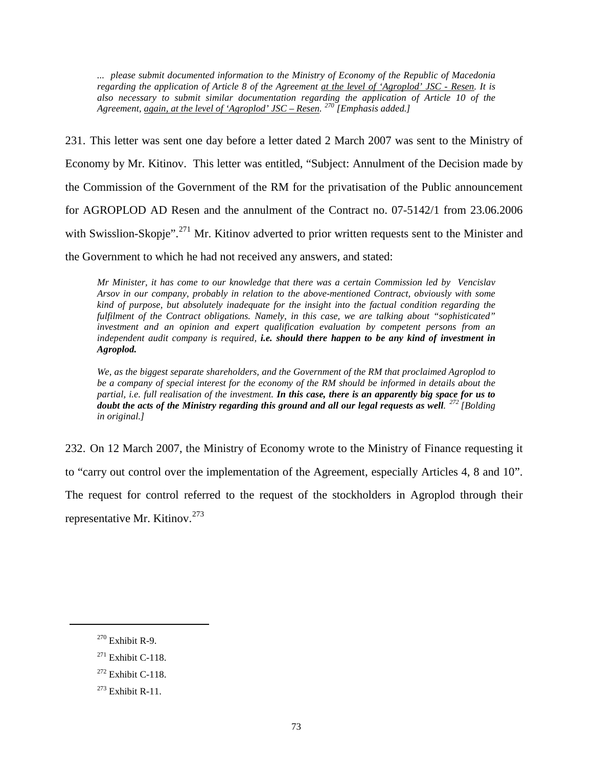> *... please submit documented information to the Ministry of Economy of the Republic of Macedonia regarding the application of Article 8 of the Agreement at the level of 'Agroplod' JSC - Resen. It is also necessary to submit similar documentation regarding the application of Article 10 of the Agreement, again, at the level of 'Agroplod' JSC – Resen.* [270] *[Emphasis added.]*

231. This letter was sent one day before a letter dated 2 March 2007 was sent to the Ministry of Economy by Mr. Kitinov. This letter was entitled, "Subject: Annulment of the Decision made by the Commission of the Government of the RM for the privatisation of the Public announcement for AGROPLOD AD Resen and the annulment of the Contract no. 07-5142/1 from 23.06.2006 with Swisslion-Skopje".[271] Mr. Kitinov adverted to prior written requests sent to the Minister and the Government to which he had not received any answers, and stated:

> *Mr Minister, it has come to our knowledge that there was a certain Commission led by Vencislav Arsov in our company, probably in relation to the above-mentioned Contract, obviously with some kind of purpose, but absolutely inadequate for the insight into the factual condition regarding the fulfilment of the Contract obligations. Namely, in this case, we are talking about "sophisticated" investment and an opinion and expert qualification evaluation by competent persons from an independent audit company is required,* ***i.e. should there happen to be any kind of investment in Agroplod.***
>
> *We, as the biggest separate shareholders, and the Government of the RM that proclaimed Agroplod to be a company of special interest for the economy of the RM should be informed in details about the partial, i.e. full realisation of the investment.* ***In this case, there is an apparently big space for us to doubt the acts of the Ministry regarding this ground and all our legal requests as well.*** [272] *[Bolding in original.]*

232. On 12 March 2007, the Ministry of Economy wrote to the Ministry of Finance requesting it to "carry out control over the implementation of the Agreement, especially Articles 4, 8 and 10". The request for control referred to the request of the stockholders in Agroplod through their representative Mr. Kitinov.[273]

---

[270] Exhibit R-9.

[271] Exhibit C-118.

[272] Exhibit C-118.

[273] Exhibit R-11.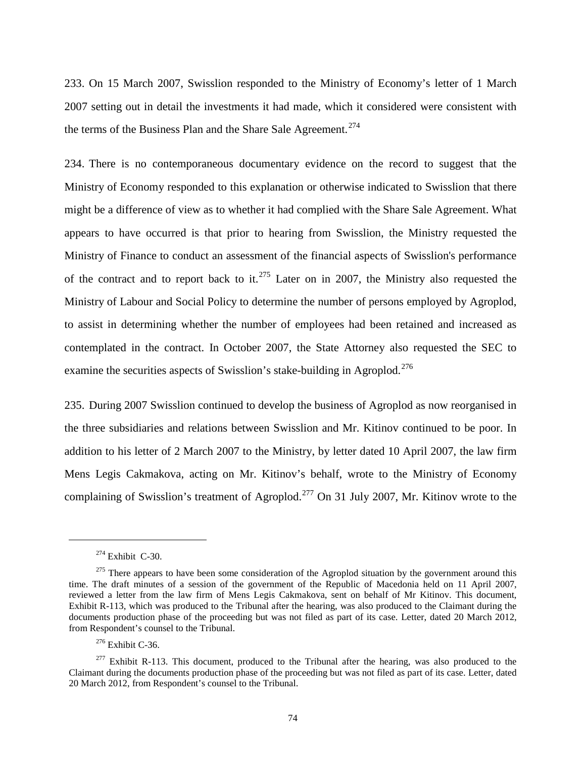233. On 15 March 2007, Swisslion responded to the Ministry of Economy's letter of 1 March 2007 setting out in detail the investments it had made, which it considered were consistent with the terms of the Business Plan and the Share Sale Agreement.[274]

234. There is no contemporaneous documentary evidence on the record to suggest that the Ministry of Economy responded to this explanation or otherwise indicated to Swisslion that there might be a difference of view as to whether it had complied with the Share Sale Agreement. What appears to have occurred is that prior to hearing from Swisslion, the Ministry requested the Ministry of Finance to conduct an assessment of the financial aspects of Swisslion's performance of the contract and to report back to it.[275] Later on in 2007, the Ministry also requested the Ministry of Labour and Social Policy to determine the number of persons employed by Agroplod, to assist in determining whether the number of employees had been retained and increased as contemplated in the contract. In October 2007, the State Attorney also requested the SEC to examine the securities aspects of Swisslion's stake-building in Agroplod.[276]

235. During 2007 Swisslion continued to develop the business of Agroplod as now reorganised in the three subsidiaries and relations between Swisslion and Mr. Kitinov continued to be poor. In addition to his letter of 2 March 2007 to the Ministry, by letter dated 10 April 2007, the law firm Mens Legis Cakmakova, acting on Mr. Kitinov's behalf, wrote to the Ministry of Economy complaining of Swisslion's treatment of Agroplod.[277] On 31 July 2007, Mr. Kitinov wrote to the

---

[274] Exhibit C-30.

[275] There appears to have been some consideration of the Agroplod situation by the government around this time. The draft minutes of a session of the government of the Republic of Macedonia held on 11 April 2007, reviewed a letter from the law firm of Mens Legis Cakmakova, sent on behalf of Mr Kitinov. This document, Exhibit R-113, which was produced to the Tribunal after the hearing, was also produced to the Claimant during the documents production phase of the proceeding but was not filed as part of its case. Letter, dated 20 March 2012, from Respondent's counsel to the Tribunal.

[276] Exhibit C-36.

[277] Exhibit R-113. This document, produced to the Tribunal after the hearing, was also produced to the Claimant during the documents production phase of the proceeding but was not filed as part of its case. Letter, dated 20 March 2012, from Respondent's counsel to the Tribunal.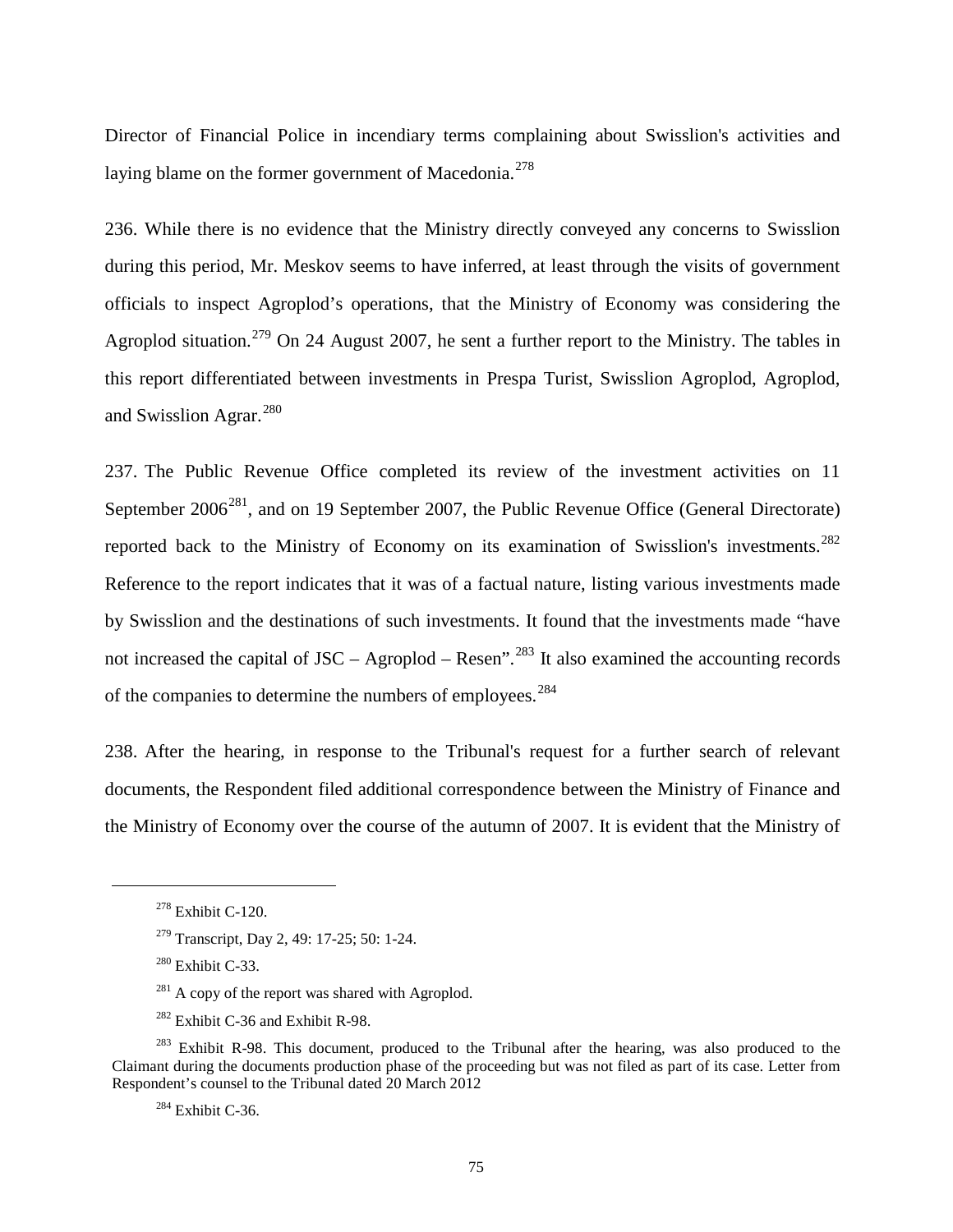Director of Financial Police in incendiary terms complaining about Swisslion's activities and laying blame on the former government of Macedonia.[278]

236. While there is no evidence that the Ministry directly conveyed any concerns to Swisslion during this period, Mr. Meskov seems to have inferred, at least through the visits of government officials to inspect Agroplod's operations, that the Ministry of Economy was considering the Agroplod situation.[279] On 24 August 2007, he sent a further report to the Ministry. The tables in this report differentiated between investments in Prespa Turist, Swisslion Agroplod, Agroplod, and Swisslion Agrar.[280]

237. The Public Revenue Office completed its review of the investment activities on 11 September 2006[281], and on 19 September 2007, the Public Revenue Office (General Directorate) reported back to the Ministry of Economy on its examination of Swisslion's investments.[282] Reference to the report indicates that it was of a factual nature, listing various investments made by Swisslion and the destinations of such investments. It found that the investments made "have not increased the capital of JSC – Agroplod – Resen".[283] It also examined the accounting records of the companies to determine the numbers of employees.[284]

238. After the hearing, in response to the Tribunal's request for a further search of relevant documents, the Respondent filed additional correspondence between the Ministry of Finance and the Ministry of Economy over the course of the autumn of 2007. It is evident that the Ministry of

---

[278] Exhibit C-120.

[279] Transcript, Day 2, 49: 17-25; 50: 1-24.

[280] Exhibit C-33.

[281] A copy of the report was shared with Agroplod.

[282] Exhibit C-36 and Exhibit R-98.

[283] Exhibit R-98. This document, produced to the Tribunal after the hearing, was also produced to the Claimant during the documents production phase of the proceeding but was not filed as part of its case. Letter from Respondent's counsel to the Tribunal dated 20 March 2012

[284] Exhibit C-36.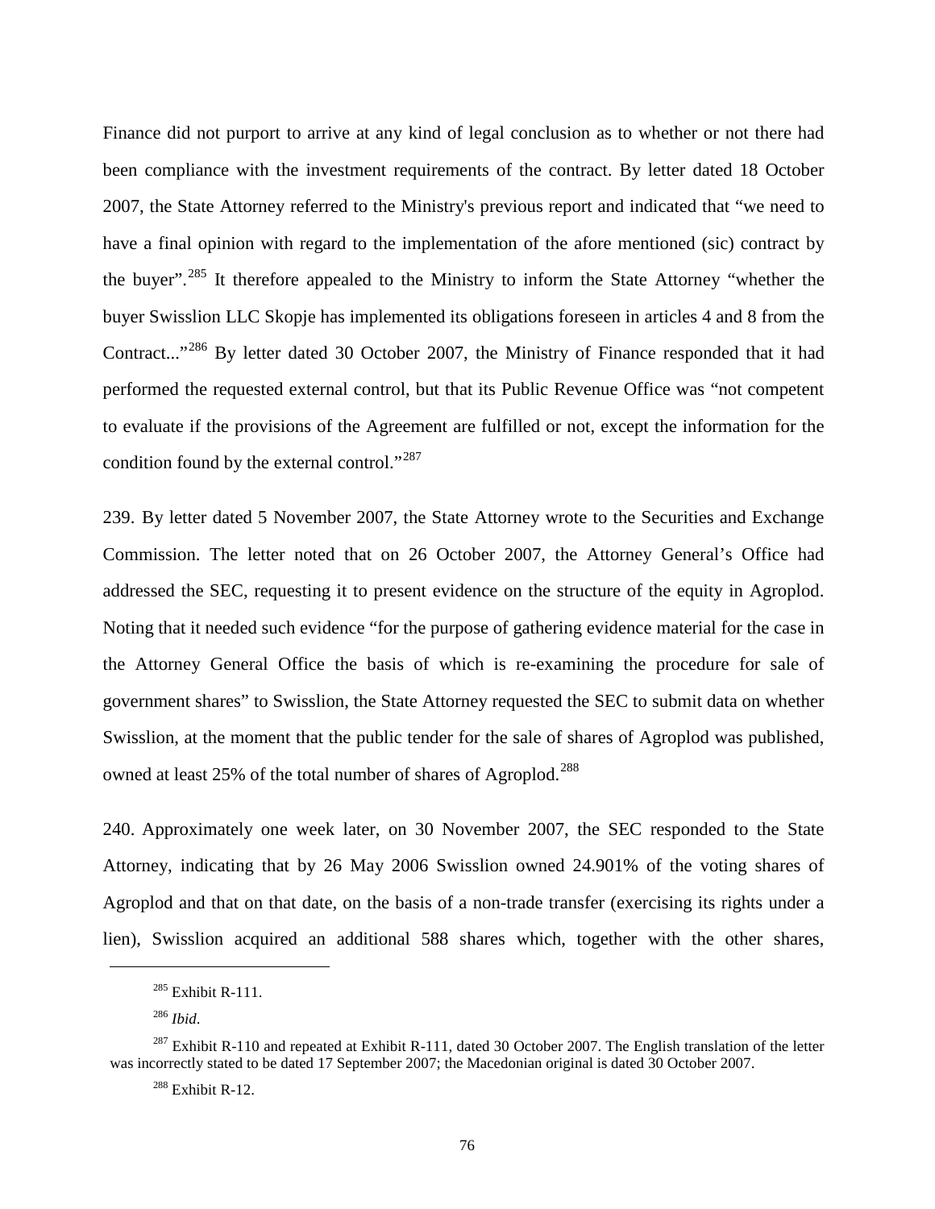Finance did not purport to arrive at any kind of legal conclusion as to whether or not there had been compliance with the investment requirements of the contract. By letter dated 18 October 2007, the State Attorney referred to the Ministry's previous report and indicated that "we need to have a final opinion with regard to the implementation of the afore mentioned (sic) contract by the buyer".[285] It therefore appealed to the Ministry to inform the State Attorney "whether the buyer Swisslion LLC Skopje has implemented its obligations foreseen in articles 4 and 8 from the Contract..."[286] By letter dated 30 October 2007, the Ministry of Finance responded that it had performed the requested external control, but that its Public Revenue Office was "not competent to evaluate if the provisions of the Agreement are fulfilled or not, except the information for the condition found by the external control."[287]

239. By letter dated 5 November 2007, the State Attorney wrote to the Securities and Exchange Commission. The letter noted that on 26 October 2007, the Attorney General's Office had addressed the SEC, requesting it to present evidence on the structure of the equity in Agroplod. Noting that it needed such evidence "for the purpose of gathering evidence material for the case in the Attorney General Office the basis of which is re-examining the procedure for sale of government shares" to Swisslion, the State Attorney requested the SEC to submit data on whether Swisslion, at the moment that the public tender for the sale of shares of Agroplod was published, owned at least 25% of the total number of shares of Agroplod.[288]

240. Approximately one week later, on 30 November 2007, the SEC responded to the State Attorney, indicating that by 26 May 2006 Swisslion owned 24.901% of the voting shares of Agroplod and that on that date, on the basis of a non-trade transfer (exercising its rights under a lien), Swisslion acquired an additional 588 shares which, together with the other shares,

---

[285] Exhibit R-111.

[286] *Ibid*.

[287] Exhibit R-110 and repeated at Exhibit R-111, dated 30 October 2007. The English translation of the letter was incorrectly stated to be dated 17 September 2007; the Macedonian original is dated 30 October 2007.

[288] Exhibit R-12.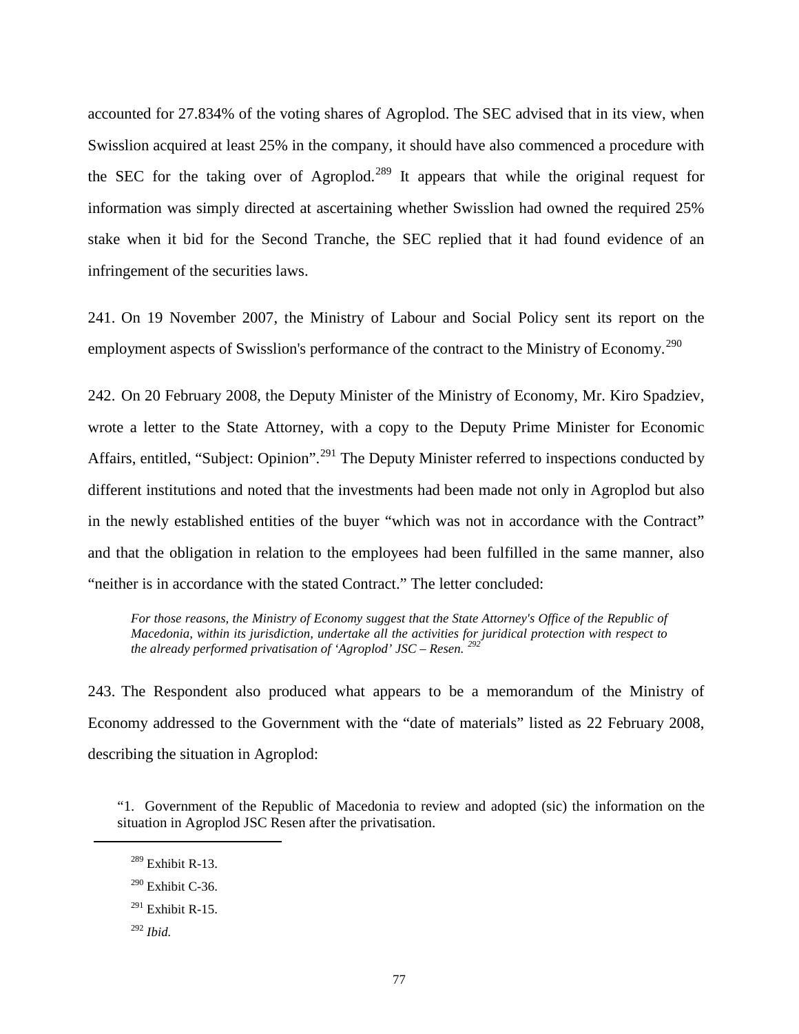accounted for 27.834% of the voting shares of Agroplod. The SEC advised that in its view, when Swisslion acquired at least 25% in the company, it should have also commenced a procedure with the SEC for the taking over of Agroplod.[289] It appears that while the original request for information was simply directed at ascertaining whether Swisslion had owned the required 25% stake when it bid for the Second Tranche, the SEC replied that it had found evidence of an infringement of the securities laws.

241. On 19 November 2007, the Ministry of Labour and Social Policy sent its report on the employment aspects of Swisslion's performance of the contract to the Ministry of Economy.[290]

242. On 20 February 2008, the Deputy Minister of the Ministry of Economy, Mr. Kiro Spadziev, wrote a letter to the State Attorney, with a copy to the Deputy Prime Minister for Economic Affairs, entitled, "Subject: Opinion".[291] The Deputy Minister referred to inspections conducted by different institutions and noted that the investments had been made not only in Agroplod but also in the newly established entities of the buyer "which was not in accordance with the Contract" and that the obligation in relation to the employees had been fulfilled in the same manner, also "neither is in accordance with the stated Contract." The letter concluded:

> *For those reasons, the Ministry of Economy suggest that the State Attorney's Office of the Republic of Macedonia, within its jurisdiction, undertake all the activities for juridical protection with respect to the already performed privatisation of 'Agroplod' JSC – Resen.* [292]

243. The Respondent also produced what appears to be a memorandum of the Ministry of Economy addressed to the Government with the "date of materials" listed as 22 February 2008, describing the situation in Agroplod:

> "1. Government of the Republic of Macedonia to review and adopted (sic) the information on the situation in Agroplod JSC Resen after the privatisation.

---

[289] Exhibit R-13.

[290] Exhibit C-36.

[291] Exhibit R-15.

[292] *Ibid.*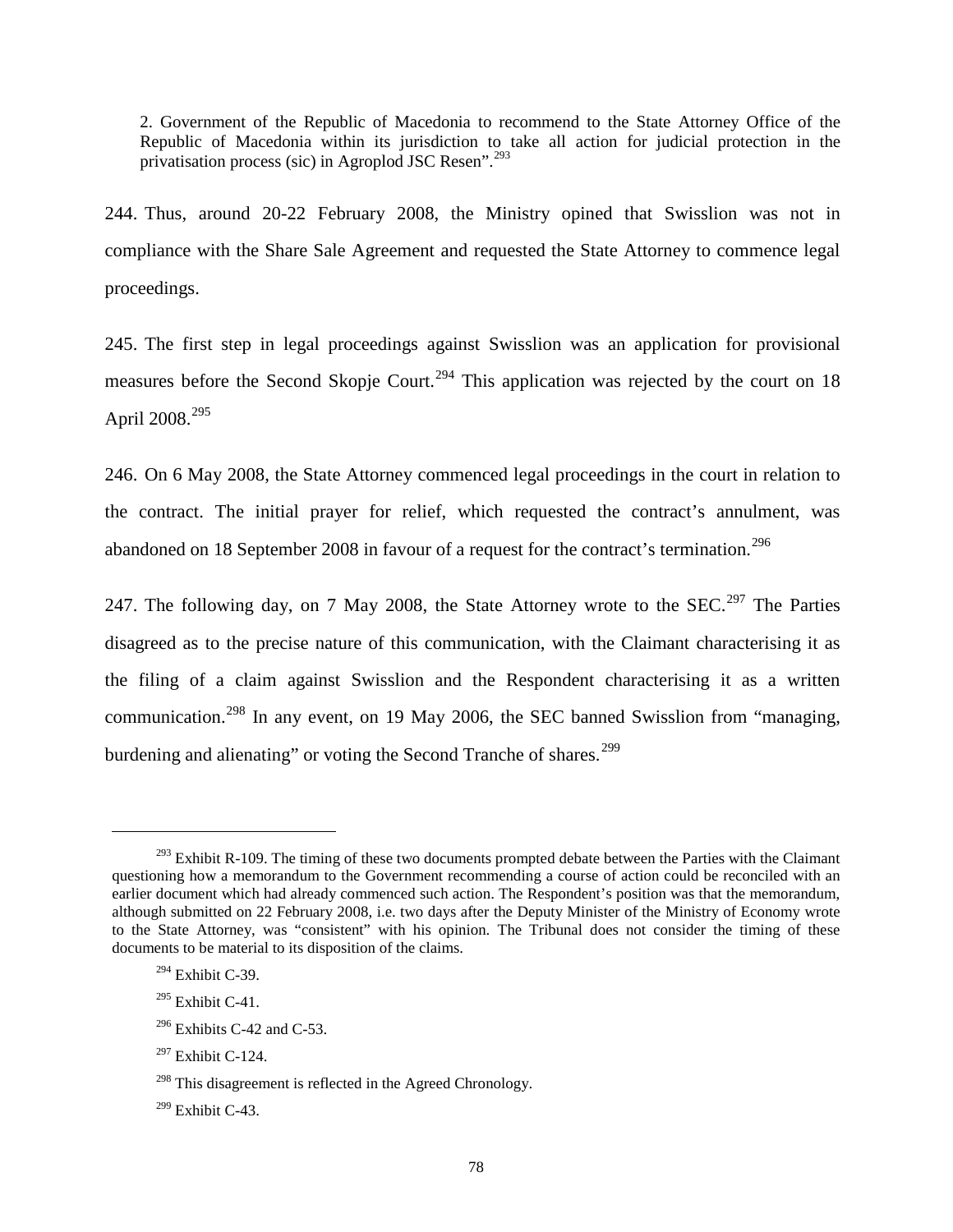2. Government of the Republic of Macedonia to recommend to the State Attorney Office of the Republic of Macedonia within its jurisdiction to take all action for judicial protection in the privatisation process (sic) in Agroplod JSC Resen".[293]

244. Thus, around 20-22 February 2008, the Ministry opined that Swisslion was not in compliance with the Share Sale Agreement and requested the State Attorney to commence legal proceedings.

245. The first step in legal proceedings against Swisslion was an application for provisional measures before the Second Skopje Court.[294] This application was rejected by the court on 18 April 2008.[295]

246. On 6 May 2008, the State Attorney commenced legal proceedings in the court in relation to the contract. The initial prayer for relief, which requested the contract's annulment, was abandoned on 18 September 2008 in favour of a request for the contract's termination.[296]

247. The following day, on 7 May 2008, the State Attorney wrote to the SEC.[297] The Parties disagreed as to the precise nature of this communication, with the Claimant characterising it as the filing of a claim against Swisslion and the Respondent characterising it as a written communication.[298] In any event, on 19 May 2006, the SEC banned Swisslion from "managing, burdening and alienating" or voting the Second Tranche of shares.[299]

---

[293] Exhibit R-109. The timing of these two documents prompted debate between the Parties with the Claimant questioning how a memorandum to the Government recommending a course of action could be reconciled with an earlier document which had already commenced such action. The Respondent's position was that the memorandum, although submitted on 22 February 2008, i.e. two days after the Deputy Minister of the Ministry of Economy wrote to the State Attorney, was "consistent" with his opinion. The Tribunal does not consider the timing of these documents to be material to its disposition of the claims.

[294] Exhibit C-39.

[295] Exhibit C-41.

[296] Exhibits C-42 and C-53.

[297] Exhibit C-124.

[298] This disagreement is reflected in the Agreed Chronology.

[299] Exhibit C-43.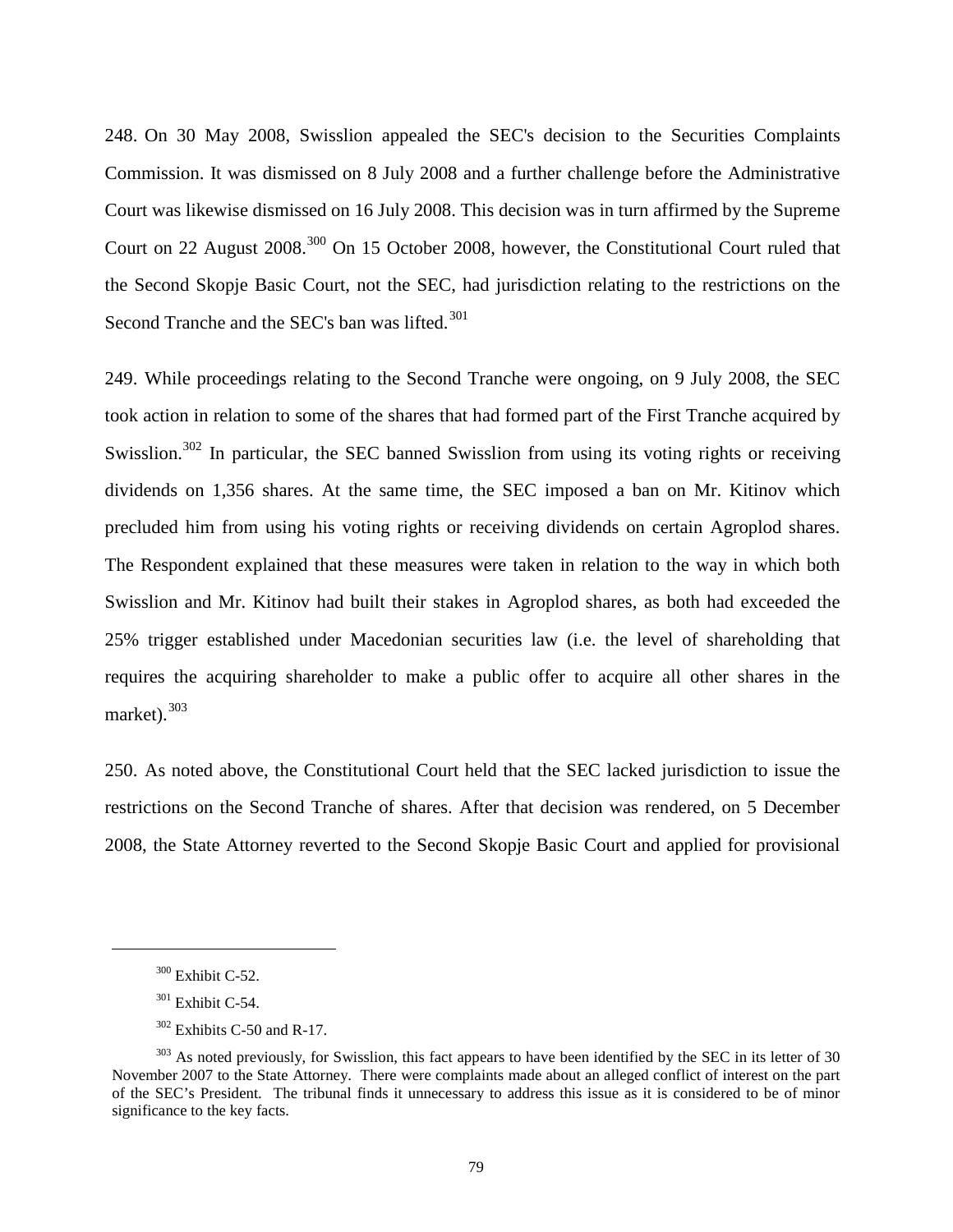248. On 30 May 2008, Swisslion appealed the SEC's decision to the Securities Complaints Commission. It was dismissed on 8 July 2008 and a further challenge before the Administrative Court was likewise dismissed on 16 July 2008. This decision was in turn affirmed by the Supreme Court on 22 August 2008.[300] On 15 October 2008, however, the Constitutional Court ruled that the Second Skopje Basic Court, not the SEC, had jurisdiction relating to the restrictions on the Second Tranche and the SEC's ban was lifted.[301]

249. While proceedings relating to the Second Tranche were ongoing, on 9 July 2008, the SEC took action in relation to some of the shares that had formed part of the First Tranche acquired by Swisslion.[302] In particular, the SEC banned Swisslion from using its voting rights or receiving dividends on 1,356 shares. At the same time, the SEC imposed a ban on Mr. Kitinov which precluded him from using his voting rights or receiving dividends on certain Agroplod shares. The Respondent explained that these measures were taken in relation to the way in which both Swisslion and Mr. Kitinov had built their stakes in Agroplod shares, as both had exceeded the 25% trigger established under Macedonian securities law (i.e. the level of shareholding that requires the acquiring shareholder to make a public offer to acquire all other shares in the market).[303]

250. As noted above, the Constitutional Court held that the SEC lacked jurisdiction to issue the restrictions on the Second Tranche of shares. After that decision was rendered, on 5 December 2008, the State Attorney reverted to the Second Skopje Basic Court and applied for provisional

---

[300] Exhibit C-52.

[301] Exhibit C-54.

[302] Exhibits C-50 and R-17.

[303] As noted previously, for Swisslion, this fact appears to have been identified by the SEC in its letter of 30 November 2007 to the State Attorney. There were complaints made about an alleged conflict of interest on the part of the SEC's President. The tribunal finds it unnecessary to address this issue as it is considered to be of minor significance to the key facts.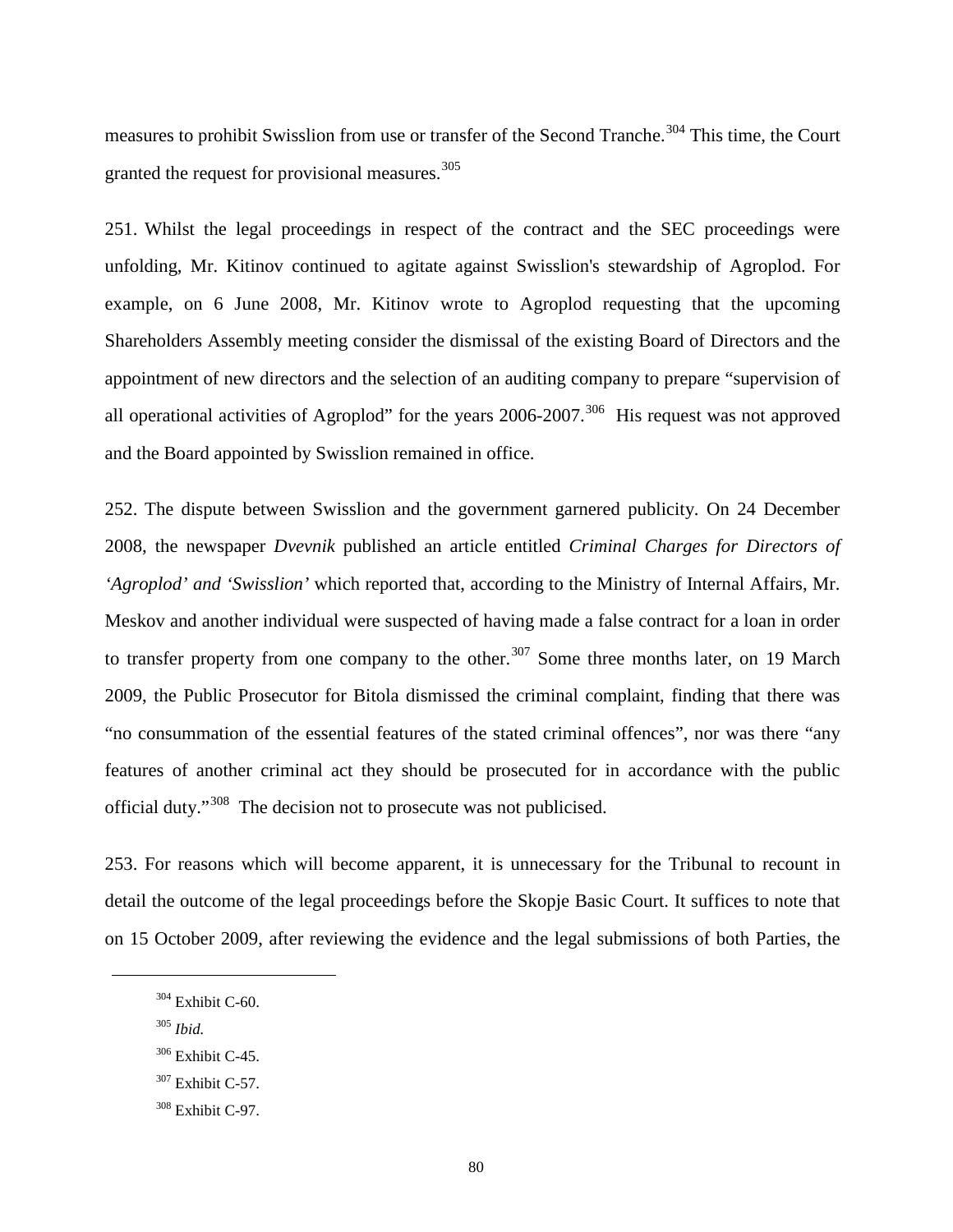measures to prohibit Swisslion from use or transfer of the Second Tranche.[304] This time, the Court granted the request for provisional measures.[305]

251. Whilst the legal proceedings in respect of the contract and the SEC proceedings were unfolding, Mr. Kitinov continued to agitate against Swisslion's stewardship of Agroplod. For example, on 6 June 2008, Mr. Kitinov wrote to Agroplod requesting that the upcoming Shareholders Assembly meeting consider the dismissal of the existing Board of Directors and the appointment of new directors and the selection of an auditing company to prepare "supervision of all operational activities of Agroplod" for the years 2006-2007.[306] His request was not approved and the Board appointed by Swisslion remained in office.

252. The dispute between Swisslion and the government garnered publicity. On 24 December 2008, the newspaper *Dvevnik* published an article entitled *Criminal Charges for Directors of 'Agroplod' and 'Swisslion'* which reported that, according to the Ministry of Internal Affairs, Mr. Meskov and another individual were suspected of having made a false contract for a loan in order to transfer property from one company to the other.[307] Some three months later, on 19 March 2009, the Public Prosecutor for Bitola dismissed the criminal complaint, finding that there was "no consummation of the essential features of the stated criminal offences", nor was there "any features of another criminal act they should be prosecuted for in accordance with the public official duty."[308] The decision not to prosecute was not publicised.

253. For reasons which will become apparent, it is unnecessary for the Tribunal to recount in detail the outcome of the legal proceedings before the Skopje Basic Court. It suffices to note that on 15 October 2009, after reviewing the evidence and the legal submissions of both Parties, the

---

[304] Exhibit C-60.

[305] *Ibid.*

[306] Exhibit C-45.

[307] Exhibit C-57.

[308] Exhibit C-97.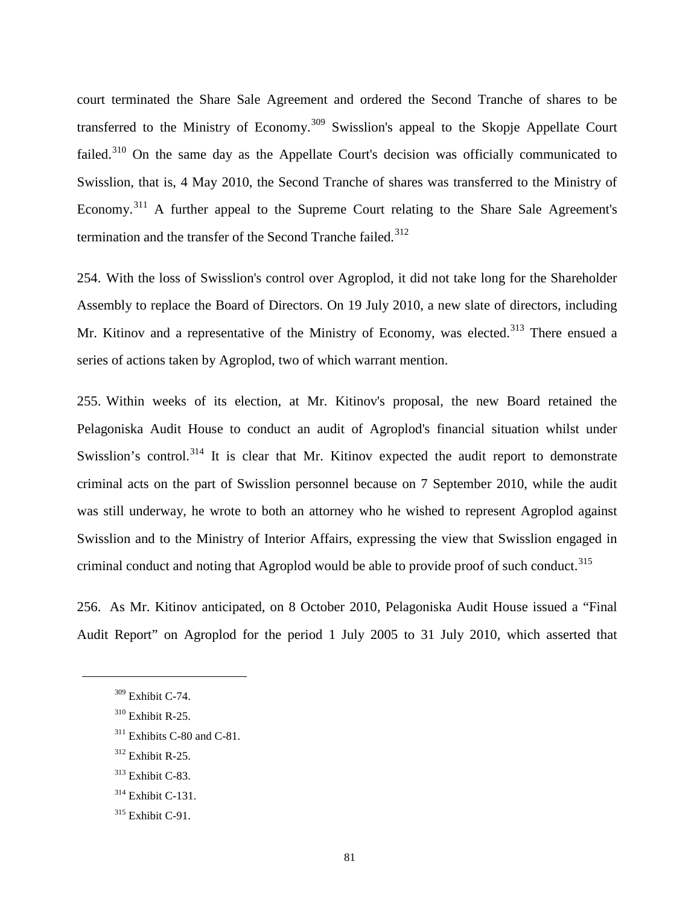court terminated the Share Sale Agreement and ordered the Second Tranche of shares to be transferred to the Ministry of Economy.[309] Swisslion's appeal to the Skopje Appellate Court failed.[310] On the same day as the Appellate Court's decision was officially communicated to Swisslion, that is, 4 May 2010, the Second Tranche of shares was transferred to the Ministry of Economy.[311] A further appeal to the Supreme Court relating to the Share Sale Agreement's termination and the transfer of the Second Tranche failed.[312]

254. With the loss of Swisslion's control over Agroplod, it did not take long for the Shareholder Assembly to replace the Board of Directors. On 19 July 2010, a new slate of directors, including Mr. Kitinov and a representative of the Ministry of Economy, was elected.[313] There ensued a series of actions taken by Agroplod, two of which warrant mention.

255. Within weeks of its election, at Mr. Kitinov's proposal, the new Board retained the Pelagoniska Audit House to conduct an audit of Agroplod's financial situation whilst under Swisslion's control.[314] It is clear that Mr. Kitinov expected the audit report to demonstrate criminal acts on the part of Swisslion personnel because on 7 September 2010, while the audit was still underway, he wrote to both an attorney who he wished to represent Agroplod against Swisslion and to the Ministry of Interior Affairs, expressing the view that Swisslion engaged in criminal conduct and noting that Agroplod would be able to provide proof of such conduct.[315]

256. As Mr. Kitinov anticipated, on 8 October 2010, Pelagoniska Audit House issued a "Final Audit Report" on Agroplod for the period 1 July 2005 to 31 July 2010, which asserted that

---

[309] Exhibit C-74.

[310] Exhibit R-25.

[311] Exhibits C-80 and C-81.

[312] Exhibit R-25.

[313] Exhibit C-83.

[314] Exhibit C-131.

[315] Exhibit C-91.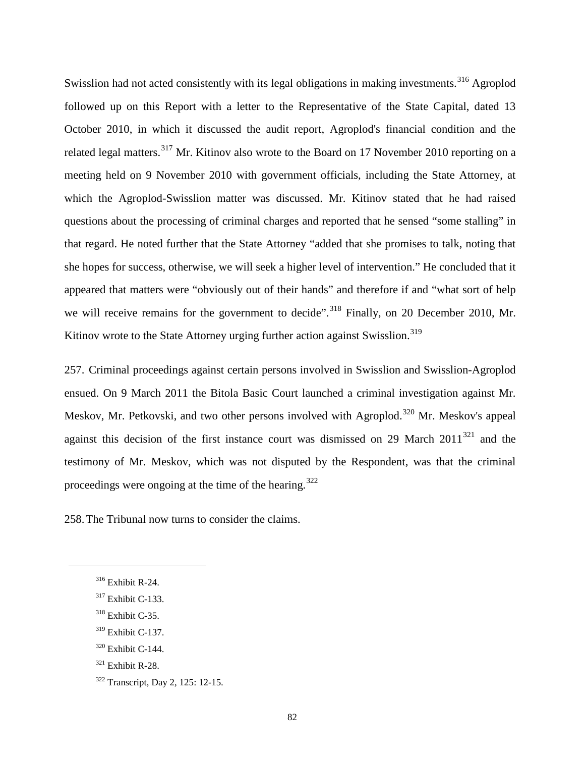Swisslion had not acted consistently with its legal obligations in making investments.[316] Agroplod followed up on this Report with a letter to the Representative of the State Capital, dated 13 October 2010, in which it discussed the audit report, Agroplod's financial condition and the related legal matters.[317] Mr. Kitinov also wrote to the Board on 17 November 2010 reporting on a meeting held on 9 November 2010 with government officials, including the State Attorney, at which the Agroplod-Swisslion matter was discussed. Mr. Kitinov stated that he had raised questions about the processing of criminal charges and reported that he sensed "some stalling" in that regard. He noted further that the State Attorney "added that she promises to talk, noting that she hopes for success, otherwise, we will seek a higher level of intervention." He concluded that it appeared that matters were "obviously out of their hands" and therefore if and "what sort of help we will receive remains for the government to decide".[318] Finally, on 20 December 2010, Mr. Kitinov wrote to the State Attorney urging further action against Swisslion.[319]

257. Criminal proceedings against certain persons involved in Swisslion and Swisslion-Agroplod ensued. On 9 March 2011 the Bitola Basic Court launched a criminal investigation against Mr. Meskov, Mr. Petkovski, and two other persons involved with Agroplod.[320] Mr. Meskov's appeal against this decision of the first instance court was dismissed on 29 March 2011[321] and the testimony of Mr. Meskov, which was not disputed by the Respondent, was that the criminal proceedings were ongoing at the time of the hearing.[322]

258. The Tribunal now turns to consider the claims.

---

[316] Exhibit R-24.

[317] Exhibit C-133.

[318] Exhibit C-35.

[319] Exhibit C-137.

[320] Exhibit C-144.

[321] Exhibit R-28.

[322] Transcript, Day 2, 125: 12-15.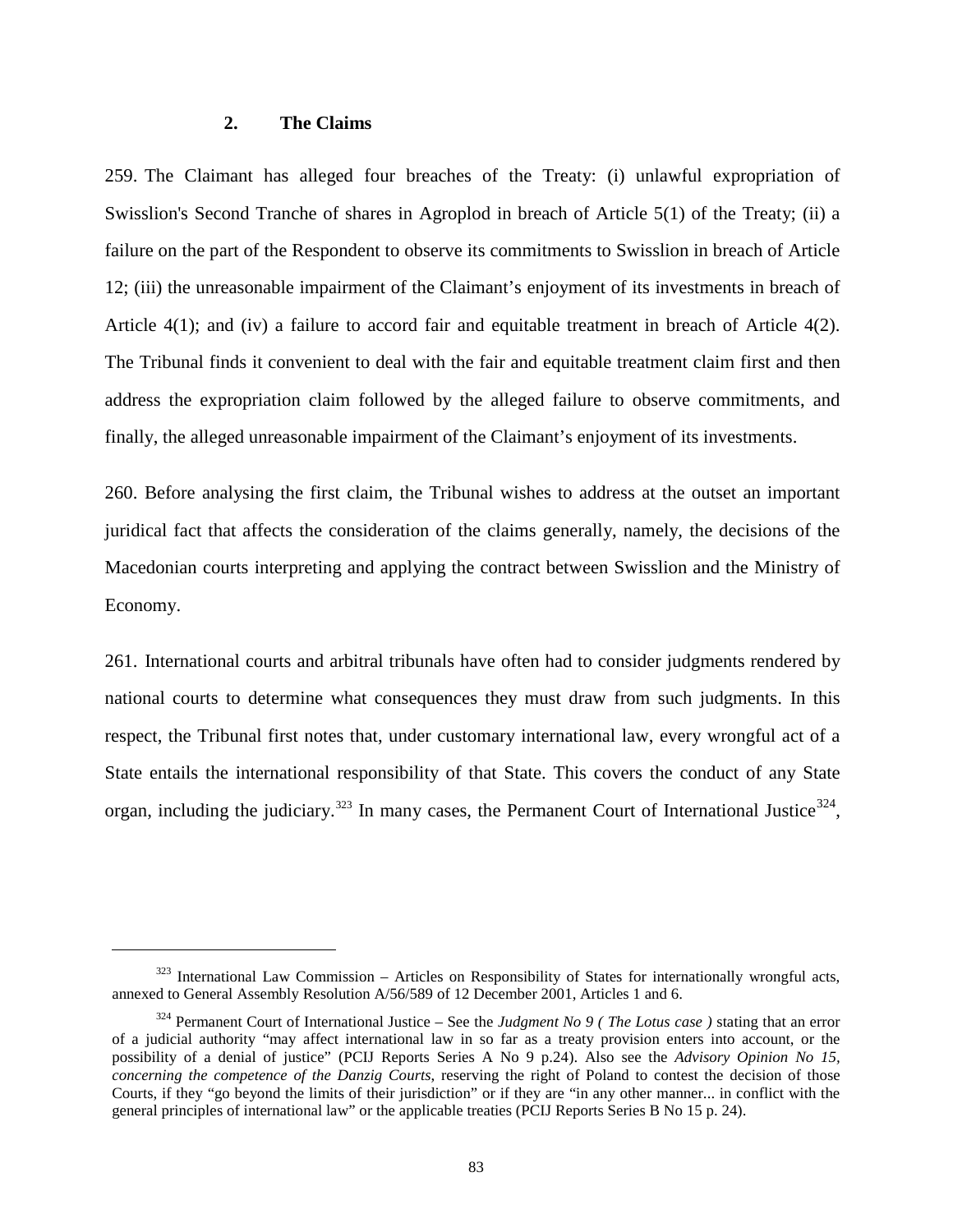### 2. The Claims

259. The Claimant has alleged four breaches of the Treaty: (i) unlawful expropriation of Swisslion's Second Tranche of shares in Agroplod in breach of Article 5(1) of the Treaty; (ii) a failure on the part of the Respondent to observe its commitments to Swisslion in breach of Article 12; (iii) the unreasonable impairment of the Claimant's enjoyment of its investments in breach of Article 4(1); and (iv) a failure to accord fair and equitable treatment in breach of Article 4(2). The Tribunal finds it convenient to deal with the fair and equitable treatment claim first and then address the expropriation claim followed by the alleged failure to observe commitments, and finally, the alleged unreasonable impairment of the Claimant's enjoyment of its investments.

260. Before analysing the first claim, the Tribunal wishes to address at the outset an important juridical fact that affects the consideration of the claims generally, namely, the decisions of the Macedonian courts interpreting and applying the contract between Swisslion and the Ministry of Economy.

261. International courts and arbitral tribunals have often had to consider judgments rendered by national courts to determine what consequences they must draw from such judgments. In this respect, the Tribunal first notes that, under customary international law, every wrongful act of a State entails the international responsibility of that State. This covers the conduct of any State organ, including the judiciary.[323] In many cases, the Permanent Court of International Justice[324],

---

[323] International Law Commission – Articles on Responsibility of States for internationally wrongful acts, annexed to General Assembly Resolution A/56/589 of 12 December 2001, Articles 1 and 6.

[324] Permanent Court of International Justice – See the *Judgment No 9 ( The Lotus case )* stating that an error of a judicial authority "may affect international law in so far as a treaty provision enters into account, or the possibility of a denial of justice" (PCIJ Reports Series A No 9 p.24). Also see the *Advisory Opinion No 15, concerning the competence of the Danzig Courts*, reserving the right of Poland to contest the decision of those Courts, if they "go beyond the limits of their jurisdiction" or if they are "in any other manner... in conflict with the general principles of international law" or the applicable treaties (PCIJ Reports Series B No 15 p. 24).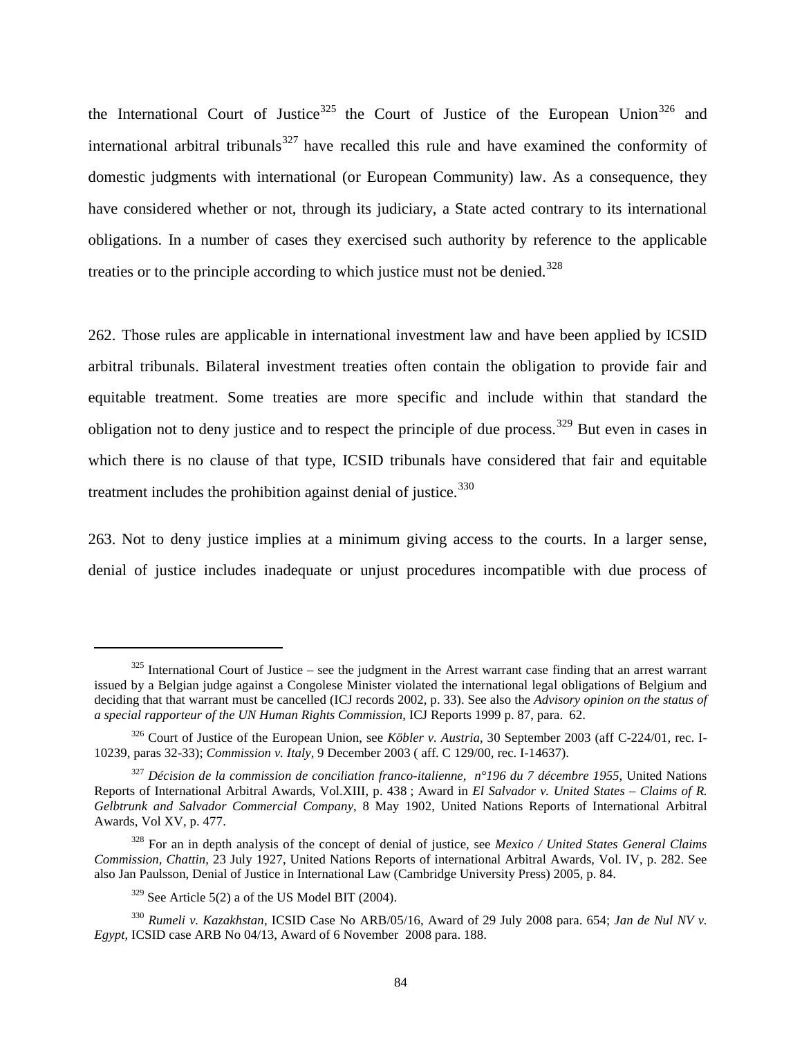the International Court of Justice[325] the Court of Justice of the European Union[326] and international arbitral tribunals[327] have recalled this rule and have examined the conformity of domestic judgments with international (or European Community) law. As a consequence, they have considered whether or not, through its judiciary, a State acted contrary to its international obligations. In a number of cases they exercised such authority by reference to the applicable treaties or to the principle according to which justice must not be denied.[328]

262. Those rules are applicable in international investment law and have been applied by ICSID arbitral tribunals. Bilateral investment treaties often contain the obligation to provide fair and equitable treatment. Some treaties are more specific and include within that standard the obligation not to deny justice and to respect the principle of due process.[329] But even in cases in which there is no clause of that type, ICSID tribunals have considered that fair and equitable treatment includes the prohibition against denial of justice.[330]

263. Not to deny justice implies at a minimum giving access to the courts. In a larger sense, denial of justice includes inadequate or unjust procedures incompatible with due process of

---

[325] International Court of Justice – see the judgment in the Arrest warrant case finding that an arrest warrant issued by a Belgian judge against a Congolese Minister violated the international legal obligations of Belgium and deciding that that warrant must be cancelled (ICJ records 2002, p. 33). See also the *Advisory opinion on the status of a special rapporteur of the UN Human Rights Commission*, ICJ Reports 1999 p. 87, para. 62.

[326] Court of Justice of the European Union, see *Köbler v. Austria*, 30 September 2003 (aff C-224/01, rec. I-10239, paras 32-33); *Commission v. Italy*, 9 December 2003 ( aff. C 129/00, rec. I-14637).

[327] *Décision de la commission de conciliation franco-italienne, n°196 du 7 décembre 1955*, United Nations Reports of International Arbitral Awards, Vol.XIII, p. 438 ; Award in *El Salvador v. United States – Claims of R. Gelbtrunk and Salvador Commercial Company*, 8 May 1902, United Nations Reports of International Arbitral Awards, Vol XV, p. 477.

[328] For an in depth analysis of the concept of denial of justice, see *Mexico / United States General Claims Commission, Chattin*, 23 July 1927, United Nations Reports of international Arbitral Awards, Vol. IV, p. 282. See also Jan Paulsson, Denial of Justice in International Law (Cambridge University Press) 2005, p. 84.

[329] See Article 5(2) a of the US Model BIT (2004).

[330] *Rumeli v. Kazakhstan*, ICSID Case No ARB/05/16, Award of 29 July 2008 para. 654; *Jan de Nul NV v. Egypt*, ICSID case ARB No 04/13, Award of 6 November 2008 para. 188.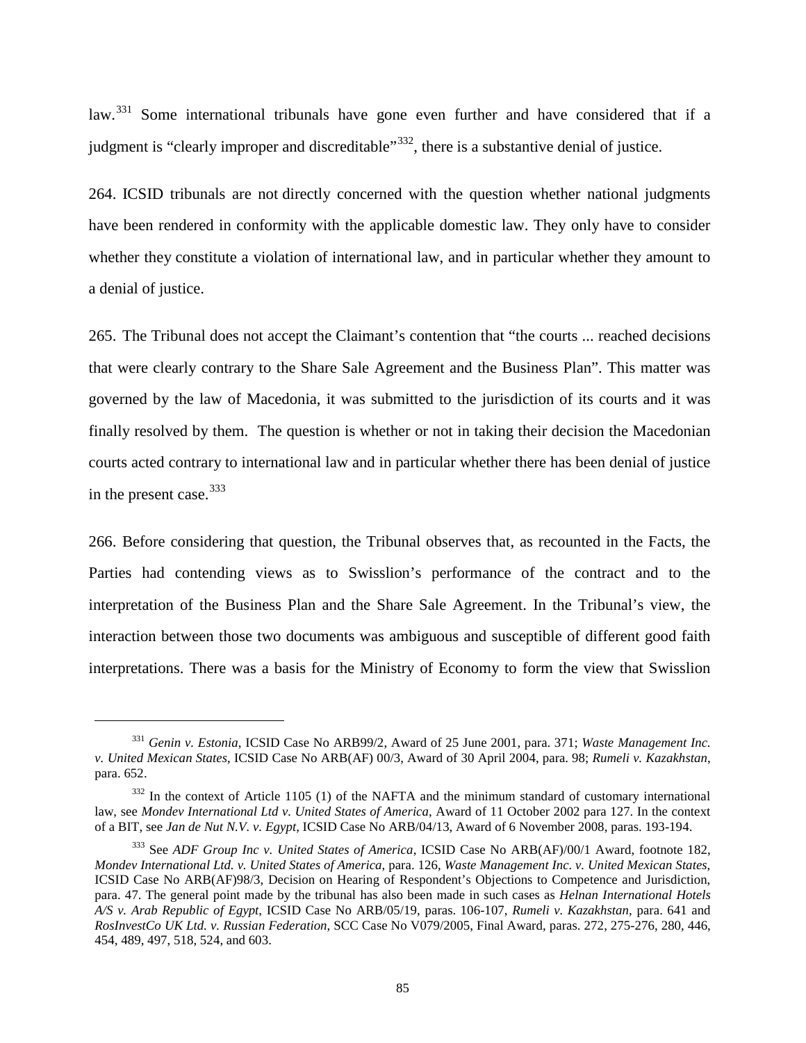law.[331] Some international tribunals have gone even further and have considered that if a judgment is "clearly improper and discreditable"[332], there is a substantive denial of justice.

264. ICSID tribunals are not directly concerned with the question whether national judgments have been rendered in conformity with the applicable domestic law. They only have to consider whether they constitute a violation of international law, and in particular whether they amount to a denial of justice.

265. The Tribunal does not accept the Claimant's contention that "the courts ... reached decisions that were clearly contrary to the Share Sale Agreement and the Business Plan". This matter was governed by the law of Macedonia, it was submitted to the jurisdiction of its courts and it was finally resolved by them. The question is whether or not in taking their decision the Macedonian courts acted contrary to international law and in particular whether there has been denial of justice in the present case.[333]

266. Before considering that question, the Tribunal observes that, as recounted in the Facts, the Parties had contending views as to Swisslion's performance of the contract and to the interpretation of the Business Plan and the Share Sale Agreement. In the Tribunal's view, the interaction between those two documents was ambiguous and susceptible of different good faith interpretations. There was a basis for the Ministry of Economy to form the view that Swisslion

---

[331] *Genin v. Estonia*, ICSID Case No ARB99/2, Award of 25 June 2001, para. 371; *Waste Management Inc. v. United Mexican States*, ICSID Case No ARB(AF) 00/3, Award of 30 April 2004, para. 98; *Rumeli v. Kazakhstan*, para. 652.

[332] In the context of Article 1105 (1) of the NAFTA and the minimum standard of customary international law, see *Mondev International Ltd v. United States of America*, Award of 11 October 2002 para 127. In the context of a BIT, see *Jan de Nut N.V. v. Egypt*, ICSID Case No ARB/04/13, Award of 6 November 2008, paras. 193-194.

[333] See *ADF Group Inc v. United States of America*, ICSID Case No ARB(AF)/00/1 Award, footnote 182, *Mondev International Ltd. v. United States of America*, para. 126, *Waste Management Inc. v. United Mexican States*, ICSID Case No ARB(AF)98/3, Decision on Hearing of Respondent's Objections to Competence and Jurisdiction, para. 47. The general point made by the tribunal has also been made in such cases as *Helnan International Hotels A/S v. Arab Republic of Egypt*, ICSID Case No ARB/05/19, paras. 106-107, *Rumeli v. Kazakhstan*, para. 641 and *RosInvestCo UK Ltd. v. Russian Federation*, SCC Case No V079/2005, Final Award, paras. 272, 275-276, 280, 446, 454, 489, 497, 518, 524, and 603.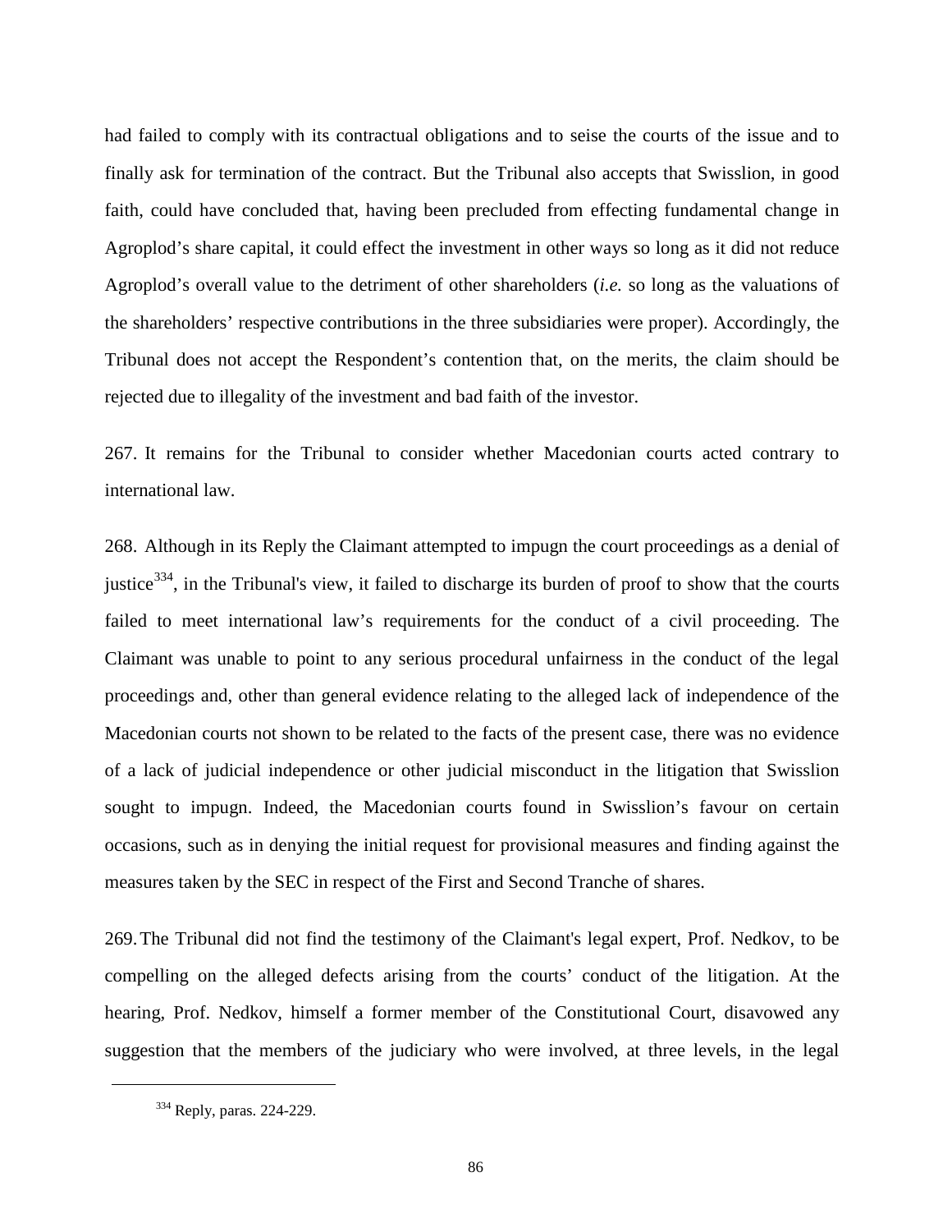had failed to comply with its contractual obligations and to seise the courts of the issue and to finally ask for termination of the contract. But the Tribunal also accepts that Swisslion, in good faith, could have concluded that, having been precluded from effecting fundamental change in Agroplod's share capital, it could effect the investment in other ways so long as it did not reduce Agroplod's overall value to the detriment of other shareholders (*i.e.* so long as the valuations of the shareholders' respective contributions in the three subsidiaries were proper). Accordingly, the Tribunal does not accept the Respondent's contention that, on the merits, the claim should be rejected due to illegality of the investment and bad faith of the investor.

267. It remains for the Tribunal to consider whether Macedonian courts acted contrary to international law.

268. Although in its Reply the Claimant attempted to impugn the court proceedings as a denial of justice[334], in the Tribunal's view, it failed to discharge its burden of proof to show that the courts failed to meet international law's requirements for the conduct of a civil proceeding. The Claimant was unable to point to any serious procedural unfairness in the conduct of the legal proceedings and, other than general evidence relating to the alleged lack of independence of the Macedonian courts not shown to be related to the facts of the present case, there was no evidence of a lack of judicial independence or other judicial misconduct in the litigation that Swisslion sought to impugn. Indeed, the Macedonian courts found in Swisslion's favour on certain occasions, such as in denying the initial request for provisional measures and finding against the measures taken by the SEC in respect of the First and Second Tranche of shares.

269. The Tribunal did not find the testimony of the Claimant's legal expert, Prof. Nedkov, to be compelling on the alleged defects arising from the courts' conduct of the litigation. At the hearing, Prof. Nedkov, himself a former member of the Constitutional Court, disavowed any suggestion that the members of the judiciary who were involved, at three levels, in the legal

[334] Reply, paras. 224-229.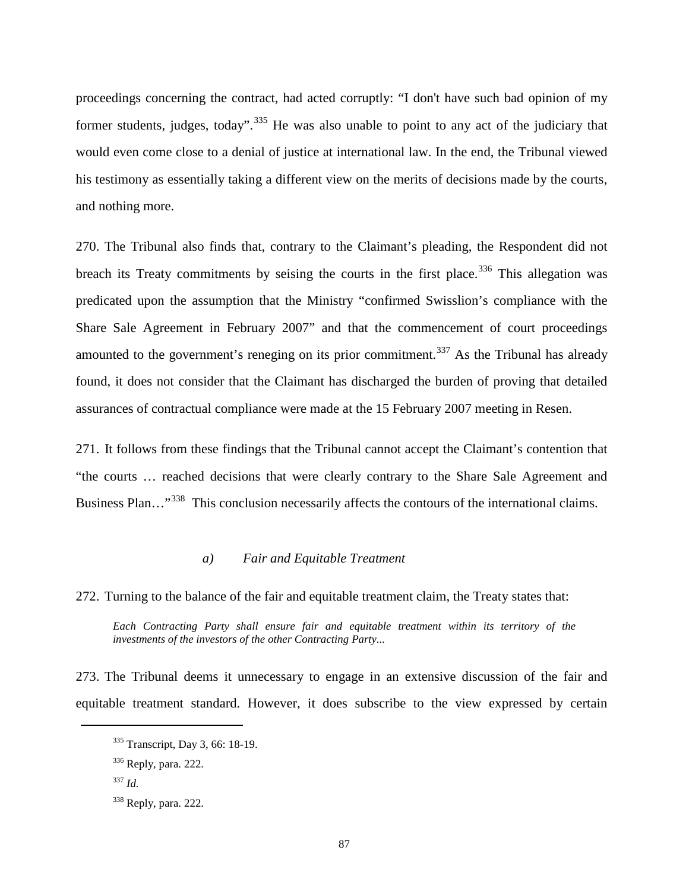proceedings concerning the contract, had acted corruptly: "I don't have such bad opinion of my former students, judges, today".[335] He was also unable to point to any act of the judiciary that would even come close to a denial of justice at international law. In the end, the Tribunal viewed his testimony as essentially taking a different view on the merits of decisions made by the courts, and nothing more.

270. The Tribunal also finds that, contrary to the Claimant's pleading, the Respondent did not breach its Treaty commitments by seising the courts in the first place.[336] This allegation was predicated upon the assumption that the Ministry "confirmed Swisslion's compliance with the Share Sale Agreement in February 2007" and that the commencement of court proceedings amounted to the government's reneging on its prior commitment.[337] As the Tribunal has already found, it does not consider that the Claimant has discharged the burden of proving that detailed assurances of contractual compliance were made at the 15 February 2007 meeting in Resen.

271. It follows from these findings that the Tribunal cannot accept the Claimant's contention that "the courts … reached decisions that were clearly contrary to the Share Sale Agreement and Business Plan…"[338] This conclusion necessarily affects the contours of the international claims.

### *a) Fair and Equitable Treatment*

272. Turning to the balance of the fair and equitable treatment claim, the Treaty states that:

> *Each Contracting Party shall ensure fair and equitable treatment within its territory of the investments of the investors of the other Contracting Party...*

273. The Tribunal deems it unnecessary to engage in an extensive discussion of the fair and equitable treatment standard. However, it does subscribe to the view expressed by certain

---

[335] Transcript, Day 3, 66: 18-19.

[336] Reply, para. 222.

[337] *Id.*

[338] Reply, para. 222.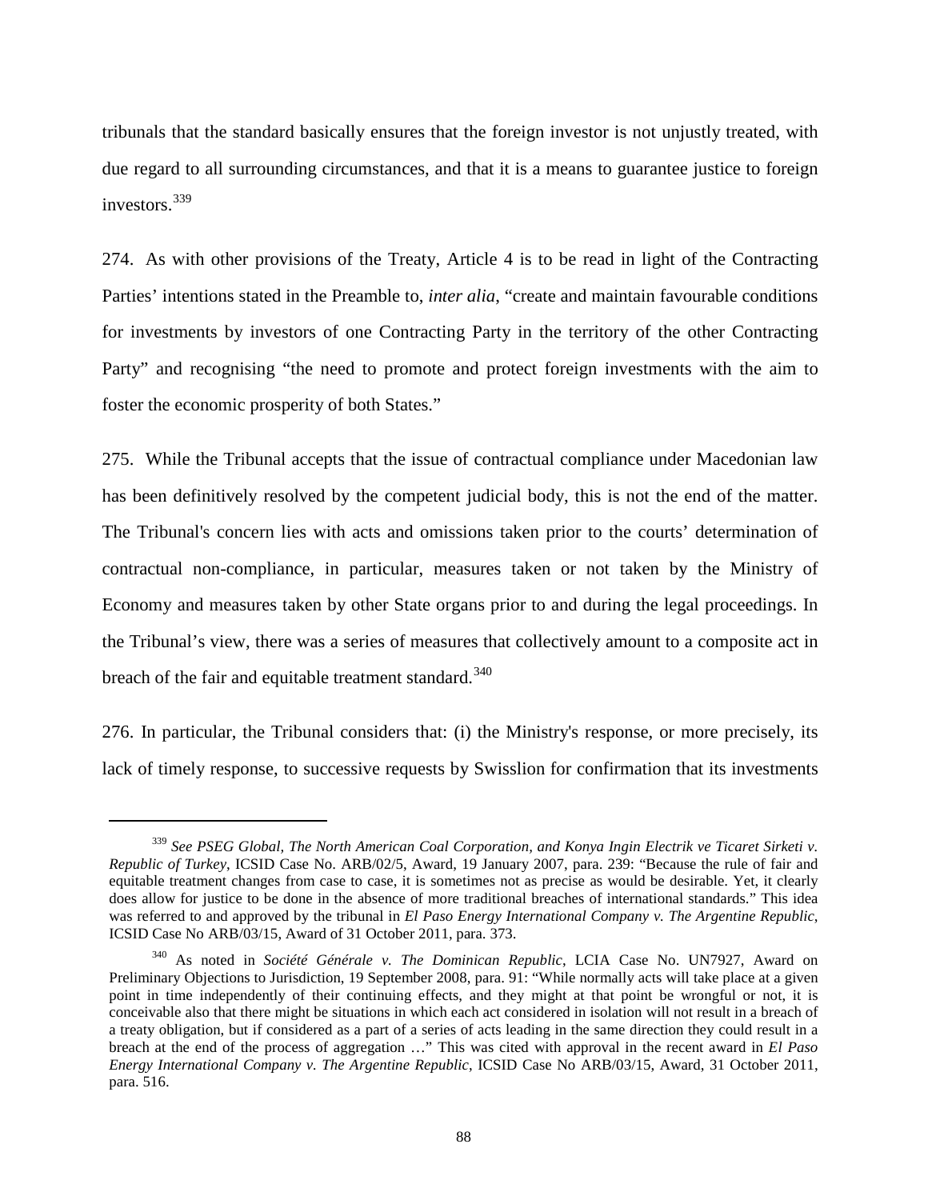tribunals that the standard basically ensures that the foreign investor is not unjustly treated, with due regard to all surrounding circumstances, and that it is a means to guarantee justice to foreign investors.[339]

274. As with other provisions of the Treaty, Article 4 is to be read in light of the Contracting Parties' intentions stated in the Preamble to, *inter alia*, "create and maintain favourable conditions for investments by investors of one Contracting Party in the territory of the other Contracting Party" and recognising "the need to promote and protect foreign investments with the aim to foster the economic prosperity of both States."

275. While the Tribunal accepts that the issue of contractual compliance under Macedonian law has been definitively resolved by the competent judicial body, this is not the end of the matter. The Tribunal's concern lies with acts and omissions taken prior to the courts' determination of contractual non-compliance, in particular, measures taken or not taken by the Ministry of Economy and measures taken by other State organs prior to and during the legal proceedings. In the Tribunal's view, there was a series of measures that collectively amount to a composite act in breach of the fair and equitable treatment standard.[340]

276. In particular, the Tribunal considers that: (i) the Ministry's response, or more precisely, its lack of timely response, to successive requests by Swisslion for confirmation that its investments

---

[339] *See PSEG Global, The North American Coal Corporation, and Konya Ingin Electrik ve Ticaret Sirketi v. Republic of Turkey*, ICSID Case No. ARB/02/5, Award, 19 January 2007, para. 239: "Because the rule of fair and equitable treatment changes from case to case, it is sometimes not as precise as would be desirable. Yet, it clearly does allow for justice to be done in the absence of more traditional breaches of international standards." This idea was referred to and approved by the tribunal in *El Paso Energy International Company v. The Argentine Republic*, ICSID Case No ARB/03/15, Award of 31 October 2011, para. 373.

[340] As noted in *Société Générale v. The Dominican Republic*, LCIA Case No. UN7927, Award on Preliminary Objections to Jurisdiction, 19 September 2008, para. 91: "While normally acts will take place at a given point in time independently of their continuing effects, and they might at that point be wrongful or not, it is conceivable also that there might be situations in which each act considered in isolation will not result in a breach of a treaty obligation, but if considered as a part of a series of acts leading in the same direction they could result in a breach at the end of the process of aggregation …" This was cited with approval in the recent award in *El Paso Energy International Company v. The Argentine Republic*, ICSID Case No ARB/03/15, Award, 31 October 2011, para. 516.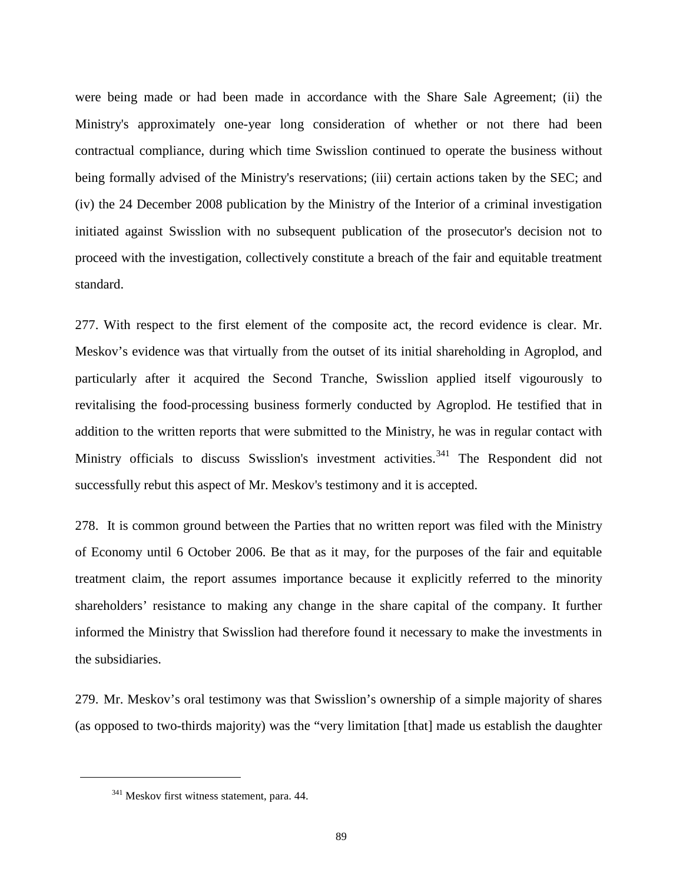were being made or had been made in accordance with the Share Sale Agreement; (ii) the Ministry's approximately one-year long consideration of whether or not there had been contractual compliance, during which time Swisslion continued to operate the business without being formally advised of the Ministry's reservations; (iii) certain actions taken by the SEC; and (iv) the 24 December 2008 publication by the Ministry of the Interior of a criminal investigation initiated against Swisslion with no subsequent publication of the prosecutor's decision not to proceed with the investigation, collectively constitute a breach of the fair and equitable treatment standard.

277. With respect to the first element of the composite act, the record evidence is clear. Mr. Meskov's evidence was that virtually from the outset of its initial shareholding in Agroplod, and particularly after it acquired the Second Tranche, Swisslion applied itself vigourously to revitalising the food-processing business formerly conducted by Agroplod. He testified that in addition to the written reports that were submitted to the Ministry, he was in regular contact with Ministry officials to discuss Swisslion's investment activities.[341] The Respondent did not successfully rebut this aspect of Mr. Meskov's testimony and it is accepted.

278. It is common ground between the Parties that no written report was filed with the Ministry of Economy until 6 October 2006. Be that as it may, for the purposes of the fair and equitable treatment claim, the report assumes importance because it explicitly referred to the minority shareholders' resistance to making any change in the share capital of the company. It further informed the Ministry that Swisslion had therefore found it necessary to make the investments in the subsidiaries.

279. Mr. Meskov's oral testimony was that Swisslion's ownership of a simple majority of shares (as opposed to two-thirds majority) was the "very limitation [that] made us establish the daughter

[341] Meskov first witness statement, para. 44.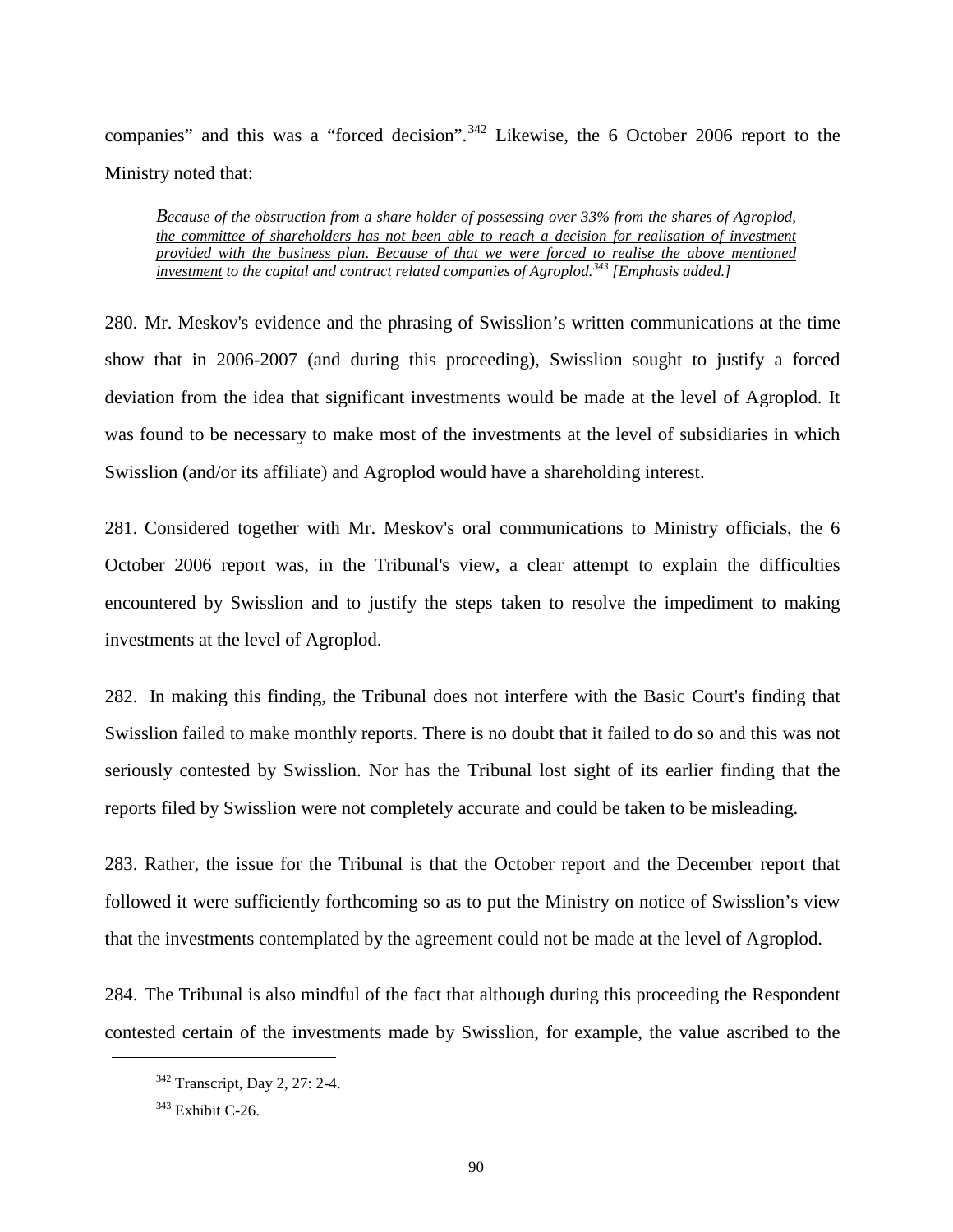companies" and this was a "forced decision".[342] Likewise, the 6 October 2006 report to the Ministry noted that:

> *Because of the obstruction from a share holder of possessing over 33% from the shares of Agroplod, the committee of shareholders has not been able to reach a decision for realisation of investment provided with the business plan. Because of that we were forced to realise the above mentioned investment to the capital and contract related companies of Agroplod.*[343] *[Emphasis added.]*

280. Mr. Meskov's evidence and the phrasing of Swisslion's written communications at the time show that in 2006-2007 (and during this proceeding), Swisslion sought to justify a forced deviation from the idea that significant investments would be made at the level of Agroplod. It was found to be necessary to make most of the investments at the level of subsidiaries in which Swisslion (and/or its affiliate) and Agroplod would have a shareholding interest.

281. Considered together with Mr. Meskov's oral communications to Ministry officials, the 6 October 2006 report was, in the Tribunal's view, a clear attempt to explain the difficulties encountered by Swisslion and to justify the steps taken to resolve the impediment to making investments at the level of Agroplod.

282. In making this finding, the Tribunal does not interfere with the Basic Court's finding that Swisslion failed to make monthly reports. There is no doubt that it failed to do so and this was not seriously contested by Swisslion. Nor has the Tribunal lost sight of its earlier finding that the reports filed by Swisslion were not completely accurate and could be taken to be misleading.

283. Rather, the issue for the Tribunal is that the October report and the December report that followed it were sufficiently forthcoming so as to put the Ministry on notice of Swisslion's view that the investments contemplated by the agreement could not be made at the level of Agroplod.

284. The Tribunal is also mindful of the fact that although during this proceeding the Respondent contested certain of the investments made by Swisslion, for example, the value ascribed to the

---

[342] Transcript, Day 2, 27: 2-4.

[343] Exhibit C-26.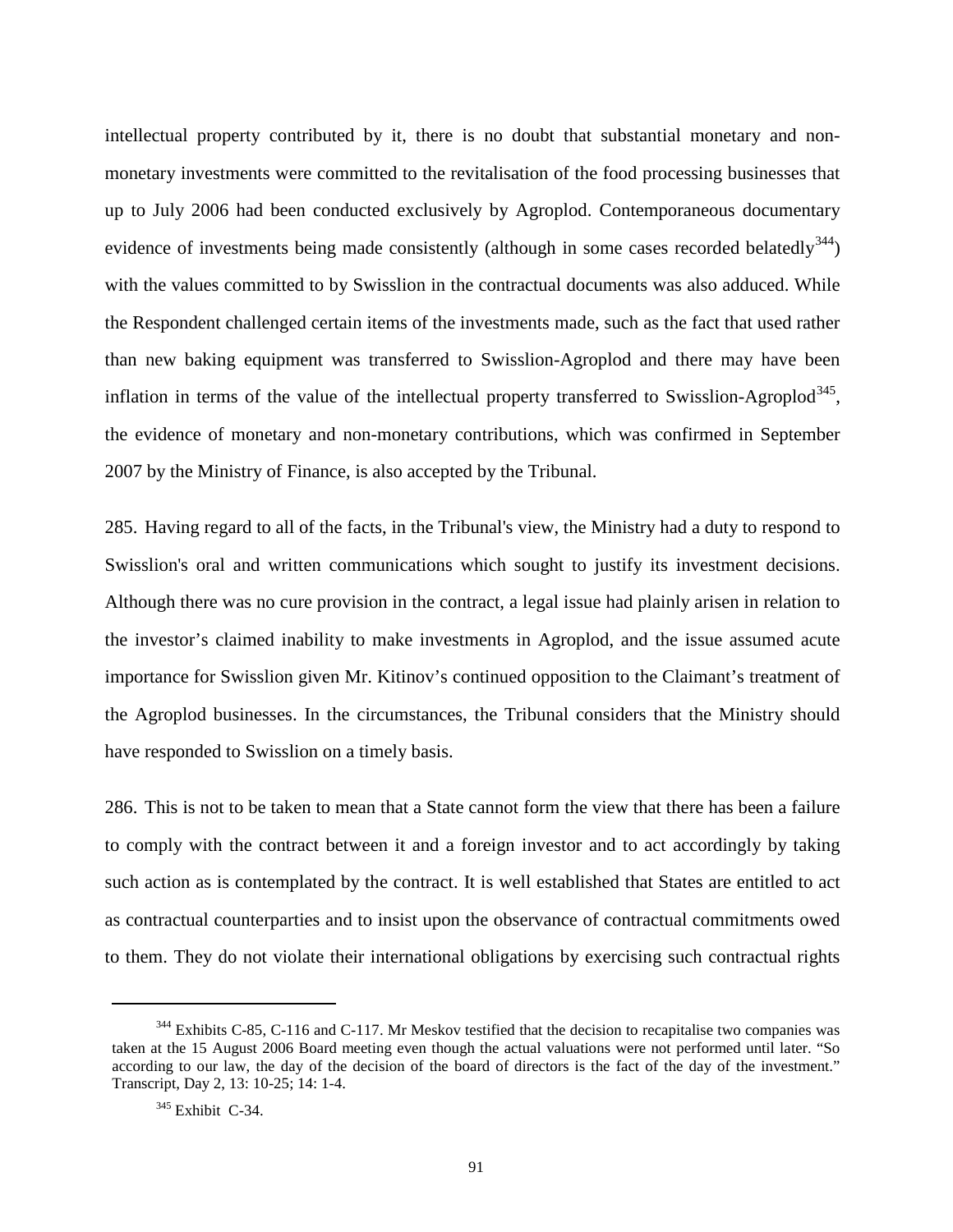intellectual property contributed by it, there is no doubt that substantial monetary and non-monetary investments were committed to the revitalisation of the food processing businesses that up to July 2006 had been conducted exclusively by Agroplod. Contemporaneous documentary evidence of investments being made consistently (although in some cases recorded belatedly[344]) with the values committed to by Swisslion in the contractual documents was also adduced. While the Respondent challenged certain items of the investments made, such as the fact that used rather than new baking equipment was transferred to Swisslion-Agroplod and there may have been inflation in terms of the value of the intellectual property transferred to Swisslion-Agroplod[345], the evidence of monetary and non-monetary contributions, which was confirmed in September 2007 by the Ministry of Finance, is also accepted by the Tribunal.

285. Having regard to all of the facts, in the Tribunal's view, the Ministry had a duty to respond to Swisslion's oral and written communications which sought to justify its investment decisions. Although there was no cure provision in the contract, a legal issue had plainly arisen in relation to the investor's claimed inability to make investments in Agroplod, and the issue assumed acute importance for Swisslion given Mr. Kitinov's continued opposition to the Claimant's treatment of the Agroplod businesses. In the circumstances, the Tribunal considers that the Ministry should have responded to Swisslion on a timely basis.

286. This is not to be taken to mean that a State cannot form the view that there has been a failure to comply with the contract between it and a foreign investor and to act accordingly by taking such action as is contemplated by the contract. It is well established that States are entitled to act as contractual counterparties and to insist upon the observance of contractual commitments owed to them. They do not violate their international obligations by exercising such contractual rights

---

[344] Exhibits C-85, C-116 and C-117. Mr Meskov testified that the decision to recapitalise two companies was taken at the 15 August 2006 Board meeting even though the actual valuations were not performed until later. "So according to our law, the day of the decision of the board of directors is the fact of the day of the investment." Transcript, Day 2, 13: 10-25; 14: 1-4.

[345] Exhibit C-34.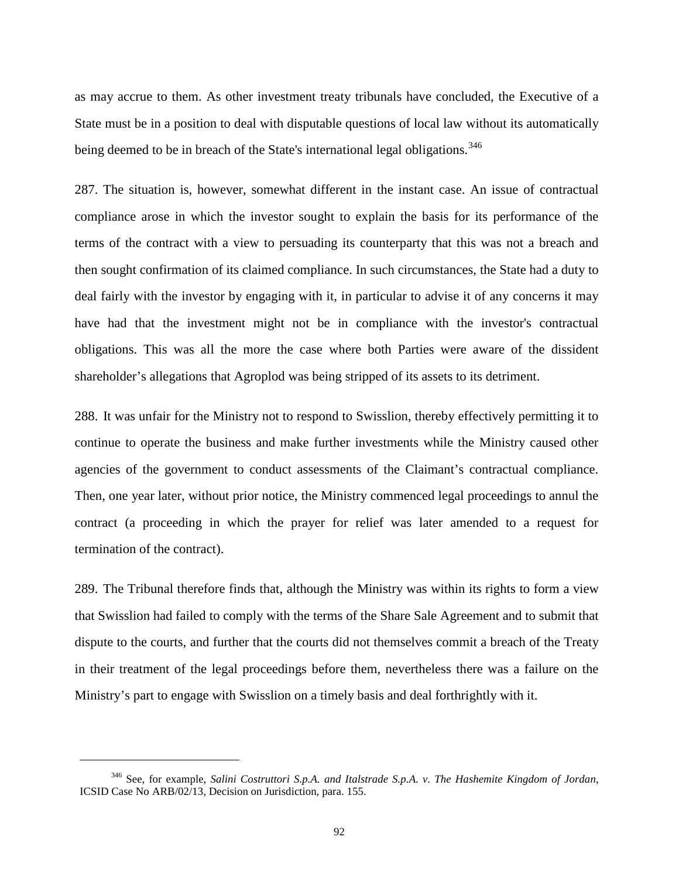as may accrue to them. As other investment treaty tribunals have concluded, the Executive of a State must be in a position to deal with disputable questions of local law without its automatically being deemed to be in breach of the State's international legal obligations.[346]

287. The situation is, however, somewhat different in the instant case. An issue of contractual compliance arose in which the investor sought to explain the basis for its performance of the terms of the contract with a view to persuading its counterparty that this was not a breach and then sought confirmation of its claimed compliance. In such circumstances, the State had a duty to deal fairly with the investor by engaging with it, in particular to advise it of any concerns it may have had that the investment might not be in compliance with the investor's contractual obligations. This was all the more the case where both Parties were aware of the dissident shareholder's allegations that Agroplod was being stripped of its assets to its detriment.

288. It was unfair for the Ministry not to respond to Swisslion, thereby effectively permitting it to continue to operate the business and make further investments while the Ministry caused other agencies of the government to conduct assessments of the Claimant's contractual compliance. Then, one year later, without prior notice, the Ministry commenced legal proceedings to annul the contract (a proceeding in which the prayer for relief was later amended to a request for termination of the contract).

289. The Tribunal therefore finds that, although the Ministry was within its rights to form a view that Swisslion had failed to comply with the terms of the Share Sale Agreement and to submit that dispute to the courts, and further that the courts did not themselves commit a breach of the Treaty in their treatment of the legal proceedings before them, nevertheless there was a failure on the Ministry's part to engage with Swisslion on a timely basis and deal forthrightly with it.

---

[346] See, for example, *Salini Costruttori S.p.A. and Italstrade S.p.A. v. The Hashemite Kingdom of Jordan*, ICSID Case No ARB/02/13, Decision on Jurisdiction, para. 155.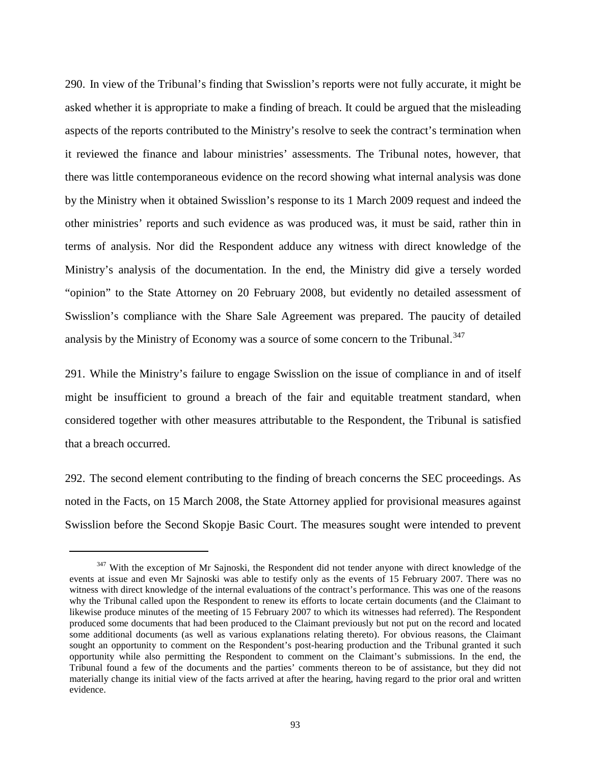290. In view of the Tribunal's finding that Swisslion's reports were not fully accurate, it might be asked whether it is appropriate to make a finding of breach. It could be argued that the misleading aspects of the reports contributed to the Ministry's resolve to seek the contract's termination when it reviewed the finance and labour ministries' assessments. The Tribunal notes, however, that there was little contemporaneous evidence on the record showing what internal analysis was done by the Ministry when it obtained Swisslion's response to its 1 March 2009 request and indeed the other ministries' reports and such evidence as was produced was, it must be said, rather thin in terms of analysis. Nor did the Respondent adduce any witness with direct knowledge of the Ministry's analysis of the documentation. In the end, the Ministry did give a tersely worded "opinion" to the State Attorney on 20 February 2008, but evidently no detailed assessment of Swisslion's compliance with the Share Sale Agreement was prepared. The paucity of detailed analysis by the Ministry of Economy was a source of some concern to the Tribunal.[347]

291. While the Ministry's failure to engage Swisslion on the issue of compliance in and of itself might be insufficient to ground a breach of the fair and equitable treatment standard, when considered together with other measures attributable to the Respondent, the Tribunal is satisfied that a breach occurred.

292. The second element contributing to the finding of breach concerns the SEC proceedings. As noted in the Facts, on 15 March 2008, the State Attorney applied for provisional measures against Swisslion before the Second Skopje Basic Court. The measures sought were intended to prevent

[347] With the exception of Mr Sajnoski, the Respondent did not tender anyone with direct knowledge of the events at issue and even Mr Sajnoski was able to testify only as the events of 15 February 2007. There was no witness with direct knowledge of the internal evaluations of the contract's performance. This was one of the reasons why the Tribunal called upon the Respondent to renew its efforts to locate certain documents (and the Claimant to likewise produce minutes of the meeting of 15 February 2007 to which its witnesses had referred). The Respondent produced some documents that had been produced to the Claimant previously but not put on the record and located some additional documents (as well as various explanations relating thereto). For obvious reasons, the Claimant sought an opportunity to comment on the Respondent's post-hearing production and the Tribunal granted it such opportunity while also permitting the Respondent to comment on the Claimant's submissions. In the end, the Tribunal found a few of the documents and the parties' comments thereon to be of assistance, but they did not materially change its initial view of the facts arrived at after the hearing, having regard to the prior oral and written evidence.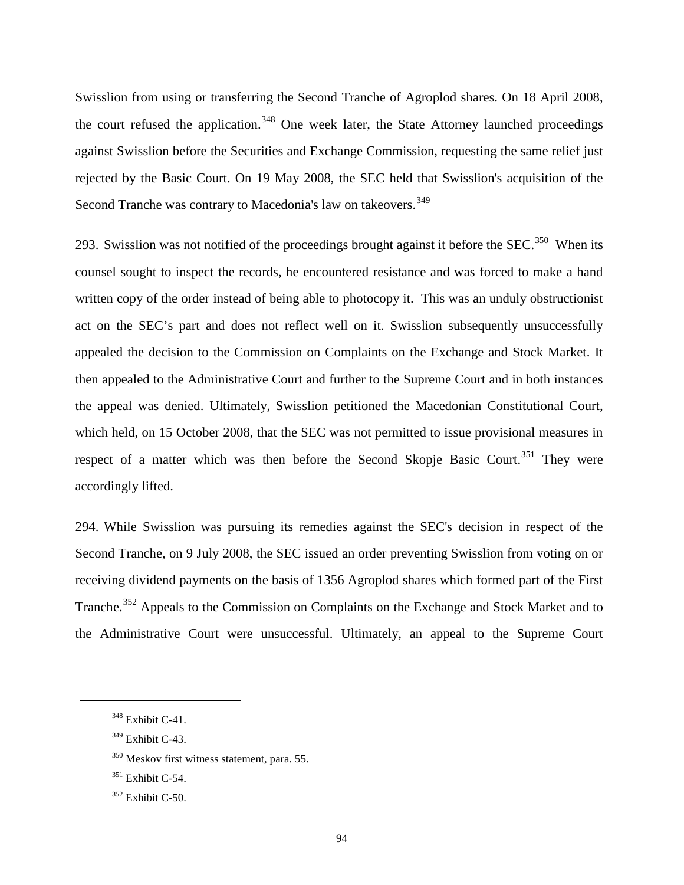Swisslion from using or transferring the Second Tranche of Agroplod shares. On 18 April 2008, the court refused the application.[348] One week later, the State Attorney launched proceedings against Swisslion before the Securities and Exchange Commission, requesting the same relief just rejected by the Basic Court. On 19 May 2008, the SEC held that Swisslion's acquisition of the Second Tranche was contrary to Macedonia's law on takeovers.[349]

293. Swisslion was not notified of the proceedings brought against it before the SEC.[350] When its counsel sought to inspect the records, he encountered resistance and was forced to make a hand written copy of the order instead of being able to photocopy it. This was an unduly obstructionist act on the SEC's part and does not reflect well on it. Swisslion subsequently unsuccessfully appealed the decision to the Commission on Complaints on the Exchange and Stock Market. It then appealed to the Administrative Court and further to the Supreme Court and in both instances the appeal was denied. Ultimately, Swisslion petitioned the Macedonian Constitutional Court, which held, on 15 October 2008, that the SEC was not permitted to issue provisional measures in respect of a matter which was then before the Second Skopje Basic Court.[351] They were accordingly lifted.

294. While Swisslion was pursuing its remedies against the SEC's decision in respect of the Second Tranche, on 9 July 2008, the SEC issued an order preventing Swisslion from voting on or receiving dividend payments on the basis of 1356 Agroplod shares which formed part of the First Tranche.[352] Appeals to the Commission on Complaints on the Exchange and Stock Market and to the Administrative Court were unsuccessful. Ultimately, an appeal to the Supreme Court

---

[348] Exhibit C-41.

[349] Exhibit C-43.

[350] Meskov first witness statement, para. 55.

[351] Exhibit C-54.

[352] Exhibit C-50.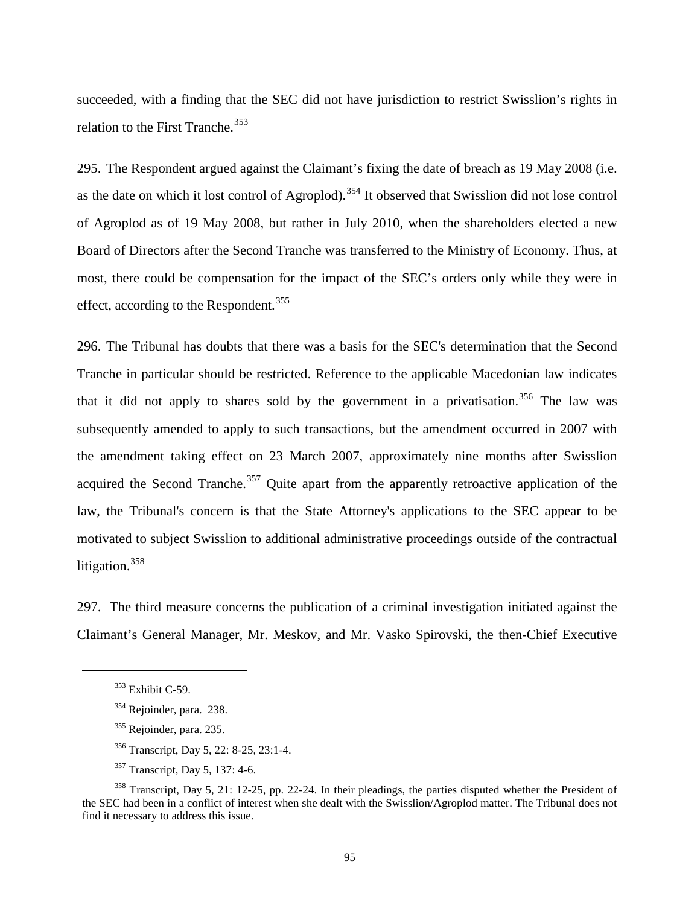succeeded, with a finding that the SEC did not have jurisdiction to restrict Swisslion's rights in relation to the First Tranche.[353]

295. The Respondent argued against the Claimant's fixing the date of breach as 19 May 2008 (i.e. as the date on which it lost control of Agroplod).[354] It observed that Swisslion did not lose control of Agroplod as of 19 May 2008, but rather in July 2010, when the shareholders elected a new Board of Directors after the Second Tranche was transferred to the Ministry of Economy. Thus, at most, there could be compensation for the impact of the SEC's orders only while they were in effect, according to the Respondent.[355]

296. The Tribunal has doubts that there was a basis for the SEC's determination that the Second Tranche in particular should be restricted. Reference to the applicable Macedonian law indicates that it did not apply to shares sold by the government in a privatisation.[356] The law was subsequently amended to apply to such transactions, but the amendment occurred in 2007 with the amendment taking effect on 23 March 2007, approximately nine months after Swisslion acquired the Second Tranche.[357] Quite apart from the apparently retroactive application of the law, the Tribunal's concern is that the State Attorney's applications to the SEC appear to be motivated to subject Swisslion to additional administrative proceedings outside of the contractual litigation.[358]

297. The third measure concerns the publication of a criminal investigation initiated against the Claimant's General Manager, Mr. Meskov, and Mr. Vasko Spirovski, the then-Chief Executive

---

[353] Exhibit C-59.

[354] Rejoinder, para. 238.

[355] Rejoinder, para. 235.

[356] Transcript, Day 5, 22: 8-25, 23:1-4.

[357] Transcript, Day 5, 137: 4-6.

[358] Transcript, Day 5, 21: 12-25, pp. 22-24. In their pleadings, the parties disputed whether the President of the SEC had been in a conflict of interest when she dealt with the Swisslion/Agroplod matter. The Tribunal does not find it necessary to address this issue.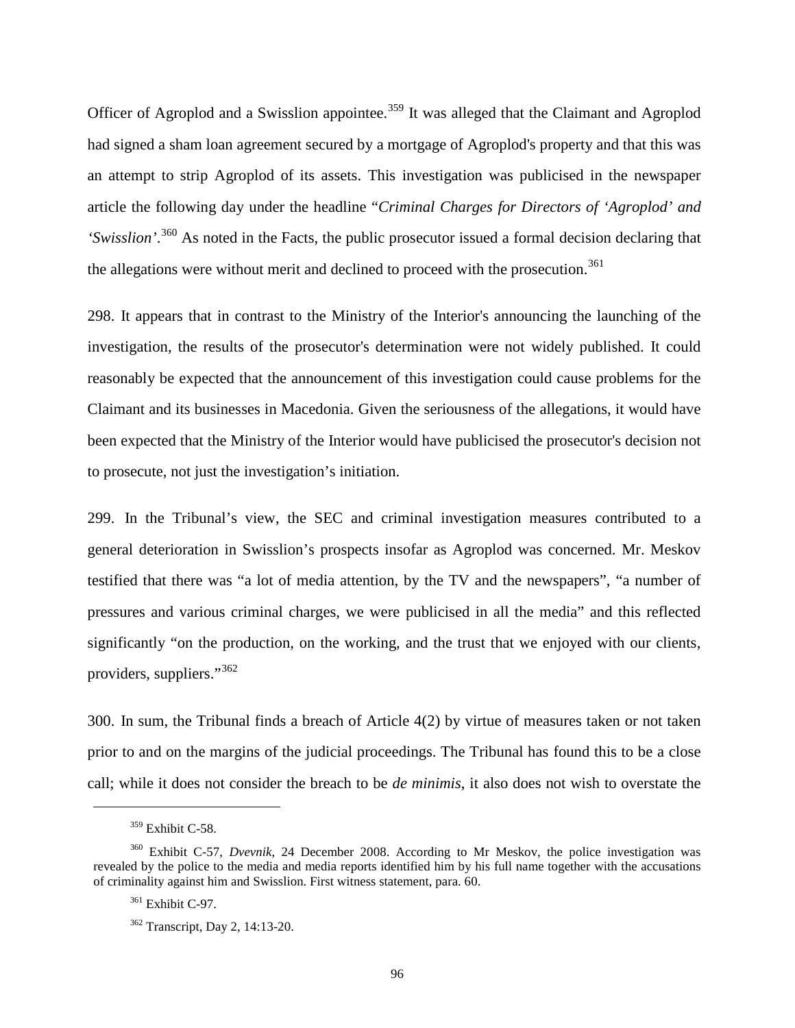Officer of Agroplod and a Swisslion appointee.[359] It was alleged that the Claimant and Agroplod had signed a sham loan agreement secured by a mortgage of Agroplod's property and that this was an attempt to strip Agroplod of its assets. This investigation was publicised in the newspaper article the following day under the headline "*Criminal Charges for Directors of 'Agroplod' and 'Swisslion'*.[360] As noted in the Facts, the public prosecutor issued a formal decision declaring that the allegations were without merit and declined to proceed with the prosecution.[361]

298. It appears that in contrast to the Ministry of the Interior's announcing the launching of the investigation, the results of the prosecutor's determination were not widely published. It could reasonably be expected that the announcement of this investigation could cause problems for the Claimant and its businesses in Macedonia. Given the seriousness of the allegations, it would have been expected that the Ministry of the Interior would have publicised the prosecutor's decision not to prosecute, not just the investigation's initiation.

299. In the Tribunal's view, the SEC and criminal investigation measures contributed to a general deterioration in Swisslion's prospects insofar as Agroplod was concerned. Mr. Meskov testified that there was "a lot of media attention, by the TV and the newspapers", "a number of pressures and various criminal charges, we were publicised in all the media" and this reflected significantly "on the production, on the working, and the trust that we enjoyed with our clients, providers, suppliers."[362]

300. In sum, the Tribunal finds a breach of Article 4(2) by virtue of measures taken or not taken prior to and on the margins of the judicial proceedings. The Tribunal has found this to be a close call; while it does not consider the breach to be *de minimis*, it also does not wish to overstate the

---

[359] Exhibit C-58.

[360] Exhibit C-57, *Dvevnik*, 24 December 2008. According to Mr Meskov, the police investigation was revealed by the police to the media and media reports identified him by his full name together with the accusations of criminality against him and Swisslion. First witness statement, para. 60.

[361] Exhibit C-97.

[362] Transcript, Day 2, 14:13-20.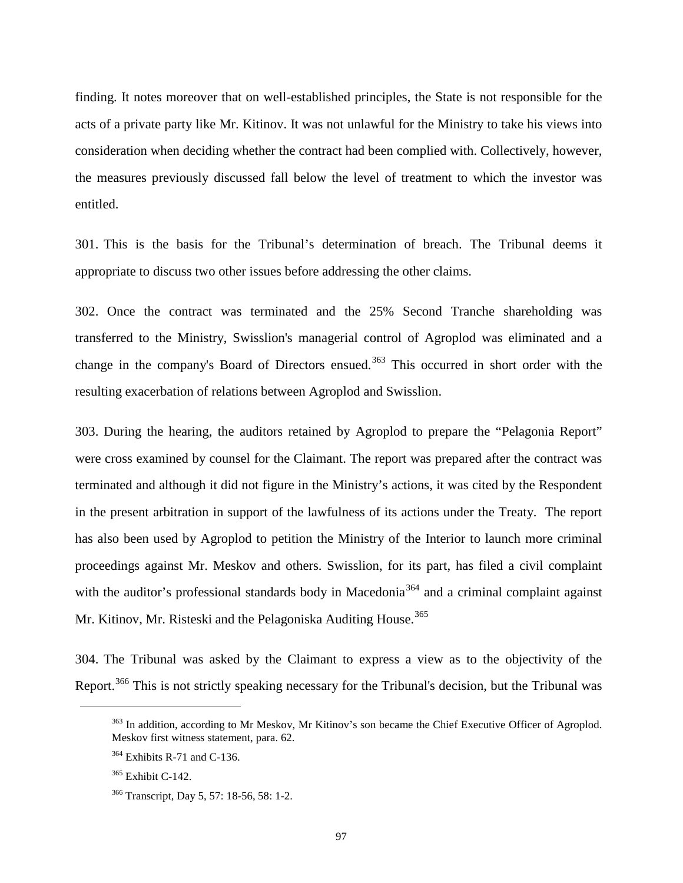finding. It notes moreover that on well-established principles, the State is not responsible for the acts of a private party like Mr. Kitinov. It was not unlawful for the Ministry to take his views into consideration when deciding whether the contract had been complied with. Collectively, however, the measures previously discussed fall below the level of treatment to which the investor was entitled.

301. This is the basis for the Tribunal's determination of breach. The Tribunal deems it appropriate to discuss two other issues before addressing the other claims.

302. Once the contract was terminated and the 25% Second Tranche shareholding was transferred to the Ministry, Swisslion's managerial control of Agroplod was eliminated and a change in the company's Board of Directors ensued.[363] This occurred in short order with the resulting exacerbation of relations between Agroplod and Swisslion.

303. During the hearing, the auditors retained by Agroplod to prepare the "Pelagonia Report" were cross examined by counsel for the Claimant. The report was prepared after the contract was terminated and although it did not figure in the Ministry's actions, it was cited by the Respondent in the present arbitration in support of the lawfulness of its actions under the Treaty. The report has also been used by Agroplod to petition the Ministry of the Interior to launch more criminal proceedings against Mr. Meskov and others. Swisslion, for its part, has filed a civil complaint with the auditor's professional standards body in Macedonia[364] and a criminal complaint against Mr. Kitinov, Mr. Risteski and the Pelagoniska Auditing House.[365]

304. The Tribunal was asked by the Claimant to express a view as to the objectivity of the Report.[366] This is not strictly speaking necessary for the Tribunal's decision, but the Tribunal was

---

[363] In addition, according to Mr Meskov, Mr Kitinov's son became the Chief Executive Officer of Agroplod. Meskov first witness statement, para. 62.

[364] Exhibits R-71 and C-136.

[365] Exhibit C-142.

[366] Transcript, Day 5, 57: 18-56, 58: 1-2.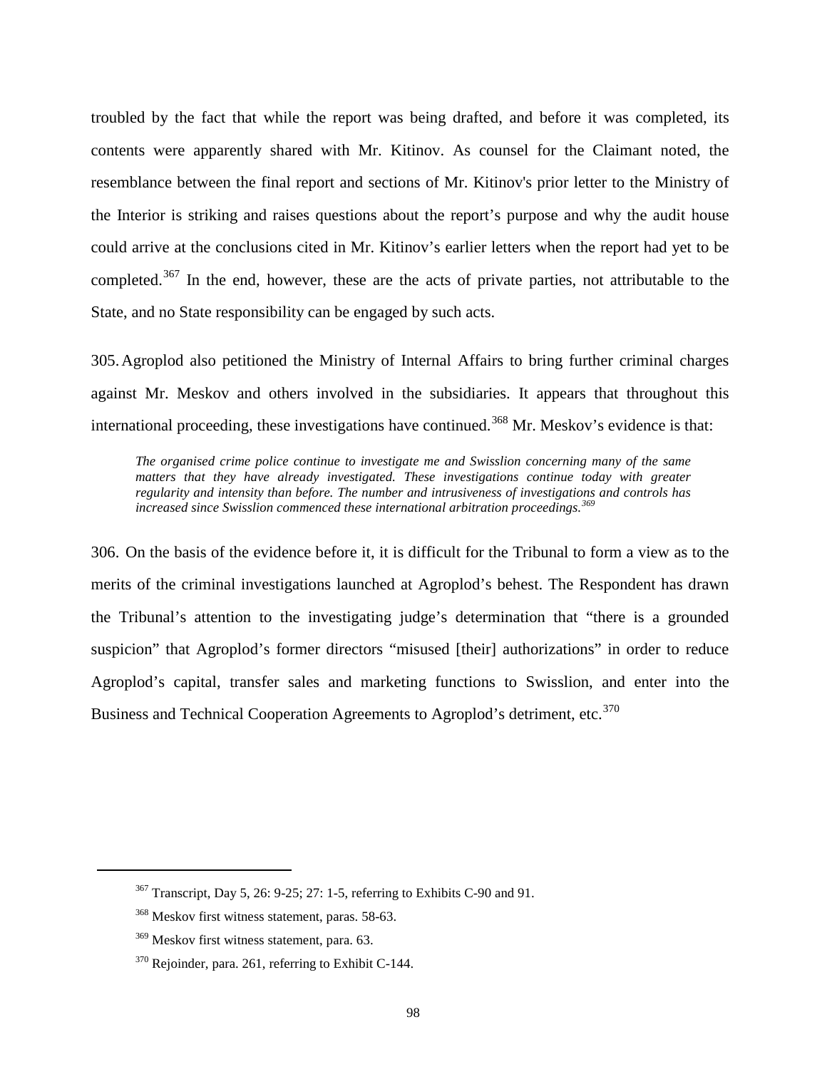troubled by the fact that while the report was being drafted, and before it was completed, its contents were apparently shared with Mr. Kitinov. As counsel for the Claimant noted, the resemblance between the final report and sections of Mr. Kitinov's prior letter to the Ministry of the Interior is striking and raises questions about the report's purpose and why the audit house could arrive at the conclusions cited in Mr. Kitinov's earlier letters when the report had yet to be completed.[367] In the end, however, these are the acts of private parties, not attributable to the State, and no State responsibility can be engaged by such acts.

305. Agroplod also petitioned the Ministry of Internal Affairs to bring further criminal charges against Mr. Meskov and others involved in the subsidiaries. It appears that throughout this international proceeding, these investigations have continued.[368] Mr. Meskov's evidence is that:

> *The organised crime police continue to investigate me and Swisslion concerning many of the same matters that they have already investigated. These investigations continue today with greater regularity and intensity than before. The number and intrusiveness of investigations and controls has increased since Swisslion commenced these international arbitration proceedings.*[369]

306. On the basis of the evidence before it, it is difficult for the Tribunal to form a view as to the merits of the criminal investigations launched at Agroplod's behest. The Respondent has drawn the Tribunal's attention to the investigating judge's determination that "there is a grounded suspicion" that Agroplod's former directors "misused [their] authorizations" in order to reduce Agroplod's capital, transfer sales and marketing functions to Swisslion, and enter into the Business and Technical Cooperation Agreements to Agroplod's detriment, etc.[370]

---

[367] Transcript, Day 5, 26: 9-25; 27: 1-5, referring to Exhibits C-90 and 91.

[368] Meskov first witness statement, paras. 58-63.

[369] Meskov first witness statement, para. 63.

[370] Rejoinder, para. 261, referring to Exhibit C-144.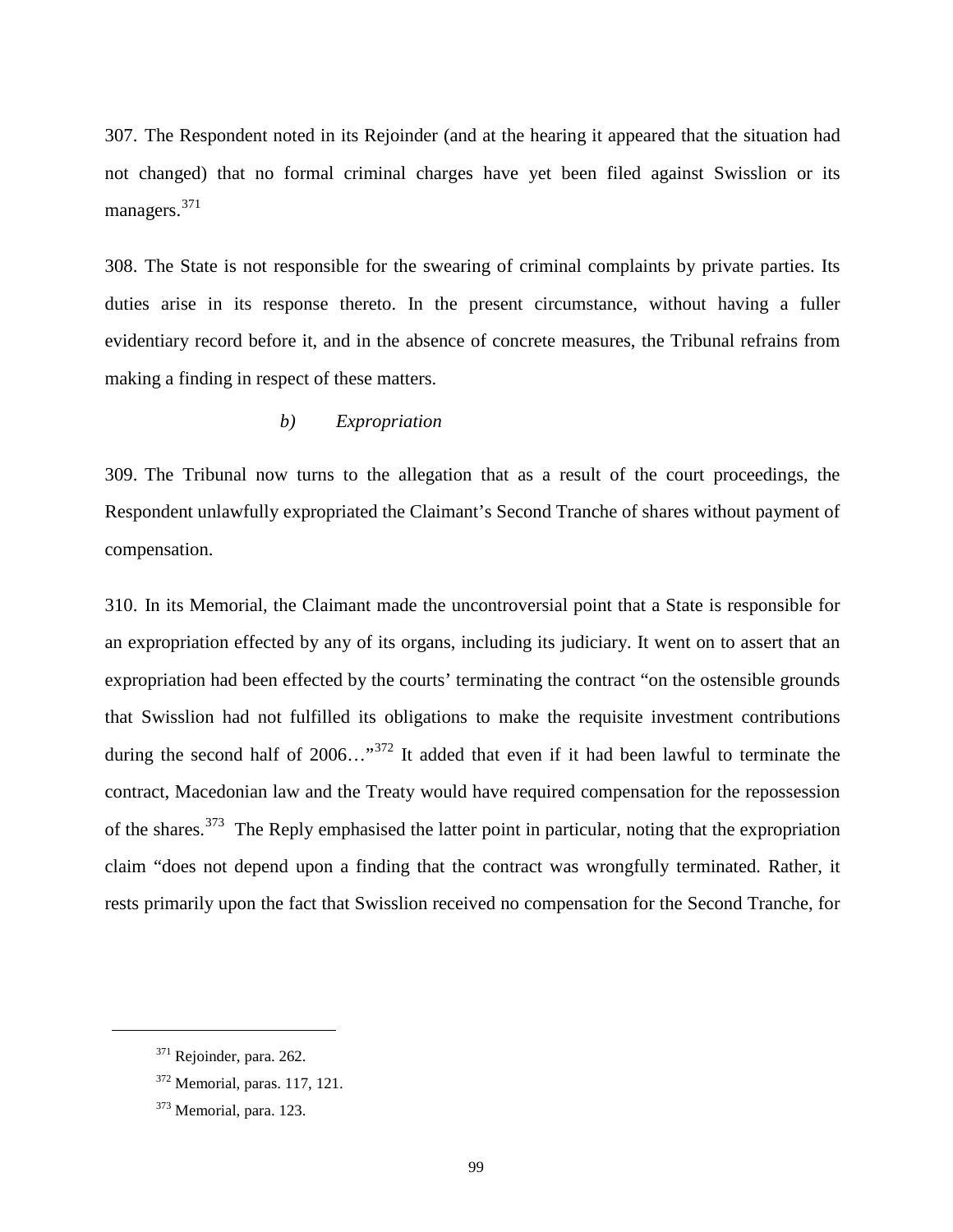307. The Respondent noted in its Rejoinder (and at the hearing it appeared that the situation had not changed) that no formal criminal charges have yet been filed against Swisslion or its managers.[371]

308. The State is not responsible for the swearing of criminal complaints by private parties. Its duties arise in its response thereto. In the present circumstance, without having a fuller evidentiary record before it, and in the absence of concrete measures, the Tribunal refrains from making a finding in respect of these matters.

*b) Expropriation*

309. The Tribunal now turns to the allegation that as a result of the court proceedings, the Respondent unlawfully expropriated the Claimant's Second Tranche of shares without payment of compensation.

310. In its Memorial, the Claimant made the uncontroversial point that a State is responsible for an expropriation effected by any of its organs, including its judiciary. It went on to assert that an expropriation had been effected by the courts' terminating the contract "on the ostensible grounds that Swisslion had not fulfilled its obligations to make the requisite investment contributions during the second half of 2006…"[372] It added that even if it had been lawful to terminate the contract, Macedonian law and the Treaty would have required compensation for the repossession of the shares.[373] The Reply emphasised the latter point in particular, noting that the expropriation claim "does not depend upon a finding that the contract was wrongfully terminated. Rather, it rests primarily upon the fact that Swisslion received no compensation for the Second Tranche, for

---

[371] Rejoinder, para. 262.

[372] Memorial, paras. 117, 121.

[373] Memorial, para. 123.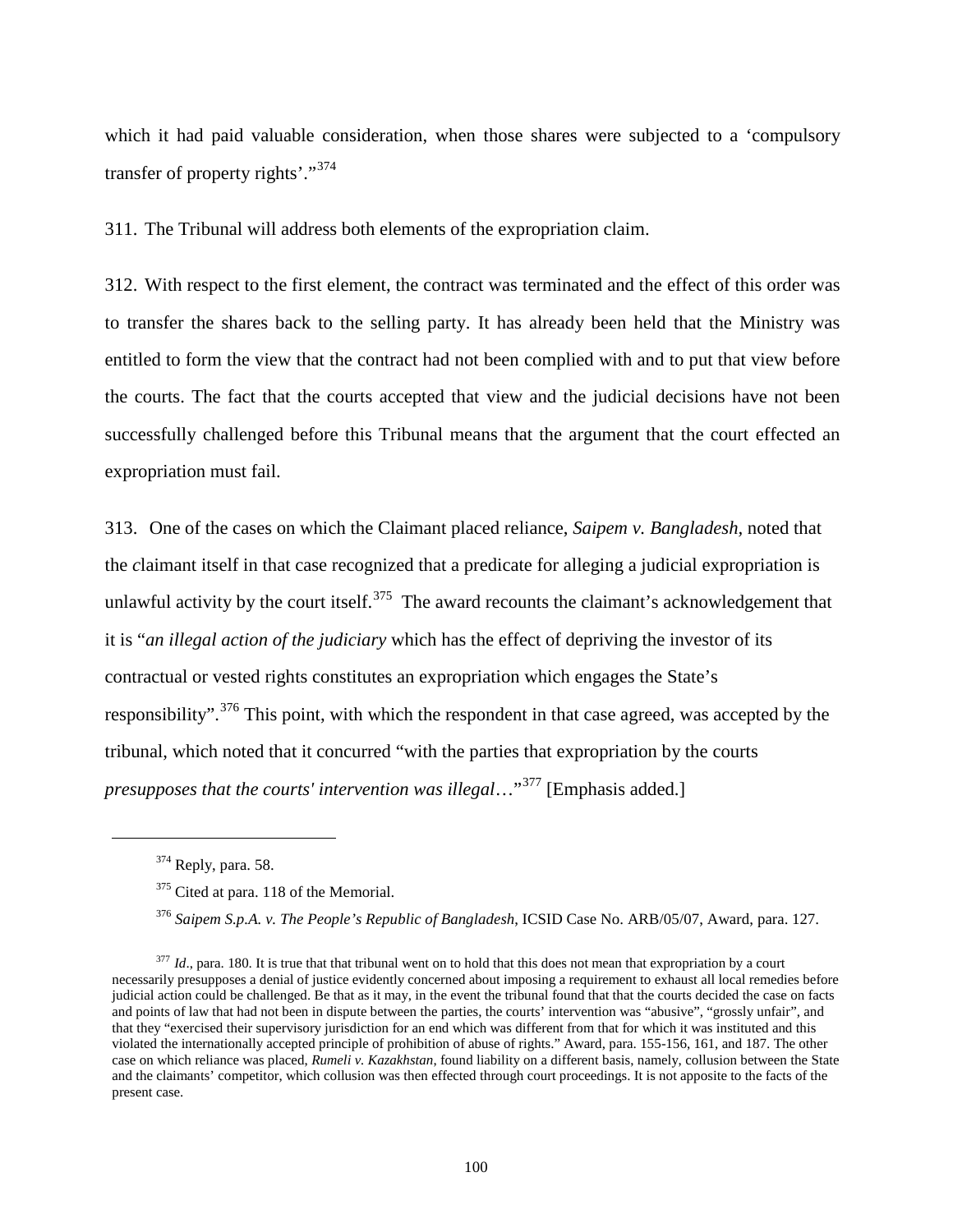which it had paid valuable consideration, when those shares were subjected to a 'compulsory transfer of property rights'."[374]

311. The Tribunal will address both elements of the expropriation claim.

312. With respect to the first element, the contract was terminated and the effect of this order was to transfer the shares back to the selling party. It has already been held that the Ministry was entitled to form the view that the contract had not been complied with and to put that view before the courts. The fact that the courts accepted that view and the judicial decisions have not been successfully challenged before this Tribunal means that the argument that the court effected an expropriation must fail.

313. One of the cases on which the Claimant placed reliance, *Saipem v. Bangladesh*, noted that the claimant itself in that case recognized that a predicate for alleging a judicial expropriation is unlawful activity by the court itself.[375] The award recounts the claimant's acknowledgement that it is "*an illegal action of the judiciary* which has the effect of depriving the investor of its contractual or vested rights constitutes an expropriation which engages the State's responsibility".[376] This point, with which the respondent in that case agreed, was accepted by the tribunal, which noted that it concurred "with the parties that expropriation by the courts *presupposes that the courts' intervention was illegal*…"[377] [Emphasis added.]

---

[374] Reply, para. 58.

[375] Cited at para. 118 of the Memorial.

[376] *Saipem S.p.A. v. The People's Republic of Bangladesh*, ICSID Case No. ARB/05/07, Award, para. 127.

[377] *Id*., para. 180. It is true that that tribunal went on to hold that this does not mean that expropriation by a court necessarily presupposes a denial of justice evidently concerned about imposing a requirement to exhaust all local remedies before judicial action could be challenged. Be that as it may, in the event the tribunal found that that the courts decided the case on facts and points of law that had not been in dispute between the parties, the courts' intervention was "abusive", "grossly unfair", and that they "exercised their supervisory jurisdiction for an end which was different from that for which it was instituted and this violated the internationally accepted principle of prohibition of abuse of rights." Award, para. 155-156, 161, and 187. The other case on which reliance was placed, *Rumeli v. Kazakhstan*, found liability on a different basis, namely, collusion between the State and the claimants' competitor, which collusion was then effected through court proceedings. It is not apposite to the facts of the present case.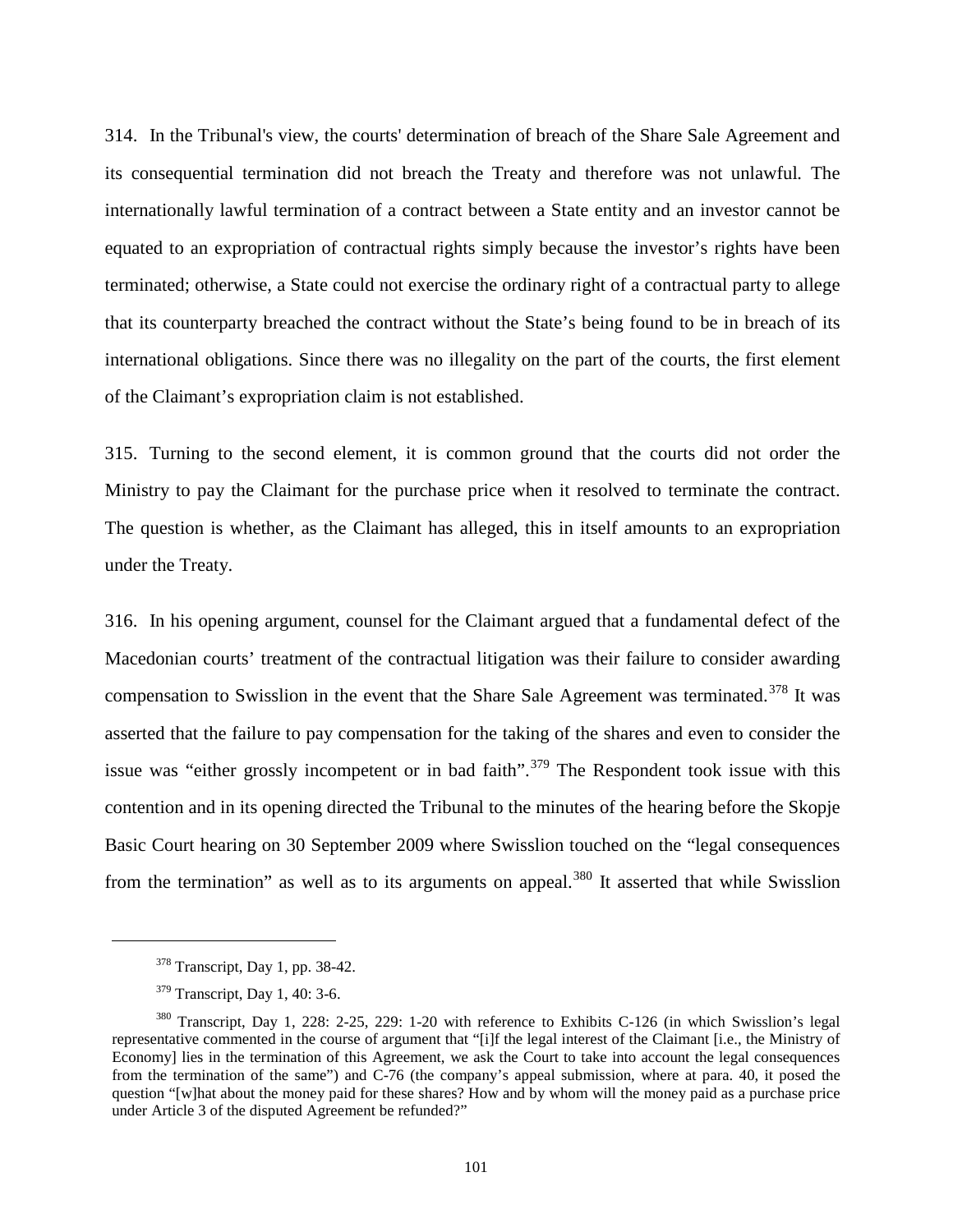314. In the Tribunal's view, the courts' determination of breach of the Share Sale Agreement and its consequential termination did not breach the Treaty and therefore was not unlawful. The internationally lawful termination of a contract between a State entity and an investor cannot be equated to an expropriation of contractual rights simply because the investor's rights have been terminated; otherwise, a State could not exercise the ordinary right of a contractual party to allege that its counterparty breached the contract without the State's being found to be in breach of its international obligations. Since there was no illegality on the part of the courts, the first element of the Claimant's expropriation claim is not established.

315. Turning to the second element, it is common ground that the courts did not order the Ministry to pay the Claimant for the purchase price when it resolved to terminate the contract. The question is whether, as the Claimant has alleged, this in itself amounts to an expropriation under the Treaty.

316. In his opening argument, counsel for the Claimant argued that a fundamental defect of the Macedonian courts' treatment of the contractual litigation was their failure to consider awarding compensation to Swisslion in the event that the Share Sale Agreement was terminated.[378] It was asserted that the failure to pay compensation for the taking of the shares and even to consider the issue was "either grossly incompetent or in bad faith".[379] The Respondent took issue with this contention and in its opening directed the Tribunal to the minutes of the hearing before the Skopje Basic Court hearing on 30 September 2009 where Swisslion touched on the "legal consequences from the termination" as well as to its arguments on appeal.[380] It asserted that while Swisslion

---

[378] Transcript, Day 1, pp. 38-42.

[379] Transcript, Day 1, 40: 3-6.

[380] Transcript, Day 1, 228: 2-25, 229: 1-20 with reference to Exhibits C-126 (in which Swisslion's legal representative commented in the course of argument that "[i]f the legal interest of the Claimant [i.e., the Ministry of Economy] lies in the termination of this Agreement, we ask the Court to take into account the legal consequences from the termination of the same") and C-76 (the company's appeal submission, where at para. 40, it posed the question "[w]hat about the money paid for these shares? How and by whom will the money paid as a purchase price under Article 3 of the disputed Agreement be refunded?"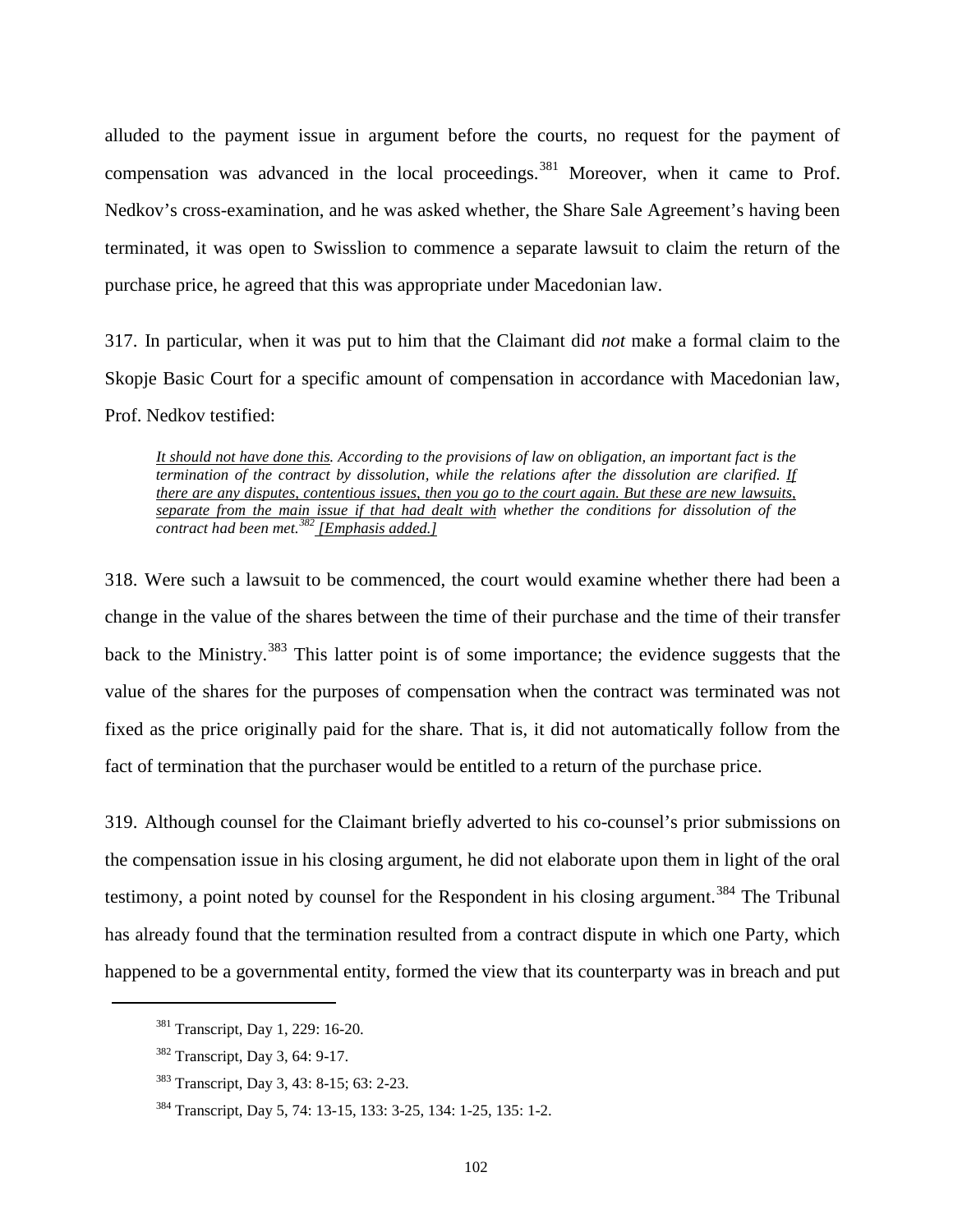alluded to the payment issue in argument before the courts, no request for the payment of compensation was advanced in the local proceedings.[381] Moreover, when it came to Prof. Nedkov's cross-examination, and he was asked whether, the Share Sale Agreement's having been terminated, it was open to Swisslion to commence a separate lawsuit to claim the return of the purchase price, he agreed that this was appropriate under Macedonian law.

317. In particular, when it was put to him that the Claimant did *not* make a formal claim to the Skopje Basic Court for a specific amount of compensation in accordance with Macedonian law, Prof. Nedkov testified:

> *<u>It should not have done this</u>. According to the provisions of law on obligation, an important fact is the termination of the contract by dissolution, while the relations after the dissolution are clarified. <u>If there are any disputes, contentious issues, then you go to the court again. But these are new lawsuits, separate from the main issue if that had dealt with</u> whether the conditions for dissolution of the contract had been met.*[382] *<u>[Emphasis added.]</u>*

318. Were such a lawsuit to be commenced, the court would examine whether there had been a change in the value of the shares between the time of their purchase and the time of their transfer back to the Ministry.[383] This latter point is of some importance; the evidence suggests that the value of the shares for the purposes of compensation when the contract was terminated was not fixed as the price originally paid for the share. That is, it did not automatically follow from the fact of termination that the purchaser would be entitled to a return of the purchase price.

319. Although counsel for the Claimant briefly adverted to his co-counsel's prior submissions on the compensation issue in his closing argument, he did not elaborate upon them in light of the oral testimony, a point noted by counsel for the Respondent in his closing argument.[384] The Tribunal has already found that the termination resulted from a contract dispute in which one Party, which happened to be a governmental entity, formed the view that its counterparty was in breach and put

---

[381] Transcript, Day 1, 229: 16-20.

[382] Transcript, Day 3, 64: 9-17.

[383] Transcript, Day 3, 43: 8-15; 63: 2-23.

[384] Transcript, Day 5, 74: 13-15, 133: 3-25, 134: 1-25, 135: 1-2.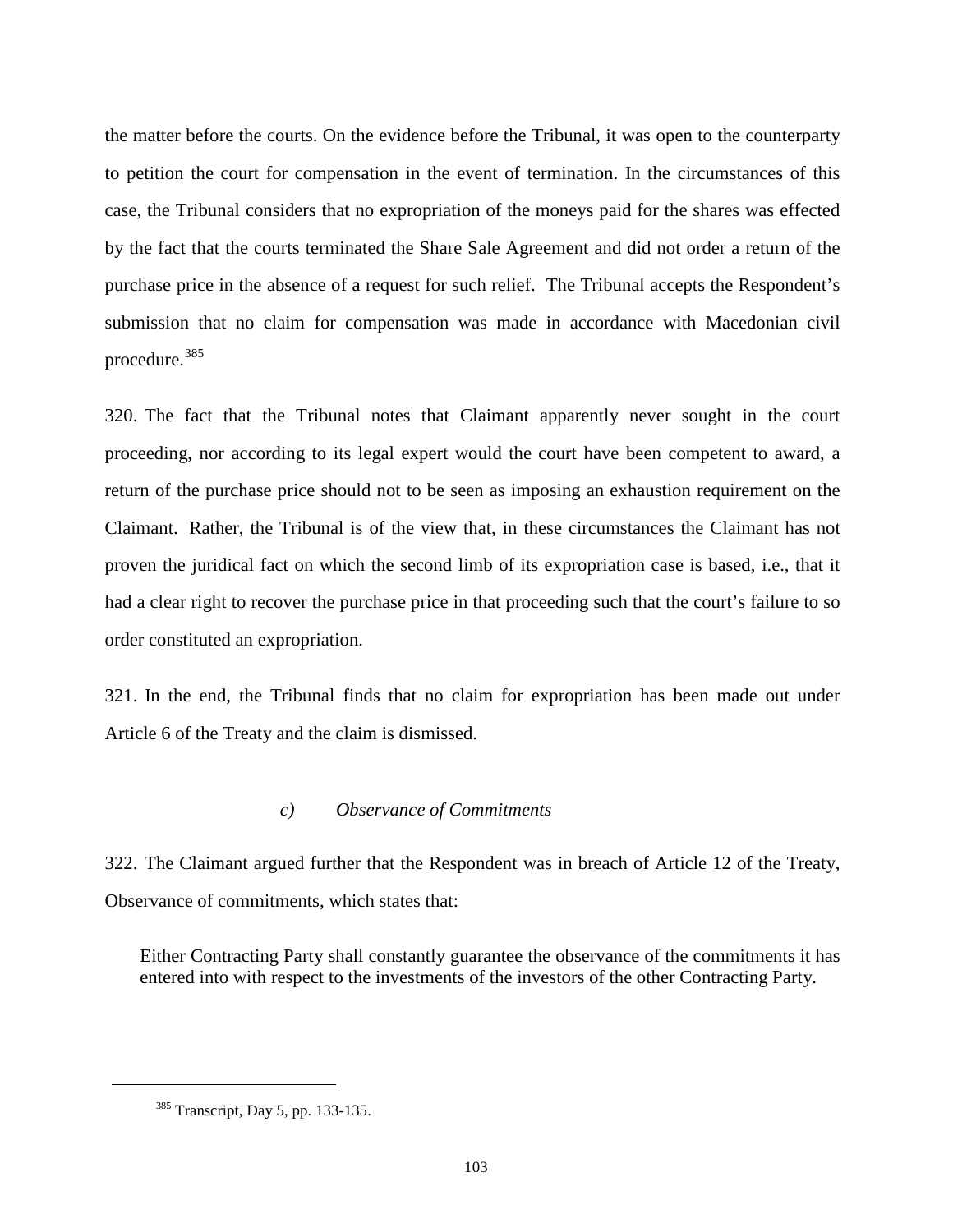the matter before the courts. On the evidence before the Tribunal, it was open to the counterparty to petition the court for compensation in the event of termination. In the circumstances of this case, the Tribunal considers that no expropriation of the moneys paid for the shares was effected by the fact that the courts terminated the Share Sale Agreement and did not order a return of the purchase price in the absence of a request for such relief. The Tribunal accepts the Respondent's submission that no claim for compensation was made in accordance with Macedonian civil procedure.[385]

320. The fact that the Tribunal notes that Claimant apparently never sought in the court proceeding, nor according to its legal expert would the court have been competent to award, a return of the purchase price should not to be seen as imposing an exhaustion requirement on the Claimant. Rather, the Tribunal is of the view that, in these circumstances the Claimant has not proven the juridical fact on which the second limb of its expropriation case is based, i.e., that it had a clear right to recover the purchase price in that proceeding such that the court's failure to so order constituted an expropriation.

321. In the end, the Tribunal finds that no claim for expropriation has been made out under Article 6 of the Treaty and the claim is dismissed.

### *c) Observance of Commitments*

322. The Claimant argued further that the Respondent was in breach of Article 12 of the Treaty, Observance of commitments, which states that:

> Either Contracting Party shall constantly guarantee the observance of the commitments it has entered into with respect to the investments of the investors of the other Contracting Party.

---

[385] Transcript, Day 5, pp. 133-135.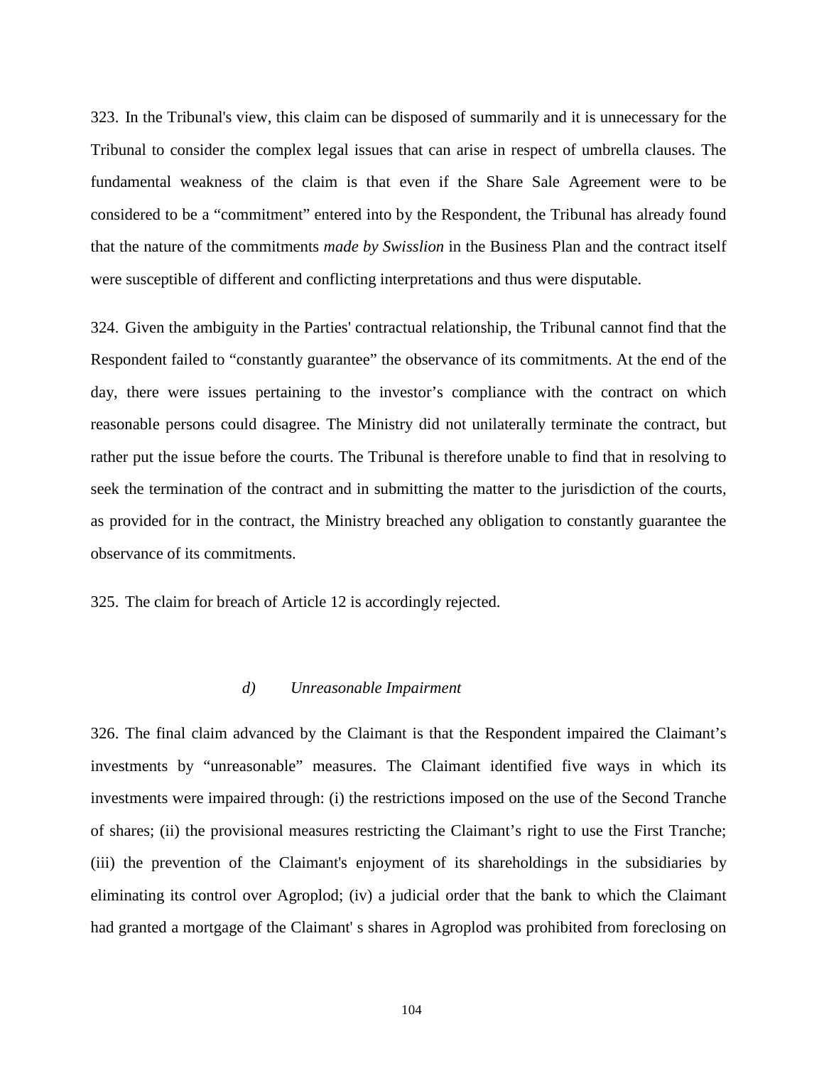323. In the Tribunal's view, this claim can be disposed of summarily and it is unnecessary for the Tribunal to consider the complex legal issues that can arise in respect of umbrella clauses. The fundamental weakness of the claim is that even if the Share Sale Agreement were to be considered to be a "commitment" entered into by the Respondent, the Tribunal has already found that the nature of the commitments *made by Swisslion* in the Business Plan and the contract itself were susceptible of different and conflicting interpretations and thus were disputable.

324. Given the ambiguity in the Parties' contractual relationship, the Tribunal cannot find that the Respondent failed to "constantly guarantee" the observance of its commitments. At the end of the day, there were issues pertaining to the investor's compliance with the contract on which reasonable persons could disagree. The Ministry did not unilaterally terminate the contract, but rather put the issue before the courts. The Tribunal is therefore unable to find that in resolving to seek the termination of the contract and in submitting the matter to the jurisdiction of the courts, as provided for in the contract, the Ministry breached any obligation to constantly guarantee the observance of its commitments.

325. The claim for breach of Article 12 is accordingly rejected.

### *d) Unreasonable Impairment*

326. The final claim advanced by the Claimant is that the Respondent impaired the Claimant's investments by "unreasonable" measures. The Claimant identified five ways in which its investments were impaired through: (i) the restrictions imposed on the use of the Second Tranche of shares; (ii) the provisional measures restricting the Claimant's right to use the First Tranche; (iii) the prevention of the Claimant's enjoyment of its shareholdings in the subsidiaries by eliminating its control over Agroplod; (iv) a judicial order that the bank to which the Claimant had granted a mortgage of the Claimant' s shares in Agroplod was prohibited from foreclosing on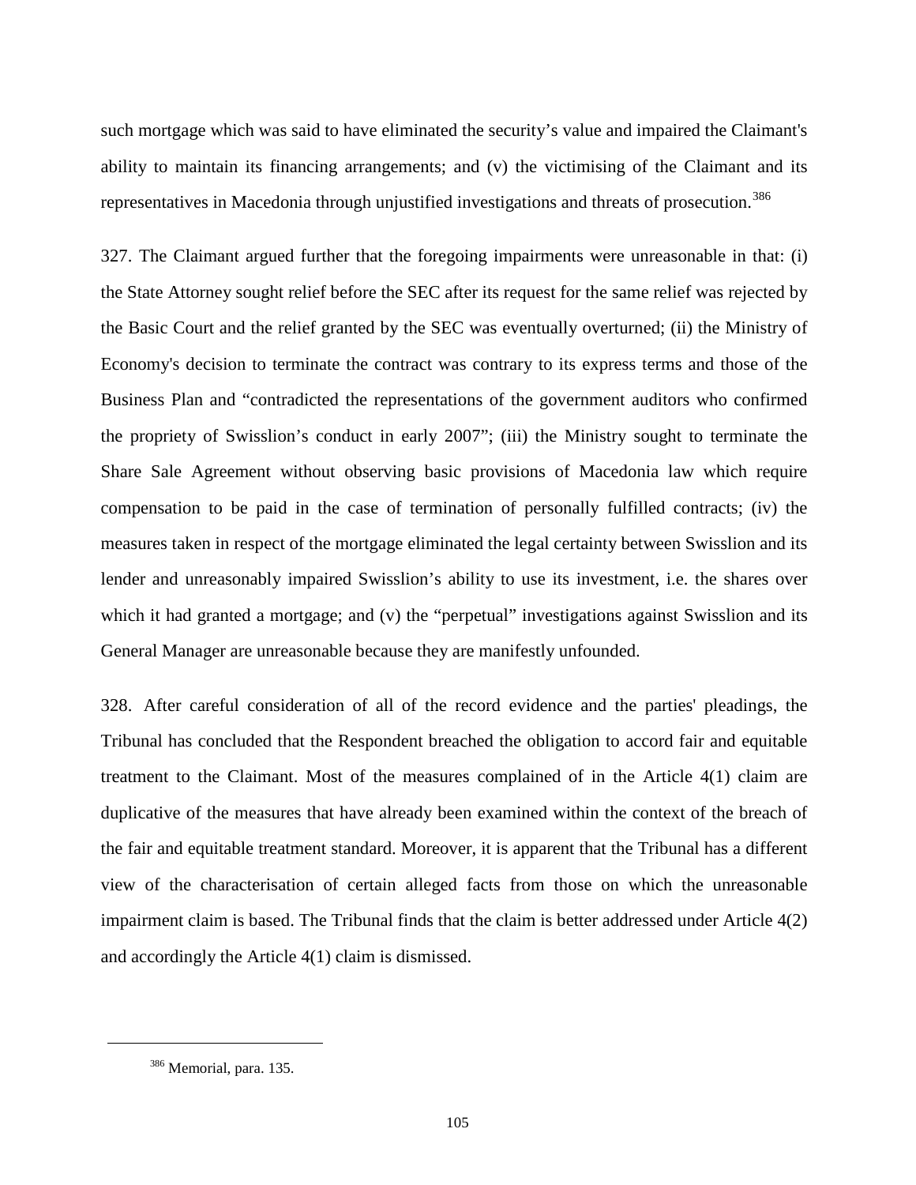such mortgage which was said to have eliminated the security's value and impaired the Claimant's ability to maintain its financing arrangements; and (v) the victimising of the Claimant and its representatives in Macedonia through unjustified investigations and threats of prosecution.[386]

327. The Claimant argued further that the foregoing impairments were unreasonable in that: (i) the State Attorney sought relief before the SEC after its request for the same relief was rejected by the Basic Court and the relief granted by the SEC was eventually overturned; (ii) the Ministry of Economy's decision to terminate the contract was contrary to its express terms and those of the Business Plan and "contradicted the representations of the government auditors who confirmed the propriety of Swisslion's conduct in early 2007"; (iii) the Ministry sought to terminate the Share Sale Agreement without observing basic provisions of Macedonia law which require compensation to be paid in the case of termination of personally fulfilled contracts; (iv) the measures taken in respect of the mortgage eliminated the legal certainty between Swisslion and its lender and unreasonably impaired Swisslion's ability to use its investment, i.e. the shares over which it had granted a mortgage; and (v) the "perpetual" investigations against Swisslion and its General Manager are unreasonable because they are manifestly unfounded.

328. After careful consideration of all of the record evidence and the parties' pleadings, the Tribunal has concluded that the Respondent breached the obligation to accord fair and equitable treatment to the Claimant. Most of the measures complained of in the Article 4(1) claim are duplicative of the measures that have already been examined within the context of the breach of the fair and equitable treatment standard. Moreover, it is apparent that the Tribunal has a different view of the characterisation of certain alleged facts from those on which the unreasonable impairment claim is based. The Tribunal finds that the claim is better addressed under Article 4(2) and accordingly the Article 4(1) claim is dismissed.

---

[386] Memorial, para. 135.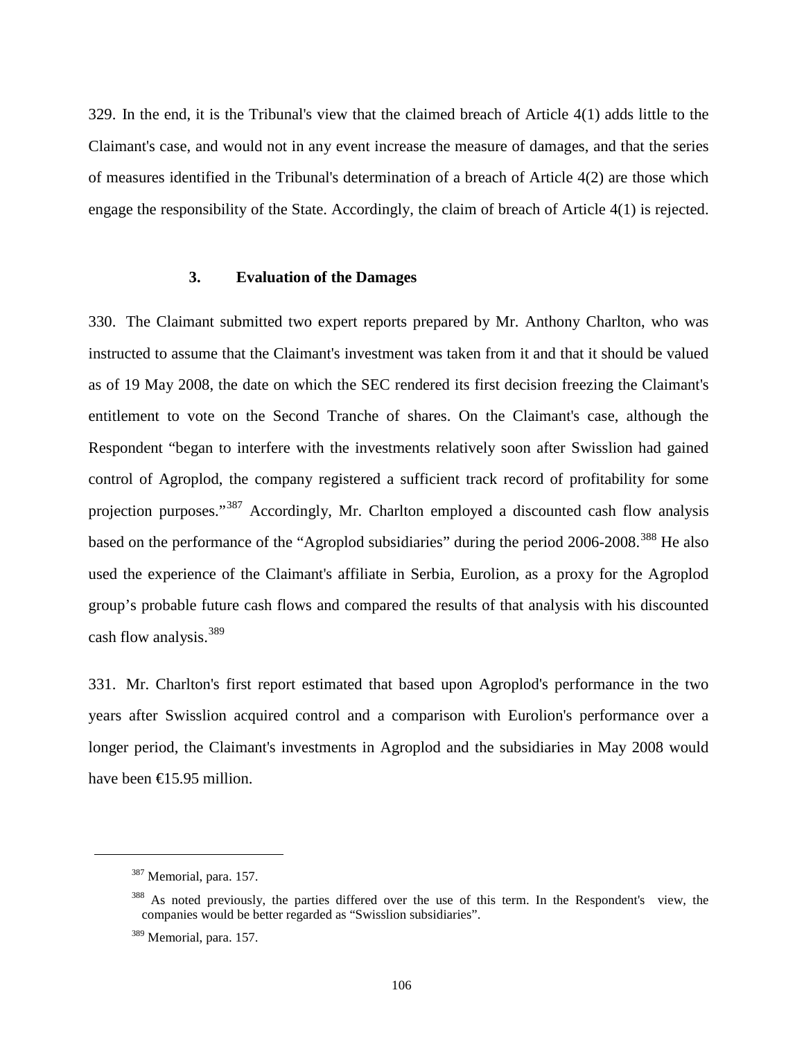329. In the end, it is the Tribunal's view that the claimed breach of Article 4(1) adds little to the Claimant's case, and would not in any event increase the measure of damages, and that the series of measures identified in the Tribunal's determination of a breach of Article 4(2) are those which engage the responsibility of the State. Accordingly, the claim of breach of Article 4(1) is rejected.

### 3. Evaluation of the Damages

330. The Claimant submitted two expert reports prepared by Mr. Anthony Charlton, who was instructed to assume that the Claimant's investment was taken from it and that it should be valued as of 19 May 2008, the date on which the SEC rendered its first decision freezing the Claimant's entitlement to vote on the Second Tranche of shares. On the Claimant's case, although the Respondent "began to interfere with the investments relatively soon after Swisslion had gained control of Agroplod, the company registered a sufficient track record of profitability for some projection purposes."[387] Accordingly, Mr. Charlton employed a discounted cash flow analysis based on the performance of the "Agroplod subsidiaries" during the period 2006-2008.[388] He also used the experience of the Claimant's affiliate in Serbia, Eurolion, as a proxy for the Agroplod group's probable future cash flows and compared the results of that analysis with his discounted cash flow analysis.[389]

331. Mr. Charlton's first report estimated that based upon Agroplod's performance in the two years after Swisslion acquired control and a comparison with Eurolion's performance over a longer period, the Claimant's investments in Agroplod and the subsidiaries in May 2008 would have been €15.95 million.

---

[387] Memorial, para. 157.

[388] As noted previously, the parties differed over the use of this term. In the Respondent's view, the companies would be better regarded as "Swisslion subsidiaries".

[389] Memorial, para. 157.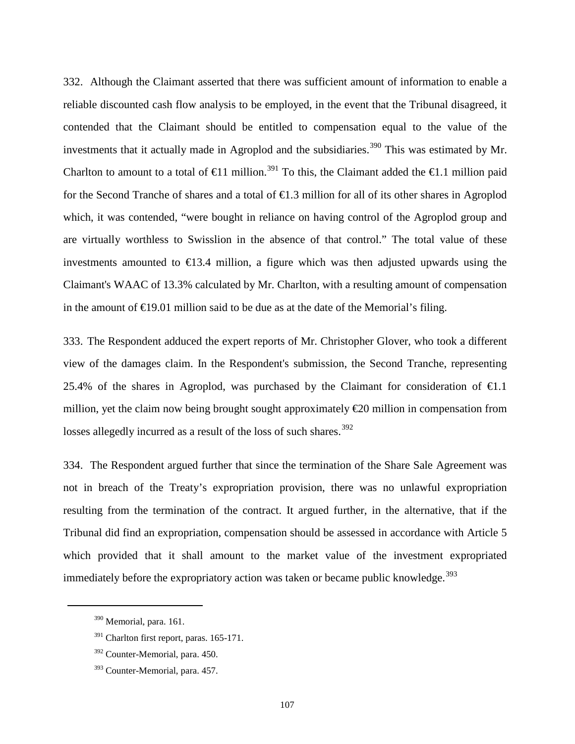332. Although the Claimant asserted that there was sufficient amount of information to enable a reliable discounted cash flow analysis to be employed, in the event that the Tribunal disagreed, it contended that the Claimant should be entitled to compensation equal to the value of the investments that it actually made in Agroplod and the subsidiaries.[390] This was estimated by Mr. Charlton to amount to a total of €11 million.[391] To this, the Claimant added the €1.1 million paid for the Second Tranche of shares and a total of €1.3 million for all of its other shares in Agroplod which, it was contended, "were bought in reliance on having control of the Agroplod group and are virtually worthless to Swisslion in the absence of that control." The total value of these investments amounted to €13.4 million, a figure which was then adjusted upwards using the Claimant's WAAC of 13.3% calculated by Mr. Charlton, with a resulting amount of compensation in the amount of €19.01 million said to be due as at the date of the Memorial's filing.

333. The Respondent adduced the expert reports of Mr. Christopher Glover, who took a different view of the damages claim. In the Respondent's submission, the Second Tranche, representing 25.4% of the shares in Agroplod, was purchased by the Claimant for consideration of €1.1 million, yet the claim now being brought sought approximately €20 million in compensation from losses allegedly incurred as a result of the loss of such shares.[392]

334. The Respondent argued further that since the termination of the Share Sale Agreement was not in breach of the Treaty's expropriation provision, there was no unlawful expropriation resulting from the termination of the contract. It argued further, in the alternative, that if the Tribunal did find an expropriation, compensation should be assessed in accordance with Article 5 which provided that it shall amount to the market value of the investment expropriated immediately before the expropriatory action was taken or became public knowledge.[393]

---

[390] Memorial, para. 161.

[391] Charlton first report, paras. 165-171.

[392] Counter-Memorial, para. 450.

[393] Counter-Memorial, para. 457.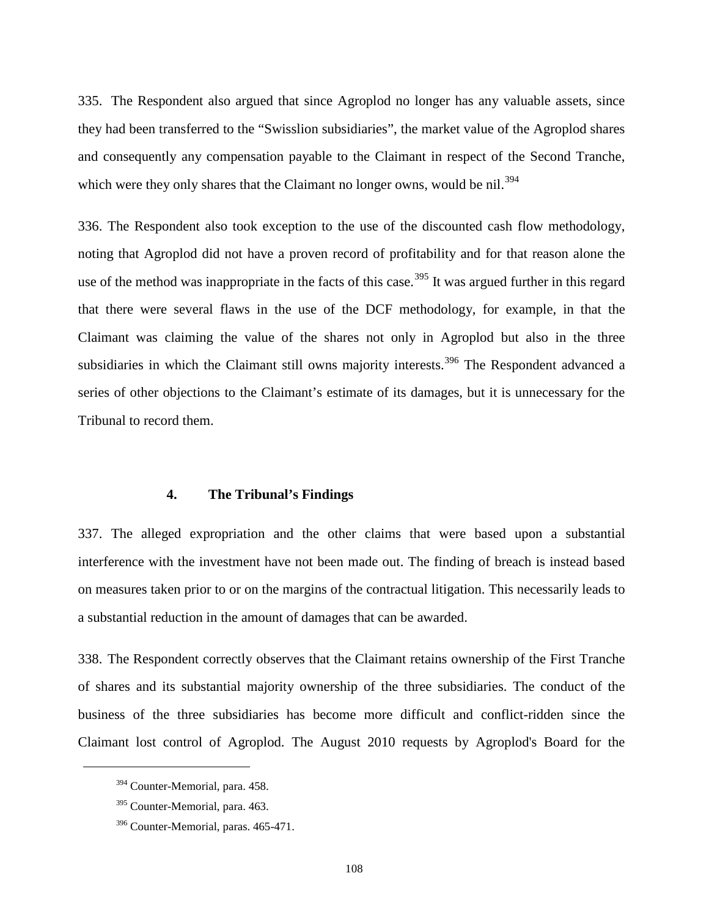335. The Respondent also argued that since Agroplod no longer has any valuable assets, since they had been transferred to the "Swisslion subsidiaries", the market value of the Agroplod shares and consequently any compensation payable to the Claimant in respect of the Second Tranche, which were they only shares that the Claimant no longer owns, would be nil.[394]

336. The Respondent also took exception to the use of the discounted cash flow methodology, noting that Agroplod did not have a proven record of profitability and for that reason alone the use of the method was inappropriate in the facts of this case.[395] It was argued further in this regard that there were several flaws in the use of the DCF methodology, for example, in that the Claimant was claiming the value of the shares not only in Agroplod but also in the three subsidiaries in which the Claimant still owns majority interests.[396] The Respondent advanced a series of other objections to the Claimant's estimate of its damages, but it is unnecessary for the Tribunal to record them.

### 4. The Tribunal's Findings

337. The alleged expropriation and the other claims that were based upon a substantial interference with the investment have not been made out. The finding of breach is instead based on measures taken prior to or on the margins of the contractual litigation. This necessarily leads to a substantial reduction in the amount of damages that can be awarded.

338. The Respondent correctly observes that the Claimant retains ownership of the First Tranche of shares and its substantial majority ownership of the three subsidiaries. The conduct of the business of the three subsidiaries has become more difficult and conflict-ridden since the Claimant lost control of Agroplod. The August 2010 requests by Agroplod's Board for the

---

[394] Counter-Memorial, para. 458.

[395] Counter-Memorial, para. 463.

[396] Counter-Memorial, paras. 465-471.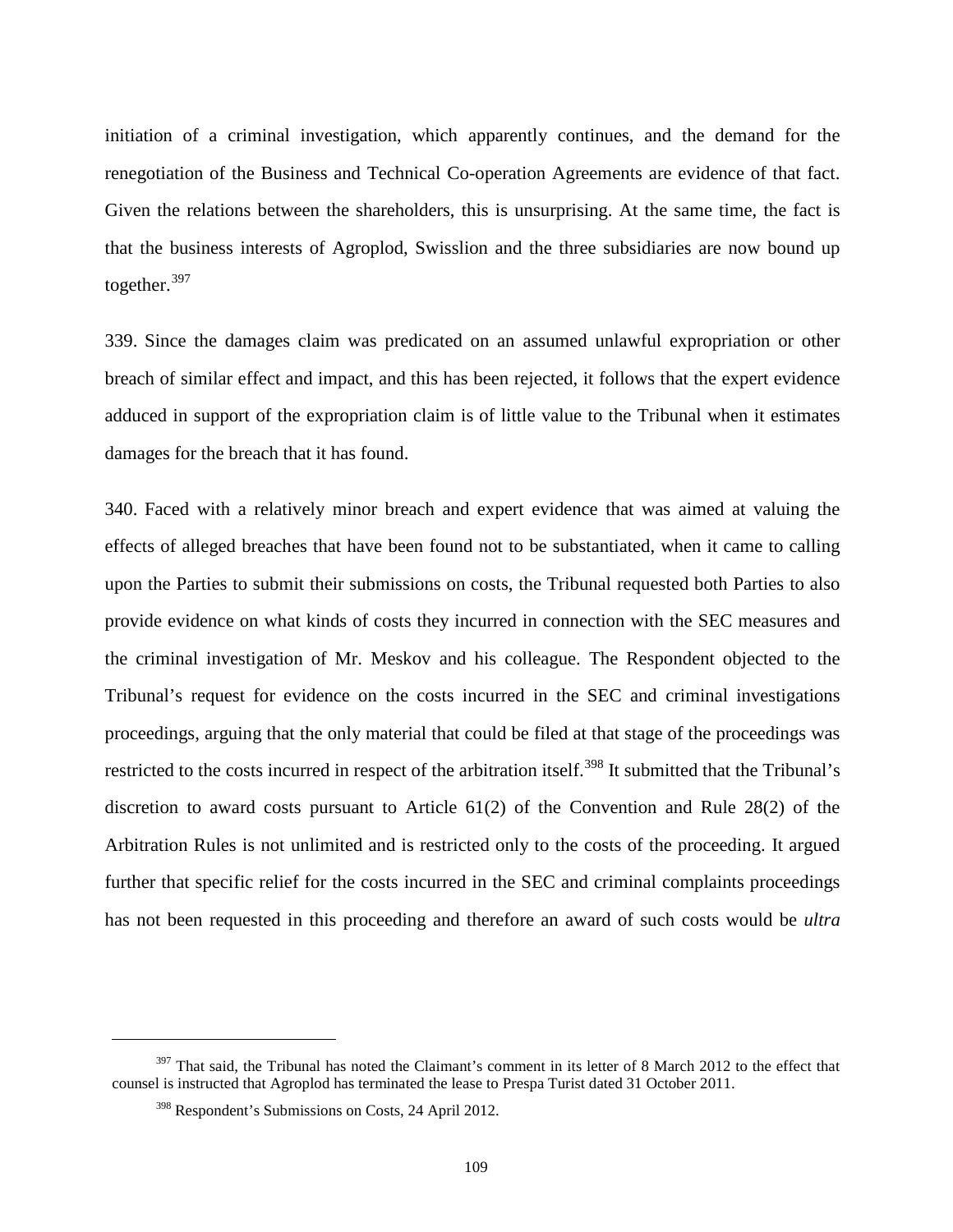initiation of a criminal investigation, which apparently continues, and the demand for the renegotiation of the Business and Technical Co-operation Agreements are evidence of that fact. Given the relations between the shareholders, this is unsurprising. At the same time, the fact is that the business interests of Agroplod, Swisslion and the three subsidiaries are now bound up together.[397]

339. Since the damages claim was predicated on an assumed unlawful expropriation or other breach of similar effect and impact, and this has been rejected, it follows that the expert evidence adduced in support of the expropriation claim is of little value to the Tribunal when it estimates damages for the breach that it has found.

340. Faced with a relatively minor breach and expert evidence that was aimed at valuing the effects of alleged breaches that have been found not to be substantiated, when it came to calling upon the Parties to submit their submissions on costs, the Tribunal requested both Parties to also provide evidence on what kinds of costs they incurred in connection with the SEC measures and the criminal investigation of Mr. Meskov and his colleague. The Respondent objected to the Tribunal's request for evidence on the costs incurred in the SEC and criminal investigations proceedings, arguing that the only material that could be filed at that stage of the proceedings was restricted to the costs incurred in respect of the arbitration itself.[398] It submitted that the Tribunal's discretion to award costs pursuant to Article 61(2) of the Convention and Rule 28(2) of the Arbitration Rules is not unlimited and is restricted only to the costs of the proceeding. It argued further that specific relief for the costs incurred in the SEC and criminal complaints proceedings has not been requested in this proceeding and therefore an award of such costs would be *ultra*

---

[397] That said, the Tribunal has noted the Claimant's comment in its letter of 8 March 2012 to the effect that counsel is instructed that Agroplod has terminated the lease to Prespa Turist dated 31 October 2011.

[398] Respondent's Submissions on Costs, 24 April 2012.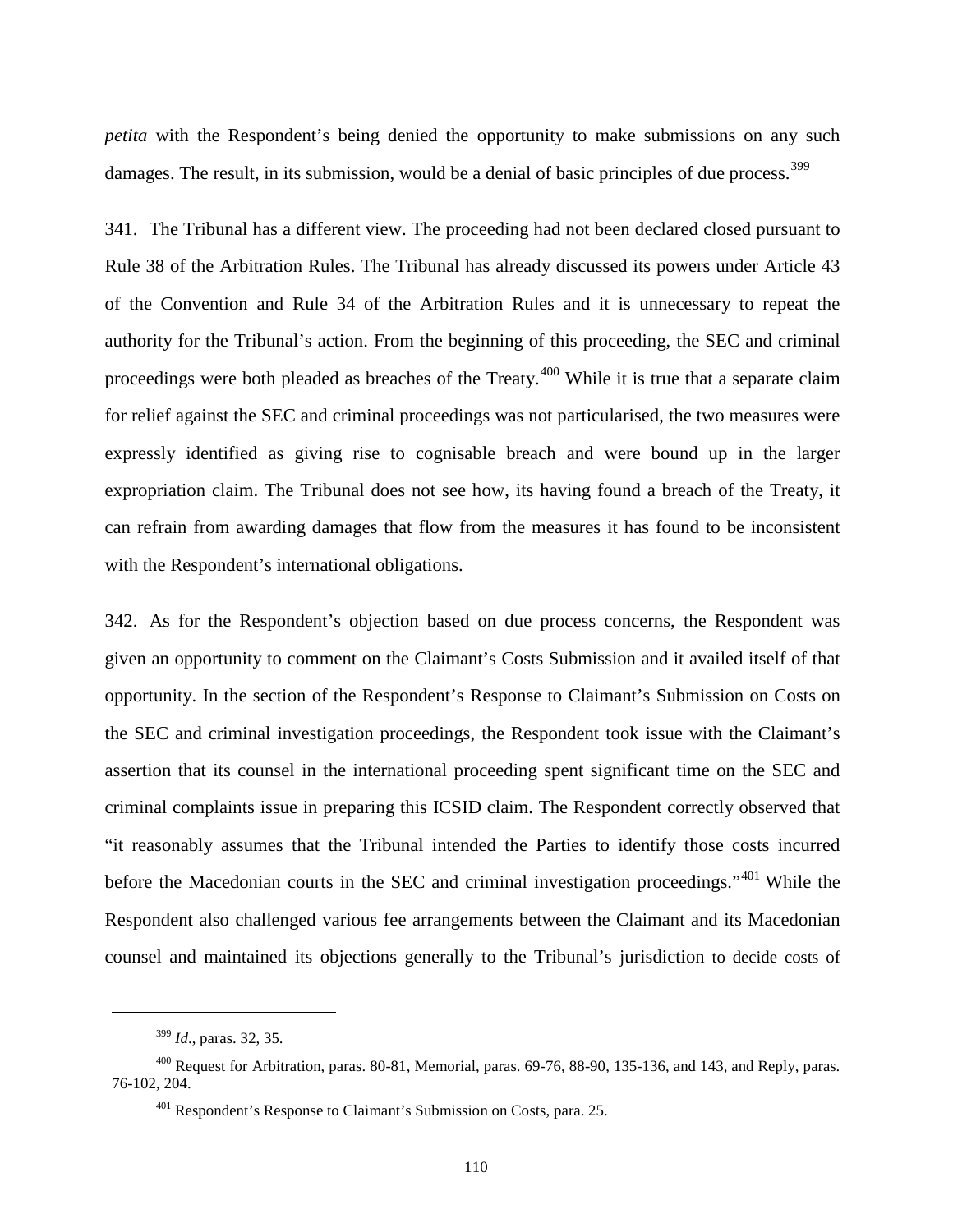*petita* with the Respondent's being denied the opportunity to make submissions on any such damages. The result, in its submission, would be a denial of basic principles of due process.[399]

341. The Tribunal has a different view. The proceeding had not been declared closed pursuant to Rule 38 of the Arbitration Rules. The Tribunal has already discussed its powers under Article 43 of the Convention and Rule 34 of the Arbitration Rules and it is unnecessary to repeat the authority for the Tribunal's action. From the beginning of this proceeding, the SEC and criminal proceedings were both pleaded as breaches of the Treaty.[400] While it is true that a separate claim for relief against the SEC and criminal proceedings was not particularised, the two measures were expressly identified as giving rise to cognisable breach and were bound up in the larger expropriation claim. The Tribunal does not see how, its having found a breach of the Treaty, it can refrain from awarding damages that flow from the measures it has found to be inconsistent with the Respondent's international obligations.

342. As for the Respondent's objection based on due process concerns, the Respondent was given an opportunity to comment on the Claimant's Costs Submission and it availed itself of that opportunity. In the section of the Respondent's Response to Claimant's Submission on Costs on the SEC and criminal investigation proceedings, the Respondent took issue with the Claimant's assertion that its counsel in the international proceeding spent significant time on the SEC and criminal complaints issue in preparing this ICSID claim. The Respondent correctly observed that "it reasonably assumes that the Tribunal intended the Parties to identify those costs incurred before the Macedonian courts in the SEC and criminal investigation proceedings."[401] While the Respondent also challenged various fee arrangements between the Claimant and its Macedonian counsel and maintained its objections generally to the Tribunal's jurisdiction to decide costs of

---

[399] *Id*., paras. 32, 35.

[400] Request for Arbitration, paras. 80-81, Memorial, paras. 69-76, 88-90, 135-136, and 143, and Reply, paras. 76-102, 204.

[401] Respondent's Response to Claimant's Submission on Costs, para. 25.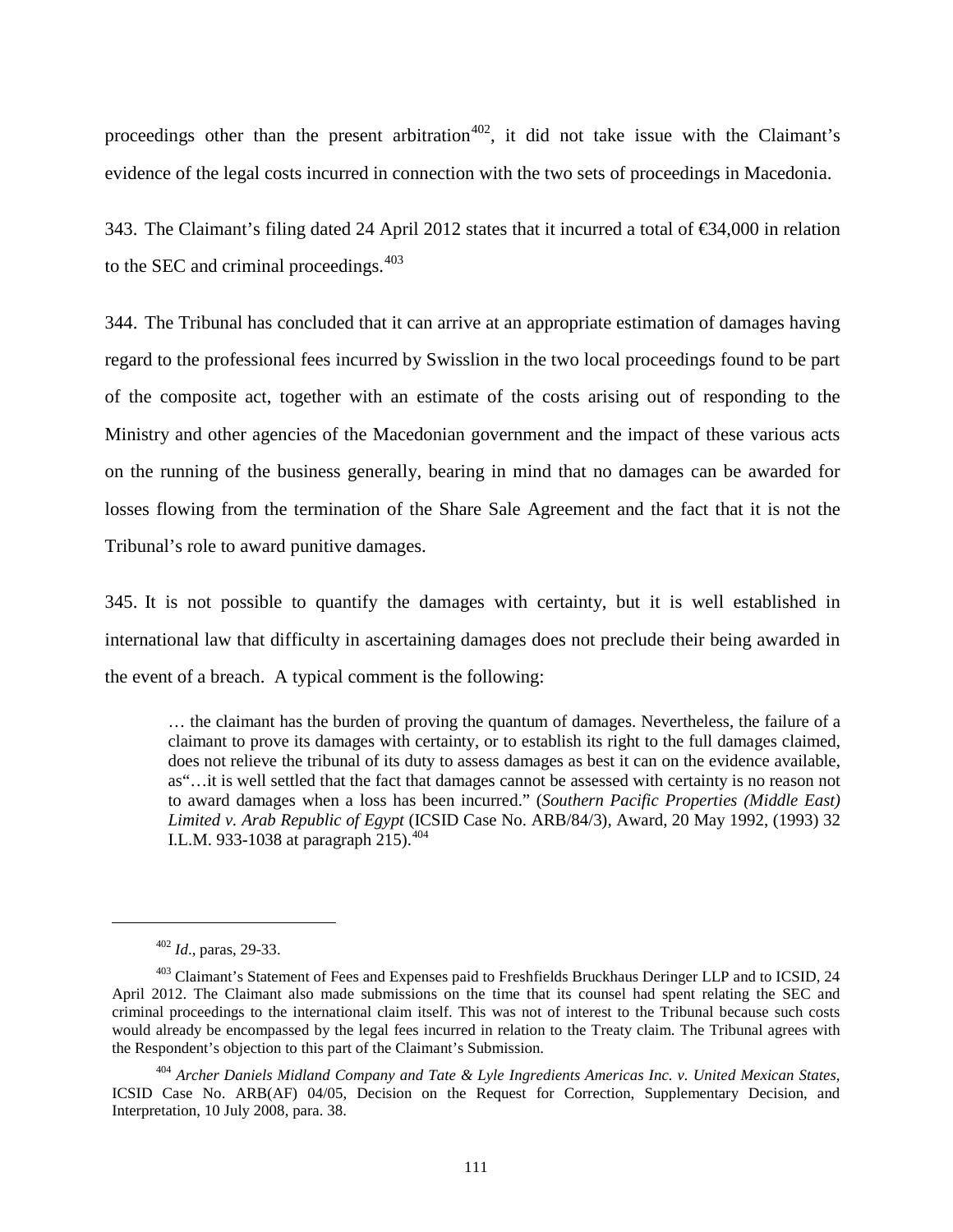proceedings other than the present arbitration[402], it did not take issue with the Claimant's evidence of the legal costs incurred in connection with the two sets of proceedings in Macedonia.

343. The Claimant's filing dated 24 April 2012 states that it incurred a total of €34,000 in relation to the SEC and criminal proceedings.[403]

344. The Tribunal has concluded that it can arrive at an appropriate estimation of damages having regard to the professional fees incurred by Swisslion in the two local proceedings found to be part of the composite act, together with an estimate of the costs arising out of responding to the Ministry and other agencies of the Macedonian government and the impact of these various acts on the running of the business generally, bearing in mind that no damages can be awarded for losses flowing from the termination of the Share Sale Agreement and the fact that it is not the Tribunal's role to award punitive damages.

345. It is not possible to quantify the damages with certainty, but it is well established in international law that difficulty in ascertaining damages does not preclude their being awarded in the event of a breach. A typical comment is the following:

> … the claimant has the burden of proving the quantum of damages. Nevertheless, the failure of a claimant to prove its damages with certainty, or to establish its right to the full damages claimed, does not relieve the tribunal of its duty to assess damages as best it can on the evidence available, as"…it is well settled that the fact that damages cannot be assessed with certainty is no reason not to award damages when a loss has been incurred." (*Southern Pacific Properties (Middle East) Limited v. Arab Republic of Egypt* (ICSID Case No. ARB/84/3), Award, 20 May 1992, (1993) 32 I.L.M. 933-1038 at paragraph 215).[404]

---

[402] *Id*., paras, 29-33.

[403] Claimant's Statement of Fees and Expenses paid to Freshfields Bruckhaus Deringer LLP and to ICSID, 24 April 2012. The Claimant also made submissions on the time that its counsel had spent relating the SEC and criminal proceedings to the international claim itself. This was not of interest to the Tribunal because such costs would already be encompassed by the legal fees incurred in relation to the Treaty claim. The Tribunal agrees with the Respondent's objection to this part of the Claimant's Submission.

[404] *Archer Daniels Midland Company and Tate & Lyle Ingredients Americas Inc. v. United Mexican States*, ICSID Case No. ARB(AF) 04/05, Decision on the Request for Correction, Supplementary Decision, and Interpretation, 10 July 2008, para. 38.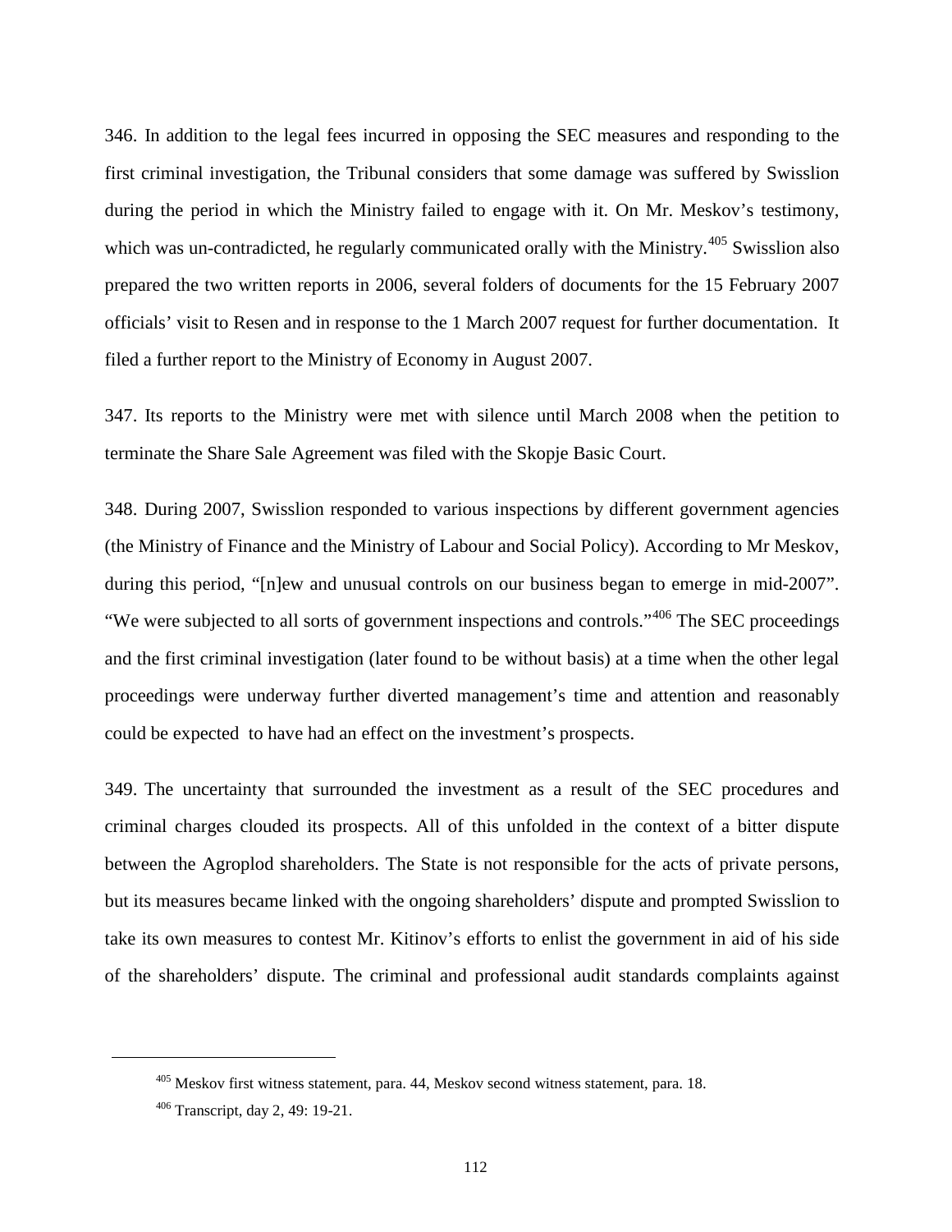346. In addition to the legal fees incurred in opposing the SEC measures and responding to the first criminal investigation, the Tribunal considers that some damage was suffered by Swisslion during the period in which the Ministry failed to engage with it. On Mr. Meskov's testimony, which was un-contradicted, he regularly communicated orally with the Ministry.[405] Swisslion also prepared the two written reports in 2006, several folders of documents for the 15 February 2007 officials' visit to Resen and in response to the 1 March 2007 request for further documentation. It filed a further report to the Ministry of Economy in August 2007.

347. Its reports to the Ministry were met with silence until March 2008 when the petition to terminate the Share Sale Agreement was filed with the Skopje Basic Court.

348. During 2007, Swisslion responded to various inspections by different government agencies (the Ministry of Finance and the Ministry of Labour and Social Policy). According to Mr Meskov, during this period, "[n]ew and unusual controls on our business began to emerge in mid-2007". "We were subjected to all sorts of government inspections and controls."[406] The SEC proceedings and the first criminal investigation (later found to be without basis) at a time when the other legal proceedings were underway further diverted management's time and attention and reasonably could be expected to have had an effect on the investment's prospects.

349. The uncertainty that surrounded the investment as a result of the SEC procedures and criminal charges clouded its prospects. All of this unfolded in the context of a bitter dispute between the Agroplod shareholders. The State is not responsible for the acts of private persons, but its measures became linked with the ongoing shareholders' dispute and prompted Swisslion to take its own measures to contest Mr. Kitinov's efforts to enlist the government in aid of his side of the shareholders' dispute. The criminal and professional audit standards complaints against

[405] Meskov first witness statement, para. 44, Meskov second witness statement, para. 18.

[406] Transcript, day 2, 49: 19-21.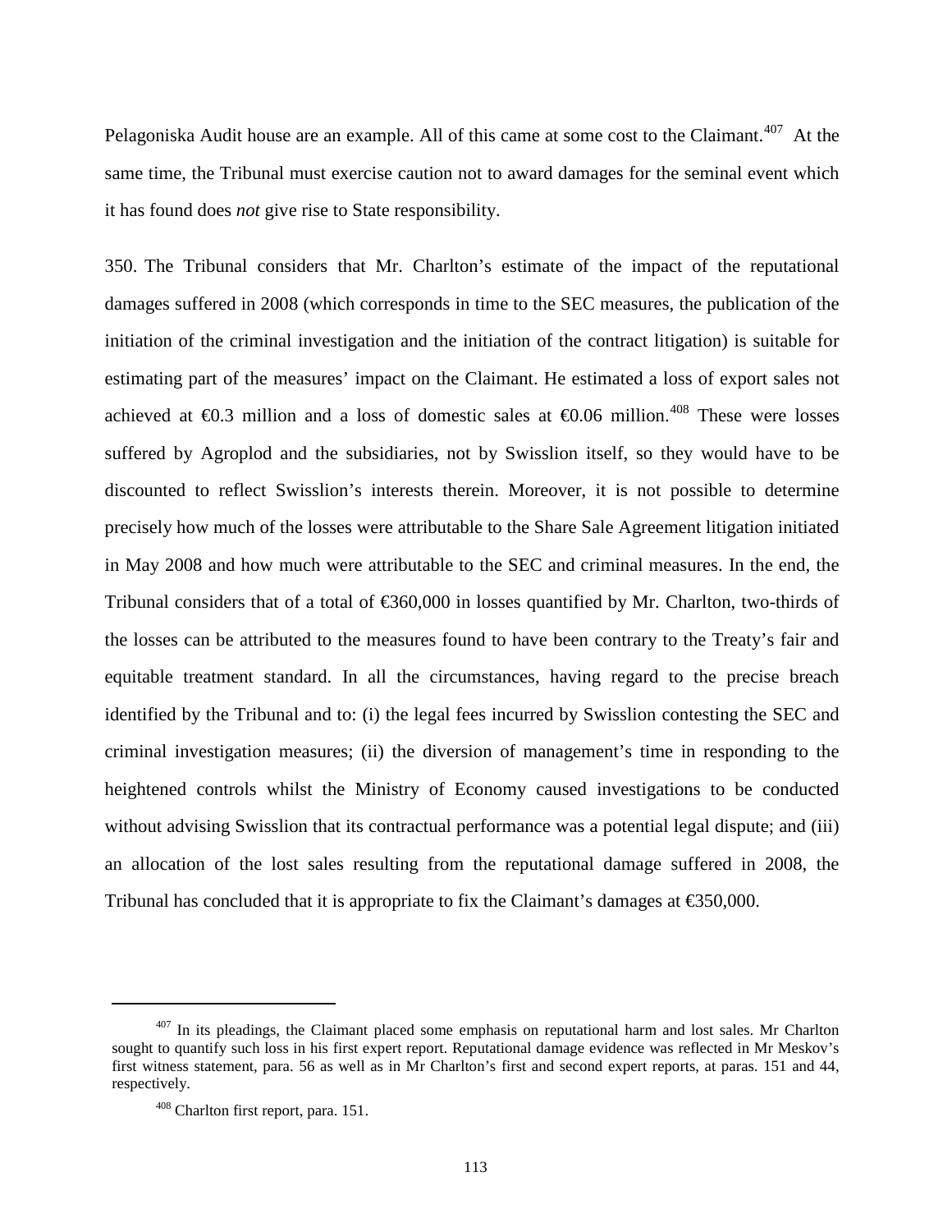Pelagoniska Audit house are an example. All of this came at some cost to the Claimant.[407] At the same time, the Tribunal must exercise caution not to award damages for the seminal event which it has found does *not* give rise to State responsibility.

350. The Tribunal considers that Mr. Charlton's estimate of the impact of the reputational damages suffered in 2008 (which corresponds in time to the SEC measures, the publication of the initiation of the criminal investigation and the initiation of the contract litigation) is suitable for estimating part of the measures' impact on the Claimant. He estimated a loss of export sales not achieved at €0.3 million and a loss of domestic sales at €0.06 million.[408] These were losses suffered by Agroplod and the subsidiaries, not by Swisslion itself, so they would have to be discounted to reflect Swisslion's interests therein. Moreover, it is not possible to determine precisely how much of the losses were attributable to the Share Sale Agreement litigation initiated in May 2008 and how much were attributable to the SEC and criminal measures. In the end, the Tribunal considers that of a total of €360,000 in losses quantified by Mr. Charlton, two-thirds of the losses can be attributed to the measures found to have been contrary to the Treaty's fair and equitable treatment standard. In all the circumstances, having regard to the precise breach identified by the Tribunal and to: (i) the legal fees incurred by Swisslion contesting the SEC and criminal investigation measures; (ii) the diversion of management's time in responding to the heightened controls whilst the Ministry of Economy caused investigations to be conducted without advising Swisslion that its contractual performance was a potential legal dispute; and (iii) an allocation of the lost sales resulting from the reputational damage suffered in 2008, the Tribunal has concluded that it is appropriate to fix the Claimant's damages at €350,000.

---

[407] In its pleadings, the Claimant placed some emphasis on reputational harm and lost sales. Mr Charlton sought to quantify such loss in his first expert report. Reputational damage evidence was reflected in Mr Meskov's first witness statement, para. 56 as well as in Mr Charlton's first and second expert reports, at paras. 151 and 44, respectively.

[408] Charlton first report, para. 151.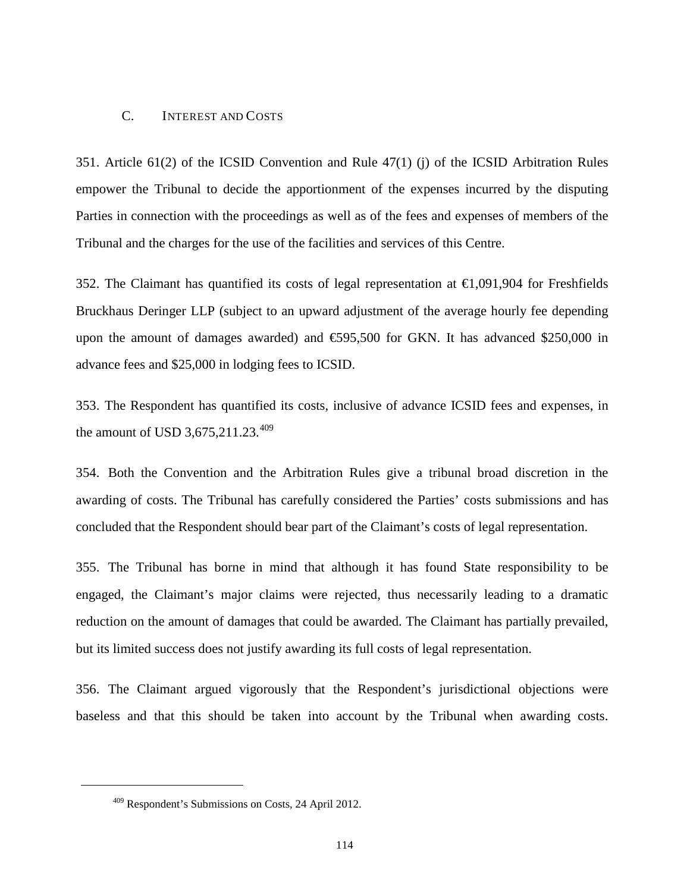### C. INTEREST AND COSTS

351. Article 61(2) of the ICSID Convention and Rule 47(1) (j) of the ICSID Arbitration Rules empower the Tribunal to decide the apportionment of the expenses incurred by the disputing Parties in connection with the proceedings as well as of the fees and expenses of members of the Tribunal and the charges for the use of the facilities and services of this Centre.

352. The Claimant has quantified its costs of legal representation at €1,091,904 for Freshfields Bruckhaus Deringer LLP (subject to an upward adjustment of the average hourly fee depending upon the amount of damages awarded) and €595,500 for GKN. It has advanced $250,000 in advance fees and $25,000 in lodging fees to ICSID.

353. The Respondent has quantified its costs, inclusive of advance ICSID fees and expenses, in the amount of USD 3,675,211.23.[409]

354. Both the Convention and the Arbitration Rules give a tribunal broad discretion in the awarding of costs. The Tribunal has carefully considered the Parties' costs submissions and has concluded that the Respondent should bear part of the Claimant's costs of legal representation.

355. The Tribunal has borne in mind that although it has found State responsibility to be engaged, the Claimant's major claims were rejected, thus necessarily leading to a dramatic reduction on the amount of damages that could be awarded. The Claimant has partially prevailed, but its limited success does not justify awarding its full costs of legal representation.

356. The Claimant argued vigorously that the Respondent's jurisdictional objections were baseless and that this should be taken into account by the Tribunal when awarding costs.

[409] Respondent's Submissions on Costs, 24 April 2012.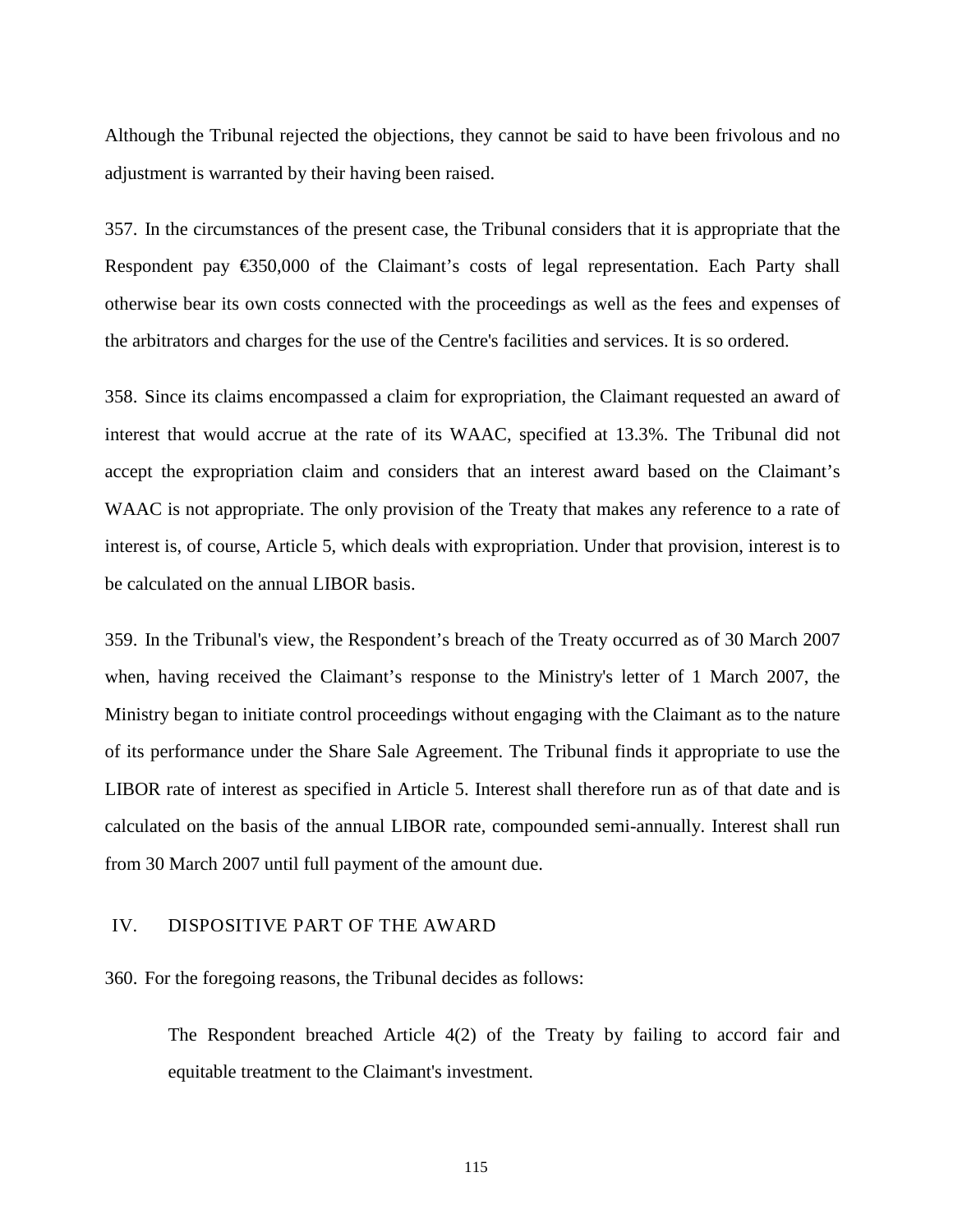Although the Tribunal rejected the objections, they cannot be said to have been frivolous and no adjustment is warranted by their having been raised.

357. In the circumstances of the present case, the Tribunal considers that it is appropriate that the Respondent pay €350,000 of the Claimant's costs of legal representation. Each Party shall otherwise bear its own costs connected with the proceedings as well as the fees and expenses of the arbitrators and charges for the use of the Centre's facilities and services. It is so ordered.

358. Since its claims encompassed a claim for expropriation, the Claimant requested an award of interest that would accrue at the rate of its WAAC, specified at 13.3%. The Tribunal did not accept the expropriation claim and considers that an interest award based on the Claimant's WAAC is not appropriate. The only provision of the Treaty that makes any reference to a rate of interest is, of course, Article 5, which deals with expropriation. Under that provision, interest is to be calculated on the annual LIBOR basis.

359. In the Tribunal's view, the Respondent's breach of the Treaty occurred as of 30 March 2007 when, having received the Claimant's response to the Ministry's letter of 1 March 2007, the Ministry began to initiate control proceedings without engaging with the Claimant as to the nature of its performance under the Share Sale Agreement. The Tribunal finds it appropriate to use the LIBOR rate of interest as specified in Article 5. Interest shall therefore run as of that date and is calculated on the basis of the annual LIBOR rate, compounded semi-annually. Interest shall run from 30 March 2007 until full payment of the amount due.

## IV. DISPOSITIVE PART OF THE AWARD

360. For the foregoing reasons, the Tribunal decides as follows:

> The Respondent breached Article 4(2) of the Treaty by failing to accord fair and equitable treatment to the Claimant's investment.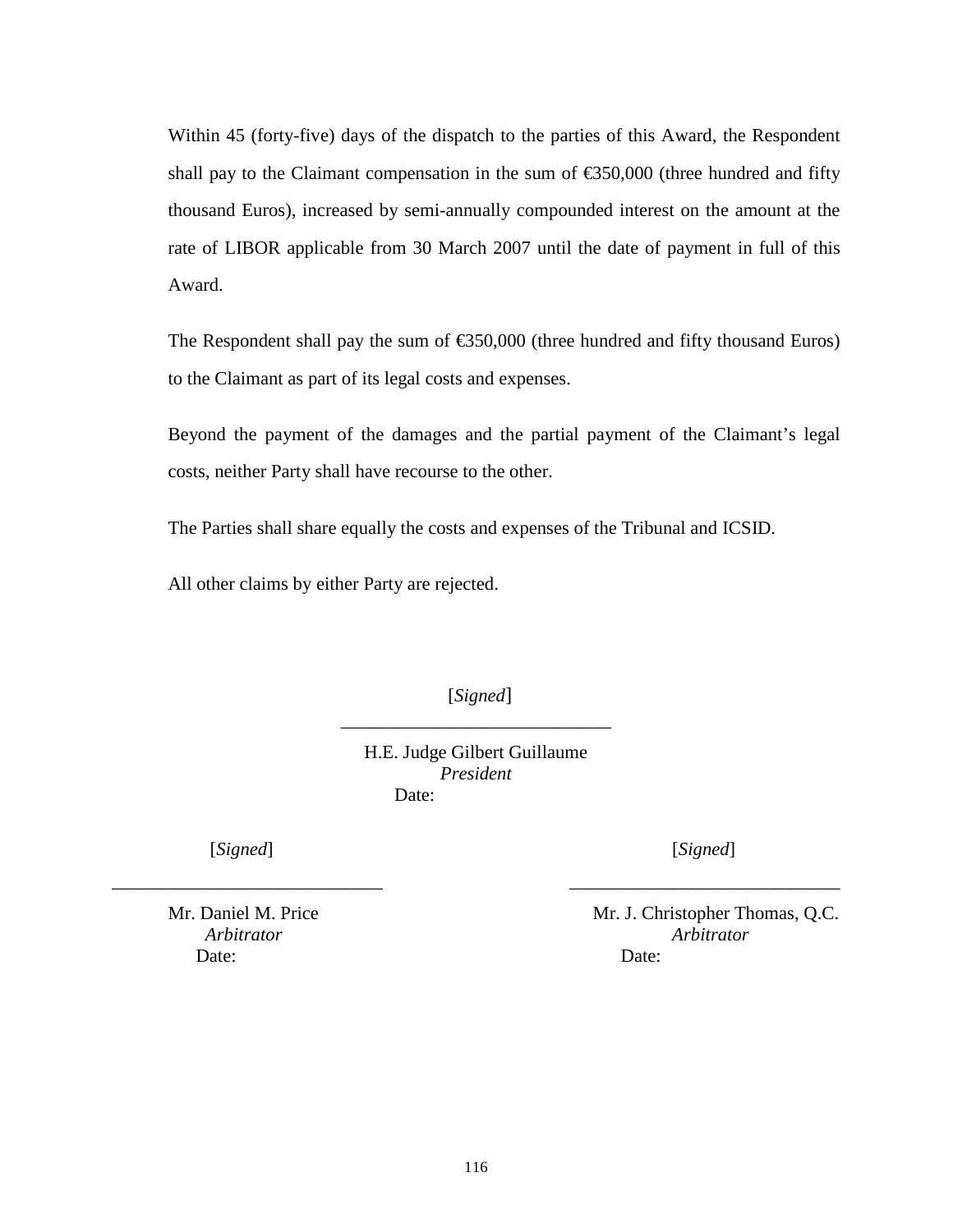Within 45 (forty-five) days of the dispatch to the parties of this Award, the Respondent shall pay to the Claimant compensation in the sum of €350,000 (three hundred and fifty thousand Euros), increased by semi-annually compounded interest on the amount at the rate of LIBOR applicable from 30 March 2007 until the date of payment in full of this Award.

The Respondent shall pay the sum of €350,000 (three hundred and fifty thousand Euros) to the Claimant as part of its legal costs and expenses.

Beyond the payment of the damages and the partial payment of the Claimant's legal costs, neither Party shall have recourse to the other.

The Parties shall share equally the costs and expenses of the Tribunal and ICSID.

All other claims by either Party are rejected.

[*Signed*]

H.E. Judge Gilbert Guillaume
*President*
Date:

[*Signed*]

Mr. Daniel M. Price
*Arbitrator*
Date:

[*Signed*]

Mr. J. Christopher Thomas, Q.C.
*Arbitrator*
Date: